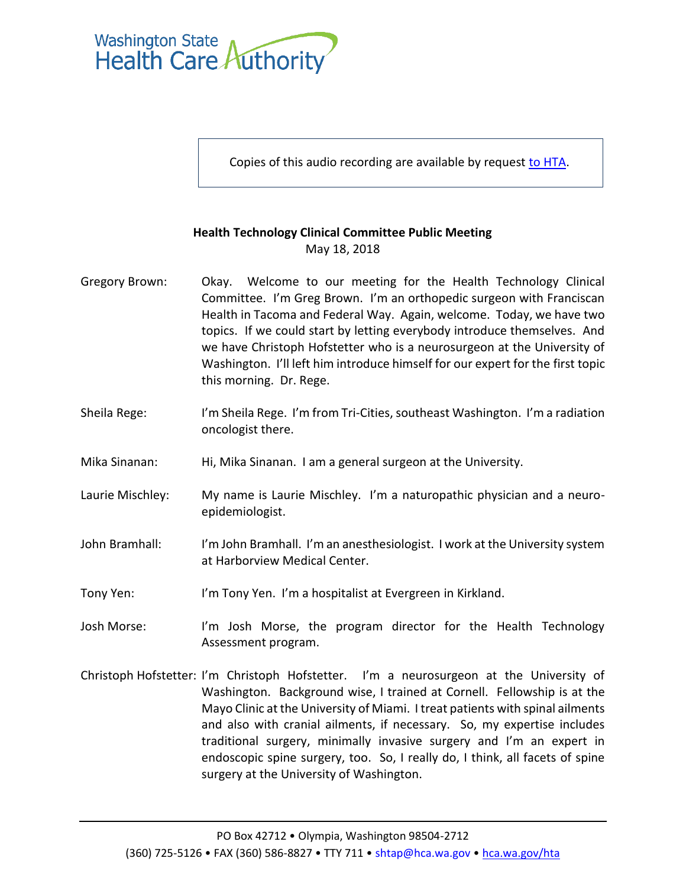Washington State Health Care Authority

Copies of this audio recording are available by request to HTA.

**Health Technology Clinical Committee Public Meeting**
May 18, 2018

Gregory Brown: Okay. Welcome to our meeting for the Health Technology Clinical Committee. I'm Greg Brown. I'm an orthopedic surgeon with Franciscan Health in Tacoma and Federal Way. Again, welcome. Today, we have two topics. If we could start by letting everybody introduce themselves. And we have Christoph Hofstetter who is a neurosurgeon at the University of Washington. I'll left him introduce himself for our expert for the first topic this morning. Dr. Rege.

Sheila Rege: I'm Sheila Rege. I'm from Tri-Cities, southeast Washington. I'm a radiation oncologist there.

Mika Sinanan: Hi, Mika Sinanan. I am a general surgeon at the University.

Laurie Mischley: My name is Laurie Mischley. I'm a naturopathic physician and a neuro-epidemiologist.

John Bramhall: I'm John Bramhall. I'm an anesthesiologist. I work at the University system at Harborview Medical Center.

Tony Yen: I'm Tony Yen. I'm a hospitalist at Evergreen in Kirkland.

Josh Morse: I'm Josh Morse, the program director for the Health Technology Assessment program.

Christoph Hofstetter: I'm Christoph Hofstetter. I'm a neurosurgeon at the University of Washington. Background wise, I trained at Cornell. Fellowship is at the Mayo Clinic at the University of Miami. I treat patients with spinal ailments and also with cranial ailments, if necessary. So, my expertise includes traditional surgery, minimally invasive surgery and I'm an expert in endoscopic spine surgery, too. So, I really do, I think, all facets of spine surgery at the University of Washington.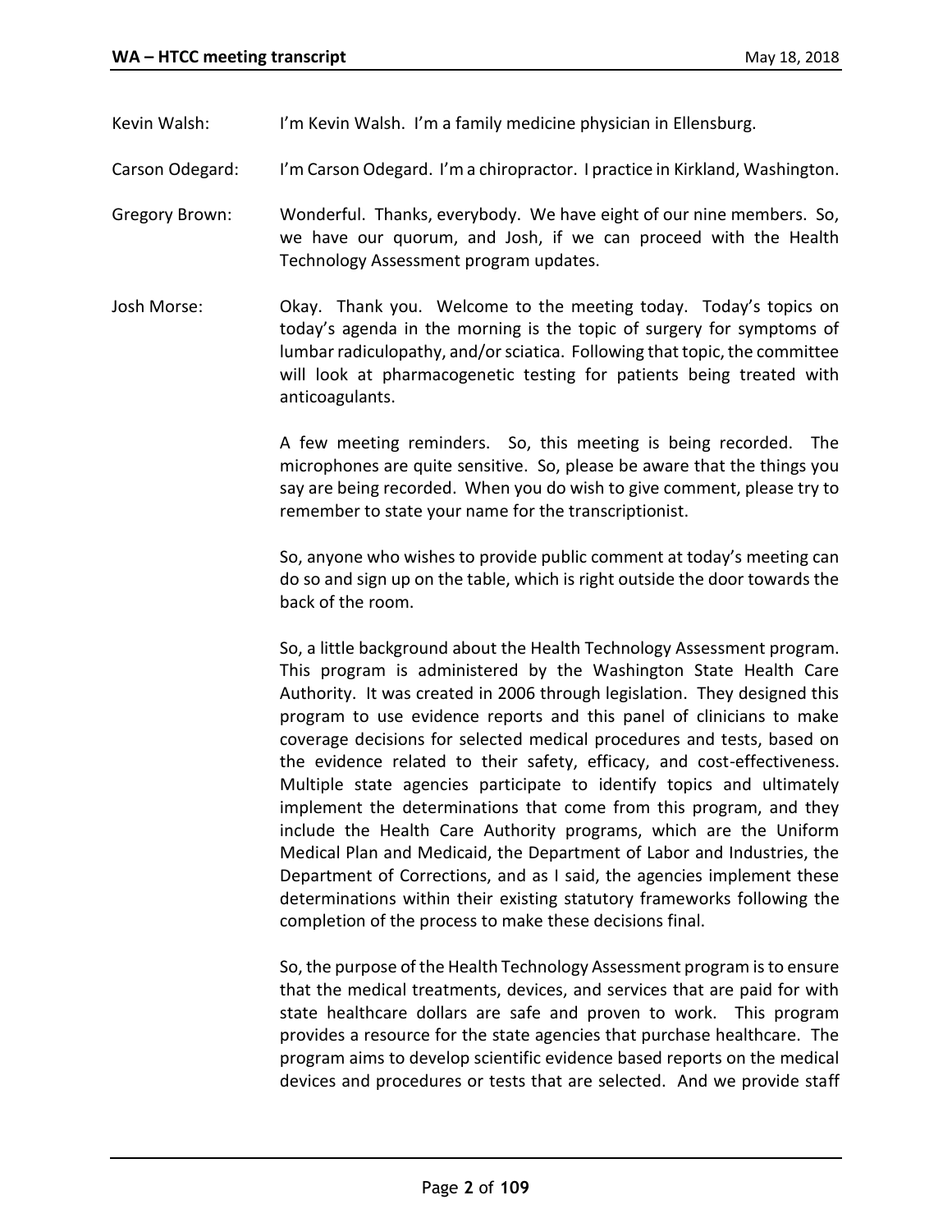Kevin Walsh: I'm Kevin Walsh. I'm a family medicine physician in Ellensburg.

Carson Odegard: I'm Carson Odegard. I'm a chiropractor. I practice in Kirkland, Washington.

Gregory Brown: Wonderful. Thanks, everybody. We have eight of our nine members. So, we have our quorum, and Josh, if we can proceed with the Health Technology Assessment program updates.

Josh Morse: Okay. Thank you. Welcome to the meeting today. Today's topics on today's agenda in the morning is the topic of surgery for symptoms of lumbar radiculopathy, and/or sciatica. Following that topic, the committee will look at pharmacogenetic testing for patients being treated with anticoagulants.

A few meeting reminders. So, this meeting is being recorded. The microphones are quite sensitive. So, please be aware that the things you say are being recorded. When you do wish to give comment, please try to remember to state your name for the transcriptionist.

So, anyone who wishes to provide public comment at today's meeting can do so and sign up on the table, which is right outside the door towards the back of the room.

So, a little background about the Health Technology Assessment program. This program is administered by the Washington State Health Care Authority. It was created in 2006 through legislation. They designed this program to use evidence reports and this panel of clinicians to make coverage decisions for selected medical procedures and tests, based on the evidence related to their safety, efficacy, and cost-effectiveness. Multiple state agencies participate to identify topics and ultimately implement the determinations that come from this program, and they include the Health Care Authority programs, which are the Uniform Medical Plan and Medicaid, the Department of Labor and Industries, the Department of Corrections, and as I said, the agencies implement these determinations within their existing statutory frameworks following the completion of the process to make these decisions final.

So, the purpose of the Health Technology Assessment program is to ensure that the medical treatments, devices, and services that are paid for with state healthcare dollars are safe and proven to work. This program provides a resource for the state agencies that purchase healthcare. The program aims to develop scientific evidence based reports on the medical devices and procedures or tests that are selected. And we provide staff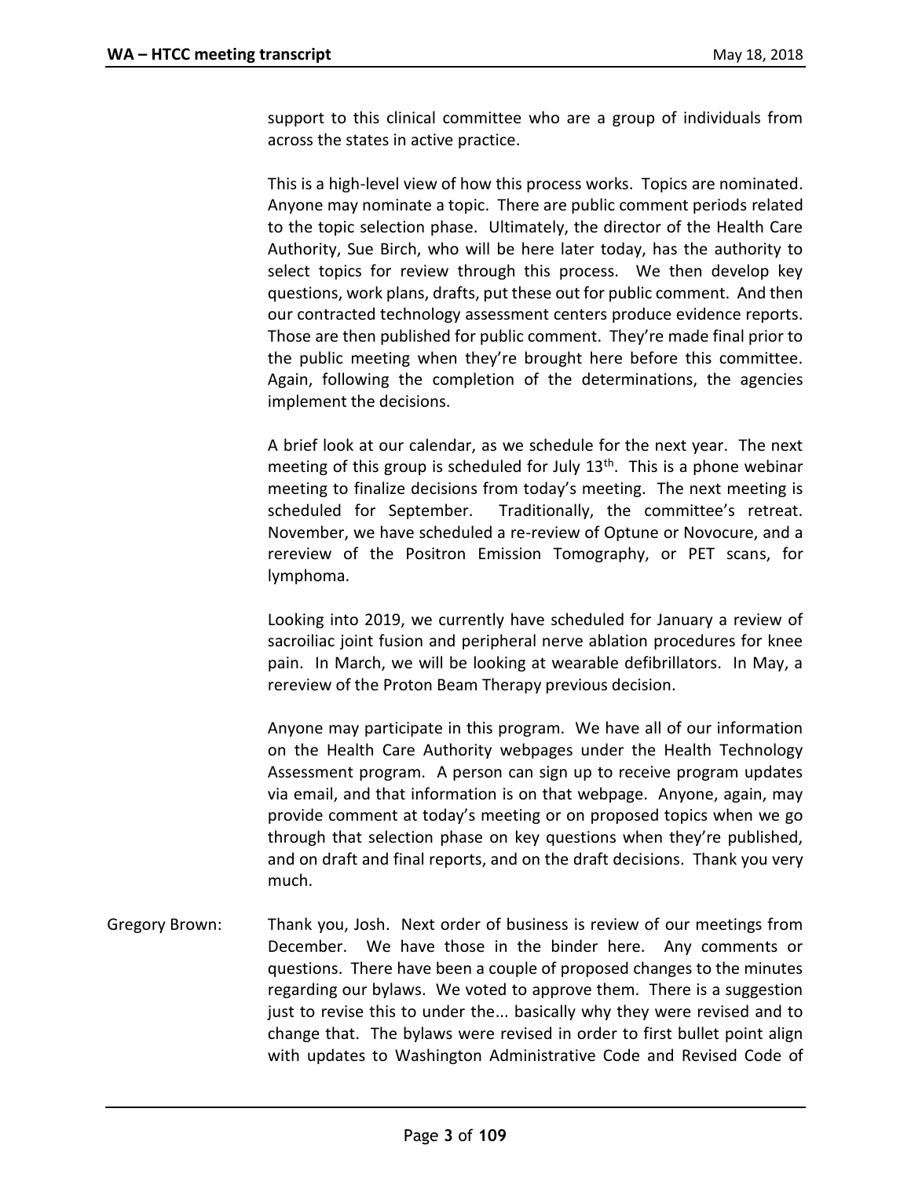support to this clinical committee who are a group of individuals from across the states in active practice.

This is a high-level view of how this process works. Topics are nominated. Anyone may nominate a topic. There are public comment periods related to the topic selection phase. Ultimately, the director of the Health Care Authority, Sue Birch, who will be here later today, has the authority to select topics for review through this process. We then develop key questions, work plans, drafts, put these out for public comment. And then our contracted technology assessment centers produce evidence reports. Those are then published for public comment. They're made final prior to the public meeting when they're brought here before this committee. Again, following the completion of the determinations, the agencies implement the decisions.

A brief look at our calendar, as we schedule for the next year. The next meeting of this group is scheduled for July 13th. This is a phone webinar meeting to finalize decisions from today's meeting. The next meeting is scheduled for September. Traditionally, the committee's retreat. November, we have scheduled a re-review of Optune or Novocure, and a rereview of the Positron Emission Tomography, or PET scans, for lymphoma.

Looking into 2019, we currently have scheduled for January a review of sacroiliac joint fusion and peripheral nerve ablation procedures for knee pain. In March, we will be looking at wearable defibrillators. In May, a rereview of the Proton Beam Therapy previous decision.

Anyone may participate in this program. We have all of our information on the Health Care Authority webpages under the Health Technology Assessment program. A person can sign up to receive program updates via email, and that information is on that webpage. Anyone, again, may provide comment at today's meeting or on proposed topics when we go through that selection phase on key questions when they're published, and on draft and final reports, and on the draft decisions. Thank you very much.

Gregory Brown: Thank you, Josh. Next order of business is review of our meetings from December. We have those in the binder here. Any comments or questions. There have been a couple of proposed changes to the minutes regarding our bylaws. We voted to approve them. There is a suggestion just to revise this to under the... basically why they were revised and to change that. The bylaws were revised in order to first bullet point align with updates to Washington Administrative Code and Revised Code of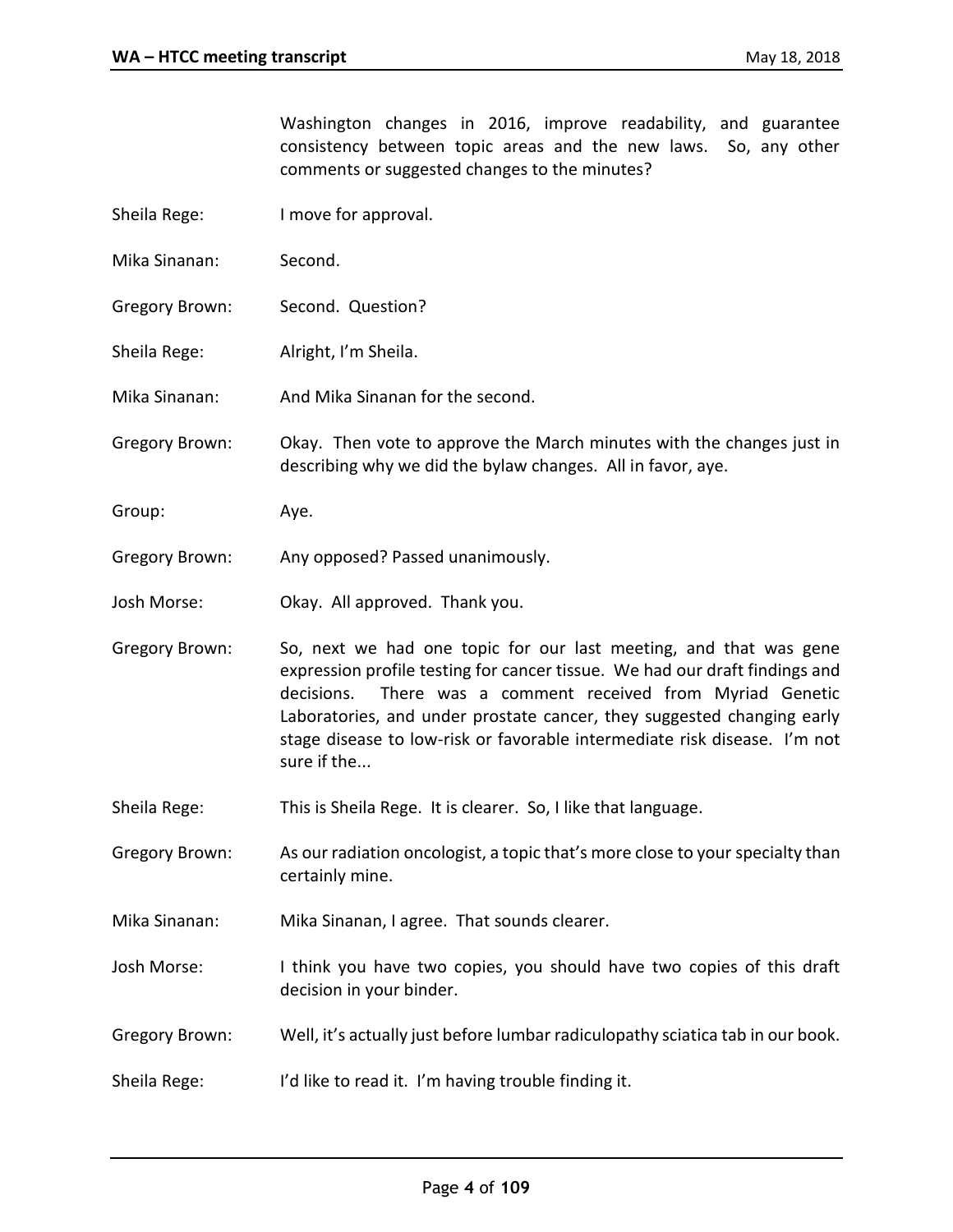Washington changes in 2016, improve readability, and guarantee consistency between topic areas and the new laws. So, any other comments or suggested changes to the minutes?

Sheila Rege: I move for approval.

Mika Sinanan: Second.

Gregory Brown: Second. Question?

Sheila Rege: Alright, I'm Sheila.

Mika Sinanan: And Mika Sinanan for the second.

Gregory Brown: Okay. Then vote to approve the March minutes with the changes just in describing why we did the bylaw changes. All in favor, aye.

Group: Aye.

Gregory Brown: Any opposed? Passed unanimously.

Josh Morse: Okay. All approved. Thank you.

Gregory Brown: So, next we had one topic for our last meeting, and that was gene expression profile testing for cancer tissue. We had our draft findings and decisions. There was a comment received from Myriad Genetic Laboratories, and under prostate cancer, they suggested changing early stage disease to low-risk or favorable intermediate risk disease. I'm not sure if the...

Sheila Rege: This is Sheila Rege. It is clearer. So, I like that language.

Gregory Brown: As our radiation oncologist, a topic that's more close to your specialty than certainly mine.

Mika Sinanan: Mika Sinanan, I agree. That sounds clearer.

Josh Morse: I think you have two copies, you should have two copies of this draft decision in your binder.

Gregory Brown: Well, it's actually just before lumbar radiculopathy sciatica tab in our book.

Sheila Rege: I'd like to read it. I'm having trouble finding it.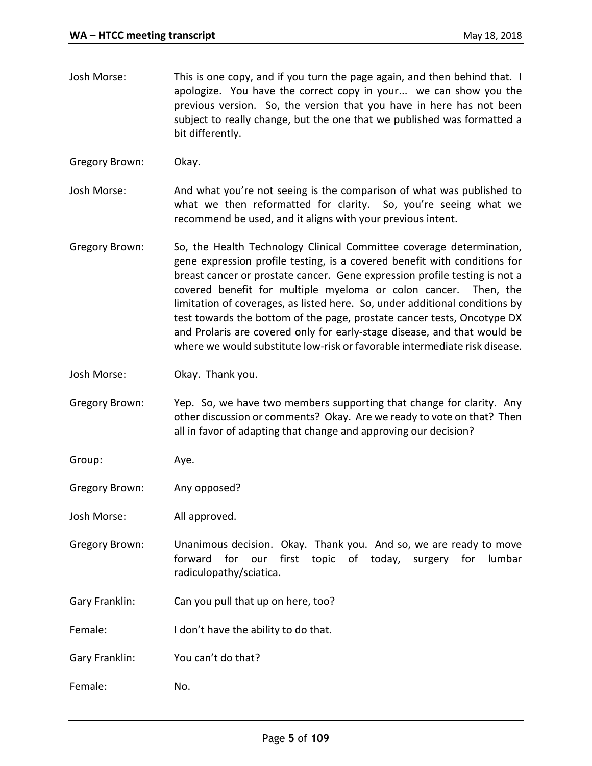Josh Morse: This is one copy, and if you turn the page again, and then behind that. I apologize. You have the correct copy in your... we can show you the previous version. So, the version that you have in here has not been subject to really change, but the one that we published was formatted a bit differently.

Gregory Brown: Okay.

Josh Morse: And what you're not seeing is the comparison of what was published to what we then reformatted for clarity. So, you're seeing what we recommend be used, and it aligns with your previous intent.

Gregory Brown: So, the Health Technology Clinical Committee coverage determination, gene expression profile testing, is a covered benefit with conditions for breast cancer or prostate cancer. Gene expression profile testing is not a covered benefit for multiple myeloma or colon cancer. Then, the limitation of coverages, as listed here. So, under additional conditions by test towards the bottom of the page, prostate cancer tests, Oncotype DX and Prolaris are covered only for early-stage disease, and that would be where we would substitute low-risk or favorable intermediate risk disease.

Josh Morse: Okay. Thank you.

Gregory Brown: Yep. So, we have two members supporting that change for clarity. Any other discussion or comments? Okay. Are we ready to vote on that? Then all in favor of adapting that change and approving our decision?

Group: Aye.

Gregory Brown: Any opposed?

Josh Morse: All approved.

Gregory Brown: Unanimous decision. Okay. Thank you. And so, we are ready to move forward for our first topic of today, surgery for lumbar radiculopathy/sciatica.

Gary Franklin: Can you pull that up on here, too?

Female: I don't have the ability to do that.

Gary Franklin: You can't do that?

Female: No.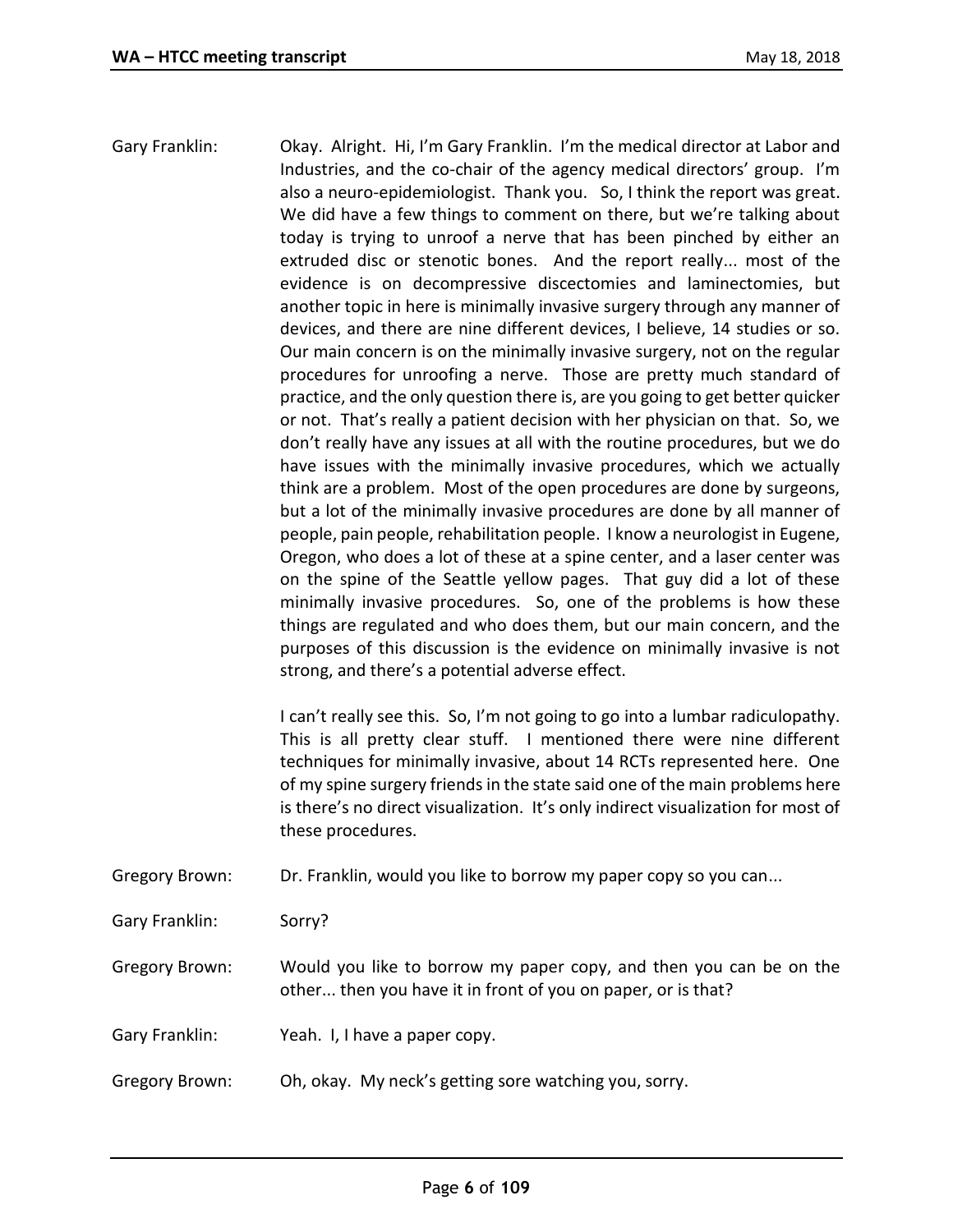Gary Franklin: Okay. Alright. Hi, I'm Gary Franklin. I'm the medical director at Labor and Industries, and the co-chair of the agency medical directors' group. I'm also a neuro-epidemiologist. Thank you. So, I think the report was great. We did have a few things to comment on there, but we're talking about today is trying to unroof a nerve that has been pinched by either an extruded disc or stenotic bones. And the report really... most of the evidence is on decompressive discectomies and laminectomies, but another topic in here is minimally invasive surgery through any manner of devices, and there are nine different devices, I believe, 14 studies or so. Our main concern is on the minimally invasive surgery, not on the regular procedures for unroofing a nerve. Those are pretty much standard of practice, and the only question there is, are you going to get better quicker or not. That's really a patient decision with her physician on that. So, we don't really have any issues at all with the routine procedures, but we do have issues with the minimally invasive procedures, which we actually think are a problem. Most of the open procedures are done by surgeons, but a lot of the minimally invasive procedures are done by all manner of people, pain people, rehabilitation people. I know a neurologist in Eugene, Oregon, who does a lot of these at a spine center, and a laser center was on the spine of the Seattle yellow pages. That guy did a lot of these minimally invasive procedures. So, one of the problems is how these things are regulated and who does them, but our main concern, and the purposes of this discussion is the evidence on minimally invasive is not strong, and there's a potential adverse effect.

I can't really see this. So, I'm not going to go into a lumbar radiculopathy. This is all pretty clear stuff. I mentioned there were nine different techniques for minimally invasive, about 14 RCTs represented here. One of my spine surgery friends in the state said one of the main problems here is there's no direct visualization. It's only indirect visualization for most of these procedures.

Gregory Brown: Dr. Franklin, would you like to borrow my paper copy so you can...

Gary Franklin: Sorry?

Gregory Brown: Would you like to borrow my paper copy, and then you can be on the other... then you have it in front of you on paper, or is that?

Gary Franklin: Yeah. I, I have a paper copy.

Gregory Brown: Oh, okay. My neck's getting sore watching you, sorry.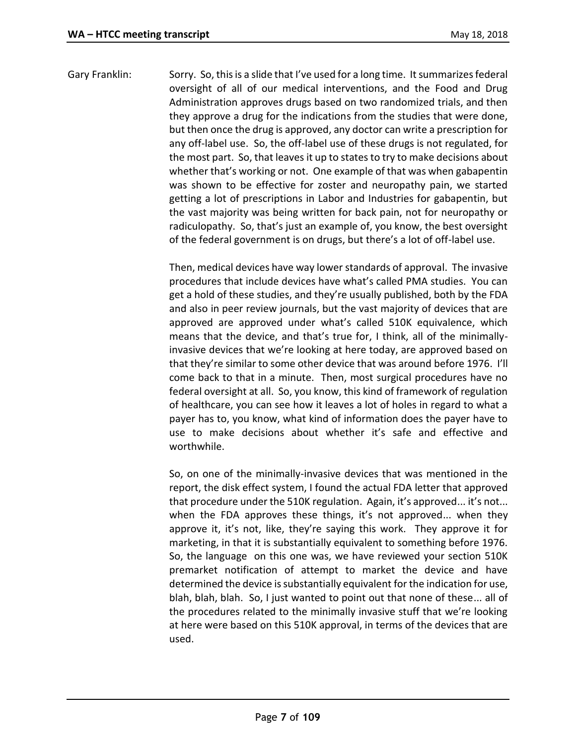Gary Franklin: Sorry. So, this is a slide that I've used for a long time. It summarizes federal oversight of all of our medical interventions, and the Food and Drug Administration approves drugs based on two randomized trials, and then they approve a drug for the indications from the studies that were done, but then once the drug is approved, any doctor can write a prescription for any off-label use. So, the off-label use of these drugs is not regulated, for the most part. So, that leaves it up to states to try to make decisions about whether that's working or not. One example of that was when gabapentin was shown to be effective for zoster and neuropathy pain, we started getting a lot of prescriptions in Labor and Industries for gabapentin, but the vast majority was being written for back pain, not for neuropathy or radiculopathy. So, that's just an example of, you know, the best oversight of the federal government is on drugs, but there's a lot of off-label use.

Then, medical devices have way lower standards of approval. The invasive procedures that include devices have what's called PMA studies. You can get a hold of these studies, and they're usually published, both by the FDA and also in peer review journals, but the vast majority of devices that are approved are approved under what's called 510K equivalence, which means that the device, and that's true for, I think, all of the minimally-invasive devices that we're looking at here today, are approved based on that they're similar to some other device that was around before 1976. I'll come back to that in a minute. Then, most surgical procedures have no federal oversight at all. So, you know, this kind of framework of regulation of healthcare, you can see how it leaves a lot of holes in regard to what a payer has to, you know, what kind of information does the payer have to use to make decisions about whether it's safe and effective and worthwhile.

So, on one of the minimally-invasive devices that was mentioned in the report, the disk effect system, I found the actual FDA letter that approved that procedure under the 510K regulation. Again, it's approved... it's not... when the FDA approves these things, it's not approved... when they approve it, it's not, like, they're saying this work. They approve it for marketing, in that it is substantially equivalent to something before 1976. So, the language on this one was, we have reviewed your section 510K premarket notification of attempt to market the device and have determined the device is substantially equivalent for the indication for use, blah, blah, blah. So, I just wanted to point out that none of these... all of the procedures related to the minimally invasive stuff that we're looking at here were based on this 510K approval, in terms of the devices that are used.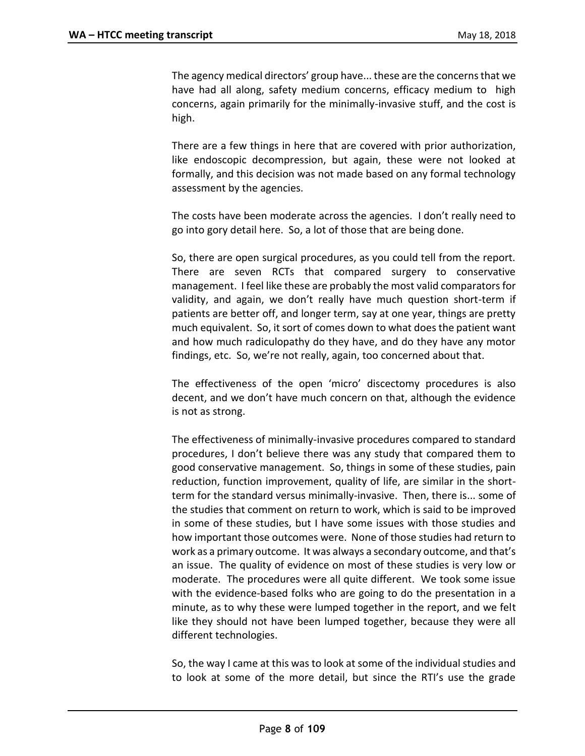The agency medical directors' group have... these are the concerns that we have had all along, safety medium concerns, efficacy medium to high concerns, again primarily for the minimally-invasive stuff, and the cost is high.

There are a few things in here that are covered with prior authorization, like endoscopic decompression, but again, these were not looked at formally, and this decision was not made based on any formal technology assessment by the agencies.

The costs have been moderate across the agencies. I don't really need to go into gory detail here. So, a lot of those that are being done.

So, there are open surgical procedures, as you could tell from the report. There are seven RCTs that compared surgery to conservative management. I feel like these are probably the most valid comparators for validity, and again, we don't really have much question short-term if patients are better off, and longer term, say at one year, things are pretty much equivalent. So, it sort of comes down to what does the patient want and how much radiculopathy do they have, and do they have any motor findings, etc. So, we're not really, again, too concerned about that.

The effectiveness of the open 'micro' discectomy procedures is also decent, and we don't have much concern on that, although the evidence is not as strong.

The effectiveness of minimally-invasive procedures compared to standard procedures, I don't believe there was any study that compared them to good conservative management. So, things in some of these studies, pain reduction, function improvement, quality of life, are similar in the short-term for the standard versus minimally-invasive. Then, there is... some of the studies that comment on return to work, which is said to be improved in some of these studies, but I have some issues with those studies and how important those outcomes were. None of those studies had return to work as a primary outcome. It was always a secondary outcome, and that's an issue. The quality of evidence on most of these studies is very low or moderate. The procedures were all quite different. We took some issue with the evidence-based folks who are going to do the presentation in a minute, as to why these were lumped together in the report, and we felt like they should not have been lumped together, because they were all different technologies.

So, the way I came at this was to look at some of the individual studies and to look at some of the more detail, but since the RTI's use the grade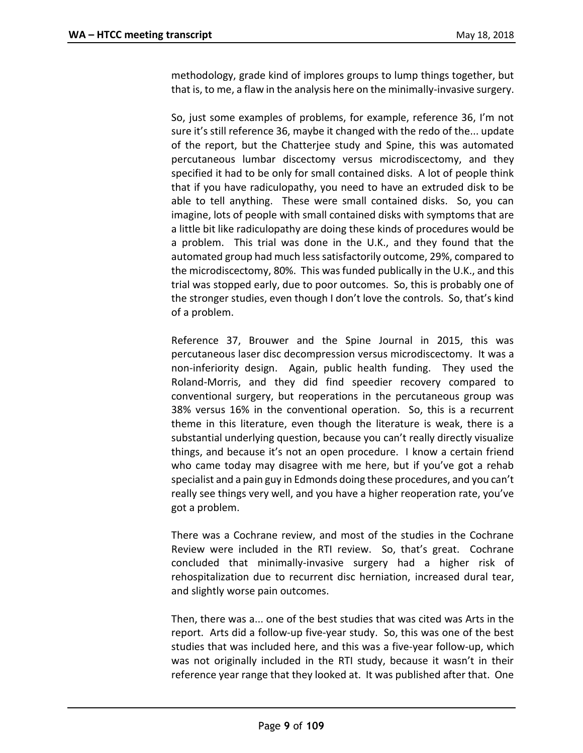methodology, grade kind of implores groups to lump things together, but that is, to me, a flaw in the analysis here on the minimally-invasive surgery.

So, just some examples of problems, for example, reference 36, I'm not sure it's still reference 36, maybe it changed with the redo of the... update of the report, but the Chatterjee study and Spine, this was automated percutaneous lumbar discectomy versus microdiscectomy, and they specified it had to be only for small contained disks. A lot of people think that if you have radiculopathy, you need to have an extruded disk to be able to tell anything. These were small contained disks. So, you can imagine, lots of people with small contained disks with symptoms that are a little bit like radiculopathy are doing these kinds of procedures would be a problem. This trial was done in the U.K., and they found that the automated group had much less satisfactorily outcome, 29%, compared to the microdiscectomy, 80%. This was funded publically in the U.K., and this trial was stopped early, due to poor outcomes. So, this is probably one of the stronger studies, even though I don't love the controls. So, that's kind of a problem.

Reference 37, Brouwer and the Spine Journal in 2015, this was percutaneous laser disc decompression versus microdiscectomy. It was a non-inferiority design. Again, public health funding. They used the Roland-Morris, and they did find speedier recovery compared to conventional surgery, but reoperations in the percutaneous group was 38% versus 16% in the conventional operation. So, this is a recurrent theme in this literature, even though the literature is weak, there is a substantial underlying question, because you can't really directly visualize things, and because it's not an open procedure. I know a certain friend who came today may disagree with me here, but if you've got a rehab specialist and a pain guy in Edmonds doing these procedures, and you can't really see things very well, and you have a higher reoperation rate, you've got a problem.

There was a Cochrane review, and most of the studies in the Cochrane Review were included in the RTI review. So, that's great. Cochrane concluded that minimally-invasive surgery had a higher risk of rehospitalization due to recurrent disc herniation, increased dural tear, and slightly worse pain outcomes.

Then, there was a... one of the best studies that was cited was Arts in the report. Arts did a follow-up five-year study. So, this was one of the best studies that was included here, and this was a five-year follow-up, which was not originally included in the RTI study, because it wasn't in their reference year range that they looked at. It was published after that. One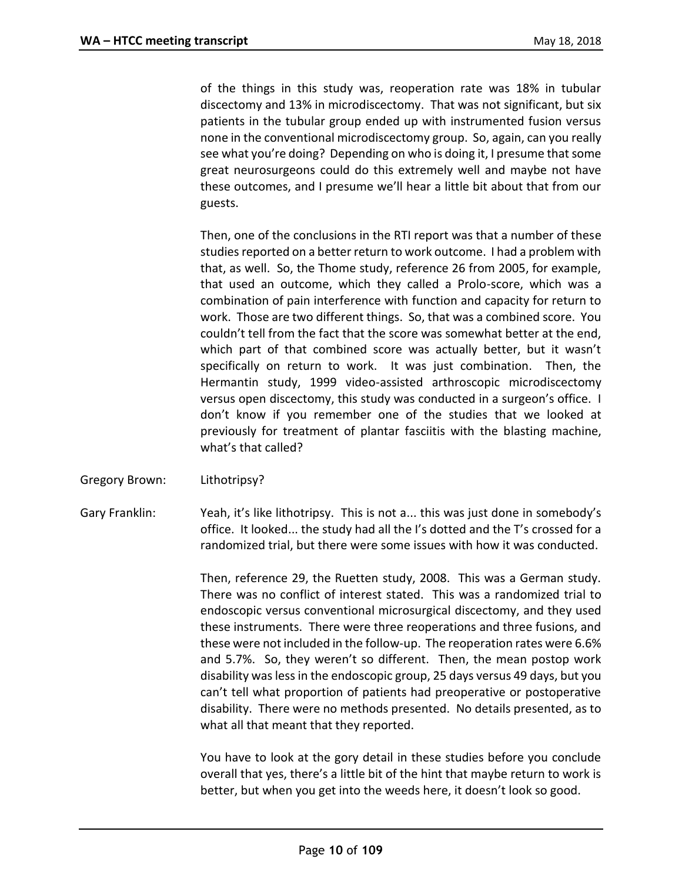of the things in this study was, reoperation rate was 18% in tubular discectomy and 13% in microdiscectomy. That was not significant, but six patients in the tubular group ended up with instrumented fusion versus none in the conventional microdiscectomy group. So, again, can you really see what you're doing? Depending on who is doing it, I presume that some great neurosurgeons could do this extremely well and maybe not have these outcomes, and I presume we'll hear a little bit about that from our guests.

Then, one of the conclusions in the RTI report was that a number of these studies reported on a better return to work outcome. I had a problem with that, as well. So, the Thome study, reference 26 from 2005, for example, that used an outcome, which they called a Prolo-score, which was a combination of pain interference with function and capacity for return to work. Those are two different things. So, that was a combined score. You couldn't tell from the fact that the score was somewhat better at the end, which part of that combined score was actually better, but it wasn't specifically on return to work. It was just combination. Then, the Hermantin study, 1999 video-assisted arthroscopic microdiscectomy versus open discectomy, this study was conducted in a surgeon's office. I don't know if you remember one of the studies that we looked at previously for treatment of plantar fasciitis with the blasting machine, what's that called?

Gregory Brown: Lithotripsy?

Gary Franklin: Yeah, it's like lithotripsy. This is not a... this was just done in somebody's office. It looked... the study had all the I's dotted and the T's crossed for a randomized trial, but there were some issues with how it was conducted.

Then, reference 29, the Ruetten study, 2008. This was a German study. There was no conflict of interest stated. This was a randomized trial to endoscopic versus conventional microsurgical discectomy, and they used these instruments. There were three reoperations and three fusions, and these were not included in the follow-up. The reoperation rates were 6.6% and 5.7%. So, they weren't so different. Then, the mean postop work disability was less in the endoscopic group, 25 days versus 49 days, but you can't tell what proportion of patients had preoperative or postoperative disability. There were no methods presented. No details presented, as to what all that meant that they reported.

You have to look at the gory detail in these studies before you conclude overall that yes, there's a little bit of the hint that maybe return to work is better, but when you get into the weeds here, it doesn't look so good.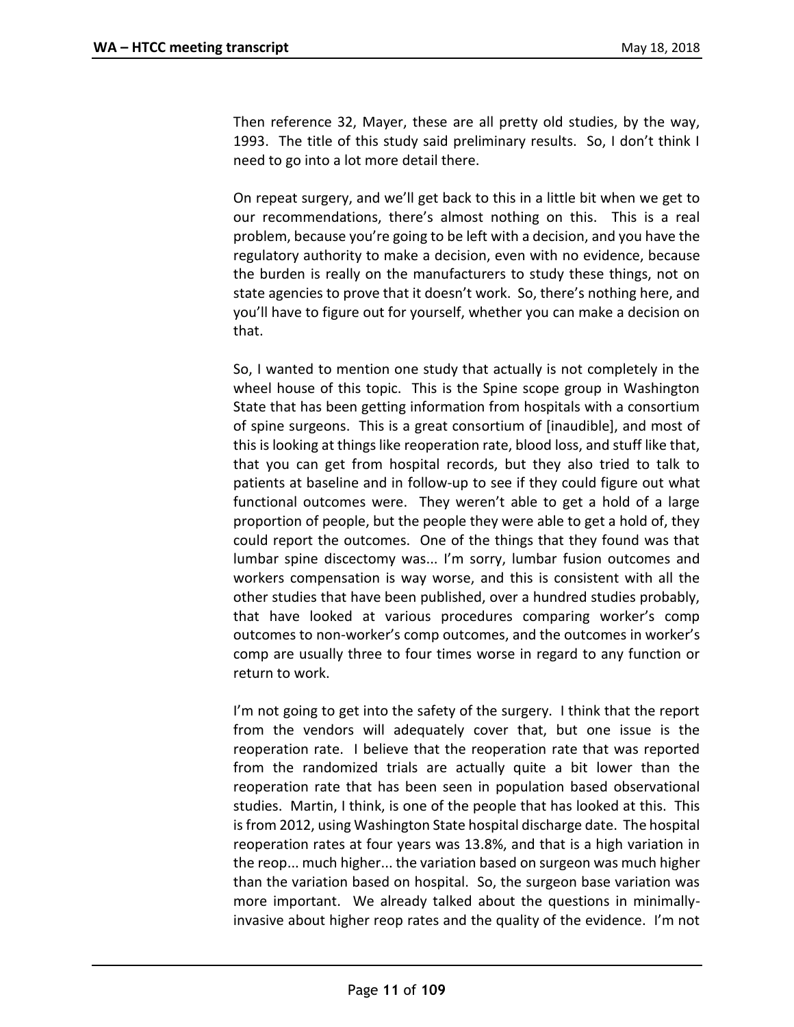Then reference 32, Mayer, these are all pretty old studies, by the way, 1993. The title of this study said preliminary results. So, I don't think I need to go into a lot more detail there.

On repeat surgery, and we'll get back to this in a little bit when we get to our recommendations, there's almost nothing on this. This is a real problem, because you're going to be left with a decision, and you have the regulatory authority to make a decision, even with no evidence, because the burden is really on the manufacturers to study these things, not on state agencies to prove that it doesn't work. So, there's nothing here, and you'll have to figure out for yourself, whether you can make a decision on that.

So, I wanted to mention one study that actually is not completely in the wheel house of this topic. This is the Spine scope group in Washington State that has been getting information from hospitals with a consortium of spine surgeons. This is a great consortium of [inaudible], and most of this is looking at things like reoperation rate, blood loss, and stuff like that, that you can get from hospital records, but they also tried to talk to patients at baseline and in follow-up to see if they could figure out what functional outcomes were. They weren't able to get a hold of a large proportion of people, but the people they were able to get a hold of, they could report the outcomes. One of the things that they found was that lumbar spine discectomy was... I'm sorry, lumbar fusion outcomes and workers compensation is way worse, and this is consistent with all the other studies that have been published, over a hundred studies probably, that have looked at various procedures comparing worker's comp outcomes to non-worker's comp outcomes, and the outcomes in worker's comp are usually three to four times worse in regard to any function or return to work.

I'm not going to get into the safety of the surgery. I think that the report from the vendors will adequately cover that, but one issue is the reoperation rate. I believe that the reoperation rate that was reported from the randomized trials are actually quite a bit lower than the reoperation rate that has been seen in population based observational studies. Martin, I think, is one of the people that has looked at this. This is from 2012, using Washington State hospital discharge date. The hospital reoperation rates at four years was 13.8%, and that is a high variation in the reop... much higher... the variation based on surgeon was much higher than the variation based on hospital. So, the surgeon base variation was more important. We already talked about the questions in minimally-invasive about higher reop rates and the quality of the evidence. I'm not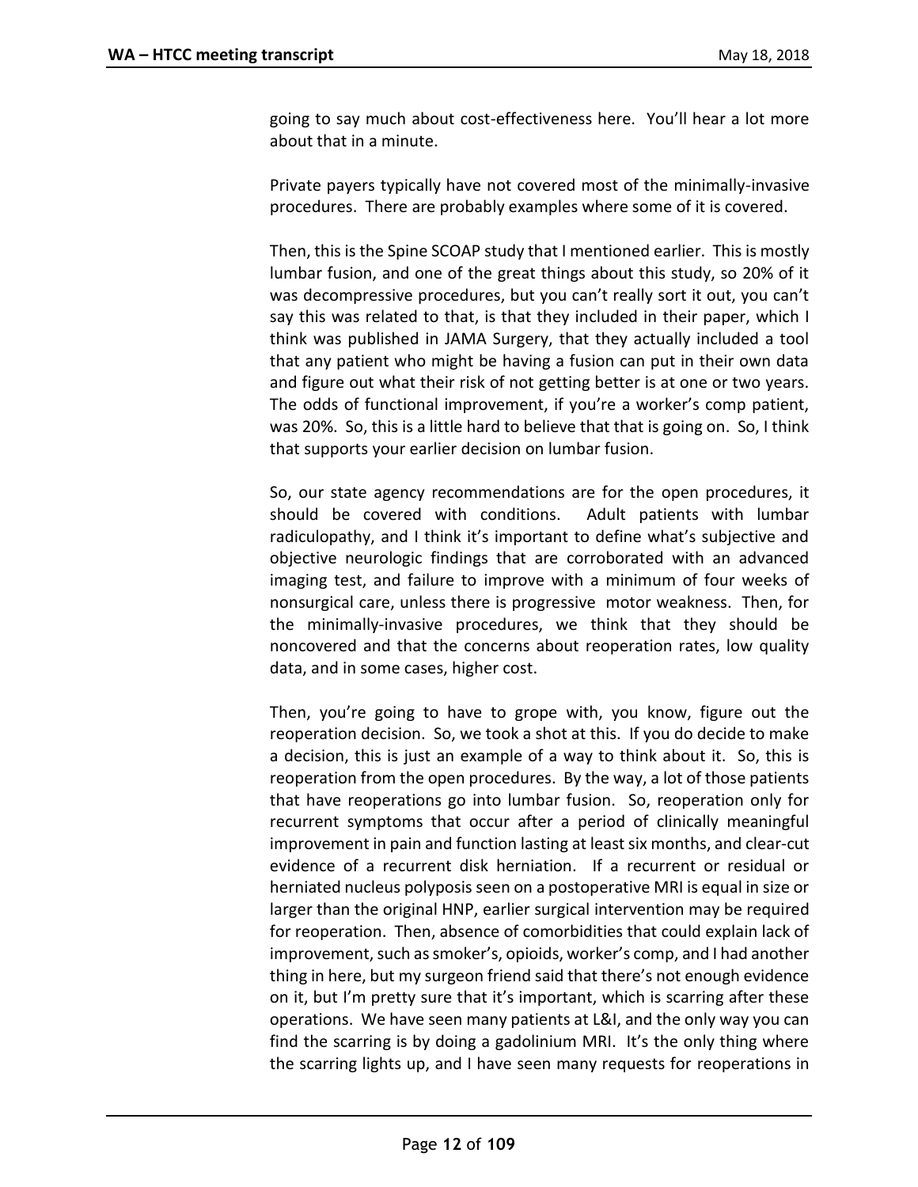going to say much about cost-effectiveness here. You'll hear a lot more about that in a minute.

Private payers typically have not covered most of the minimally-invasive procedures. There are probably examples where some of it is covered.

Then, this is the Spine SCOAP study that I mentioned earlier. This is mostly lumbar fusion, and one of the great things about this study, so 20% of it was decompressive procedures, but you can't really sort it out, you can't say this was related to that, is that they included in their paper, which I think was published in JAMA Surgery, that they actually included a tool that any patient who might be having a fusion can put in their own data and figure out what their risk of not getting better is at one or two years. The odds of functional improvement, if you're a worker's comp patient, was 20%. So, this is a little hard to believe that that is going on. So, I think that supports your earlier decision on lumbar fusion.

So, our state agency recommendations are for the open procedures, it should be covered with conditions. Adult patients with lumbar radiculopathy, and I think it's important to define what's subjective and objective neurologic findings that are corroborated with an advanced imaging test, and failure to improve with a minimum of four weeks of nonsurgical care, unless there is progressive motor weakness. Then, for the minimally-invasive procedures, we think that they should be noncovered and that the concerns about reoperation rates, low quality data, and in some cases, higher cost.

Then, you're going to have to grope with, you know, figure out the reoperation decision. So, we took a shot at this. If you do decide to make a decision, this is just an example of a way to think about it. So, this is reoperation from the open procedures. By the way, a lot of those patients that have reoperations go into lumbar fusion. So, reoperation only for recurrent symptoms that occur after a period of clinically meaningful improvement in pain and function lasting at least six months, and clear-cut evidence of a recurrent disk herniation. If a recurrent or residual or herniated nucleus polyposis seen on a postoperative MRI is equal in size or larger than the original HNP, earlier surgical intervention may be required for reoperation. Then, absence of comorbidities that could explain lack of improvement, such as smoker's, opioids, worker's comp, and I had another thing in here, but my surgeon friend said that there's not enough evidence on it, but I'm pretty sure that it's important, which is scarring after these operations. We have seen many patients at L&I, and the only way you can find the scarring is by doing a gadolinium MRI. It's the only thing where the scarring lights up, and I have seen many requests for reoperations in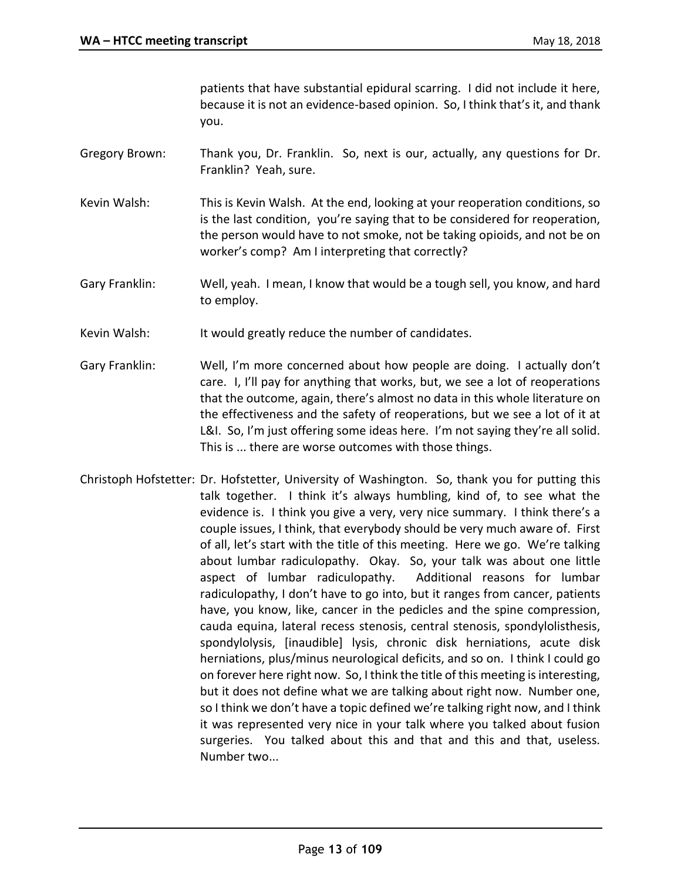patients that have substantial epidural scarring. I did not include it here, because it is not an evidence-based opinion. So, I think that's it, and thank you.

Gregory Brown: Thank you, Dr. Franklin. So, next is our, actually, any questions for Dr. Franklin? Yeah, sure.

Kevin Walsh: This is Kevin Walsh. At the end, looking at your reoperation conditions, so is the last condition, you're saying that to be considered for reoperation, the person would have to not smoke, not be taking opioids, and not be on worker's comp? Am I interpreting that correctly?

Gary Franklin: Well, yeah. I mean, I know that would be a tough sell, you know, and hard to employ.

Kevin Walsh: It would greatly reduce the number of candidates.

Gary Franklin: Well, I'm more concerned about how people are doing. I actually don't care. I, I'll pay for anything that works, but, we see a lot of reoperations that the outcome, again, there's almost no data in this whole literature on the effectiveness and the safety of reoperations, but we see a lot of it at L&I. So, I'm just offering some ideas here. I'm not saying they're all solid. This is ... there are worse outcomes with those things.

Christoph Hofstetter: Dr. Hofstetter, University of Washington. So, thank you for putting this talk together. I think it's always humbling, kind of, to see what the evidence is. I think you give a very, very nice summary. I think there's a couple issues, I think, that everybody should be very much aware of. First of all, let's start with the title of this meeting. Here we go. We're talking about lumbar radiculopathy. Okay. So, your talk was about one little aspect of lumbar radiculopathy. Additional reasons for lumbar radiculopathy, I don't have to go into, but it ranges from cancer, patients have, you know, like, cancer in the pedicles and the spine compression, cauda equina, lateral recess stenosis, central stenosis, spondylolisthesis, spondylolysis, [inaudible] lysis, chronic disk herniations, acute disk herniations, plus/minus neurological deficits, and so on. I think I could go on forever here right now. So, I think the title of this meeting is interesting, but it does not define what we are talking about right now. Number one, so I think we don't have a topic defined we're talking right now, and I think it was represented very nice in your talk where you talked about fusion surgeries. You talked about this and that and this and that, useless. Number two...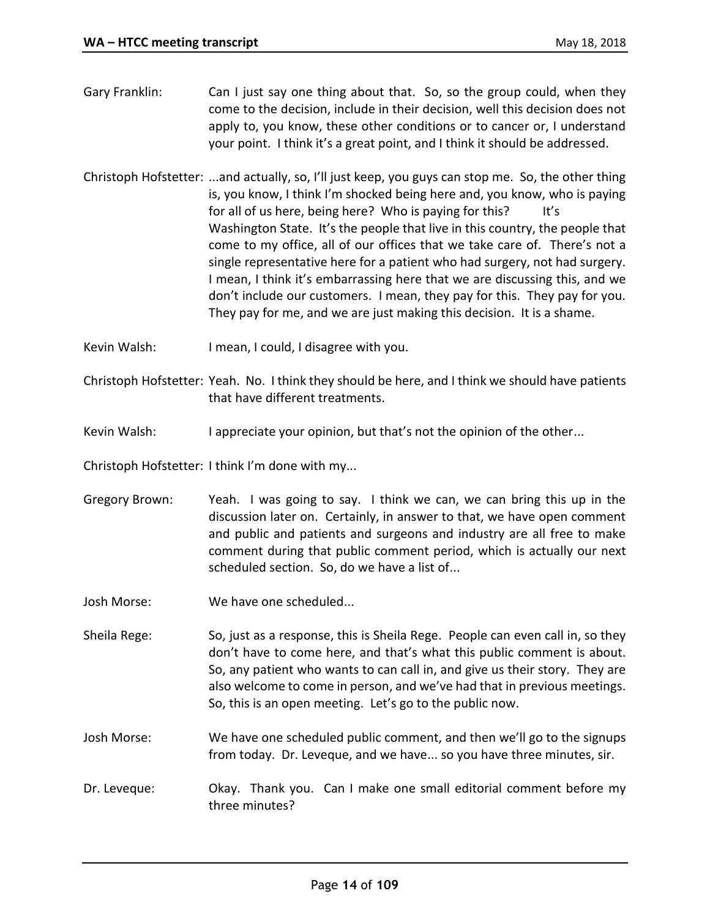Gary Franklin: Can I just say one thing about that. So, so the group could, when they come to the decision, include in their decision, well this decision does not apply to, you know, these other conditions or to cancer or, I understand your point. I think it's a great point, and I think it should be addressed.

Christoph Hofstetter: ...and actually, so, I'll just keep, you guys can stop me. So, the other thing is, you know, I think I'm shocked being here and, you know, who is paying for all of us here, being here? Who is paying for this? It's Washington State. It's the people that live in this country, the people that come to my office, all of our offices that we take care of. There's not a single representative here for a patient who had surgery, not had surgery. I mean, I think it's embarrassing here that we are discussing this, and we don't include our customers. I mean, they pay for this. They pay for you. They pay for me, and we are just making this decision. It is a shame.

Kevin Walsh: I mean, I could, I disagree with you.

Christoph Hofstetter: Yeah. No. I think they should be here, and I think we should have patients that have different treatments.

Kevin Walsh: I appreciate your opinion, but that's not the opinion of the other...

Christoph Hofstetter: I think I'm done with my...

Gregory Brown: Yeah. I was going to say. I think we can, we can bring this up in the discussion later on. Certainly, in answer to that, we have open comment and public and patients and surgeons and industry are all free to make comment during that public comment period, which is actually our next scheduled section. So, do we have a list of...

Josh Morse: We have one scheduled...

Sheila Rege: So, just as a response, this is Sheila Rege. People can even call in, so they don't have to come here, and that's what this public comment is about. So, any patient who wants to can call in, and give us their story. They are also welcome to come in person, and we've had that in previous meetings. So, this is an open meeting. Let's go to the public now.

Josh Morse: We have one scheduled public comment, and then we'll go to the signups from today. Dr. Leveque, and we have... so you have three minutes, sir.

Dr. Leveque: Okay. Thank you. Can I make one small editorial comment before my three minutes?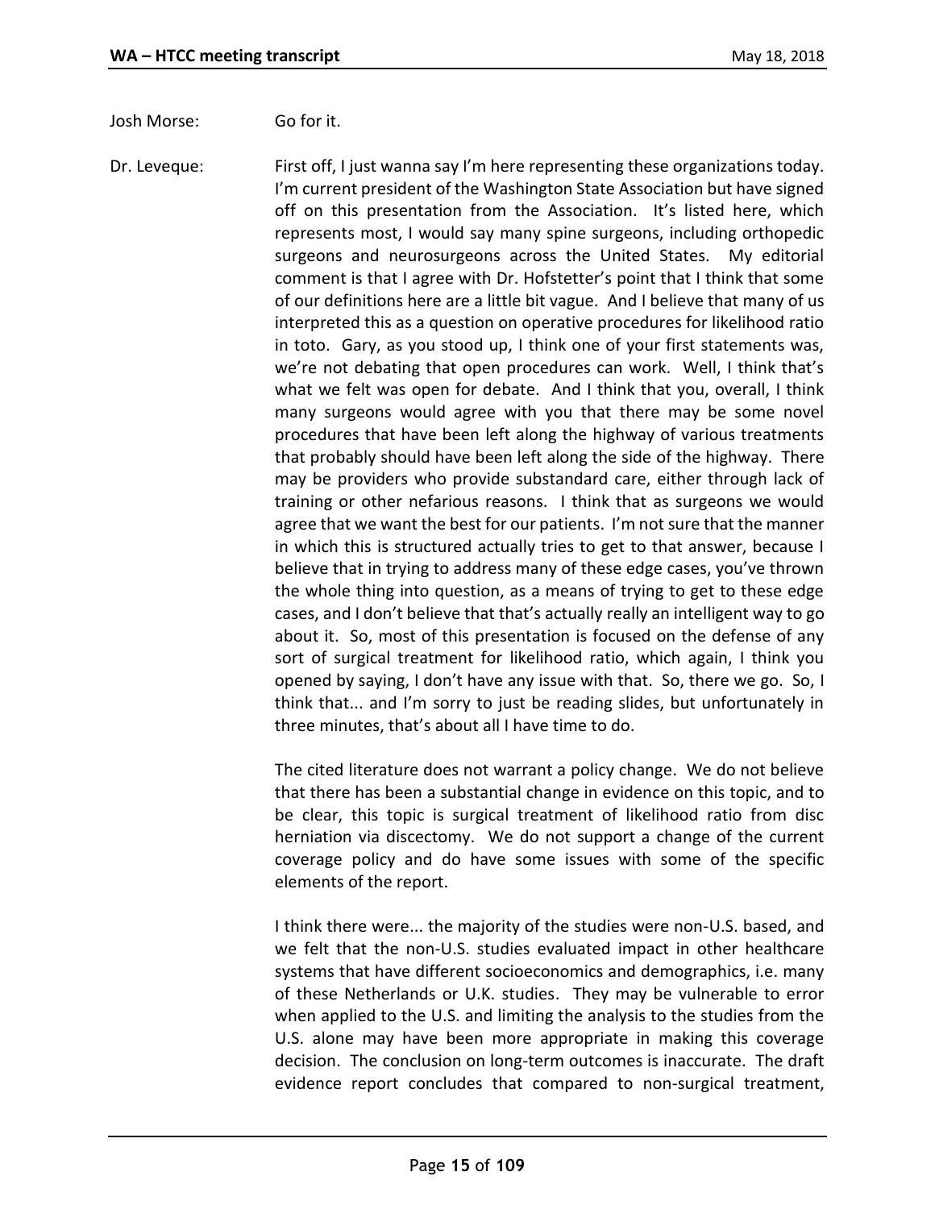Josh Morse: Go for it.

Dr. Leveque: First off, I just wanna say I'm here representing these organizations today. I'm current president of the Washington State Association but have signed off on this presentation from the Association. It's listed here, which represents most, I would say many spine surgeons, including orthopedic surgeons and neurosurgeons across the United States. My editorial comment is that I agree with Dr. Hofstetter's point that I think that some of our definitions here are a little bit vague. And I believe that many of us interpreted this as a question on operative procedures for likelihood ratio in toto. Gary, as you stood up, I think one of your first statements was, we're not debating that open procedures can work. Well, I think that's what we felt was open for debate. And I think that you, overall, I think many surgeons would agree with you that there may be some novel procedures that have been left along the highway of various treatments that probably should have been left along the side of the highway. There may be providers who provide substandard care, either through lack of training or other nefarious reasons. I think that as surgeons we would agree that we want the best for our patients. I'm not sure that the manner in which this is structured actually tries to get to that answer, because I believe that in trying to address many of these edge cases, you've thrown the whole thing into question, as a means of trying to get to these edge cases, and I don't believe that that's actually really an intelligent way to go about it. So, most of this presentation is focused on the defense of any sort of surgical treatment for likelihood ratio, which again, I think you opened by saying, I don't have any issue with that. So, there we go. So, I think that... and I'm sorry to just be reading slides, but unfortunately in three minutes, that's about all I have time to do.

The cited literature does not warrant a policy change. We do not believe that there has been a substantial change in evidence on this topic, and to be clear, this topic is surgical treatment of likelihood ratio from disc herniation via discectomy. We do not support a change of the current coverage policy and do have some issues with some of the specific elements of the report.

I think there were... the majority of the studies were non-U.S. based, and we felt that the non-U.S. studies evaluated impact in other healthcare systems that have different socioeconomics and demographics, i.e. many of these Netherlands or U.K. studies. They may be vulnerable to error when applied to the U.S. and limiting the analysis to the studies from the U.S. alone may have been more appropriate in making this coverage decision. The conclusion on long-term outcomes is inaccurate. The draft evidence report concludes that compared to non-surgical treatment,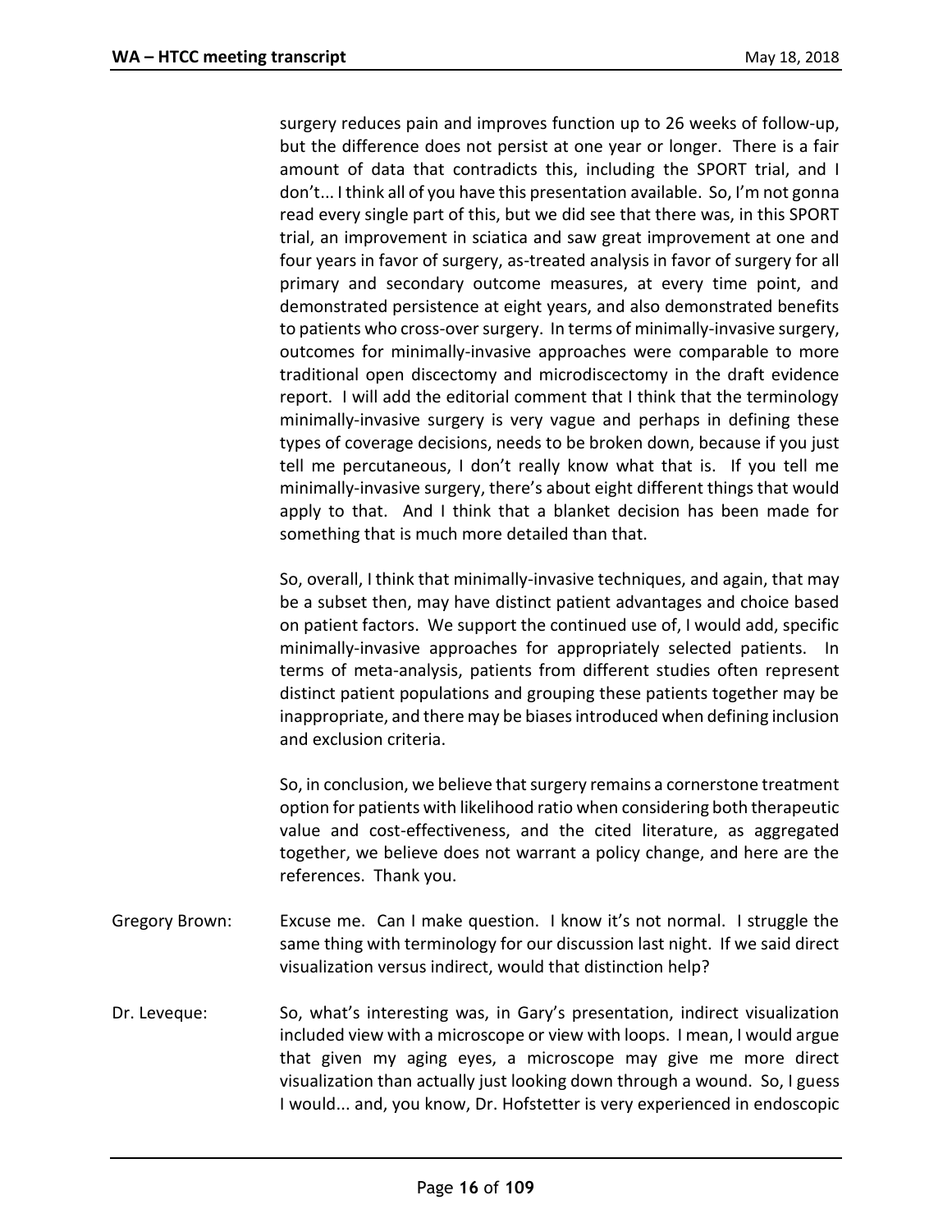surgery reduces pain and improves function up to 26 weeks of follow-up, but the difference does not persist at one year or longer. There is a fair amount of data that contradicts this, including the SPORT trial, and I don't... I think all of you have this presentation available. So, I'm not gonna read every single part of this, but we did see that there was, in this SPORT trial, an improvement in sciatica and saw great improvement at one and four years in favor of surgery, as-treated analysis in favor of surgery for all primary and secondary outcome measures, at every time point, and demonstrated persistence at eight years, and also demonstrated benefits to patients who cross-over surgery. In terms of minimally-invasive surgery, outcomes for minimally-invasive approaches were comparable to more traditional open discectomy and microdiscectomy in the draft evidence report. I will add the editorial comment that I think that the terminology minimally-invasive surgery is very vague and perhaps in defining these types of coverage decisions, needs to be broken down, because if you just tell me percutaneous, I don't really know what that is. If you tell me minimally-invasive surgery, there's about eight different things that would apply to that. And I think that a blanket decision has been made for something that is much more detailed than that.

So, overall, I think that minimally-invasive techniques, and again, that may be a subset then, may have distinct patient advantages and choice based on patient factors. We support the continued use of, I would add, specific minimally-invasive approaches for appropriately selected patients. In terms of meta-analysis, patients from different studies often represent distinct patient populations and grouping these patients together may be inappropriate, and there may be biases introduced when defining inclusion and exclusion criteria.

So, in conclusion, we believe that surgery remains a cornerstone treatment option for patients with likelihood ratio when considering both therapeutic value and cost-effectiveness, and the cited literature, as aggregated together, we believe does not warrant a policy change, and here are the references. Thank you.

Gregory Brown: Excuse me. Can I make question. I know it's not normal. I struggle the same thing with terminology for our discussion last night. If we said direct visualization versus indirect, would that distinction help?

Dr. Leveque: So, what's interesting was, in Gary's presentation, indirect visualization included view with a microscope or view with loops. I mean, I would argue that given my aging eyes, a microscope may give me more direct visualization than actually just looking down through a wound. So, I guess I would... and, you know, Dr. Hofstetter is very experienced in endoscopic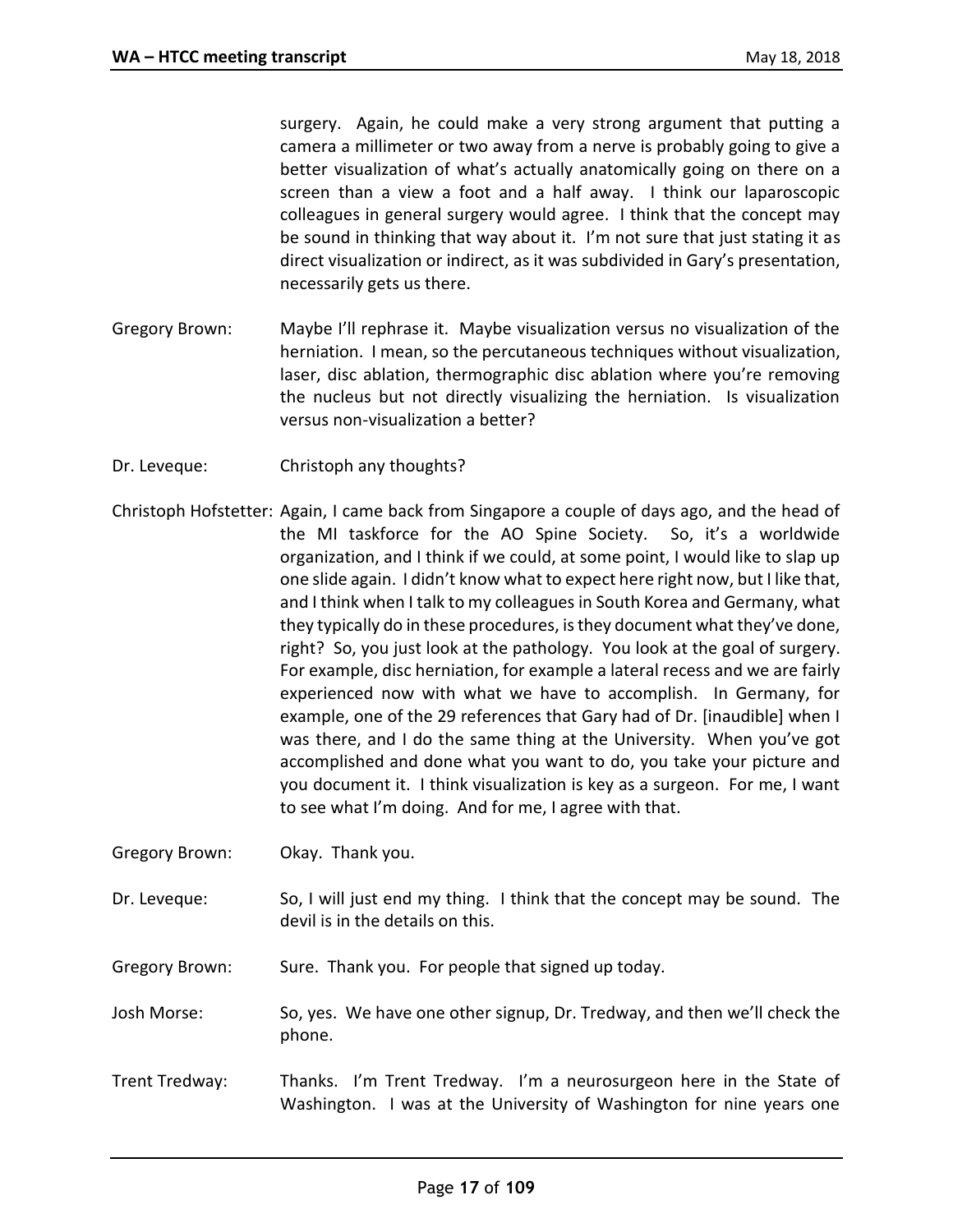surgery. Again, he could make a very strong argument that putting a camera a millimeter or two away from a nerve is probably going to give a better visualization of what's actually anatomically going on there on a screen than a view a foot and a half away. I think our laparoscopic colleagues in general surgery would agree. I think that the concept may be sound in thinking that way about it. I'm not sure that just stating it as direct visualization or indirect, as it was subdivided in Gary's presentation, necessarily gets us there.

Gregory Brown: Maybe I'll rephrase it. Maybe visualization versus no visualization of the herniation. I mean, so the percutaneous techniques without visualization, laser, disc ablation, thermographic disc ablation where you're removing the nucleus but not directly visualizing the herniation. Is visualization versus non-visualization a better?

Dr. Leveque: Christoph any thoughts?

Christoph Hofstetter: Again, I came back from Singapore a couple of days ago, and the head of the MI taskforce for the AO Spine Society. So, it's a worldwide organization, and I think if we could, at some point, I would like to slap up one slide again. I didn't know what to expect here right now, but I like that, and I think when I talk to my colleagues in South Korea and Germany, what they typically do in these procedures, is they document what they've done, right? So, you just look at the pathology. You look at the goal of surgery. For example, disc herniation, for example a lateral recess and we are fairly experienced now with what we have to accomplish. In Germany, for example, one of the 29 references that Gary had of Dr. [inaudible] when I was there, and I do the same thing at the University. When you've got accomplished and done what you want to do, you take your picture and you document it. I think visualization is key as a surgeon. For me, I want to see what I'm doing. And for me, I agree with that.

Gregory Brown: Okay. Thank you.

Dr. Leveque: So, I will just end my thing. I think that the concept may be sound. The devil is in the details on this.

Gregory Brown: Sure. Thank you. For people that signed up today.

Josh Morse: So, yes. We have one other signup, Dr. Tredway, and then we'll check the phone.

Trent Tredway: Thanks. I'm Trent Tredway. I'm a neurosurgeon here in the State of Washington. I was at the University of Washington for nine years one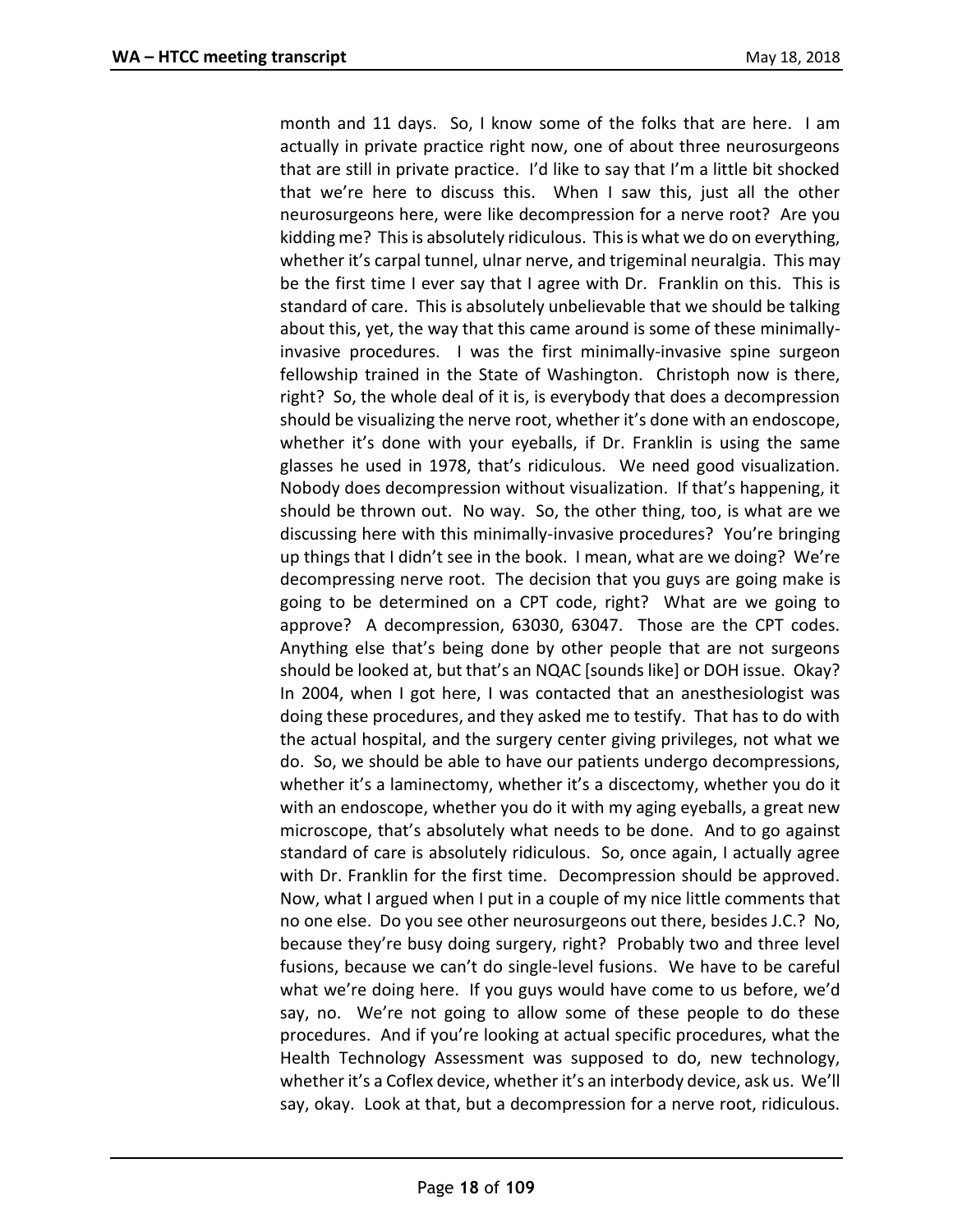month and 11 days. So, I know some of the folks that are here. I am actually in private practice right now, one of about three neurosurgeons that are still in private practice. I'd like to say that I'm a little bit shocked that we're here to discuss this. When I saw this, just all the other neurosurgeons here, were like decompression for a nerve root? Are you kidding me? This is absolutely ridiculous. This is what we do on everything, whether it's carpal tunnel, ulnar nerve, and trigeminal neuralgia. This may be the first time I ever say that I agree with Dr. Franklin on this. This is standard of care. This is absolutely unbelievable that we should be talking about this, yet, the way that this came around is some of these minimally-invasive procedures. I was the first minimally-invasive spine surgeon fellowship trained in the State of Washington. Christoph now is there, right? So, the whole deal of it is, is everybody that does a decompression should be visualizing the nerve root, whether it's done with an endoscope, whether it's done with your eyeballs, if Dr. Franklin is using the same glasses he used in 1978, that's ridiculous. We need good visualization. Nobody does decompression without visualization. If that's happening, it should be thrown out. No way. So, the other thing, too, is what are we discussing here with this minimally-invasive procedures? You're bringing up things that I didn't see in the book. I mean, what are we doing? We're decompressing nerve root. The decision that you guys are going make is going to be determined on a CPT code, right? What are we going to approve? A decompression, 63030, 63047. Those are the CPT codes. Anything else that's being done by other people that are not surgeons should be looked at, but that's an NQAC [sounds like] or DOH issue. Okay? In 2004, when I got here, I was contacted that an anesthesiologist was doing these procedures, and they asked me to testify. That has to do with the actual hospital, and the surgery center giving privileges, not what we do. So, we should be able to have our patients undergo decompressions, whether it's a laminectomy, whether it's a discectomy, whether you do it with an endoscope, whether you do it with my aging eyeballs, a great new microscope, that's absolutely what needs to be done. And to go against standard of care is absolutely ridiculous. So, once again, I actually agree with Dr. Franklin for the first time. Decompression should be approved. Now, what I argued when I put in a couple of my nice little comments that no one else. Do you see other neurosurgeons out there, besides J.C.? No, because they're busy doing surgery, right? Probably two and three level fusions, because we can't do single-level fusions. We have to be careful what we're doing here. If you guys would have come to us before, we'd say, no. We're not going to allow some of these people to do these procedures. And if you're looking at actual specific procedures, what the Health Technology Assessment was supposed to do, new technology, whether it's a Coflex device, whether it's an interbody device, ask us. We'll say, okay. Look at that, but a decompression for a nerve root, ridiculous.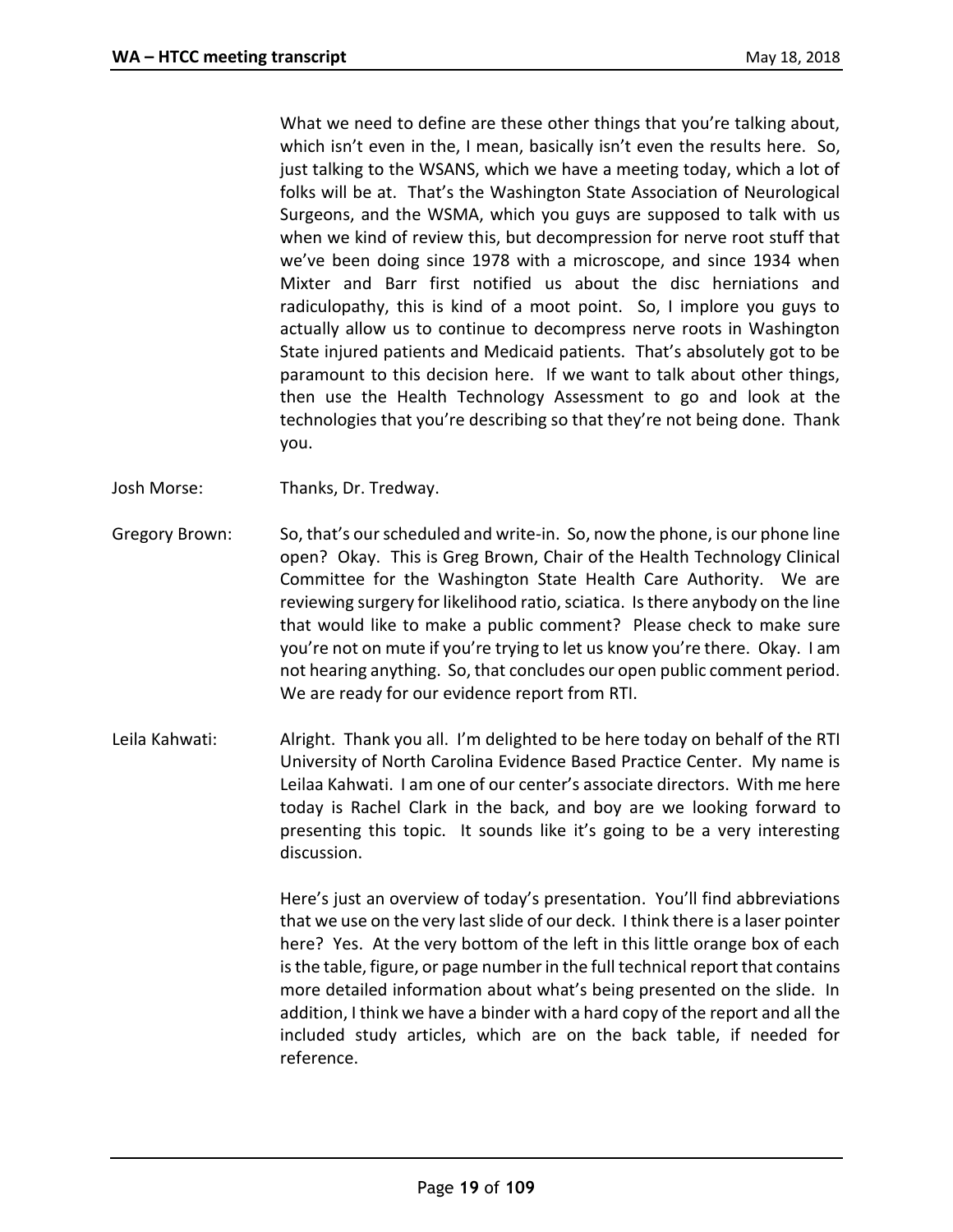What we need to define are these other things that you're talking about, which isn't even in the, I mean, basically isn't even the results here. So, just talking to the WSANS, which we have a meeting today, which a lot of folks will be at. That's the Washington State Association of Neurological Surgeons, and the WSMA, which you guys are supposed to talk with us when we kind of review this, but decompression for nerve root stuff that we've been doing since 1978 with a microscope, and since 1934 when Mixter and Barr first notified us about the disc herniations and radiculopathy, this is kind of a moot point. So, I implore you guys to actually allow us to continue to decompress nerve roots in Washington State injured patients and Medicaid patients. That's absolutely got to be paramount to this decision here. If we want to talk about other things, then use the Health Technology Assessment to go and look at the technologies that you're describing so that they're not being done. Thank you.

Josh Morse: Thanks, Dr. Tredway.

Gregory Brown: So, that's our scheduled and write-in. So, now the phone, is our phone line open? Okay. This is Greg Brown, Chair of the Health Technology Clinical Committee for the Washington State Health Care Authority. We are reviewing surgery for likelihood ratio, sciatica. Is there anybody on the line that would like to make a public comment? Please check to make sure you're not on mute if you're trying to let us know you're there. Okay. I am not hearing anything. So, that concludes our open public comment period. We are ready for our evidence report from RTI.

Leila Kahwati: Alright. Thank you all. I'm delighted to be here today on behalf of the RTI University of North Carolina Evidence Based Practice Center. My name is Leilaa Kahwati. I am one of our center's associate directors. With me here today is Rachel Clark in the back, and boy are we looking forward to presenting this topic. It sounds like it's going to be a very interesting discussion.

Here's just an overview of today's presentation. You'll find abbreviations that we use on the very last slide of our deck. I think there is a laser pointer here? Yes. At the very bottom of the left in this little orange box of each is the table, figure, or page number in the full technical report that contains more detailed information about what's being presented on the slide. In addition, I think we have a binder with a hard copy of the report and all the included study articles, which are on the back table, if needed for reference.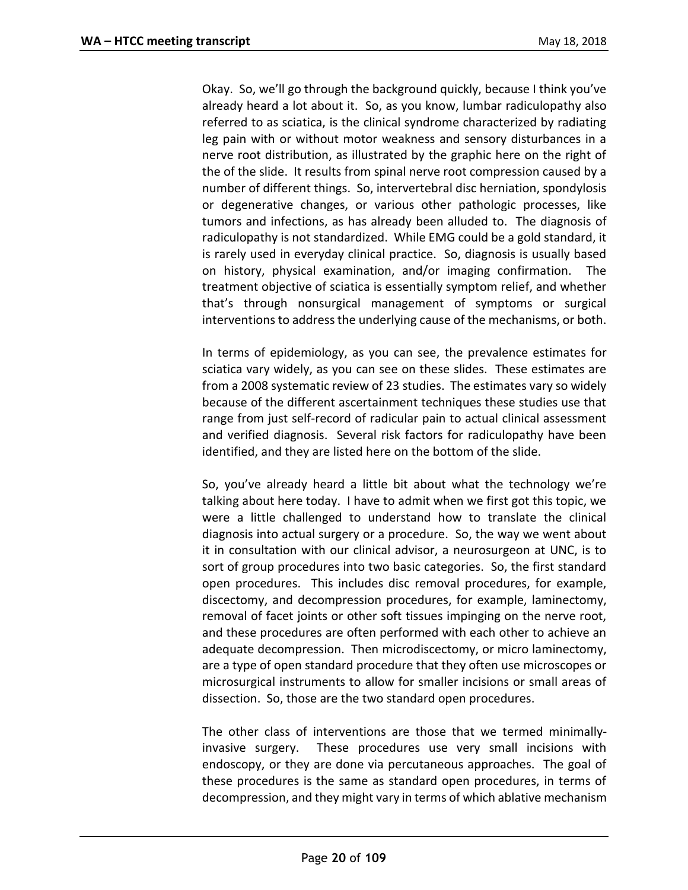Okay. So, we'll go through the background quickly, because I think you've already heard a lot about it. So, as you know, lumbar radiculopathy also referred to as sciatica, is the clinical syndrome characterized by radiating leg pain with or without motor weakness and sensory disturbances in a nerve root distribution, as illustrated by the graphic here on the right of the of the slide. It results from spinal nerve root compression caused by a number of different things. So, intervertebral disc herniation, spondylosis or degenerative changes, or various other pathologic processes, like tumors and infections, as has already been alluded to. The diagnosis of radiculopathy is not standardized. While EMG could be a gold standard, it is rarely used in everyday clinical practice. So, diagnosis is usually based on history, physical examination, and/or imaging confirmation. The treatment objective of sciatica is essentially symptom relief, and whether that's through nonsurgical management of symptoms or surgical interventions to address the underlying cause of the mechanisms, or both.

In terms of epidemiology, as you can see, the prevalence estimates for sciatica vary widely, as you can see on these slides. These estimates are from a 2008 systematic review of 23 studies. The estimates vary so widely because of the different ascertainment techniques these studies use that range from just self-record of radicular pain to actual clinical assessment and verified diagnosis. Several risk factors for radiculopathy have been identified, and they are listed here on the bottom of the slide.

So, you've already heard a little bit about what the technology we're talking about here today. I have to admit when we first got this topic, we were a little challenged to understand how to translate the clinical diagnosis into actual surgery or a procedure. So, the way we went about it in consultation with our clinical advisor, a neurosurgeon at UNC, is to sort of group procedures into two basic categories. So, the first standard open procedures. This includes disc removal procedures, for example, discectomy, and decompression procedures, for example, laminectomy, removal of facet joints or other soft tissues impinging on the nerve root, and these procedures are often performed with each other to achieve an adequate decompression. Then microdiscectomy, or micro laminectomy, are a type of open standard procedure that they often use microscopes or microsurgical instruments to allow for smaller incisions or small areas of dissection. So, those are the two standard open procedures.

The other class of interventions are those that we termed minimally-invasive surgery. These procedures use very small incisions with endoscopy, or they are done via percutaneous approaches. The goal of these procedures is the same as standard open procedures, in terms of decompression, and they might vary in terms of which ablative mechanism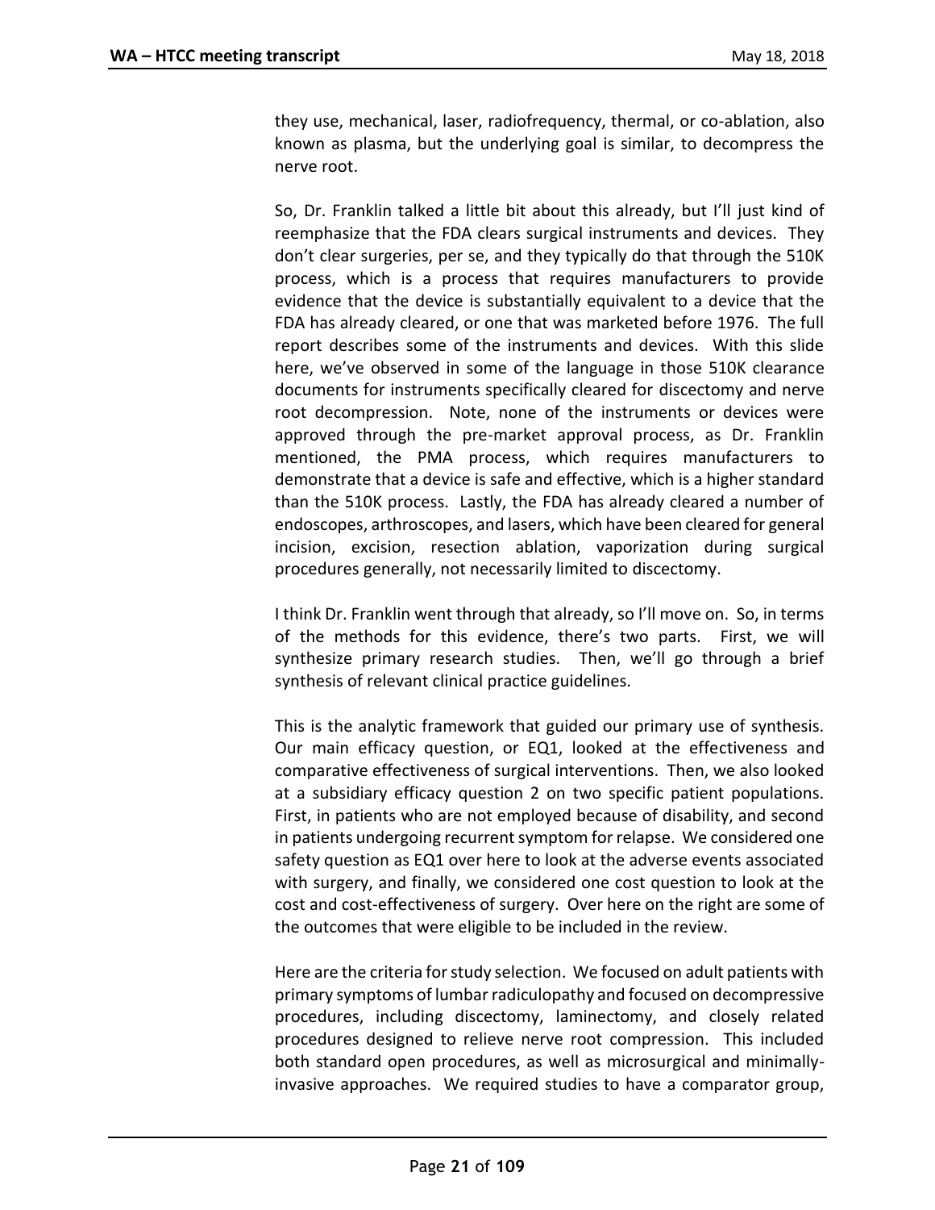they use, mechanical, laser, radiofrequency, thermal, or co-ablation, also known as plasma, but the underlying goal is similar, to decompress the nerve root.

So, Dr. Franklin talked a little bit about this already, but I'll just kind of reemphasize that the FDA clears surgical instruments and devices. They don't clear surgeries, per se, and they typically do that through the 510K process, which is a process that requires manufacturers to provide evidence that the device is substantially equivalent to a device that the FDA has already cleared, or one that was marketed before 1976. The full report describes some of the instruments and devices. With this slide here, we've observed in some of the language in those 510K clearance documents for instruments specifically cleared for discectomy and nerve root decompression. Note, none of the instruments or devices were approved through the pre-market approval process, as Dr. Franklin mentioned, the PMA process, which requires manufacturers to demonstrate that a device is safe and effective, which is a higher standard than the 510K process. Lastly, the FDA has already cleared a number of endoscopes, arthroscopes, and lasers, which have been cleared for general incision, excision, resection ablation, vaporization during surgical procedures generally, not necessarily limited to discectomy.

I think Dr. Franklin went through that already, so I'll move on. So, in terms of the methods for this evidence, there's two parts. First, we will synthesize primary research studies. Then, we'll go through a brief synthesis of relevant clinical practice guidelines.

This is the analytic framework that guided our primary use of synthesis. Our main efficacy question, or EQ1, looked at the effectiveness and comparative effectiveness of surgical interventions. Then, we also looked at a subsidiary efficacy question 2 on two specific patient populations. First, in patients who are not employed because of disability, and second in patients undergoing recurrent symptom for relapse. We considered one safety question as EQ1 over here to look at the adverse events associated with surgery, and finally, we considered one cost question to look at the cost and cost-effectiveness of surgery. Over here on the right are some of the outcomes that were eligible to be included in the review.

Here are the criteria for study selection. We focused on adult patients with primary symptoms of lumbar radiculopathy and focused on decompressive procedures, including discectomy, laminectomy, and closely related procedures designed to relieve nerve root compression. This included both standard open procedures, as well as microsurgical and minimally-invasive approaches. We required studies to have a comparator group,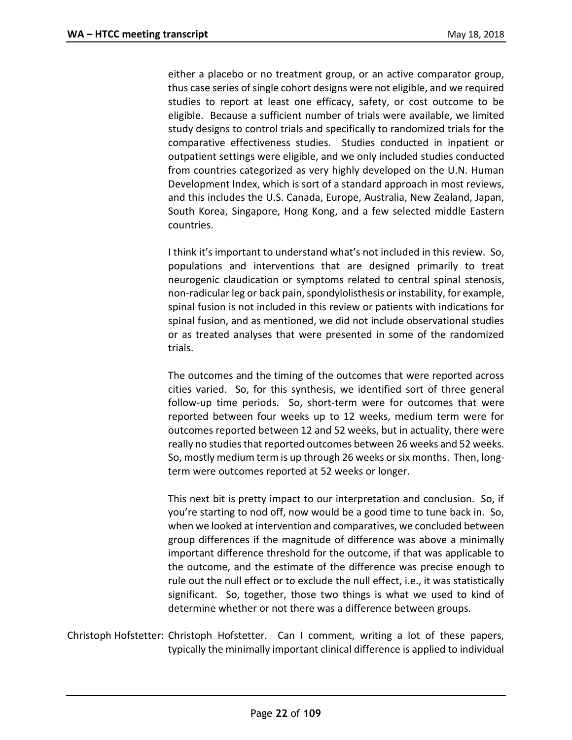either a placebo or no treatment group, or an active comparator group, thus case series of single cohort designs were not eligible, and we required studies to report at least one efficacy, safety, or cost outcome to be eligible. Because a sufficient number of trials were available, we limited study designs to control trials and specifically to randomized trials for the comparative effectiveness studies. Studies conducted in inpatient or outpatient settings were eligible, and we only included studies conducted from countries categorized as very highly developed on the U.N. Human Development Index, which is sort of a standard approach in most reviews, and this includes the U.S. Canada, Europe, Australia, New Zealand, Japan, South Korea, Singapore, Hong Kong, and a few selected middle Eastern countries.

I think it's important to understand what's not included in this review. So, populations and interventions that are designed primarily to treat neurogenic claudication or symptoms related to central spinal stenosis, non-radicular leg or back pain, spondylolisthesis or instability, for example, spinal fusion is not included in this review or patients with indications for spinal fusion, and as mentioned, we did not include observational studies or as treated analyses that were presented in some of the randomized trials.

The outcomes and the timing of the outcomes that were reported across cities varied. So, for this synthesis, we identified sort of three general follow-up time periods. So, short-term were for outcomes that were reported between four weeks up to 12 weeks, medium term were for outcomes reported between 12 and 52 weeks, but in actuality, there were really no studies that reported outcomes between 26 weeks and 52 weeks. So, mostly medium term is up through 26 weeks or six months. Then, long-term were outcomes reported at 52 weeks or longer.

This next bit is pretty impact to our interpretation and conclusion. So, if you're starting to nod off, now would be a good time to tune back in. So, when we looked at intervention and comparatives, we concluded between group differences if the magnitude of difference was above a minimally important difference threshold for the outcome, if that was applicable to the outcome, and the estimate of the difference was precise enough to rule out the null effect or to exclude the null effect, i.e., it was statistically significant. So, together, those two things is what we used to kind of determine whether or not there was a difference between groups.

Christoph Hofstetter: Christoph Hofstetter. Can I comment, writing a lot of these papers, typically the minimally important clinical difference is applied to individual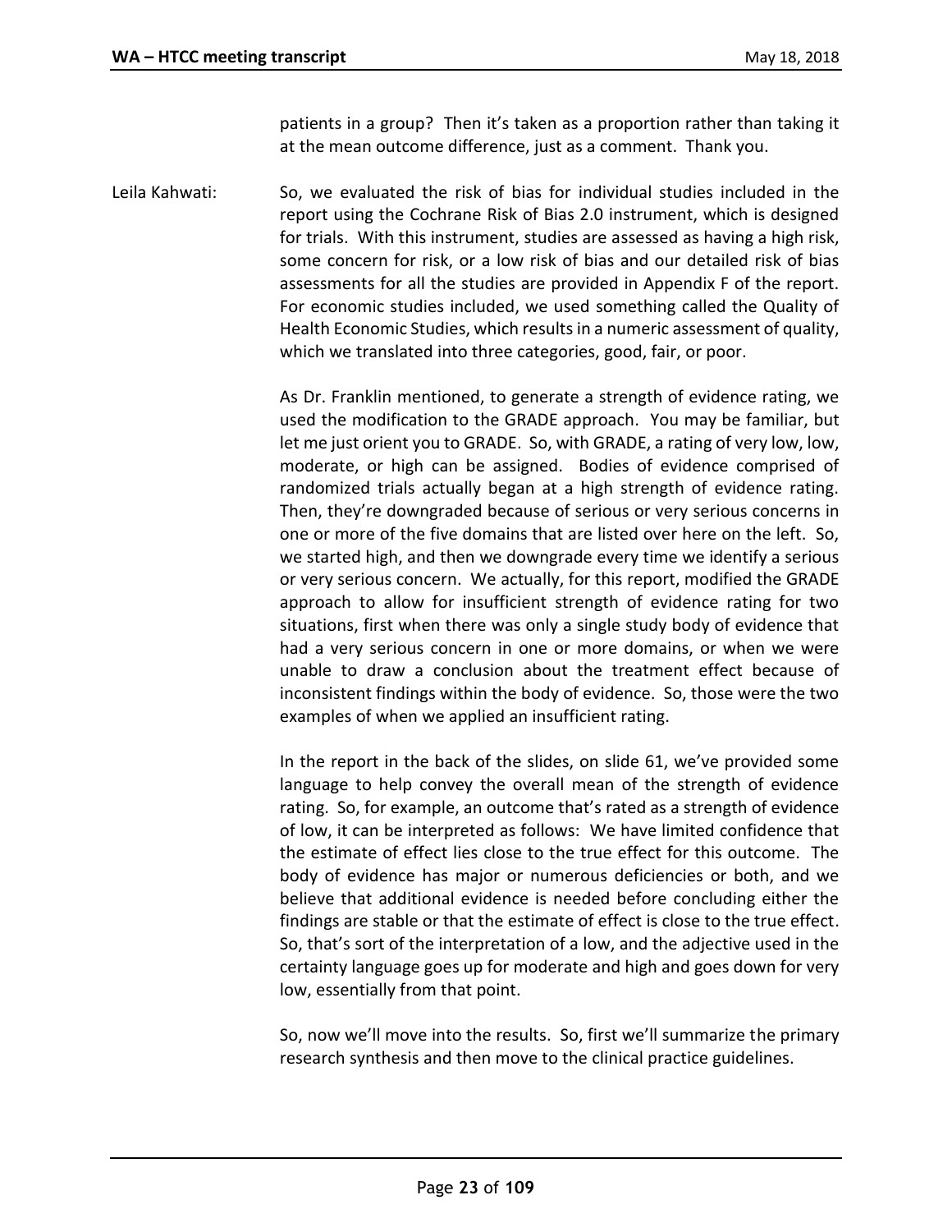patients in a group? Then it's taken as a proportion rather than taking it at the mean outcome difference, just as a comment. Thank you.

Leila Kahwati: So, we evaluated the risk of bias for individual studies included in the report using the Cochrane Risk of Bias 2.0 instrument, which is designed for trials. With this instrument, studies are assessed as having a high risk, some concern for risk, or a low risk of bias and our detailed risk of bias assessments for all the studies are provided in Appendix F of the report. For economic studies included, we used something called the Quality of Health Economic Studies, which results in a numeric assessment of quality, which we translated into three categories, good, fair, or poor.

As Dr. Franklin mentioned, to generate a strength of evidence rating, we used the modification to the GRADE approach. You may be familiar, but let me just orient you to GRADE. So, with GRADE, a rating of very low, low, moderate, or high can be assigned. Bodies of evidence comprised of randomized trials actually began at a high strength of evidence rating. Then, they're downgraded because of serious or very serious concerns in one or more of the five domains that are listed over here on the left. So, we started high, and then we downgrade every time we identify a serious or very serious concern. We actually, for this report, modified the GRADE approach to allow for insufficient strength of evidence rating for two situations, first when there was only a single study body of evidence that had a very serious concern in one or more domains, or when we were unable to draw a conclusion about the treatment effect because of inconsistent findings within the body of evidence. So, those were the two examples of when we applied an insufficient rating.

In the report in the back of the slides, on slide 61, we've provided some language to help convey the overall mean of the strength of evidence rating. So, for example, an outcome that's rated as a strength of evidence of low, it can be interpreted as follows: We have limited confidence that the estimate of effect lies close to the true effect for this outcome. The body of evidence has major or numerous deficiencies or both, and we believe that additional evidence is needed before concluding either the findings are stable or that the estimate of effect is close to the true effect. So, that's sort of the interpretation of a low, and the adjective used in the certainty language goes up for moderate and high and goes down for very low, essentially from that point.

So, now we'll move into the results. So, first we'll summarize the primary research synthesis and then move to the clinical practice guidelines.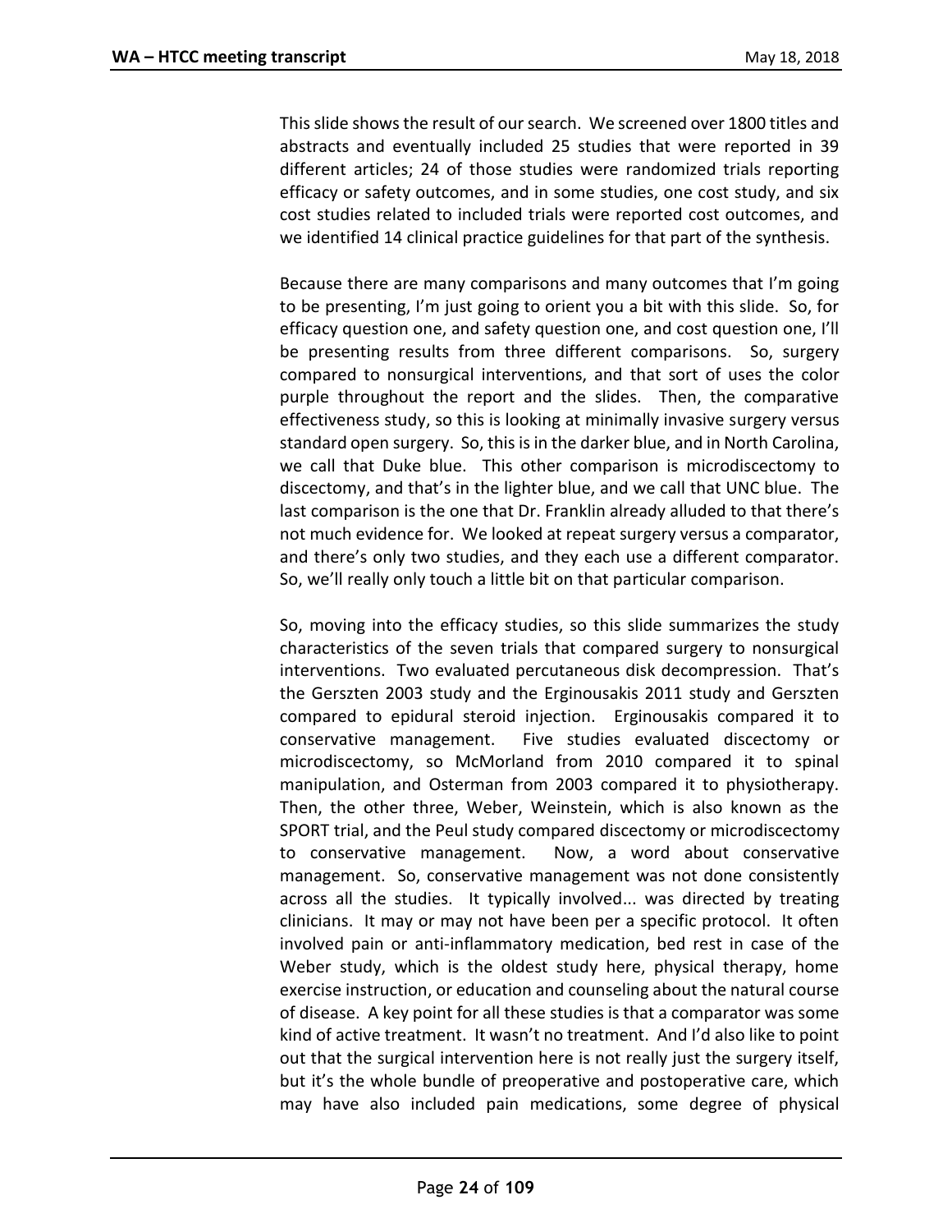This slide shows the result of our search. We screened over 1800 titles and abstracts and eventually included 25 studies that were reported in 39 different articles; 24 of those studies were randomized trials reporting efficacy or safety outcomes, and in some studies, one cost study, and six cost studies related to included trials were reported cost outcomes, and we identified 14 clinical practice guidelines for that part of the synthesis.

Because there are many comparisons and many outcomes that I'm going to be presenting, I'm just going to orient you a bit with this slide. So, for efficacy question one, and safety question one, and cost question one, I'll be presenting results from three different comparisons. So, surgery compared to nonsurgical interventions, and that sort of uses the color purple throughout the report and the slides. Then, the comparative effectiveness study, so this is looking at minimally invasive surgery versus standard open surgery. So, this is in the darker blue, and in North Carolina, we call that Duke blue. This other comparison is microdiscectomy to discectomy, and that's in the lighter blue, and we call that UNC blue. The last comparison is the one that Dr. Franklin already alluded to that there's not much evidence for. We looked at repeat surgery versus a comparator, and there's only two studies, and they each use a different comparator. So, we'll really only touch a little bit on that particular comparison.

So, moving into the efficacy studies, so this slide summarizes the study characteristics of the seven trials that compared surgery to nonsurgical interventions. Two evaluated percutaneous disk decompression. That's the Gerszten 2003 study and the Erginousakis 2011 study and Gerszten compared to epidural steroid injection. Erginousakis compared it to conservative management. Five studies evaluated discectomy or microdiscectomy, so McMorland from 2010 compared it to spinal manipulation, and Osterman from 2003 compared it to physiotherapy. Then, the other three, Weber, Weinstein, which is also known as the SPORT trial, and the Peul study compared discectomy or microdiscectomy to conservative management. Now, a word about conservative management. So, conservative management was not done consistently across all the studies. It typically involved... was directed by treating clinicians. It may or may not have been per a specific protocol. It often involved pain or anti-inflammatory medication, bed rest in case of the Weber study, which is the oldest study here, physical therapy, home exercise instruction, or education and counseling about the natural course of disease. A key point for all these studies is that a comparator was some kind of active treatment. It wasn't no treatment. And I'd also like to point out that the surgical intervention here is not really just the surgery itself, but it's the whole bundle of preoperative and postoperative care, which may have also included pain medications, some degree of physical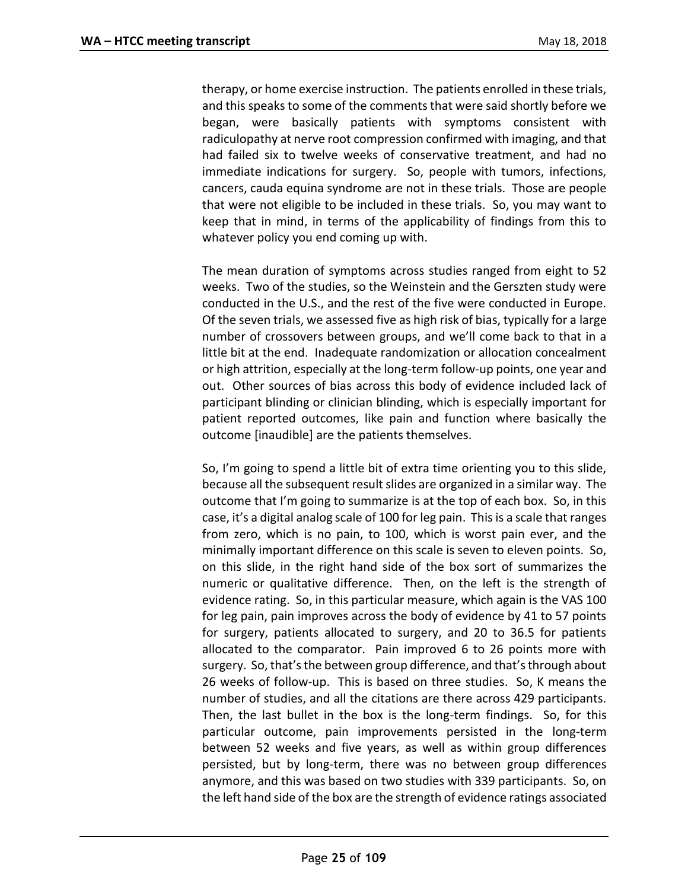therapy, or home exercise instruction. The patients enrolled in these trials, and this speaks to some of the comments that were said shortly before we began, were basically patients with symptoms consistent with radiculopathy at nerve root compression confirmed with imaging, and that had failed six to twelve weeks of conservative treatment, and had no immediate indications for surgery. So, people with tumors, infections, cancers, cauda equina syndrome are not in these trials. Those are people that were not eligible to be included in these trials. So, you may want to keep that in mind, in terms of the applicability of findings from this to whatever policy you end coming up with.

The mean duration of symptoms across studies ranged from eight to 52 weeks. Two of the studies, so the Weinstein and the Gerszten study were conducted in the U.S., and the rest of the five were conducted in Europe. Of the seven trials, we assessed five as high risk of bias, typically for a large number of crossovers between groups, and we'll come back to that in a little bit at the end. Inadequate randomization or allocation concealment or high attrition, especially at the long-term follow-up points, one year and out. Other sources of bias across this body of evidence included lack of participant blinding or clinician blinding, which is especially important for patient reported outcomes, like pain and function where basically the outcome [inaudible] are the patients themselves.

So, I'm going to spend a little bit of extra time orienting you to this slide, because all the subsequent result slides are organized in a similar way. The outcome that I'm going to summarize is at the top of each box. So, in this case, it's a digital analog scale of 100 for leg pain. This is a scale that ranges from zero, which is no pain, to 100, which is worst pain ever, and the minimally important difference on this scale is seven to eleven points. So, on this slide, in the right hand side of the box sort of summarizes the numeric or qualitative difference. Then, on the left is the strength of evidence rating. So, in this particular measure, which again is the VAS 100 for leg pain, pain improves across the body of evidence by 41 to 57 points for surgery, patients allocated to surgery, and 20 to 36.5 for patients allocated to the comparator. Pain improved 6 to 26 points more with surgery. So, that's the between group difference, and that's through about 26 weeks of follow-up. This is based on three studies. So, K means the number of studies, and all the citations are there across 429 participants. Then, the last bullet in the box is the long-term findings. So, for this particular outcome, pain improvements persisted in the long-term between 52 weeks and five years, as well as within group differences persisted, but by long-term, there was no between group differences anymore, and this was based on two studies with 339 participants. So, on the left hand side of the box are the strength of evidence ratings associated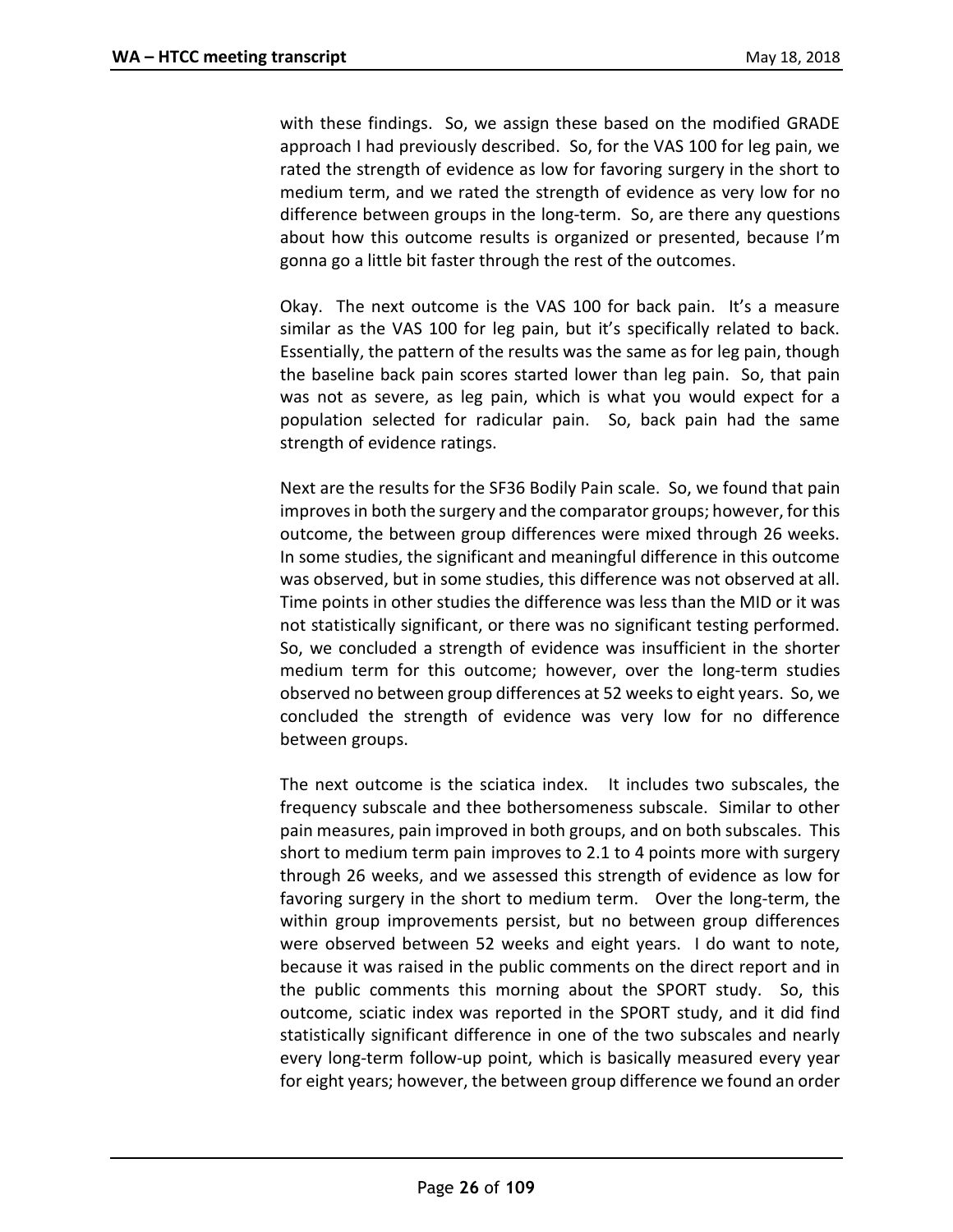with these findings. So, we assign these based on the modified GRADE approach I had previously described. So, for the VAS 100 for leg pain, we rated the strength of evidence as low for favoring surgery in the short to medium term, and we rated the strength of evidence as very low for no difference between groups in the long-term. So, are there any questions about how this outcome results is organized or presented, because I'm gonna go a little bit faster through the rest of the outcomes.

Okay. The next outcome is the VAS 100 for back pain. It's a measure similar as the VAS 100 for leg pain, but it's specifically related to back. Essentially, the pattern of the results was the same as for leg pain, though the baseline back pain scores started lower than leg pain. So, that pain was not as severe, as leg pain, which is what you would expect for a population selected for radicular pain. So, back pain had the same strength of evidence ratings.

Next are the results for the SF36 Bodily Pain scale. So, we found that pain improves in both the surgery and the comparator groups; however, for this outcome, the between group differences were mixed through 26 weeks. In some studies, the significant and meaningful difference in this outcome was observed, but in some studies, this difference was not observed at all. Time points in other studies the difference was less than the MID or it was not statistically significant, or there was no significant testing performed. So, we concluded a strength of evidence was insufficient in the shorter medium term for this outcome; however, over the long-term studies observed no between group differences at 52 weeks to eight years. So, we concluded the strength of evidence was very low for no difference between groups.

The next outcome is the sciatica index. It includes two subscales, the frequency subscale and thee bothersomeness subscale. Similar to other pain measures, pain improved in both groups, and on both subscales. This short to medium term pain improves to 2.1 to 4 points more with surgery through 26 weeks, and we assessed this strength of evidence as low for favoring surgery in the short to medium term. Over the long-term, the within group improvements persist, but no between group differences were observed between 52 weeks and eight years. I do want to note, because it was raised in the public comments on the direct report and in the public comments this morning about the SPORT study. So, this outcome, sciatic index was reported in the SPORT study, and it did find statistically significant difference in one of the two subscales and nearly every long-term follow-up point, which is basically measured every year for eight years; however, the between group difference we found an order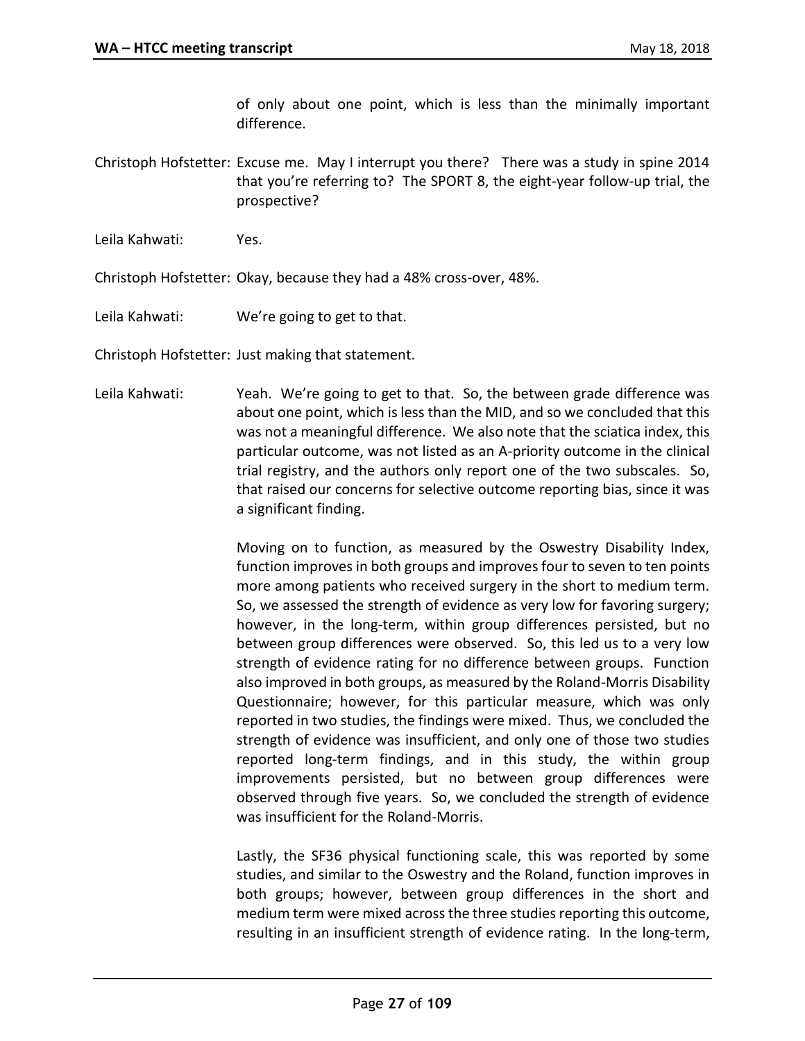of only about one point, which is less than the minimally important difference.

Christoph Hofstetter: Excuse me. May I interrupt you there? There was a study in spine 2014 that you're referring to? The SPORT 8, the eight-year follow-up trial, the prospective?

Leila Kahwati: Yes.

Christoph Hofstetter: Okay, because they had a 48% cross-over, 48%.

Leila Kahwati: We're going to get to that.

Christoph Hofstetter: Just making that statement.

Leila Kahwati: Yeah. We're going to get to that. So, the between grade difference was about one point, which is less than the MID, and so we concluded that this was not a meaningful difference. We also note that the sciatica index, this particular outcome, was not listed as an A-priority outcome in the clinical trial registry, and the authors only report one of the two subscales. So, that raised our concerns for selective outcome reporting bias, since it was a significant finding.

Moving on to function, as measured by the Oswestry Disability Index, function improves in both groups and improves four to seven to ten points more among patients who received surgery in the short to medium term. So, we assessed the strength of evidence as very low for favoring surgery; however, in the long-term, within group differences persisted, but no between group differences were observed. So, this led us to a very low strength of evidence rating for no difference between groups. Function also improved in both groups, as measured by the Roland-Morris Disability Questionnaire; however, for this particular measure, which was only reported in two studies, the findings were mixed. Thus, we concluded the strength of evidence was insufficient, and only one of those two studies reported long-term findings, and in this study, the within group improvements persisted, but no between group differences were observed through five years. So, we concluded the strength of evidence was insufficient for the Roland-Morris.

Lastly, the SF36 physical functioning scale, this was reported by some studies, and similar to the Oswestry and the Roland, function improves in both groups; however, between group differences in the short and medium term were mixed across the three studies reporting this outcome, resulting in an insufficient strength of evidence rating. In the long-term,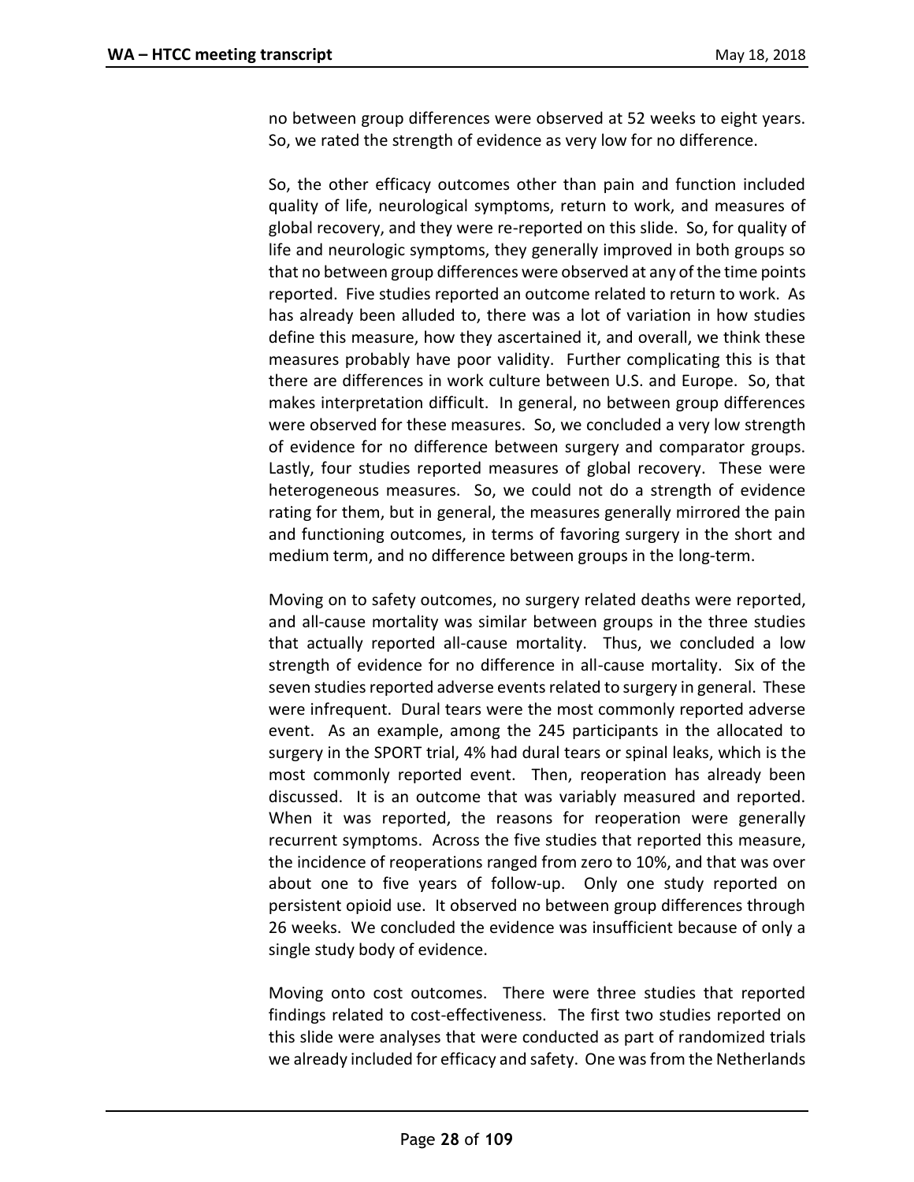no between group differences were observed at 52 weeks to eight years. So, we rated the strength of evidence as very low for no difference.

So, the other efficacy outcomes other than pain and function included quality of life, neurological symptoms, return to work, and measures of global recovery, and they were re-reported on this slide. So, for quality of life and neurologic symptoms, they generally improved in both groups so that no between group differences were observed at any of the time points reported. Five studies reported an outcome related to return to work. As has already been alluded to, there was a lot of variation in how studies define this measure, how they ascertained it, and overall, we think these measures probably have poor validity. Further complicating this is that there are differences in work culture between U.S. and Europe. So, that makes interpretation difficult. In general, no between group differences were observed for these measures. So, we concluded a very low strength of evidence for no difference between surgery and comparator groups. Lastly, four studies reported measures of global recovery. These were heterogeneous measures. So, we could not do a strength of evidence rating for them, but in general, the measures generally mirrored the pain and functioning outcomes, in terms of favoring surgery in the short and medium term, and no difference between groups in the long-term.

Moving on to safety outcomes, no surgery related deaths were reported, and all-cause mortality was similar between groups in the three studies that actually reported all-cause mortality. Thus, we concluded a low strength of evidence for no difference in all-cause mortality. Six of the seven studies reported adverse events related to surgery in general. These were infrequent. Dural tears were the most commonly reported adverse event. As an example, among the 245 participants in the allocated to surgery in the SPORT trial, 4% had dural tears or spinal leaks, which is the most commonly reported event. Then, reoperation has already been discussed. It is an outcome that was variably measured and reported. When it was reported, the reasons for reoperation were generally recurrent symptoms. Across the five studies that reported this measure, the incidence of reoperations ranged from zero to 10%, and that was over about one to five years of follow-up. Only one study reported on persistent opioid use. It observed no between group differences through 26 weeks. We concluded the evidence was insufficient because of only a single study body of evidence.

Moving onto cost outcomes. There were three studies that reported findings related to cost-effectiveness. The first two studies reported on this slide were analyses that were conducted as part of randomized trials we already included for efficacy and safety. One was from the Netherlands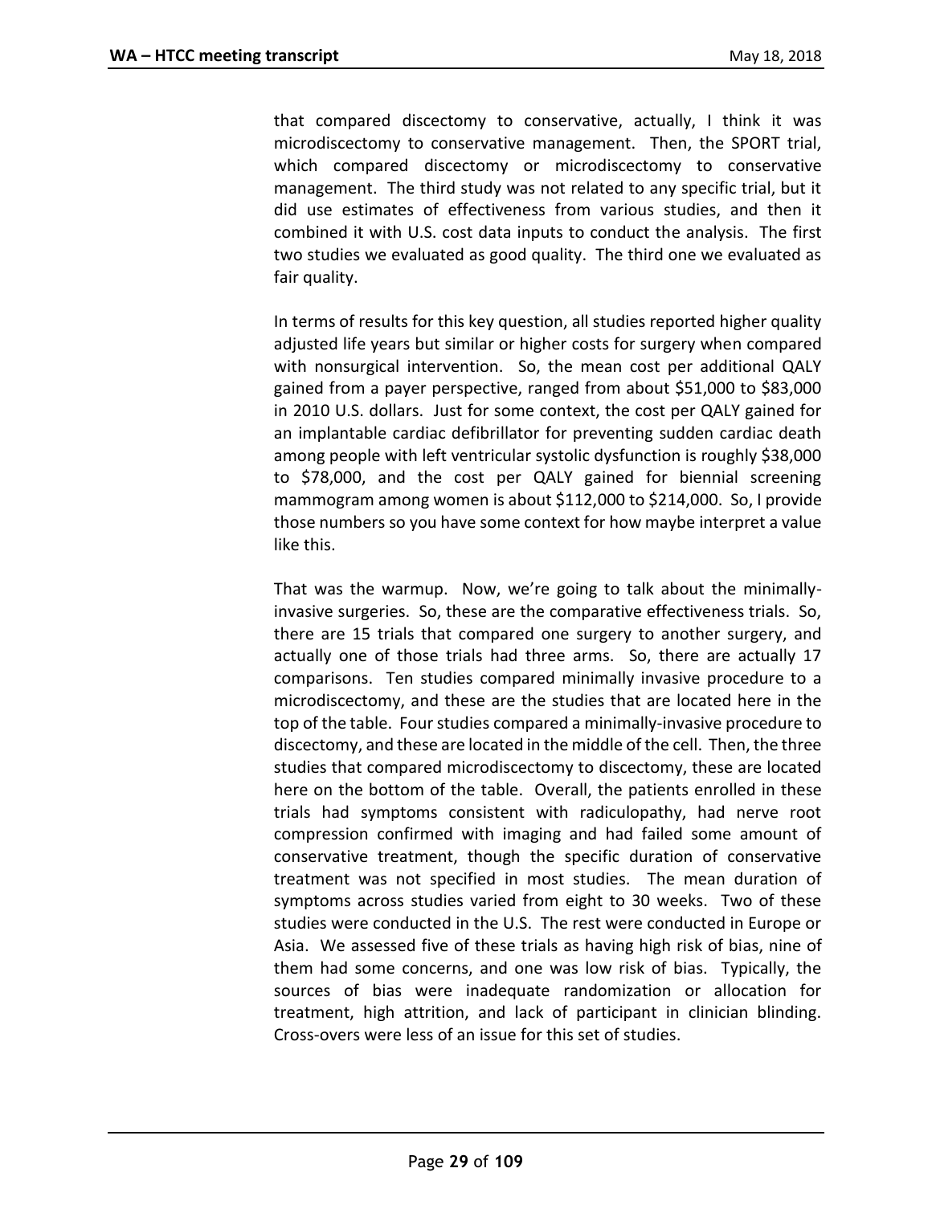that compared discectomy to conservative, actually, I think it was microdiscectomy to conservative management. Then, the SPORT trial, which compared discectomy or microdiscectomy to conservative management. The third study was not related to any specific trial, but it did use estimates of effectiveness from various studies, and then it combined it with U.S. cost data inputs to conduct the analysis. The first two studies we evaluated as good quality. The third one we evaluated as fair quality.

In terms of results for this key question, all studies reported higher quality adjusted life years but similar or higher costs for surgery when compared with nonsurgical intervention. So, the mean cost per additional QALY gained from a payer perspective, ranged from about $51,000 to $83,000 in 2010 U.S. dollars. Just for some context, the cost per QALY gained for an implantable cardiac defibrillator for preventing sudden cardiac death among people with left ventricular systolic dysfunction is roughly $38,000 to $78,000, and the cost per QALY gained for biennial screening mammogram among women is about $112,000 to $214,000. So, I provide those numbers so you have some context for how maybe interpret a value like this.

That was the warmup. Now, we're going to talk about the minimally-invasive surgeries. So, these are the comparative effectiveness trials. So, there are 15 trials that compared one surgery to another surgery, and actually one of those trials had three arms. So, there are actually 17 comparisons. Ten studies compared minimally invasive procedure to a microdiscectomy, and these are the studies that are located here in the top of the table. Four studies compared a minimally-invasive procedure to discectomy, and these are located in the middle of the cell. Then, the three studies that compared microdiscectomy to discectomy, these are located here on the bottom of the table. Overall, the patients enrolled in these trials had symptoms consistent with radiculopathy, had nerve root compression confirmed with imaging and had failed some amount of conservative treatment, though the specific duration of conservative treatment was not specified in most studies. The mean duration of symptoms across studies varied from eight to 30 weeks. Two of these studies were conducted in the U.S. The rest were conducted in Europe or Asia. We assessed five of these trials as having high risk of bias, nine of them had some concerns, and one was low risk of bias. Typically, the sources of bias were inadequate randomization or allocation for treatment, high attrition, and lack of participant in clinician blinding. Cross-overs were less of an issue for this set of studies.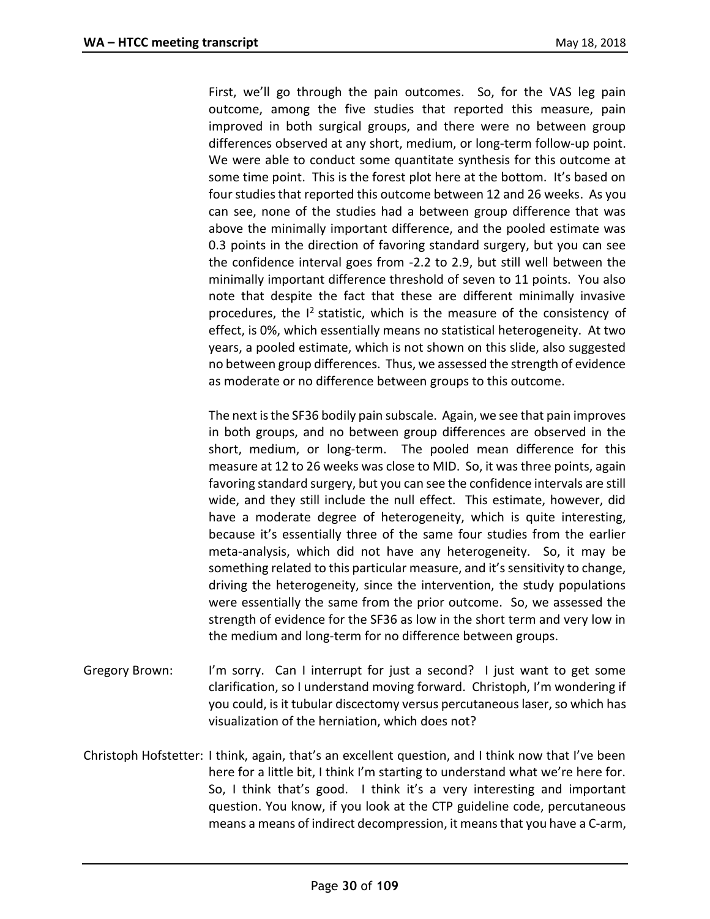First, we'll go through the pain outcomes. So, for the VAS leg pain outcome, among the five studies that reported this measure, pain improved in both surgical groups, and there were no between group differences observed at any short, medium, or long-term follow-up point. We were able to conduct some quantitate synthesis for this outcome at some time point. This is the forest plot here at the bottom. It's based on four studies that reported this outcome between 12 and 26 weeks. As you can see, none of the studies had a between group difference that was above the minimally important difference, and the pooled estimate was 0.3 points in the direction of favoring standard surgery, but you can see the confidence interval goes from -2.2 to 2.9, but still well between the minimally important difference threshold of seven to 11 points. You also note that despite the fact that these are different minimally invasive procedures, the $I^2$ statistic, which is the measure of the consistency of effect, is 0%, which essentially means no statistical heterogeneity. At two years, a pooled estimate, which is not shown on this slide, also suggested no between group differences. Thus, we assessed the strength of evidence as moderate or no difference between groups to this outcome.

The next is the SF36 bodily pain subscale. Again, we see that pain improves in both groups, and no between group differences are observed in the short, medium, or long-term. The pooled mean difference for this measure at 12 to 26 weeks was close to MID. So, it was three points, again favoring standard surgery, but you can see the confidence intervals are still wide, and they still include the null effect. This estimate, however, did have a moderate degree of heterogeneity, which is quite interesting, because it's essentially three of the same four studies from the earlier meta-analysis, which did not have any heterogeneity. So, it may be something related to this particular measure, and it's sensitivity to change, driving the heterogeneity, since the intervention, the study populations were essentially the same from the prior outcome. So, we assessed the strength of evidence for the SF36 as low in the short term and very low in the medium and long-term for no difference between groups.

Gregory Brown: I'm sorry. Can I interrupt for just a second? I just want to get some clarification, so I understand moving forward. Christoph, I'm wondering if you could, is it tubular discectomy versus percutaneous laser, so which has visualization of the herniation, which does not?

Christoph Hofstetter: I think, again, that's an excellent question, and I think now that I've been here for a little bit, I think I'm starting to understand what we're here for. So, I think that's good. I think it's a very interesting and important question. You know, if you look at the CTP guideline code, percutaneous means a means of indirect decompression, it means that you have a C-arm,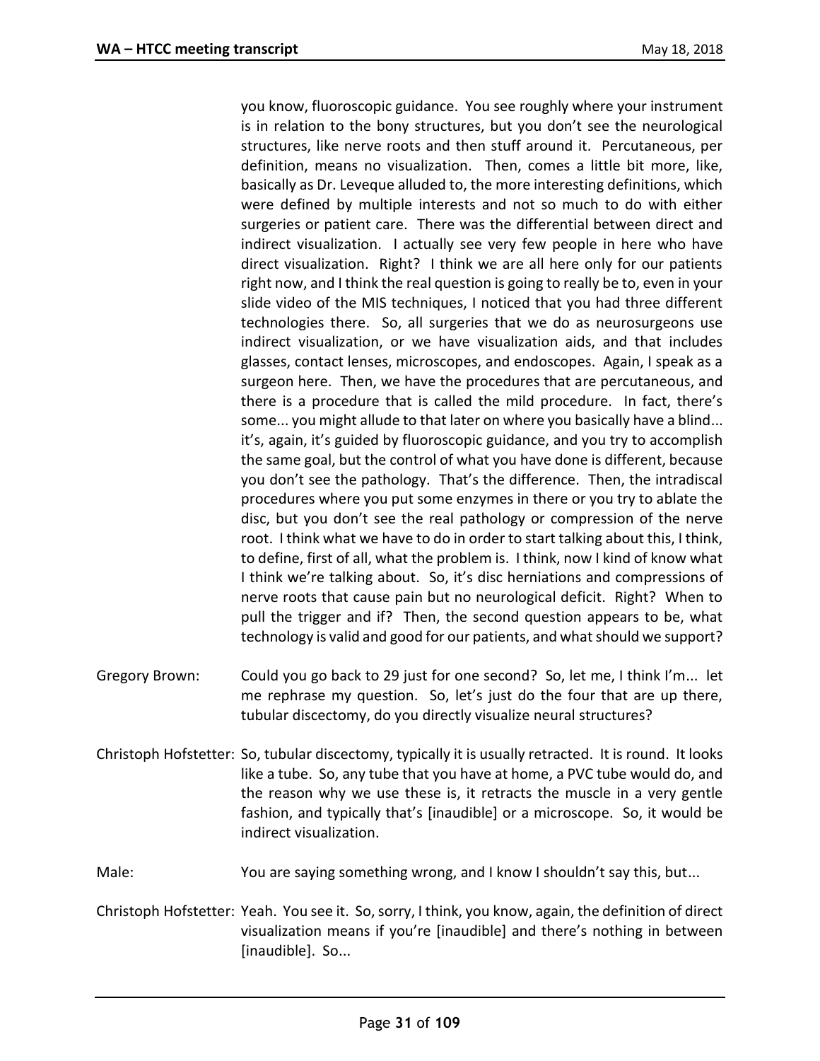you know, fluoroscopic guidance. You see roughly where your instrument is in relation to the bony structures, but you don't see the neurological structures, like nerve roots and then stuff around it. Percutaneous, per definition, means no visualization. Then, comes a little bit more, like, basically as Dr. Leveque alluded to, the more interesting definitions, which were defined by multiple interests and not so much to do with either surgeries or patient care. There was the differential between direct and indirect visualization. I actually see very few people in here who have direct visualization. Right? I think we are all here only for our patients right now, and I think the real question is going to really be to, even in your slide video of the MIS techniques, I noticed that you had three different technologies there. So, all surgeries that we do as neurosurgeons use indirect visualization, or we have visualization aids, and that includes glasses, contact lenses, microscopes, and endoscopes. Again, I speak as a surgeon here. Then, we have the procedures that are percutaneous, and there is a procedure that is called the mild procedure. In fact, there's some... you might allude to that later on where you basically have a blind... it's, again, it's guided by fluoroscopic guidance, and you try to accomplish the same goal, but the control of what you have done is different, because you don't see the pathology. That's the difference. Then, the intradiscal procedures where you put some enzymes in there or you try to ablate the disc, but you don't see the real pathology or compression of the nerve root. I think what we have to do in order to start talking about this, I think, to define, first of all, what the problem is. I think, now I kind of know what I think we're talking about. So, it's disc herniations and compressions of nerve roots that cause pain but no neurological deficit. Right? When to pull the trigger and if? Then, the second question appears to be, what technology is valid and good for our patients, and what should we support?

Gregory Brown: Could you go back to 29 just for one second? So, let me, I think I'm... let me rephrase my question. So, let's just do the four that are up there, tubular discectomy, do you directly visualize neural structures?

Christoph Hofstetter: So, tubular discectomy, typically it is usually retracted. It is round. It looks like a tube. So, any tube that you have at home, a PVC tube would do, and the reason why we use these is, it retracts the muscle in a very gentle fashion, and typically that's [inaudible] or a microscope. So, it would be indirect visualization.

Male: You are saying something wrong, and I know I shouldn't say this, but...

Christoph Hofstetter: Yeah. You see it. So, sorry, I think, you know, again, the definition of direct visualization means if you're [inaudible] and there's nothing in between [inaudible]. So...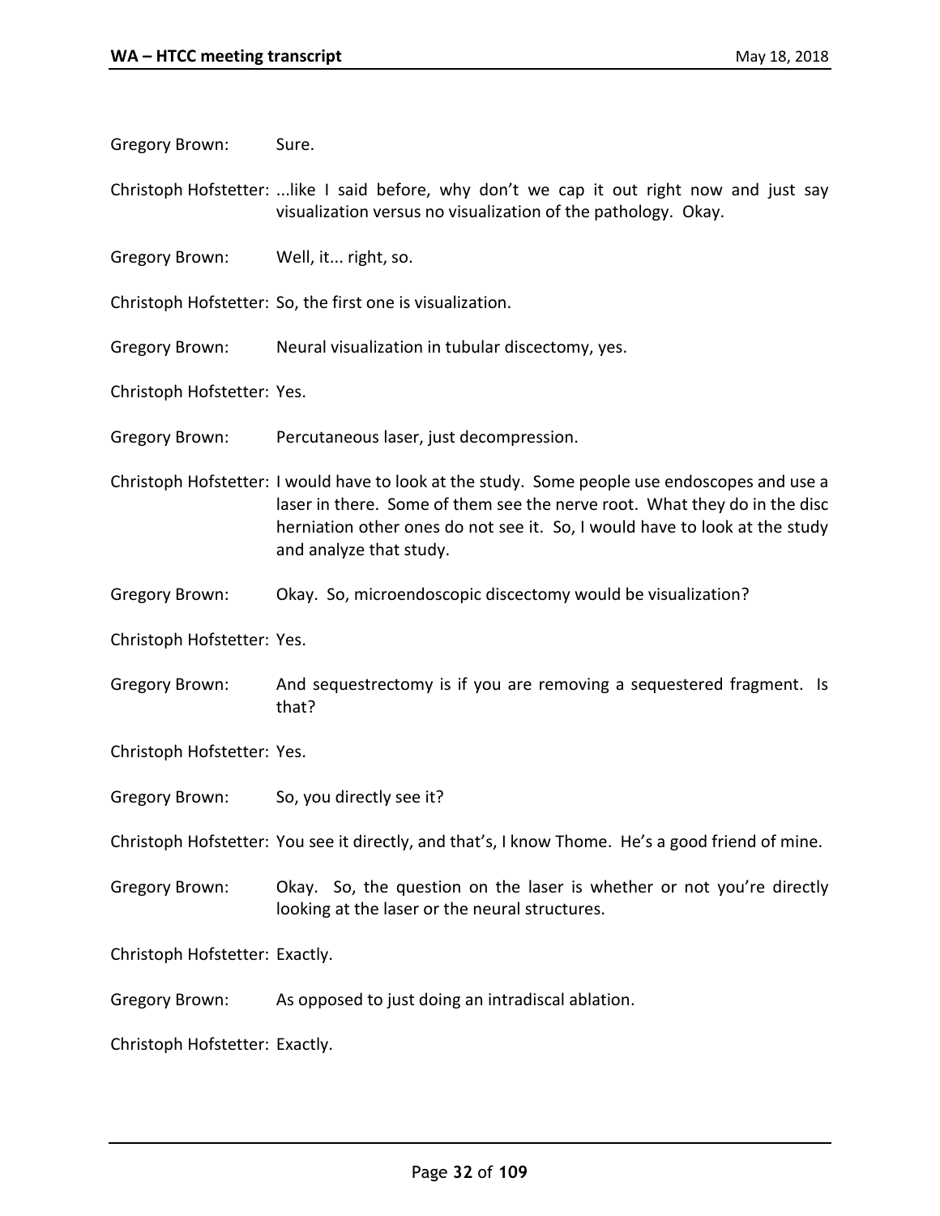Gregory Brown: Sure.

Christoph Hofstetter: ...like I said before, why don't we cap it out right now and just say visualization versus no visualization of the pathology. Okay.

Gregory Brown: Well, it... right, so.

Christoph Hofstetter: So, the first one is visualization.

Gregory Brown: Neural visualization in tubular discectomy, yes.

Christoph Hofstetter: Yes.

Gregory Brown: Percutaneous laser, just decompression.

Christoph Hofstetter: I would have to look at the study. Some people use endoscopes and use a laser in there. Some of them see the nerve root. What they do in the disc herniation other ones do not see it. So, I would have to look at the study and analyze that study.

Gregory Brown: Okay. So, microendoscopic discectomy would be visualization?

Christoph Hofstetter: Yes.

Gregory Brown: And sequestrectomy is if you are removing a sequestered fragment. Is that?

Christoph Hofstetter: Yes.

Gregory Brown: So, you directly see it?

Christoph Hofstetter: You see it directly, and that's, I know Thome. He's a good friend of mine.

Gregory Brown: Okay. So, the question on the laser is whether or not you're directly looking at the laser or the neural structures.

Christoph Hofstetter: Exactly.

Gregory Brown: As opposed to just doing an intradiscal ablation.

Christoph Hofstetter: Exactly.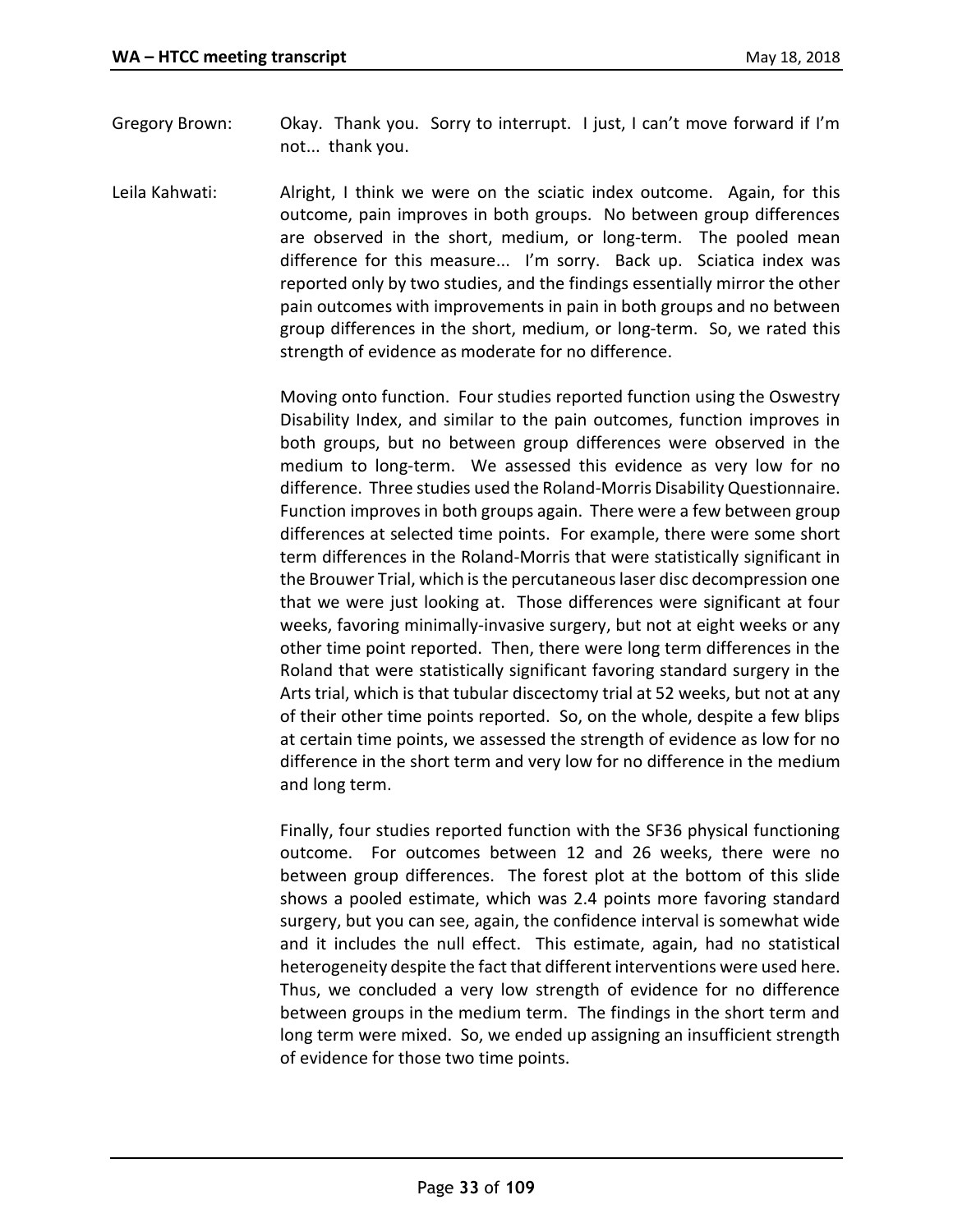Gregory Brown: Okay. Thank you. Sorry to interrupt. I just, I can't move forward if I'm not... thank you.

Leila Kahwati: Alright, I think we were on the sciatic index outcome. Again, for this outcome, pain improves in both groups. No between group differences are observed in the short, medium, or long-term. The pooled mean difference for this measure... I'm sorry. Back up. Sciatica index was reported only by two studies, and the findings essentially mirror the other pain outcomes with improvements in pain in both groups and no between group differences in the short, medium, or long-term. So, we rated this strength of evidence as moderate for no difference.

Moving onto function. Four studies reported function using the Oswestry Disability Index, and similar to the pain outcomes, function improves in both groups, but no between group differences were observed in the medium to long-term. We assessed this evidence as very low for no difference. Three studies used the Roland-Morris Disability Questionnaire. Function improves in both groups again. There were a few between group differences at selected time points. For example, there were some short term differences in the Roland-Morris that were statistically significant in the Brouwer Trial, which is the percutaneous laser disc decompression one that we were just looking at. Those differences were significant at four weeks, favoring minimally-invasive surgery, but not at eight weeks or any other time point reported. Then, there were long term differences in the Roland that were statistically significant favoring standard surgery in the Arts trial, which is that tubular discectomy trial at 52 weeks, but not at any of their other time points reported. So, on the whole, despite a few blips at certain time points, we assessed the strength of evidence as low for no difference in the short term and very low for no difference in the medium and long term.

Finally, four studies reported function with the SF36 physical functioning outcome. For outcomes between 12 and 26 weeks, there were no between group differences. The forest plot at the bottom of this slide shows a pooled estimate, which was 2.4 points more favoring standard surgery, but you can see, again, the confidence interval is somewhat wide and it includes the null effect. This estimate, again, had no statistical heterogeneity despite the fact that different interventions were used here. Thus, we concluded a very low strength of evidence for no difference between groups in the medium term. The findings in the short term and long term were mixed. So, we ended up assigning an insufficient strength of evidence for those two time points.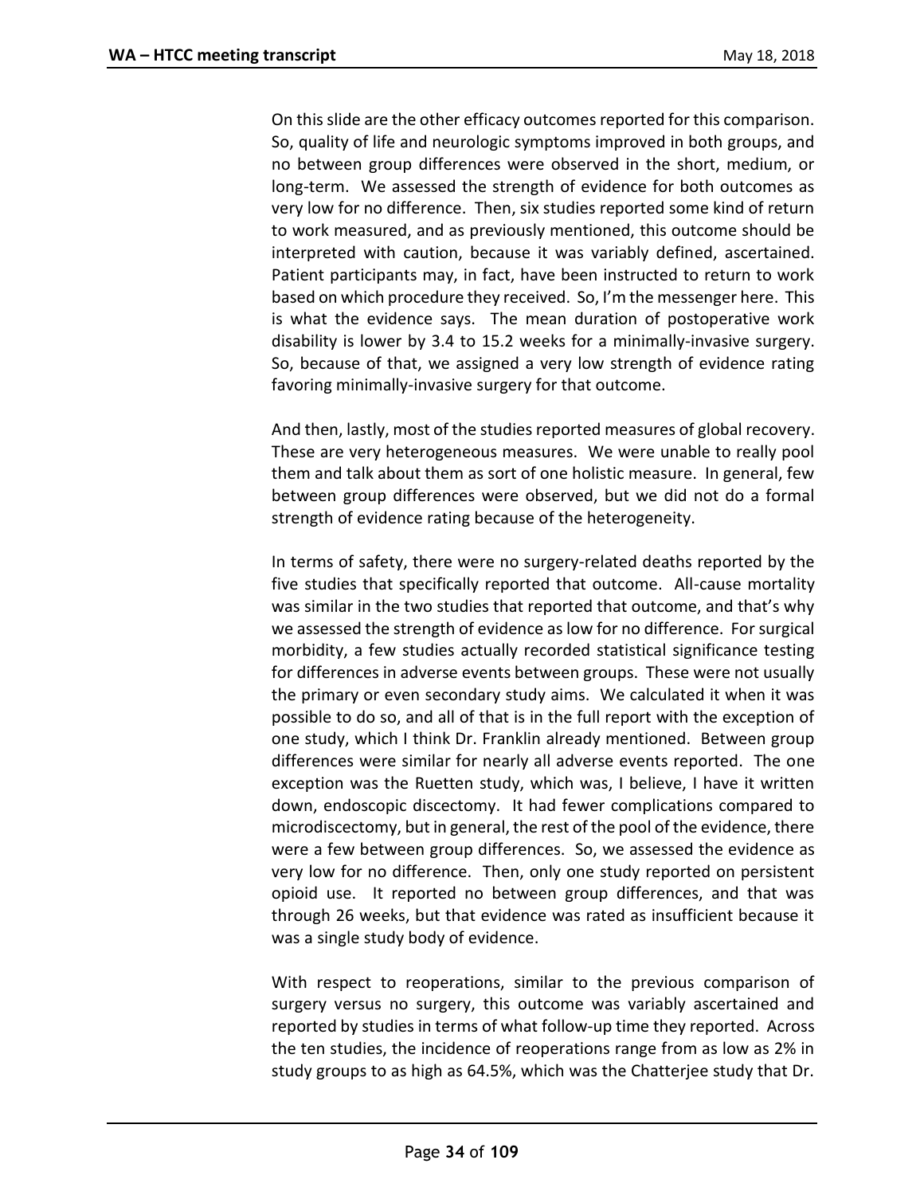On this slide are the other efficacy outcomes reported for this comparison. So, quality of life and neurologic symptoms improved in both groups, and no between group differences were observed in the short, medium, or long-term. We assessed the strength of evidence for both outcomes as very low for no difference. Then, six studies reported some kind of return to work measured, and as previously mentioned, this outcome should be interpreted with caution, because it was variably defined, ascertained. Patient participants may, in fact, have been instructed to return to work based on which procedure they received. So, I'm the messenger here. This is what the evidence says. The mean duration of postoperative work disability is lower by 3.4 to 15.2 weeks for a minimally-invasive surgery. So, because of that, we assigned a very low strength of evidence rating favoring minimally-invasive surgery for that outcome.

And then, lastly, most of the studies reported measures of global recovery. These are very heterogeneous measures. We were unable to really pool them and talk about them as sort of one holistic measure. In general, few between group differences were observed, but we did not do a formal strength of evidence rating because of the heterogeneity.

In terms of safety, there were no surgery-related deaths reported by the five studies that specifically reported that outcome. All-cause mortality was similar in the two studies that reported that outcome, and that's why we assessed the strength of evidence as low for no difference. For surgical morbidity, a few studies actually recorded statistical significance testing for differences in adverse events between groups. These were not usually the primary or even secondary study aims. We calculated it when it was possible to do so, and all of that is in the full report with the exception of one study, which I think Dr. Franklin already mentioned. Between group differences were similar for nearly all adverse events reported. The one exception was the Ruetten study, which was, I believe, I have it written down, endoscopic discectomy. It had fewer complications compared to microdiscectomy, but in general, the rest of the pool of the evidence, there were a few between group differences. So, we assessed the evidence as very low for no difference. Then, only one study reported on persistent opioid use. It reported no between group differences, and that was through 26 weeks, but that evidence was rated as insufficient because it was a single study body of evidence.

With respect to reoperations, similar to the previous comparison of surgery versus no surgery, this outcome was variably ascertained and reported by studies in terms of what follow-up time they reported. Across the ten studies, the incidence of reoperations range from as low as 2% in study groups to as high as 64.5%, which was the Chatterjee study that Dr.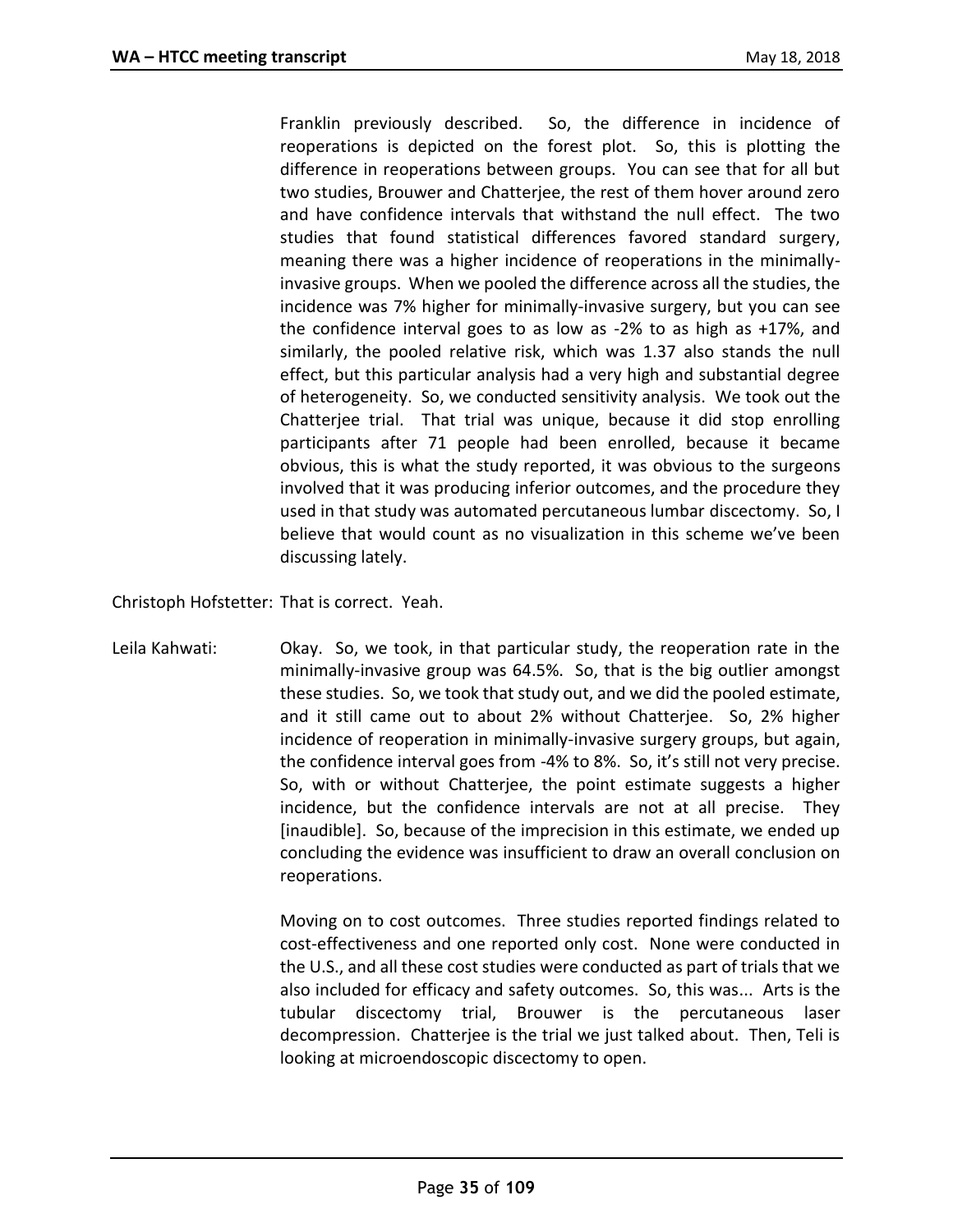Franklin previously described. So, the difference in incidence of reoperations is depicted on the forest plot. So, this is plotting the difference in reoperations between groups. You can see that for all but two studies, Brouwer and Chatterjee, the rest of them hover around zero and have confidence intervals that withstand the null effect. The two studies that found statistical differences favored standard surgery, meaning there was a higher incidence of reoperations in the minimally-invasive groups. When we pooled the difference across all the studies, the incidence was 7% higher for minimally-invasive surgery, but you can see the confidence interval goes to as low as -2% to as high as +17%, and similarly, the pooled relative risk, which was 1.37 also stands the null effect, but this particular analysis had a very high and substantial degree of heterogeneity. So, we conducted sensitivity analysis. We took out the Chatterjee trial. That trial was unique, because it did stop enrolling participants after 71 people had been enrolled, because it became obvious, this is what the study reported, it was obvious to the surgeons involved that it was producing inferior outcomes, and the procedure they used in that study was automated percutaneous lumbar discectomy. So, I believe that would count as no visualization in this scheme we've been discussing lately.

Christoph Hofstetter: That is correct. Yeah.

Leila Kahwati: Okay. So, we took, in that particular study, the reoperation rate in the minimally-invasive group was 64.5%. So, that is the big outlier amongst these studies. So, we took that study out, and we did the pooled estimate, and it still came out to about 2% without Chatterjee. So, 2% higher incidence of reoperation in minimally-invasive surgery groups, but again, the confidence interval goes from -4% to 8%. So, it's still not very precise. So, with or without Chatterjee, the point estimate suggests a higher incidence, but the confidence intervals are not at all precise. They [inaudible]. So, because of the imprecision in this estimate, we ended up concluding the evidence was insufficient to draw an overall conclusion on reoperations.

Moving on to cost outcomes. Three studies reported findings related to cost-effectiveness and one reported only cost. None were conducted in the U.S., and all these cost studies were conducted as part of trials that we also included for efficacy and safety outcomes. So, this was... Arts is the tubular discectomy trial, Brouwer is the percutaneous laser decompression. Chatterjee is the trial we just talked about. Then, Teli is looking at microendoscopic discectomy to open.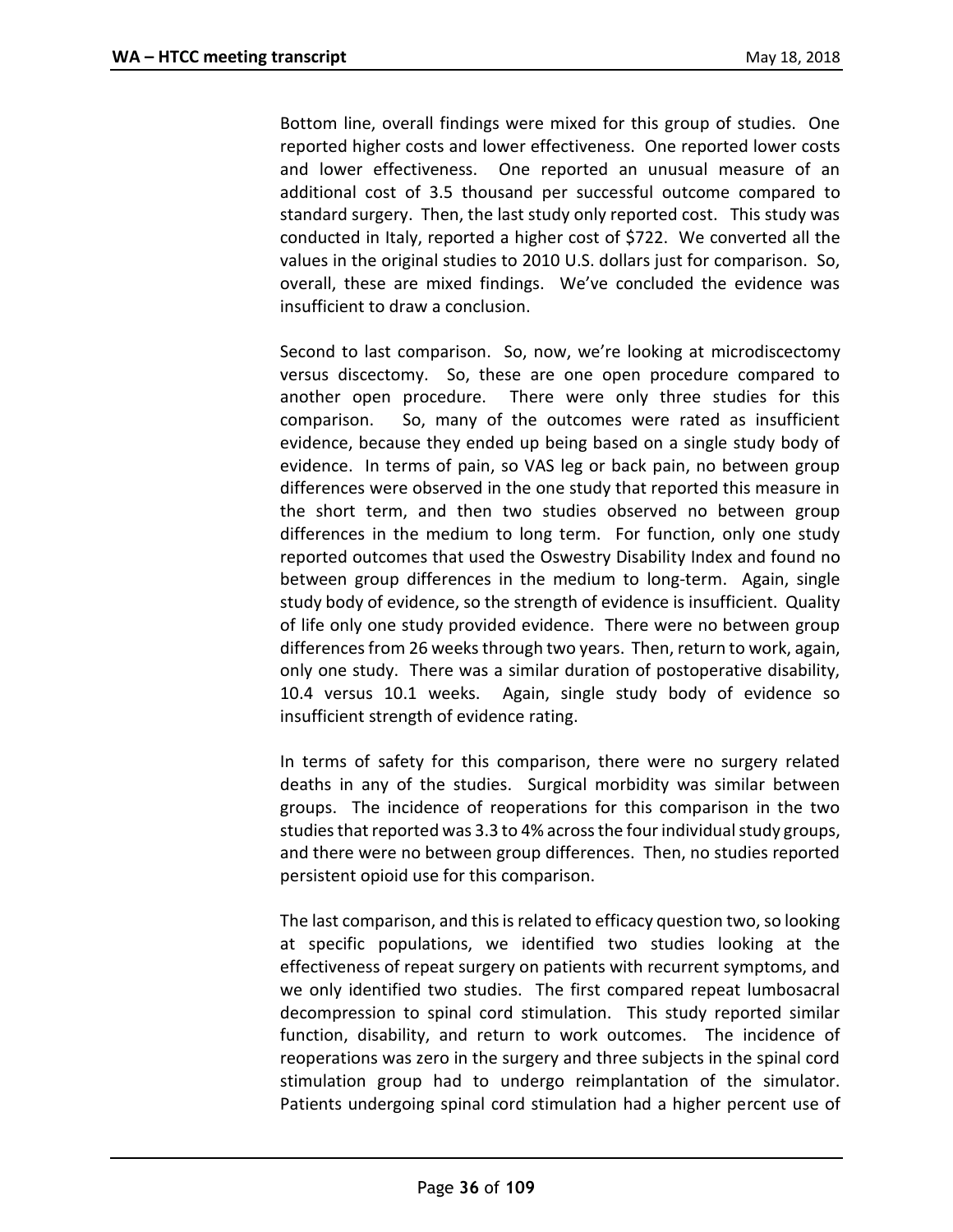Bottom line, overall findings were mixed for this group of studies. One reported higher costs and lower effectiveness. One reported lower costs and lower effectiveness. One reported an unusual measure of an additional cost of 3.5 thousand per successful outcome compared to standard surgery. Then, the last study only reported cost. This study was conducted in Italy, reported a higher cost of $722. We converted all the values in the original studies to 2010 U.S. dollars just for comparison. So, overall, these are mixed findings. We've concluded the evidence was insufficient to draw a conclusion.

Second to last comparison. So, now, we're looking at microdiscectomy versus discectomy. So, these are one open procedure compared to another open procedure. There were only three studies for this comparison. So, many of the outcomes were rated as insufficient evidence, because they ended up being based on a single study body of evidence. In terms of pain, so VAS leg or back pain, no between group differences were observed in the one study that reported this measure in the short term, and then two studies observed no between group differences in the medium to long term. For function, only one study reported outcomes that used the Oswestry Disability Index and found no between group differences in the medium to long-term. Again, single study body of evidence, so the strength of evidence is insufficient. Quality of life only one study provided evidence. There were no between group differences from 26 weeks through two years. Then, return to work, again, only one study. There was a similar duration of postoperative disability, 10.4 versus 10.1 weeks. Again, single study body of evidence so insufficient strength of evidence rating.

In terms of safety for this comparison, there were no surgery related deaths in any of the studies. Surgical morbidity was similar between groups. The incidence of reoperations for this comparison in the two studies that reported was 3.3 to 4% across the four individual study groups, and there were no between group differences. Then, no studies reported persistent opioid use for this comparison.

The last comparison, and this is related to efficacy question two, so looking at specific populations, we identified two studies looking at the effectiveness of repeat surgery on patients with recurrent symptoms, and we only identified two studies. The first compared repeat lumbosacral decompression to spinal cord stimulation. This study reported similar function, disability, and return to work outcomes. The incidence of reoperations was zero in the surgery and three subjects in the spinal cord stimulation group had to undergo reimplantation of the simulator. Patients undergoing spinal cord stimulation had a higher percent use of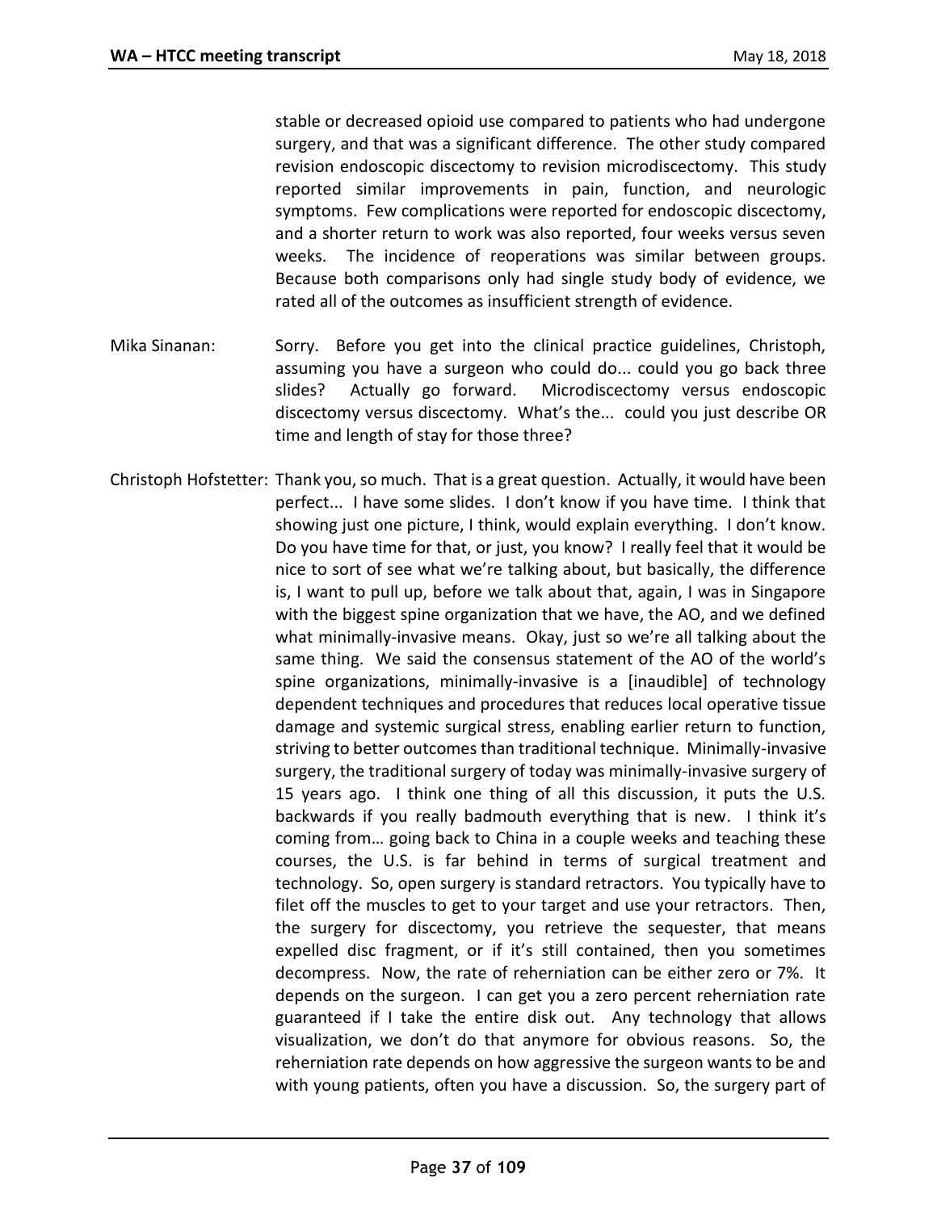stable or decreased opioid use compared to patients who had undergone surgery, and that was a significant difference. The other study compared revision endoscopic discectomy to revision microdiscectomy. This study reported similar improvements in pain, function, and neurologic symptoms. Few complications were reported for endoscopic discectomy, and a shorter return to work was also reported, four weeks versus seven weeks. The incidence of reoperations was similar between groups. Because both comparisons only had single study body of evidence, we rated all of the outcomes as insufficient strength of evidence.

Mika Sinanan: Sorry. Before you get into the clinical practice guidelines, Christoph, assuming you have a surgeon who could do... could you go back three slides? Actually go forward. Microdiscectomy versus endoscopic discectomy versus discectomy. What's the... could you just describe OR time and length of stay for those three?

Christoph Hofstetter: Thank you, so much. That is a great question. Actually, it would have been perfect... I have some slides. I don't know if you have time. I think that showing just one picture, I think, would explain everything. I don't know. Do you have time for that, or just, you know? I really feel that it would be nice to sort of see what we're talking about, but basically, the difference is, I want to pull up, before we talk about that, again, I was in Singapore with the biggest spine organization that we have, the AO, and we defined what minimally-invasive means. Okay, just so we're all talking about the same thing. We said the consensus statement of the AO of the world's spine organizations, minimally-invasive is a [inaudible] of technology dependent techniques and procedures that reduces local operative tissue damage and systemic surgical stress, enabling earlier return to function, striving to better outcomes than traditional technique. Minimally-invasive surgery, the traditional surgery of today was minimally-invasive surgery of 15 years ago. I think one thing of all this discussion, it puts the U.S. backwards if you really badmouth everything that is new. I think it's coming from… going back to China in a couple weeks and teaching these courses, the U.S. is far behind in terms of surgical treatment and technology. So, open surgery is standard retractors. You typically have to filet off the muscles to get to your target and use your retractors. Then, the surgery for discectomy, you retrieve the sequester, that means expelled disc fragment, or if it's still contained, then you sometimes decompress. Now, the rate of reherniation can be either zero or 7%. It depends on the surgeon. I can get you a zero percent reherniation rate guaranteed if I take the entire disk out. Any technology that allows visualization, we don't do that anymore for obvious reasons. So, the reherniation rate depends on how aggressive the surgeon wants to be and with young patients, often you have a discussion. So, the surgery part of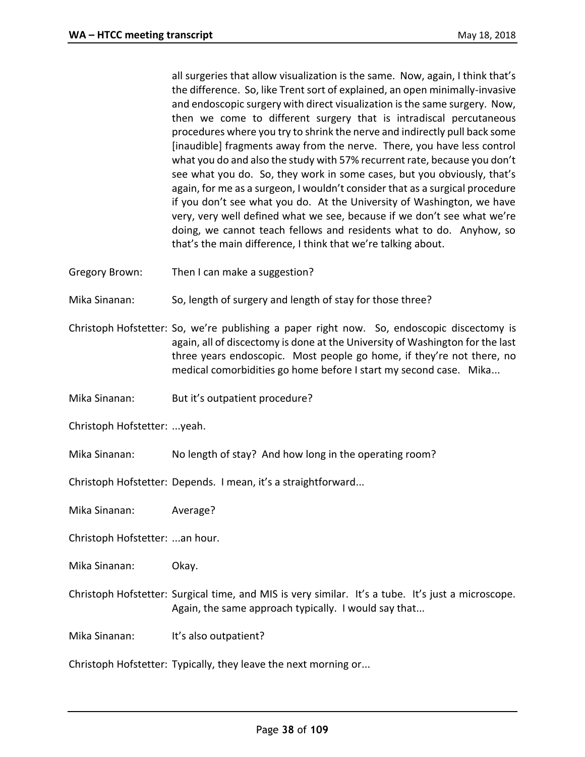all surgeries that allow visualization is the same. Now, again, I think that's the difference. So, like Trent sort of explained, an open minimally-invasive and endoscopic surgery with direct visualization is the same surgery. Now, then we come to different surgery that is intradiscal percutaneous procedures where you try to shrink the nerve and indirectly pull back some [inaudible] fragments away from the nerve. There, you have less control what you do and also the study with 57% recurrent rate, because you don't see what you do. So, they work in some cases, but you obviously, that's again, for me as a surgeon, I wouldn't consider that as a surgical procedure if you don't see what you do. At the University of Washington, we have very, very well defined what we see, because if we don't see what we're doing, we cannot teach fellows and residents what to do. Anyhow, so that's the main difference, I think that we're talking about.

Gregory Brown: Then I can make a suggestion?

Mika Sinanan: So, length of surgery and length of stay for those three?

Christoph Hofstetter: So, we're publishing a paper right now. So, endoscopic discectomy is again, all of discectomy is done at the University of Washington for the last three years endoscopic. Most people go home, if they're not there, no medical comorbidities go home before I start my second case. Mika...

Mika Sinanan: But it's outpatient procedure?

Christoph Hofstetter: ...yeah.

Mika Sinanan: No length of stay? And how long in the operating room?

Christoph Hofstetter: Depends. I mean, it's a straightforward...

Mika Sinanan: Average?

Christoph Hofstetter: ...an hour.

Mika Sinanan: Okay.

Christoph Hofstetter: Surgical time, and MIS is very similar. It's a tube. It's just a microscope. Again, the same approach typically. I would say that...

Mika Sinanan: It's also outpatient?

Christoph Hofstetter: Typically, they leave the next morning or...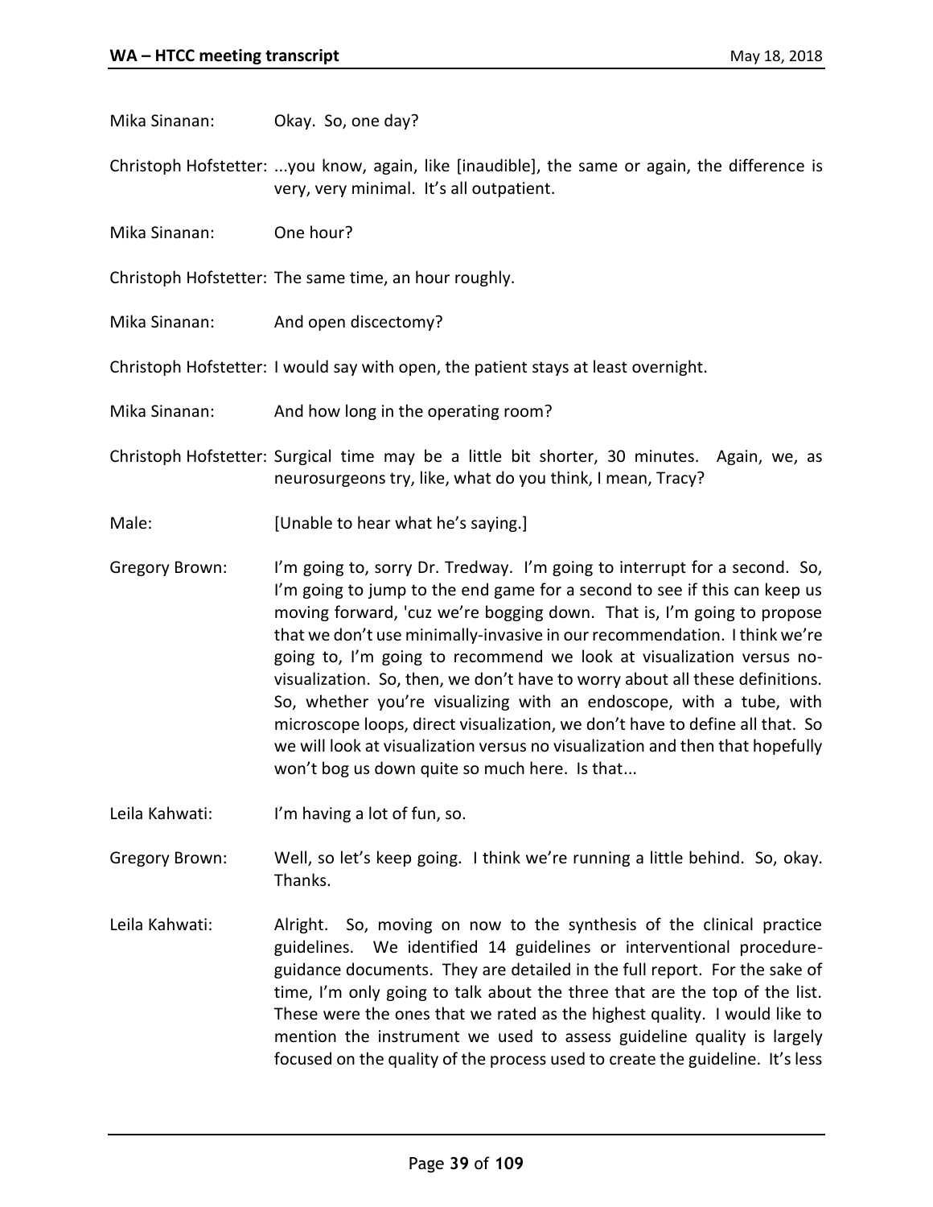Mika Sinanan: Okay. So, one day?

Christoph Hofstetter: ...you know, again, like [inaudible], the same or again, the difference is very, very minimal. It's all outpatient.

Mika Sinanan: One hour?

Christoph Hofstetter: The same time, an hour roughly.

Mika Sinanan: And open discectomy?

Christoph Hofstetter: I would say with open, the patient stays at least overnight.

Mika Sinanan: And how long in the operating room?

Christoph Hofstetter: Surgical time may be a little bit shorter, 30 minutes. Again, we, as neurosurgeons try, like, what do you think, I mean, Tracy?

Male: [Unable to hear what he's saying.]

Gregory Brown: I'm going to, sorry Dr. Tredway. I'm going to interrupt for a second. So, I'm going to jump to the end game for a second to see if this can keep us moving forward, 'cuz we're bogging down. That is, I'm going to propose that we don't use minimally-invasive in our recommendation. I think we're going to, I'm going to recommend we look at visualization versus no-visualization. So, then, we don't have to worry about all these definitions. So, whether you're visualizing with an endoscope, with a tube, with microscope loops, direct visualization, we don't have to define all that. So we will look at visualization versus no visualization and then that hopefully won't bog us down quite so much here. Is that...

Leila Kahwati: I'm having a lot of fun, so.

Gregory Brown: Well, so let's keep going. I think we're running a little behind. So, okay. Thanks.

Leila Kahwati: Alright. So, moving on now to the synthesis of the clinical practice guidelines. We identified 14 guidelines or interventional procedure-guidance documents. They are detailed in the full report. For the sake of time, I'm only going to talk about the three that are the top of the list. These were the ones that we rated as the highest quality. I would like to mention the instrument we used to assess guideline quality is largely focused on the quality of the process used to create the guideline. It's less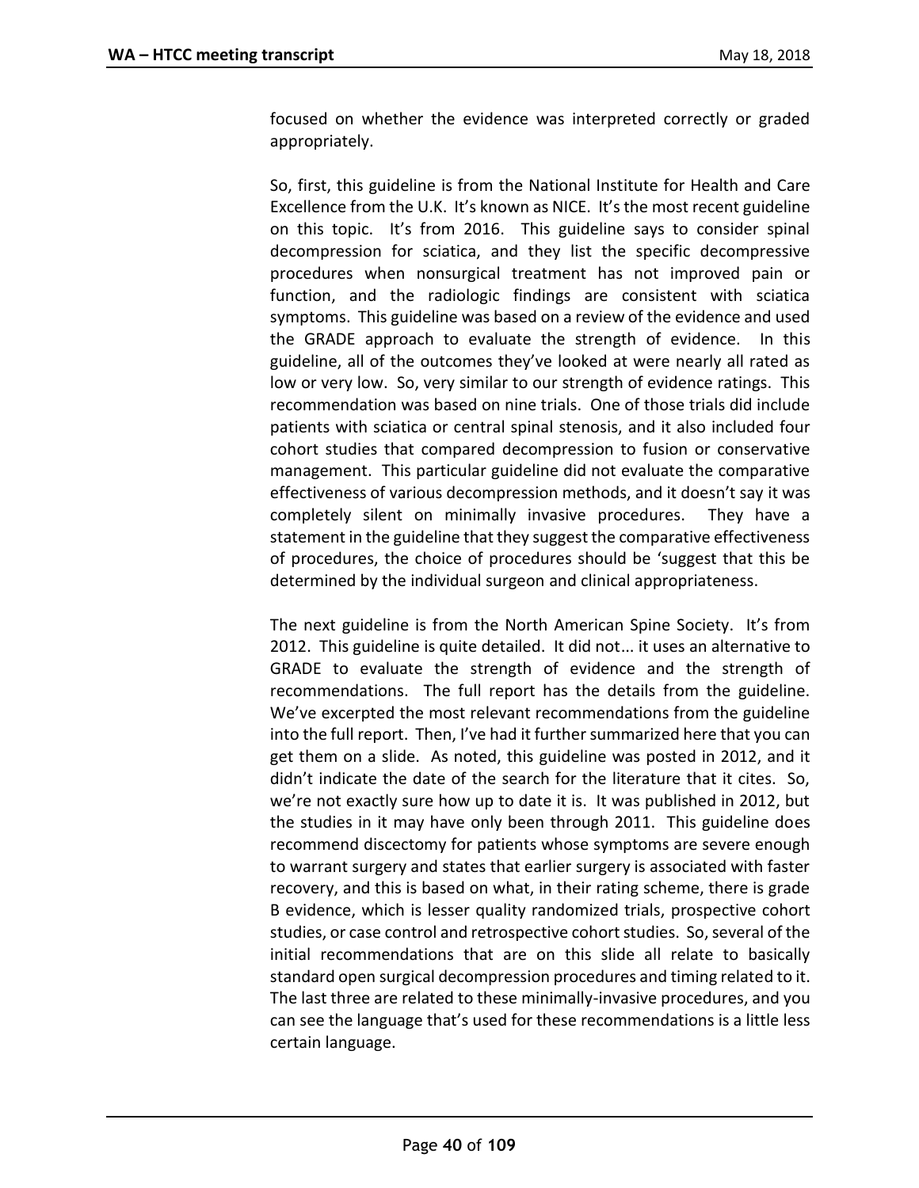focused on whether the evidence was interpreted correctly or graded appropriately.

So, first, this guideline is from the National Institute for Health and Care Excellence from the U.K. It's known as NICE. It's the most recent guideline on this topic. It's from 2016. This guideline says to consider spinal decompression for sciatica, and they list the specific decompressive procedures when nonsurgical treatment has not improved pain or function, and the radiologic findings are consistent with sciatica symptoms. This guideline was based on a review of the evidence and used the GRADE approach to evaluate the strength of evidence. In this guideline, all of the outcomes they've looked at were nearly all rated as low or very low. So, very similar to our strength of evidence ratings. This recommendation was based on nine trials. One of those trials did include patients with sciatica or central spinal stenosis, and it also included four cohort studies that compared decompression to fusion or conservative management. This particular guideline did not evaluate the comparative effectiveness of various decompression methods, and it doesn't say it was completely silent on minimally invasive procedures. They have a statement in the guideline that they suggest the comparative effectiveness of procedures, the choice of procedures should be 'suggest that this be determined by the individual surgeon and clinical appropriateness.

The next guideline is from the North American Spine Society. It's from 2012. This guideline is quite detailed. It did not... it uses an alternative to GRADE to evaluate the strength of evidence and the strength of recommendations. The full report has the details from the guideline. We've excerpted the most relevant recommendations from the guideline into the full report. Then, I've had it further summarized here that you can get them on a slide. As noted, this guideline was posted in 2012, and it didn't indicate the date of the search for the literature that it cites. So, we're not exactly sure how up to date it is. It was published in 2012, but the studies in it may have only been through 2011. This guideline does recommend discectomy for patients whose symptoms are severe enough to warrant surgery and states that earlier surgery is associated with faster recovery, and this is based on what, in their rating scheme, there is grade B evidence, which is lesser quality randomized trials, prospective cohort studies, or case control and retrospective cohort studies. So, several of the initial recommendations that are on this slide all relate to basically standard open surgical decompression procedures and timing related to it. The last three are related to these minimally-invasive procedures, and you can see the language that's used for these recommendations is a little less certain language.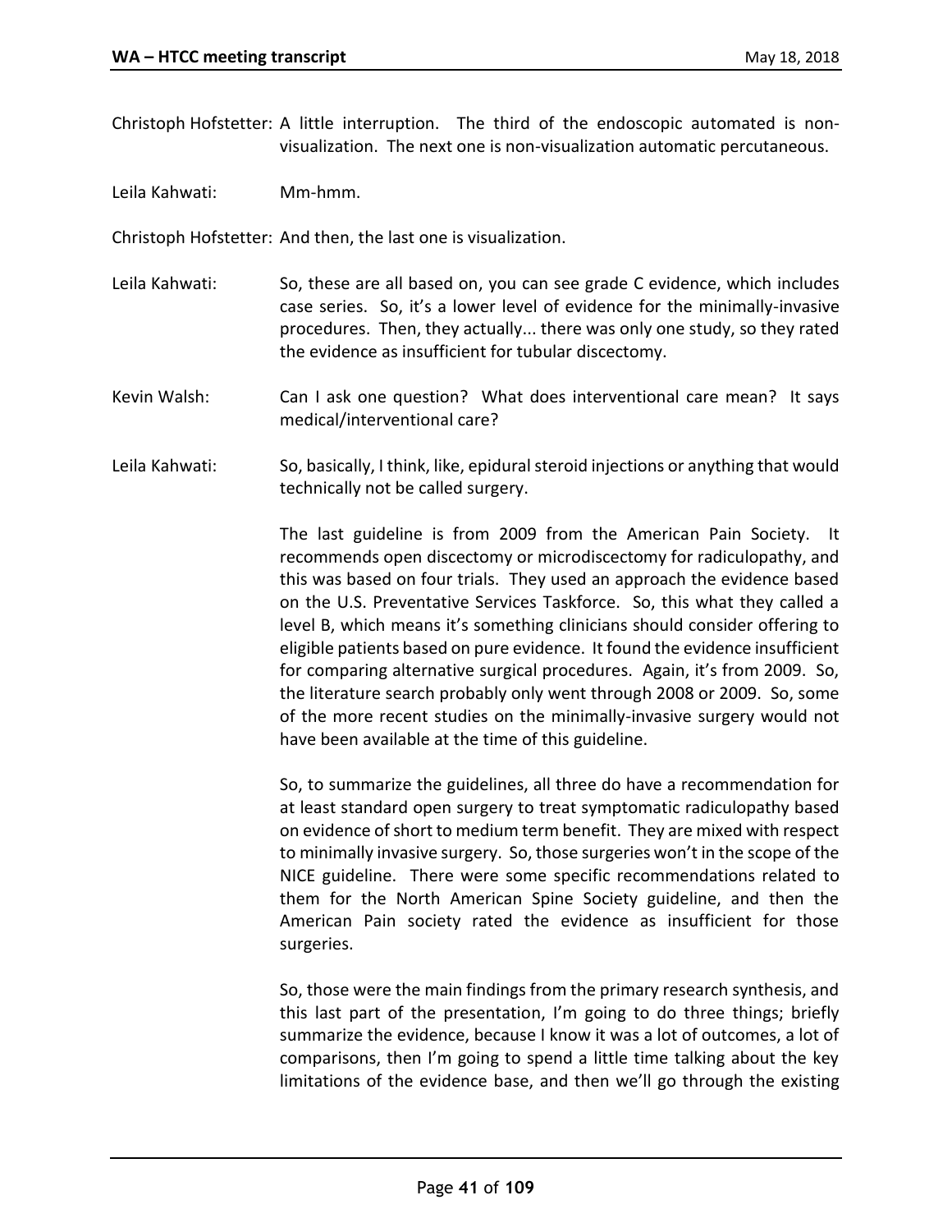Christoph Hofstetter: A little interruption. The third of the endoscopic automated is non-visualization. The next one is non-visualization automatic percutaneous.

Leila Kahwati: Mm-hmm.

Christoph Hofstetter: And then, the last one is visualization.

Leila Kahwati: So, these are all based on, you can see grade C evidence, which includes case series. So, it's a lower level of evidence for the minimally-invasive procedures. Then, they actually... there was only one study, so they rated the evidence as insufficient for tubular discectomy.

Kevin Walsh: Can I ask one question? What does interventional care mean? It says medical/interventional care?

Leila Kahwati: So, basically, I think, like, epidural steroid injections or anything that would technically not be called surgery.

The last guideline is from 2009 from the American Pain Society. It recommends open discectomy or microdiscectomy for radiculopathy, and this was based on four trials. They used an approach the evidence based on the U.S. Preventative Services Taskforce. So, this what they called a level B, which means it's something clinicians should consider offering to eligible patients based on pure evidence. It found the evidence insufficient for comparing alternative surgical procedures. Again, it's from 2009. So, the literature search probably only went through 2008 or 2009. So, some of the more recent studies on the minimally-invasive surgery would not have been available at the time of this guideline.

So, to summarize the guidelines, all three do have a recommendation for at least standard open surgery to treat symptomatic radiculopathy based on evidence of short to medium term benefit. They are mixed with respect to minimally invasive surgery. So, those surgeries won't in the scope of the NICE guideline. There were some specific recommendations related to them for the North American Spine Society guideline, and then the American Pain society rated the evidence as insufficient for those surgeries.

So, those were the main findings from the primary research synthesis, and this last part of the presentation, I'm going to do three things; briefly summarize the evidence, because I know it was a lot of outcomes, a lot of comparisons, then I'm going to spend a little time talking about the key limitations of the evidence base, and then we'll go through the existing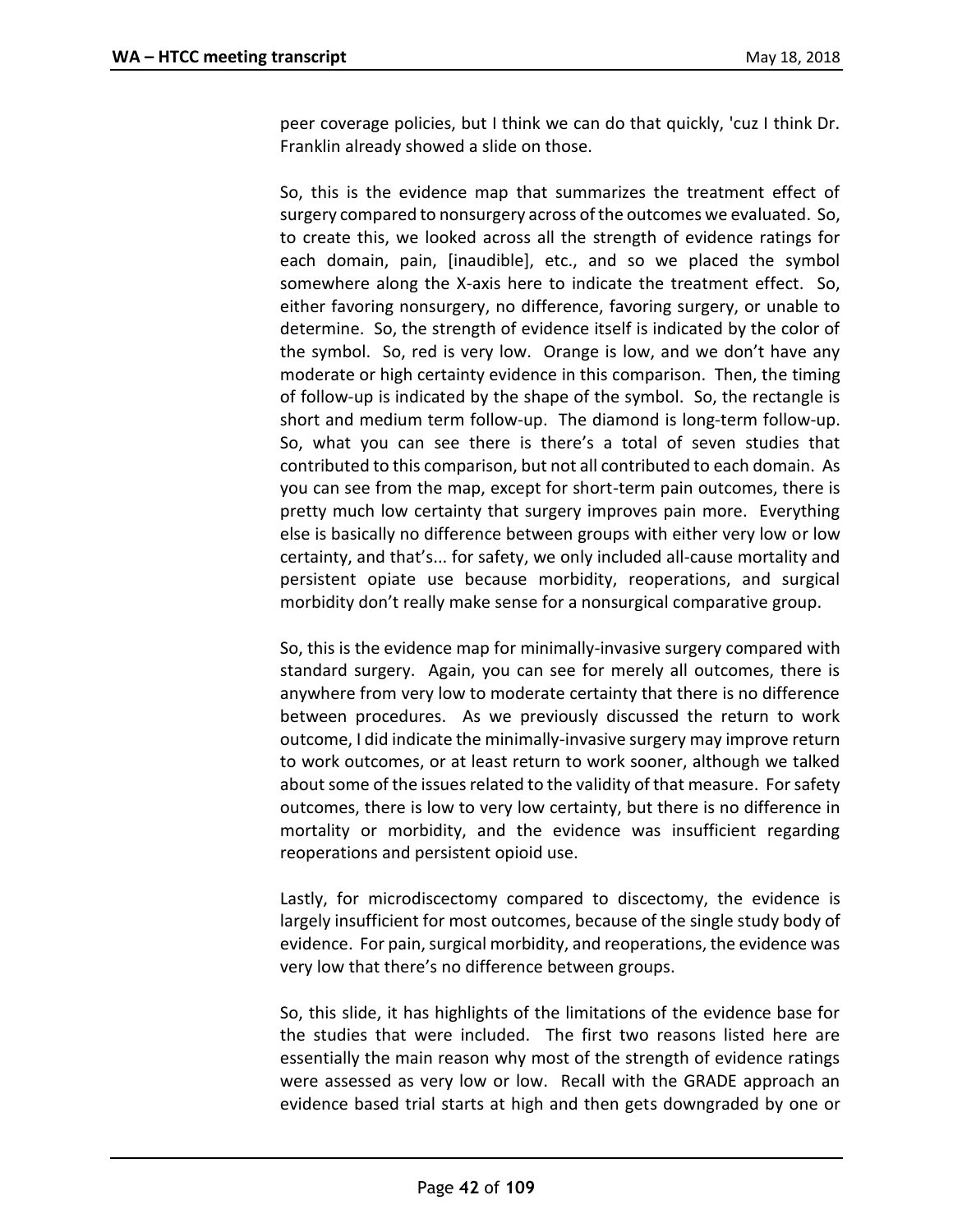peer coverage policies, but I think we can do that quickly, 'cuz I think Dr. Franklin already showed a slide on those.

So, this is the evidence map that summarizes the treatment effect of surgery compared to nonsurgery across of the outcomes we evaluated. So, to create this, we looked across all the strength of evidence ratings for each domain, pain, [inaudible], etc., and so we placed the symbol somewhere along the X-axis here to indicate the treatment effect. So, either favoring nonsurgery, no difference, favoring surgery, or unable to determine. So, the strength of evidence itself is indicated by the color of the symbol. So, red is very low. Orange is low, and we don't have any moderate or high certainty evidence in this comparison. Then, the timing of follow-up is indicated by the shape of the symbol. So, the rectangle is short and medium term follow-up. The diamond is long-term follow-up. So, what you can see there is there's a total of seven studies that contributed to this comparison, but not all contributed to each domain. As you can see from the map, except for short-term pain outcomes, there is pretty much low certainty that surgery improves pain more. Everything else is basically no difference between groups with either very low or low certainty, and that's... for safety, we only included all-cause mortality and persistent opiate use because morbidity, reoperations, and surgical morbidity don't really make sense for a nonsurgical comparative group.

So, this is the evidence map for minimally-invasive surgery compared with standard surgery. Again, you can see for merely all outcomes, there is anywhere from very low to moderate certainty that there is no difference between procedures. As we previously discussed the return to work outcome, I did indicate the minimally-invasive surgery may improve return to work outcomes, or at least return to work sooner, although we talked about some of the issues related to the validity of that measure. For safety outcomes, there is low to very low certainty, but there is no difference in mortality or morbidity, and the evidence was insufficient regarding reoperations and persistent opioid use.

Lastly, for microdiscectomy compared to discectomy, the evidence is largely insufficient for most outcomes, because of the single study body of evidence. For pain, surgical morbidity, and reoperations, the evidence was very low that there's no difference between groups.

So, this slide, it has highlights of the limitations of the evidence base for the studies that were included. The first two reasons listed here are essentially the main reason why most of the strength of evidence ratings were assessed as very low or low. Recall with the GRADE approach an evidence based trial starts at high and then gets downgraded by one or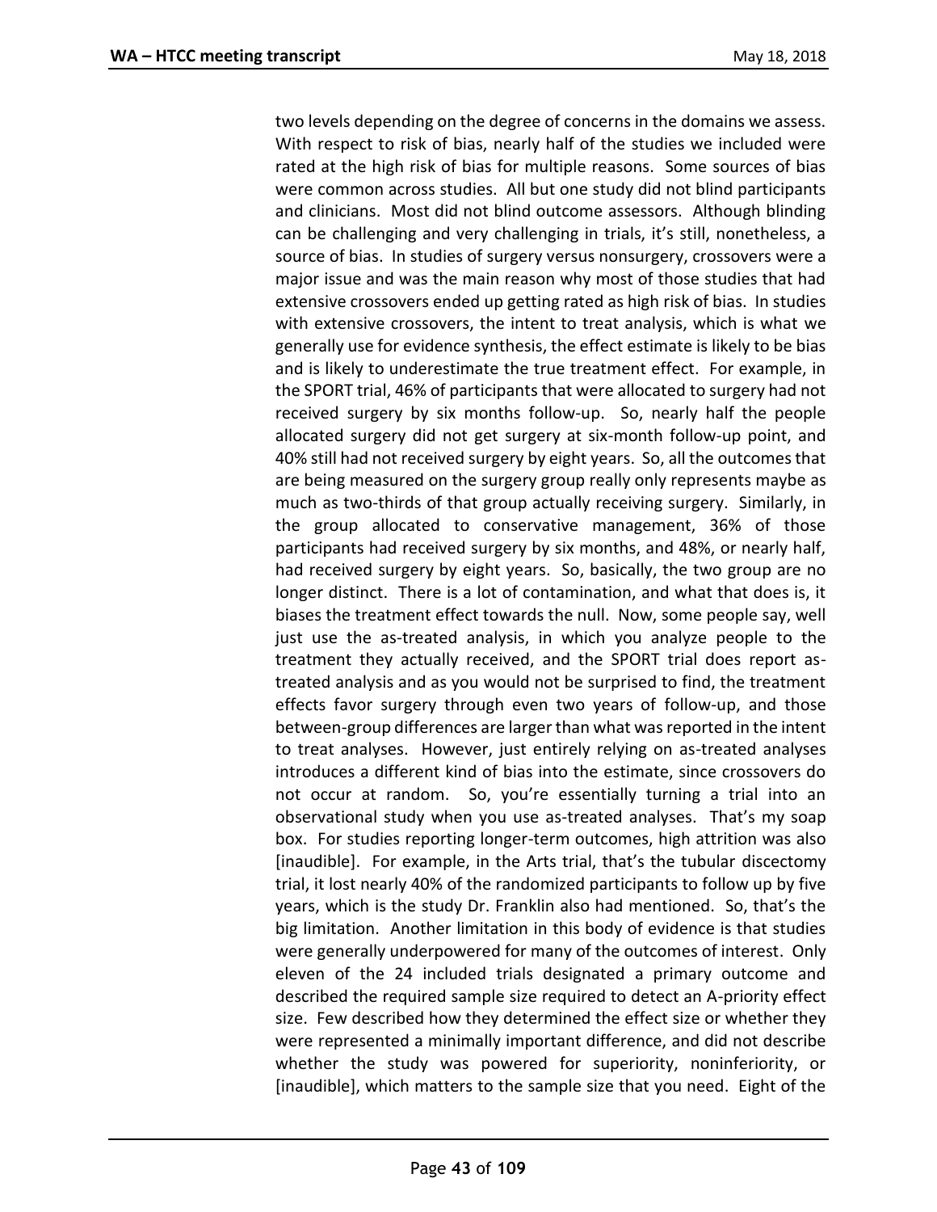two levels depending on the degree of concerns in the domains we assess. With respect to risk of bias, nearly half of the studies we included were rated at the high risk of bias for multiple reasons. Some sources of bias were common across studies. All but one study did not blind participants and clinicians. Most did not blind outcome assessors. Although blinding can be challenging and very challenging in trials, it's still, nonetheless, a source of bias. In studies of surgery versus nonsurgery, crossovers were a major issue and was the main reason why most of those studies that had extensive crossovers ended up getting rated as high risk of bias. In studies with extensive crossovers, the intent to treat analysis, which is what we generally use for evidence synthesis, the effect estimate is likely to be bias and is likely to underestimate the true treatment effect. For example, in the SPORT trial, 46% of participants that were allocated to surgery had not received surgery by six months follow-up. So, nearly half the people allocated surgery did not get surgery at six-month follow-up point, and 40% still had not received surgery by eight years. So, all the outcomes that are being measured on the surgery group really only represents maybe as much as two-thirds of that group actually receiving surgery. Similarly, in the group allocated to conservative management, 36% of those participants had received surgery by six months, and 48%, or nearly half, had received surgery by eight years. So, basically, the two group are no longer distinct. There is a lot of contamination, and what that does is, it biases the treatment effect towards the null. Now, some people say, well just use the as-treated analysis, in which you analyze people to the treatment they actually received, and the SPORT trial does report as-treated analysis and as you would not be surprised to find, the treatment effects favor surgery through even two years of follow-up, and those between-group differences are larger than what was reported in the intent to treat analyses. However, just entirely relying on as-treated analyses introduces a different kind of bias into the estimate, since crossovers do not occur at random. So, you're essentially turning a trial into an observational study when you use as-treated analyses. That's my soap box. For studies reporting longer-term outcomes, high attrition was also [inaudible]. For example, in the Arts trial, that's the tubular discectomy trial, it lost nearly 40% of the randomized participants to follow up by five years, which is the study Dr. Franklin also had mentioned. So, that's the big limitation. Another limitation in this body of evidence is that studies were generally underpowered for many of the outcomes of interest. Only eleven of the 24 included trials designated a primary outcome and described the required sample size required to detect an A-priority effect size. Few described how they determined the effect size or whether they were represented a minimally important difference, and did not describe whether the study was powered for superiority, noninferiority, or [inaudible], which matters to the sample size that you need. Eight of the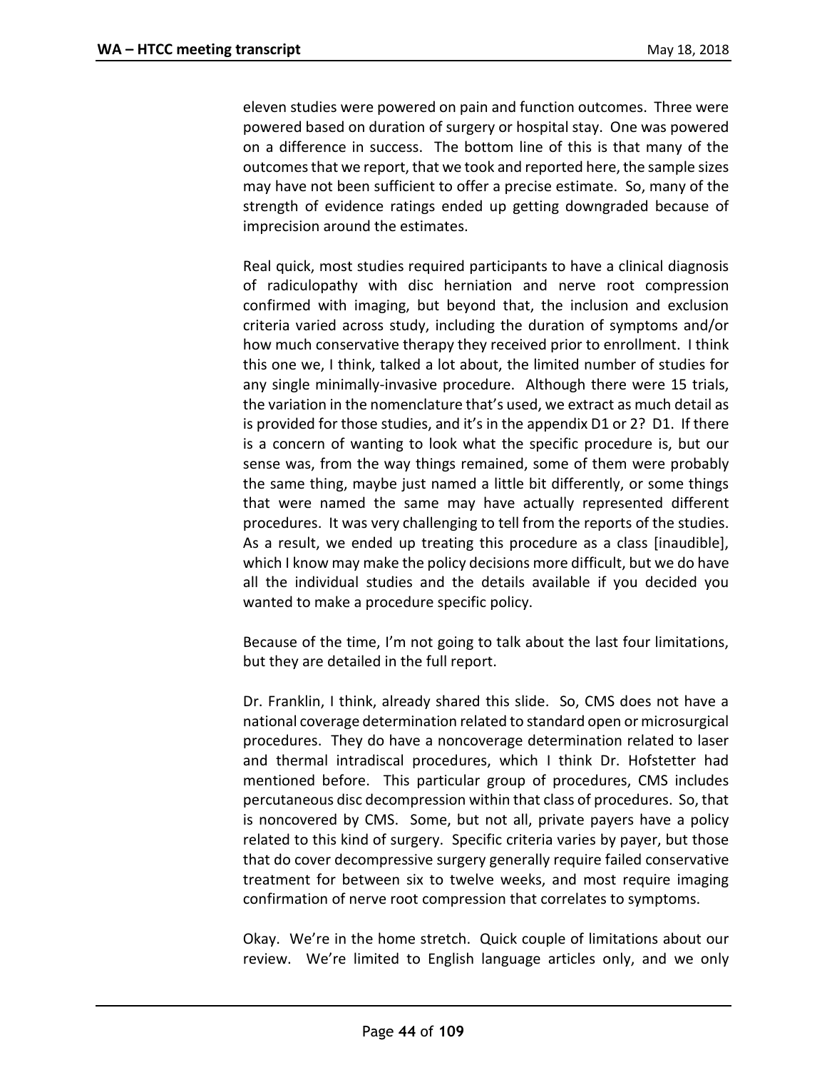eleven studies were powered on pain and function outcomes. Three were powered based on duration of surgery or hospital stay. One was powered on a difference in success. The bottom line of this is that many of the outcomes that we report, that we took and reported here, the sample sizes may have not been sufficient to offer a precise estimate. So, many of the strength of evidence ratings ended up getting downgraded because of imprecision around the estimates.

Real quick, most studies required participants to have a clinical diagnosis of radiculopathy with disc herniation and nerve root compression confirmed with imaging, but beyond that, the inclusion and exclusion criteria varied across study, including the duration of symptoms and/or how much conservative therapy they received prior to enrollment. I think this one we, I think, talked a lot about, the limited number of studies for any single minimally-invasive procedure. Although there were 15 trials, the variation in the nomenclature that's used, we extract as much detail as is provided for those studies, and it's in the appendix D1 or 2? D1. If there is a concern of wanting to look what the specific procedure is, but our sense was, from the way things remained, some of them were probably the same thing, maybe just named a little bit differently, or some things that were named the same may have actually represented different procedures. It was very challenging to tell from the reports of the studies. As a result, we ended up treating this procedure as a class [inaudible], which I know may make the policy decisions more difficult, but we do have all the individual studies and the details available if you decided you wanted to make a procedure specific policy.

Because of the time, I'm not going to talk about the last four limitations, but they are detailed in the full report.

Dr. Franklin, I think, already shared this slide. So, CMS does not have a national coverage determination related to standard open or microsurgical procedures. They do have a noncoverage determination related to laser and thermal intradiscal procedures, which I think Dr. Hofstetter had mentioned before. This particular group of procedures, CMS includes percutaneous disc decompression within that class of procedures. So, that is noncovered by CMS. Some, but not all, private payers have a policy related to this kind of surgery. Specific criteria varies by payer, but those that do cover decompressive surgery generally require failed conservative treatment for between six to twelve weeks, and most require imaging confirmation of nerve root compression that correlates to symptoms.

Okay. We're in the home stretch. Quick couple of limitations about our review. We're limited to English language articles only, and we only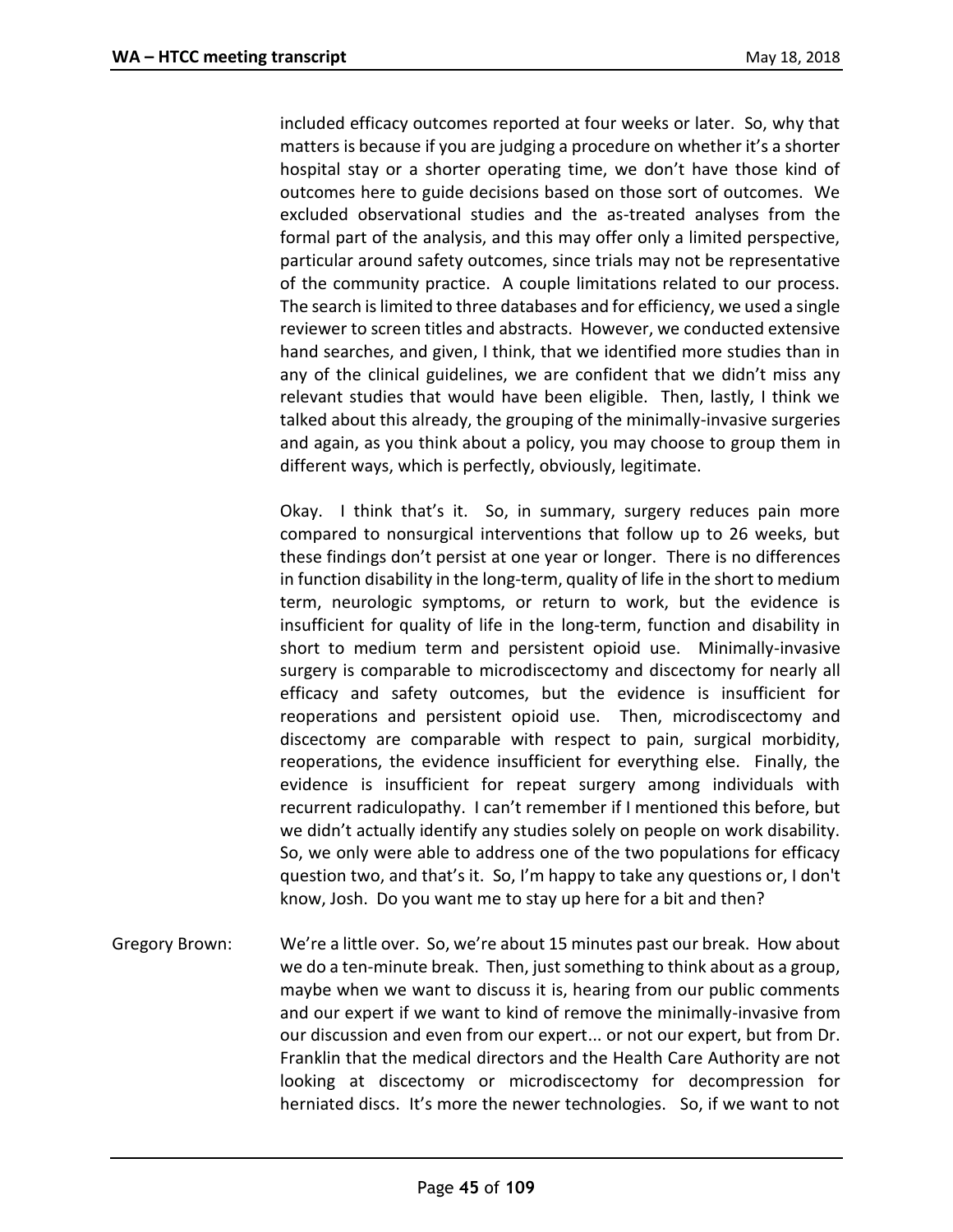included efficacy outcomes reported at four weeks or later. So, why that matters is because if you are judging a procedure on whether it's a shorter hospital stay or a shorter operating time, we don't have those kind of outcomes here to guide decisions based on those sort of outcomes. We excluded observational studies and the as-treated analyses from the formal part of the analysis, and this may offer only a limited perspective, particular around safety outcomes, since trials may not be representative of the community practice. A couple limitations related to our process. The search is limited to three databases and for efficiency, we used a single reviewer to screen titles and abstracts. However, we conducted extensive hand searches, and given, I think, that we identified more studies than in any of the clinical guidelines, we are confident that we didn't miss any relevant studies that would have been eligible. Then, lastly, I think we talked about this already, the grouping of the minimally-invasive surgeries and again, as you think about a policy, you may choose to group them in different ways, which is perfectly, obviously, legitimate.

Okay. I think that's it. So, in summary, surgery reduces pain more compared to nonsurgical interventions that follow up to 26 weeks, but these findings don't persist at one year or longer. There is no differences in function disability in the long-term, quality of life in the short to medium term, neurologic symptoms, or return to work, but the evidence is insufficient for quality of life in the long-term, function and disability in short to medium term and persistent opioid use. Minimally-invasive surgery is comparable to microdiscectomy and discectomy for nearly all efficacy and safety outcomes, but the evidence is insufficient for reoperations and persistent opioid use. Then, microdiscectomy and discectomy are comparable with respect to pain, surgical morbidity, reoperations, the evidence insufficient for everything else. Finally, the evidence is insufficient for repeat surgery among individuals with recurrent radiculopathy. I can't remember if I mentioned this before, but we didn't actually identify any studies solely on people on work disability. So, we only were able to address one of the two populations for efficacy question two, and that's it. So, I'm happy to take any questions or, I don't know, Josh. Do you want me to stay up here for a bit and then?

Gregory Brown: We're a little over. So, we're about 15 minutes past our break. How about we do a ten-minute break. Then, just something to think about as a group, maybe when we want to discuss it is, hearing from our public comments and our expert if we want to kind of remove the minimally-invasive from our discussion and even from our expert... or not our expert, but from Dr. Franklin that the medical directors and the Health Care Authority are not looking at discectomy or microdiscectomy for decompression for herniated discs. It's more the newer technologies. So, if we want to not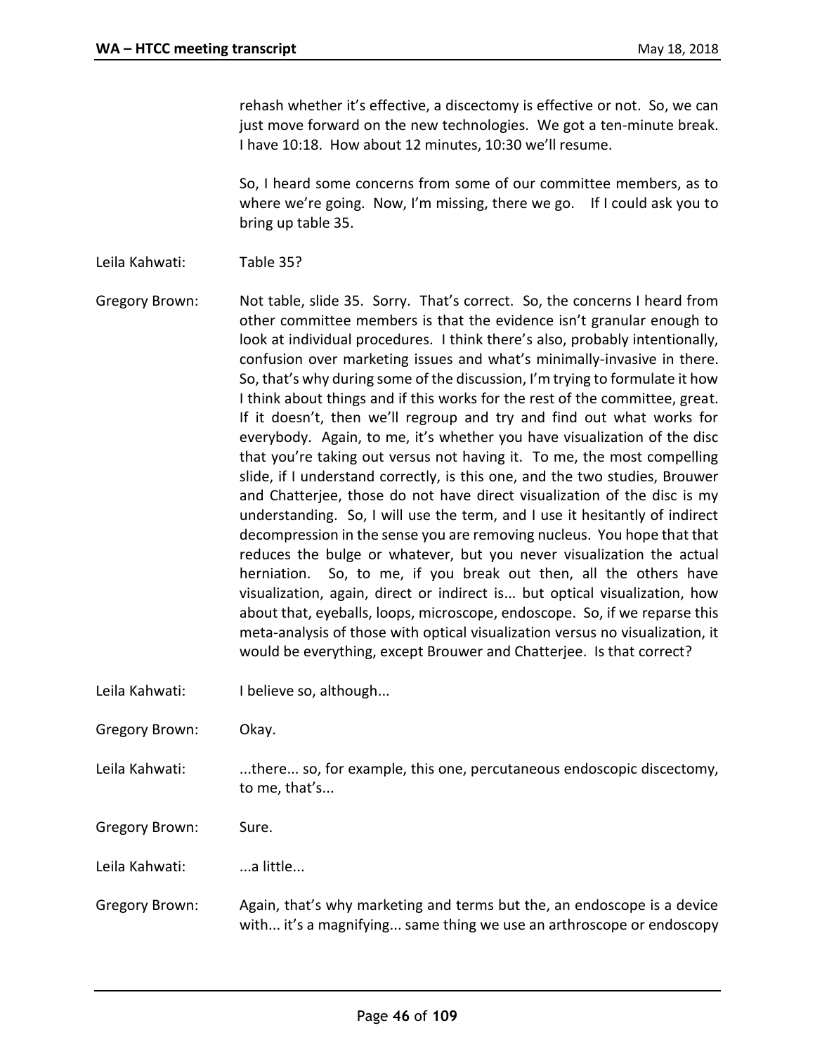rehash whether it's effective, a discectomy is effective or not. So, we can just move forward on the new technologies. We got a ten-minute break. I have 10:18. How about 12 minutes, 10:30 we'll resume.

So, I heard some concerns from some of our committee members, as to where we're going. Now, I'm missing, there we go. If I could ask you to bring up table 35.

Leila Kahwati: Table 35?

Gregory Brown: Not table, slide 35. Sorry. That's correct. So, the concerns I heard from other committee members is that the evidence isn't granular enough to look at individual procedures. I think there's also, probably intentionally, confusion over marketing issues and what's minimally-invasive in there. So, that's why during some of the discussion, I'm trying to formulate it how I think about things and if this works for the rest of the committee, great. If it doesn't, then we'll regroup and try and find out what works for everybody. Again, to me, it's whether you have visualization of the disc that you're taking out versus not having it. To me, the most compelling slide, if I understand correctly, is this one, and the two studies, Brouwer and Chatterjee, those do not have direct visualization of the disc is my understanding. So, I will use the term, and I use it hesitantly of indirect decompression in the sense you are removing nucleus. You hope that that reduces the bulge or whatever, but you never visualization the actual herniation. So, to me, if you break out then, all the others have visualization, again, direct or indirect is... but optical visualization, how about that, eyeballs, loops, microscope, endoscope. So, if we reparse this meta-analysis of those with optical visualization versus no visualization, it would be everything, except Brouwer and Chatterjee. Is that correct?

Leila Kahwati: I believe so, although...

Gregory Brown: Okay.

Leila Kahwati: ...there... so, for example, this one, percutaneous endoscopic discectomy, to me, that's...

Gregory Brown: Sure.

Leila Kahwati: ...a little...

Gregory Brown: Again, that's why marketing and terms but the, an endoscope is a device with... it's a magnifying... same thing we use an arthroscope or endoscopy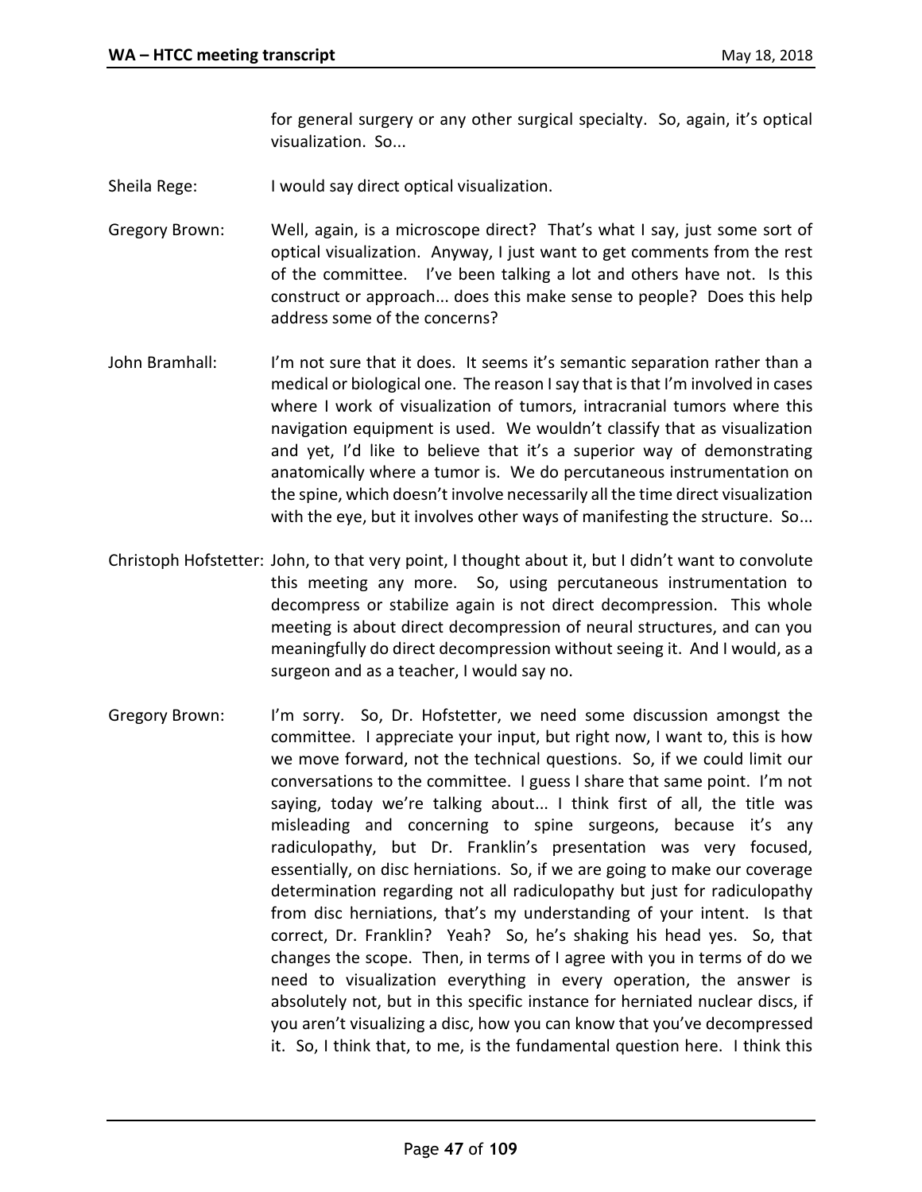for general surgery or any other surgical specialty. So, again, it's optical visualization. So...

Sheila Rege: I would say direct optical visualization.

Gregory Brown: Well, again, is a microscope direct? That's what I say, just some sort of optical visualization. Anyway, I just want to get comments from the rest of the committee. I've been talking a lot and others have not. Is this construct or approach... does this make sense to people? Does this help address some of the concerns?

John Bramhall: I'm not sure that it does. It seems it's semantic separation rather than a medical or biological one. The reason I say that is that I'm involved in cases where I work of visualization of tumors, intracranial tumors where this navigation equipment is used. We wouldn't classify that as visualization and yet, I'd like to believe that it's a superior way of demonstrating anatomically where a tumor is. We do percutaneous instrumentation on the spine, which doesn't involve necessarily all the time direct visualization with the eye, but it involves other ways of manifesting the structure. So...

Christoph Hofstetter: John, to that very point, I thought about it, but I didn't want to convolute this meeting any more. So, using percutaneous instrumentation to decompress or stabilize again is not direct decompression. This whole meeting is about direct decompression of neural structures, and can you meaningfully do direct decompression without seeing it. And I would, as a surgeon and as a teacher, I would say no.

Gregory Brown: I'm sorry. So, Dr. Hofstetter, we need some discussion amongst the committee. I appreciate your input, but right now, I want to, this is how we move forward, not the technical questions. So, if we could limit our conversations to the committee. I guess I share that same point. I'm not saying, today we're talking about... I think first of all, the title was misleading and concerning to spine surgeons, because it's any radiculopathy, but Dr. Franklin's presentation was very focused, essentially, on disc herniations. So, if we are going to make our coverage determination regarding not all radiculopathy but just for radiculopathy from disc herniations, that's my understanding of your intent. Is that correct, Dr. Franklin? Yeah? So, he's shaking his head yes. So, that changes the scope. Then, in terms of I agree with you in terms of do we need to visualization everything in every operation, the answer is absolutely not, but in this specific instance for herniated nuclear discs, if you aren't visualizing a disc, how you can know that you've decompressed it. So, I think that, to me, is the fundamental question here. I think this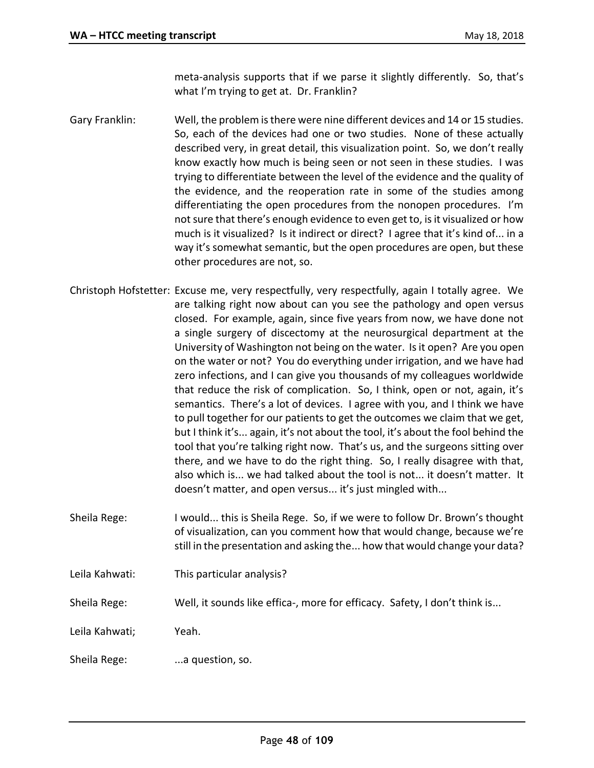meta-analysis supports that if we parse it slightly differently. So, that's what I'm trying to get at. Dr. Franklin?

Gary Franklin: Well, the problem is there were nine different devices and 14 or 15 studies. So, each of the devices had one or two studies. None of these actually described very, in great detail, this visualization point. So, we don't really know exactly how much is being seen or not seen in these studies. I was trying to differentiate between the level of the evidence and the quality of the evidence, and the reoperation rate in some of the studies among differentiating the open procedures from the nonopen procedures. I'm not sure that there's enough evidence to even get to, is it visualized or how much is it visualized? Is it indirect or direct? I agree that it's kind of... in a way it's somewhat semantic, but the open procedures are open, but these other procedures are not, so.

Christoph Hofstetter: Excuse me, very respectfully, very respectfully, again I totally agree. We are talking right now about can you see the pathology and open versus closed. For example, again, since five years from now, we have done not a single surgery of discectomy at the neurosurgical department at the University of Washington not being on the water. Is it open? Are you open on the water or not? You do everything under irrigation, and we have had zero infections, and I can give you thousands of my colleagues worldwide that reduce the risk of complication. So, I think, open or not, again, it's semantics. There's a lot of devices. I agree with you, and I think we have to pull together for our patients to get the outcomes we claim that we get, but I think it's... again, it's not about the tool, it's about the fool behind the tool that you're talking right now. That's us, and the surgeons sitting over there, and we have to do the right thing. So, I really disagree with that, also which is... we had talked about the tool is not... it doesn't matter. It doesn't matter, and open versus... it's just mingled with...

Sheila Rege: I would... this is Sheila Rege. So, if we were to follow Dr. Brown's thought of visualization, can you comment how that would change, because we're still in the presentation and asking the... how that would change your data?

Leila Kahwati: This particular analysis?

Sheila Rege: Well, it sounds like effica-, more for efficacy. Safety, I don't think is...

Leila Kahwati; Yeah.

Sheila Rege: ...a question, so.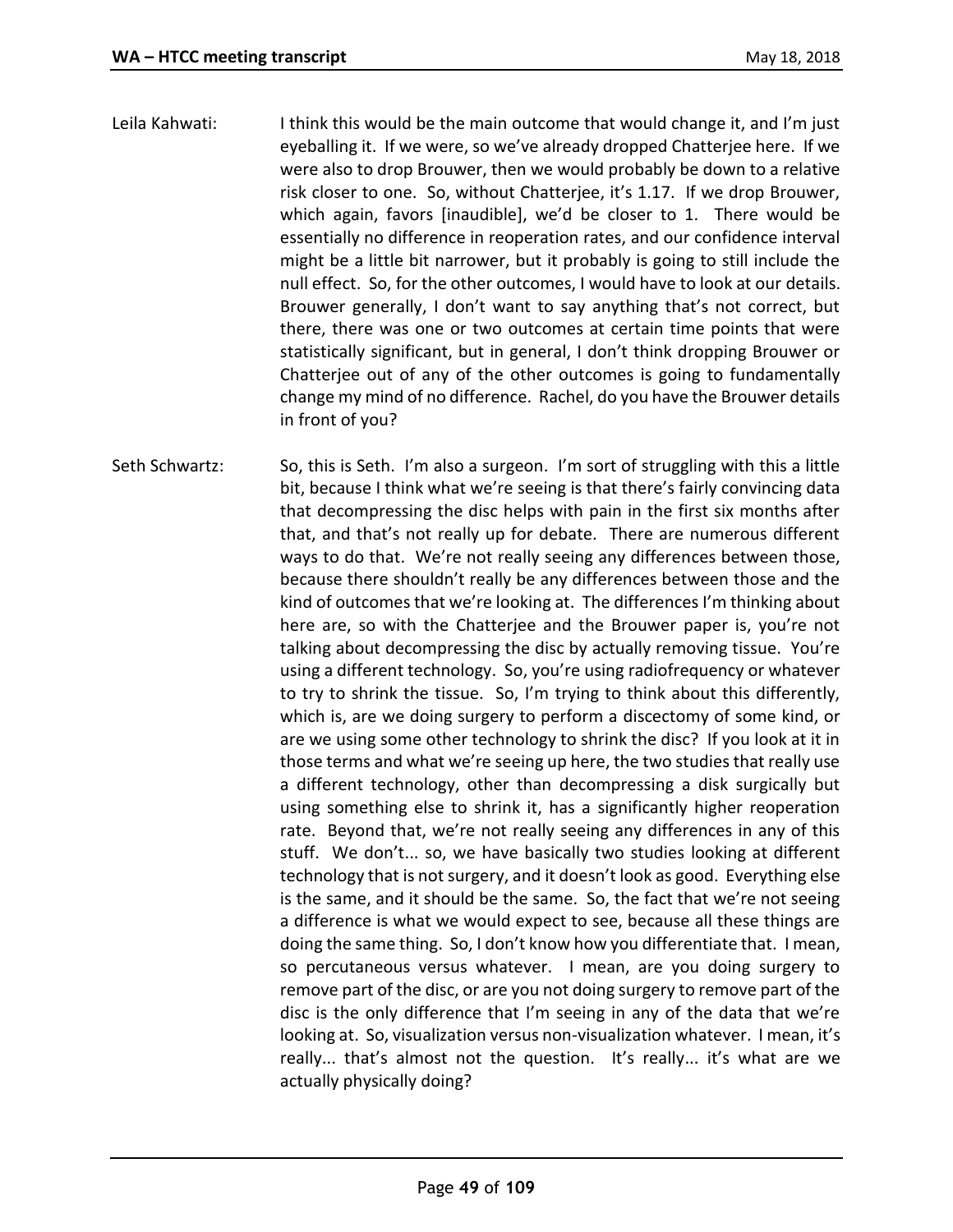Leila Kahwati: I think this would be the main outcome that would change it, and I'm just eyeballing it. If we were, so we've already dropped Chatterjee here. If we were also to drop Brouwer, then we would probably be down to a relative risk closer to one. So, without Chatterjee, it's 1.17. If we drop Brouwer, which again, favors [inaudible], we'd be closer to 1. There would be essentially no difference in reoperation rates, and our confidence interval might be a little bit narrower, but it probably is going to still include the null effect. So, for the other outcomes, I would have to look at our details. Brouwer generally, I don't want to say anything that's not correct, but there, there was one or two outcomes at certain time points that were statistically significant, but in general, I don't think dropping Brouwer or Chatterjee out of any of the other outcomes is going to fundamentally change my mind of no difference. Rachel, do you have the Brouwer details in front of you?

Seth Schwartz: So, this is Seth. I'm also a surgeon. I'm sort of struggling with this a little bit, because I think what we're seeing is that there's fairly convincing data that decompressing the disc helps with pain in the first six months after that, and that's not really up for debate. There are numerous different ways to do that. We're not really seeing any differences between those, because there shouldn't really be any differences between those and the kind of outcomes that we're looking at. The differences I'm thinking about here are, so with the Chatterjee and the Brouwer paper is, you're not talking about decompressing the disc by actually removing tissue. You're using a different technology. So, you're using radiofrequency or whatever to try to shrink the tissue. So, I'm trying to think about this differently, which is, are we doing surgery to perform a discectomy of some kind, or are we using some other technology to shrink the disc? If you look at it in those terms and what we're seeing up here, the two studies that really use a different technology, other than decompressing a disk surgically but using something else to shrink it, has a significantly higher reoperation rate. Beyond that, we're not really seeing any differences in any of this stuff. We don't... so, we have basically two studies looking at different technology that is not surgery, and it doesn't look as good. Everything else is the same, and it should be the same. So, the fact that we're not seeing a difference is what we would expect to see, because all these things are doing the same thing. So, I don't know how you differentiate that. I mean, so percutaneous versus whatever. I mean, are you doing surgery to remove part of the disc, or are you not doing surgery to remove part of the disc is the only difference that I'm seeing in any of the data that we're looking at. So, visualization versus non-visualization whatever. I mean, it's really... that's almost not the question. It's really... it's what are we actually physically doing?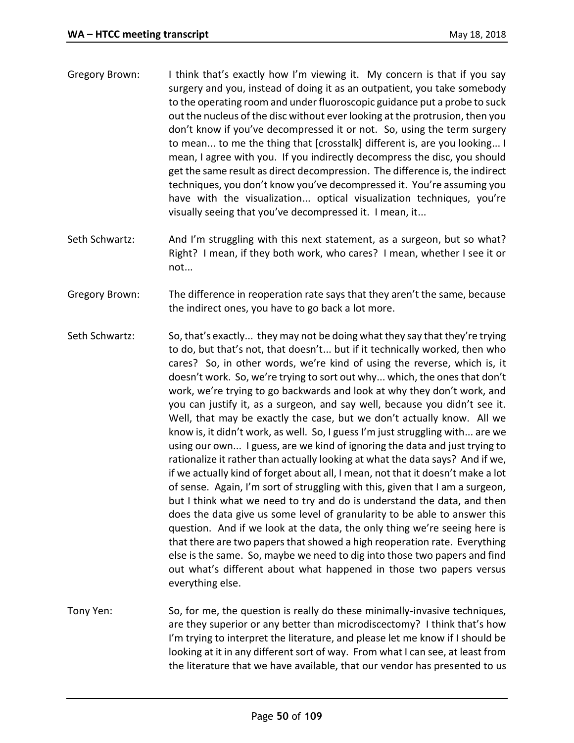Gregory Brown: I think that's exactly how I'm viewing it. My concern is that if you say surgery and you, instead of doing it as an outpatient, you take somebody to the operating room and under fluoroscopic guidance put a probe to suck out the nucleus of the disc without ever looking at the protrusion, then you don't know if you've decompressed it or not. So, using the term surgery to mean... to me the thing that [crosstalk] different is, are you looking... I mean, I agree with you. If you indirectly decompress the disc, you should get the same result as direct decompression. The difference is, the indirect techniques, you don't know you've decompressed it. You're assuming you have with the visualization... optical visualization techniques, you're visually seeing that you've decompressed it. I mean, it...

Seth Schwartz: And I'm struggling with this next statement, as a surgeon, but so what? Right? I mean, if they both work, who cares? I mean, whether I see it or not...

Gregory Brown: The difference in reoperation rate says that they aren't the same, because the indirect ones, you have to go back a lot more.

Seth Schwartz: So, that's exactly... they may not be doing what they say that they're trying to do, but that's not, that doesn't... but if it technically worked, then who cares? So, in other words, we're kind of using the reverse, which is, it doesn't work. So, we're trying to sort out why... which, the ones that don't work, we're trying to go backwards and look at why they don't work, and you can justify it, as a surgeon, and say well, because you didn't see it. Well, that may be exactly the case, but we don't actually know. All we know is, it didn't work, as well. So, I guess I'm just struggling with... are we using our own... I guess, are we kind of ignoring the data and just trying to rationalize it rather than actually looking at what the data says? And if we, if we actually kind of forget about all, I mean, not that it doesn't make a lot of sense. Again, I'm sort of struggling with this, given that I am a surgeon, but I think what we need to try and do is understand the data, and then does the data give us some level of granularity to be able to answer this question. And if we look at the data, the only thing we're seeing here is that there are two papers that showed a high reoperation rate. Everything else is the same. So, maybe we need to dig into those two papers and find out what's different about what happened in those two papers versus everything else.

Tony Yen: So, for me, the question is really do these minimally-invasive techniques, are they superior or any better than microdiscectomy? I think that's how I'm trying to interpret the literature, and please let me know if I should be looking at it in any different sort of way. From what I can see, at least from the literature that we have available, that our vendor has presented to us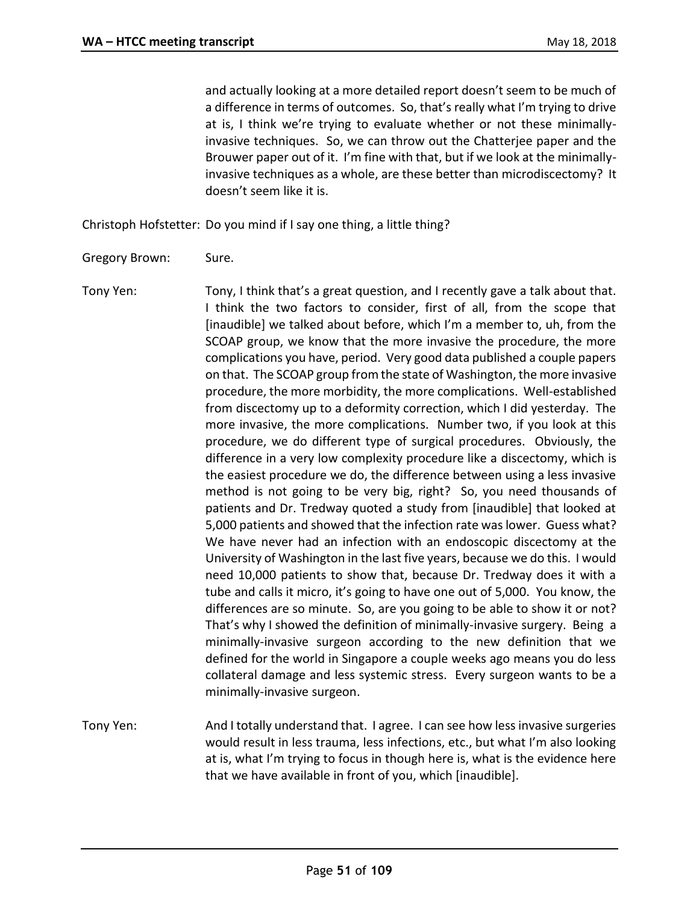and actually looking at a more detailed report doesn't seem to be much of a difference in terms of outcomes. So, that's really what I'm trying to drive at is, I think we're trying to evaluate whether or not these minimally-invasive techniques. So, we can throw out the Chatterjee paper and the Brouwer paper out of it. I'm fine with that, but if we look at the minimally-invasive techniques as a whole, are these better than microdiscectomy? It doesn't seem like it is.

Christoph Hofstetter: Do you mind if I say one thing, a little thing?

Gregory Brown: Sure.

Tony Yen: Tony, I think that's a great question, and I recently gave a talk about that. I think the two factors to consider, first of all, from the scope that [inaudible] we talked about before, which I'm a member to, uh, from the SCOAP group, we know that the more invasive the procedure, the more complications you have, period. Very good data published a couple papers on that. The SCOAP group from the state of Washington, the more invasive procedure, the more morbidity, the more complications. Well-established from discectomy up to a deformity correction, which I did yesterday. The more invasive, the more complications. Number two, if you look at this procedure, we do different type of surgical procedures. Obviously, the difference in a very low complexity procedure like a discectomy, which is the easiest procedure we do, the difference between using a less invasive method is not going to be very big, right? So, you need thousands of patients and Dr. Tredway quoted a study from [inaudible] that looked at 5,000 patients and showed that the infection rate was lower. Guess what? We have never had an infection with an endoscopic discectomy at the University of Washington in the last five years, because we do this. I would need 10,000 patients to show that, because Dr. Tredway does it with a tube and calls it micro, it's going to have one out of 5,000. You know, the differences are so minute. So, are you going to be able to show it or not? That's why I showed the definition of minimally-invasive surgery. Being a minimally-invasive surgeon according to the new definition that we defined for the world in Singapore a couple weeks ago means you do less collateral damage and less systemic stress. Every surgeon wants to be a minimally-invasive surgeon.

Tony Yen: And I totally understand that. I agree. I can see how less invasive surgeries would result in less trauma, less infections, etc., but what I'm also looking at is, what I'm trying to focus in though here is, what is the evidence here that we have available in front of you, which [inaudible].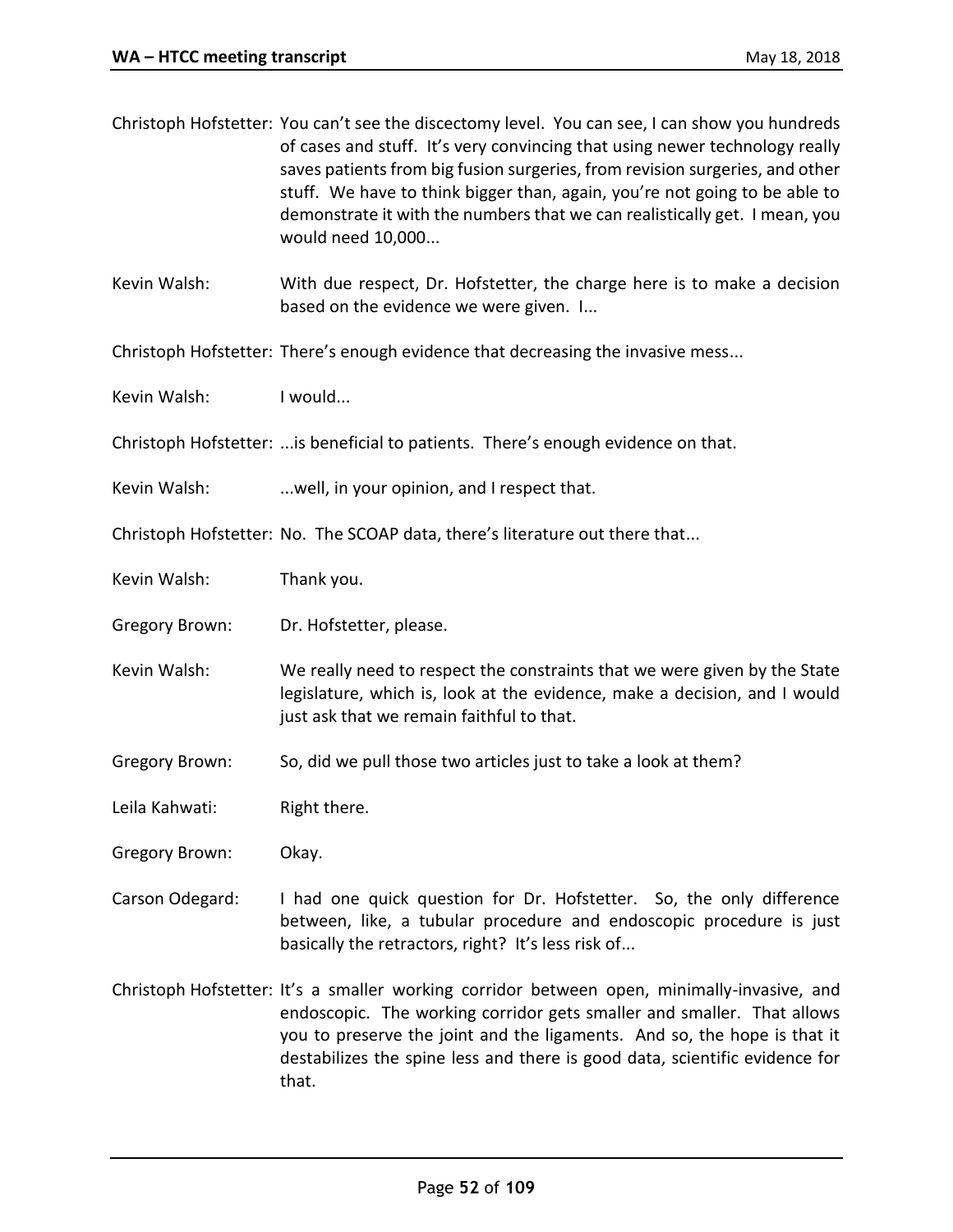Christoph Hofstetter: You can't see the discectomy level. You can see, I can show you hundreds of cases and stuff. It's very convincing that using newer technology really saves patients from big fusion surgeries, from revision surgeries, and other stuff. We have to think bigger than, again, you're not going to be able to demonstrate it with the numbers that we can realistically get. I mean, you would need 10,000...

Kevin Walsh: With due respect, Dr. Hofstetter, the charge here is to make a decision based on the evidence we were given. I...

Christoph Hofstetter: There's enough evidence that decreasing the invasive mess...

Kevin Walsh: I would...

Christoph Hofstetter: ...is beneficial to patients. There's enough evidence on that.

Kevin Walsh: ...well, in your opinion, and I respect that.

Christoph Hofstetter: No. The SCOAP data, there's literature out there that...

Kevin Walsh: Thank you.

Gregory Brown: Dr. Hofstetter, please.

Kevin Walsh: We really need to respect the constraints that we were given by the State legislature, which is, look at the evidence, make a decision, and I would just ask that we remain faithful to that.

Gregory Brown: So, did we pull those two articles just to take a look at them?

Leila Kahwati: Right there.

Gregory Brown: Okay.

Carson Odegard: I had one quick question for Dr. Hofstetter. So, the only difference between, like, a tubular procedure and endoscopic procedure is just basically the retractors, right? It's less risk of...

Christoph Hofstetter: It's a smaller working corridor between open, minimally-invasive, and endoscopic. The working corridor gets smaller and smaller. That allows you to preserve the joint and the ligaments. And so, the hope is that it destabilizes the spine less and there is good data, scientific evidence for that.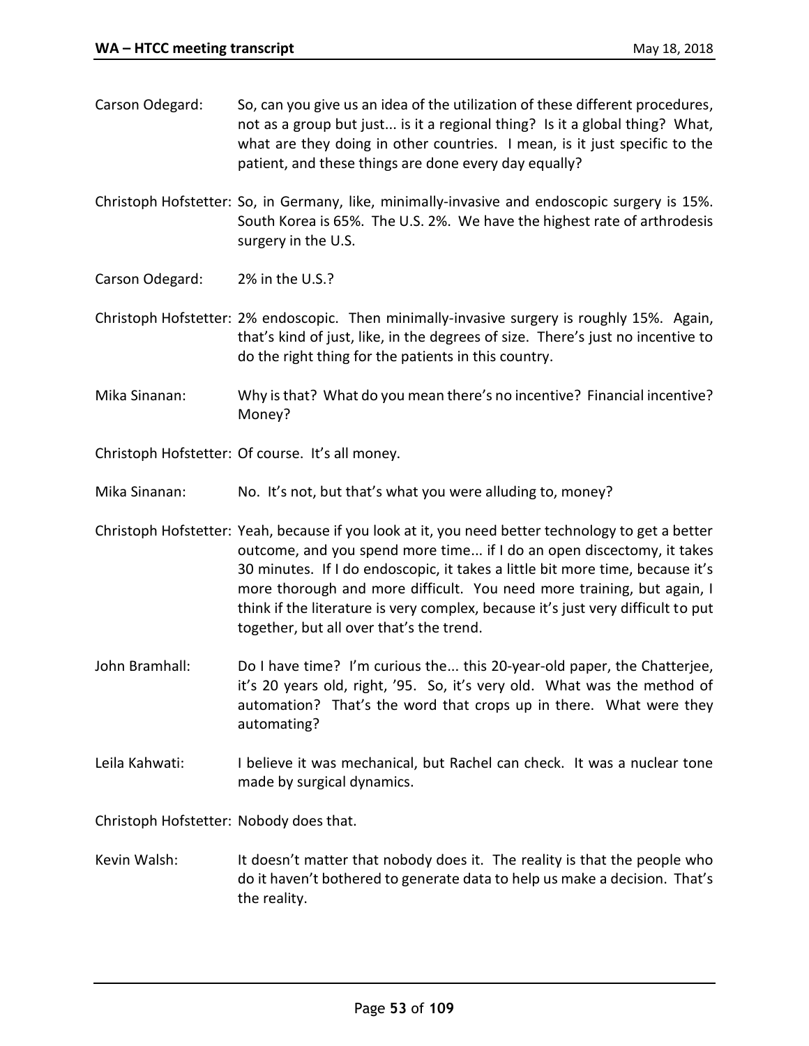Carson Odegard: So, can you give us an idea of the utilization of these different procedures, not as a group but just... is it a regional thing? Is it a global thing? What, what are they doing in other countries. I mean, is it just specific to the patient, and these things are done every day equally?

Christoph Hofstetter: So, in Germany, like, minimally-invasive and endoscopic surgery is 15%. South Korea is 65%. The U.S. 2%. We have the highest rate of arthrodesis surgery in the U.S.

Carson Odegard: 2% in the U.S.?

Christoph Hofstetter: 2% endoscopic. Then minimally-invasive surgery is roughly 15%. Again, that's kind of just, like, in the degrees of size. There's just no incentive to do the right thing for the patients in this country.

Mika Sinanan: Why is that? What do you mean there's no incentive? Financial incentive? Money?

Christoph Hofstetter: Of course. It's all money.

Mika Sinanan: No. It's not, but that's what you were alluding to, money?

Christoph Hofstetter: Yeah, because if you look at it, you need better technology to get a better outcome, and you spend more time... if I do an open discectomy, it takes 30 minutes. If I do endoscopic, it takes a little bit more time, because it's more thorough and more difficult. You need more training, but again, I think if the literature is very complex, because it's just very difficult to put together, but all over that's the trend.

John Bramhall: Do I have time? I'm curious the... this 20-year-old paper, the Chatterjee, it's 20 years old, right, '95. So, it's very old. What was the method of automation? That's the word that crops up in there. What were they automating?

Leila Kahwati: I believe it was mechanical, but Rachel can check. It was a nuclear tone made by surgical dynamics.

Christoph Hofstetter: Nobody does that.

Kevin Walsh: It doesn't matter that nobody does it. The reality is that the people who do it haven't bothered to generate data to help us make a decision. That's the reality.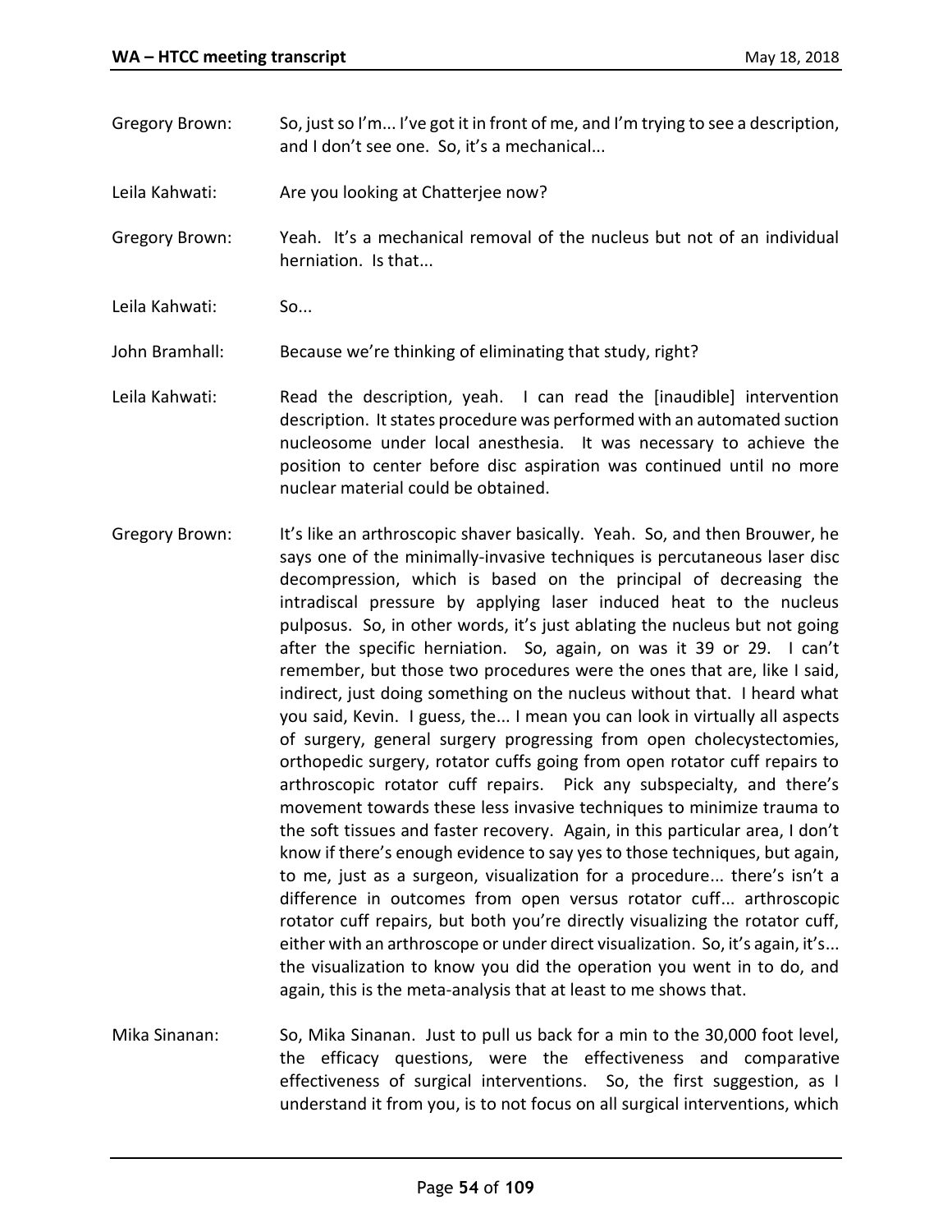Gregory Brown: So, just so I'm... I've got it in front of me, and I'm trying to see a description, and I don't see one. So, it's a mechanical...

Leila Kahwati: Are you looking at Chatterjee now?

Gregory Brown: Yeah. It's a mechanical removal of the nucleus but not of an individual herniation. Is that...

Leila Kahwati: So...

John Bramhall: Because we're thinking of eliminating that study, right?

Leila Kahwati: Read the description, yeah. I can read the [inaudible] intervention description. It states procedure was performed with an automated suction nucleosome under local anesthesia. It was necessary to achieve the position to center before disc aspiration was continued until no more nuclear material could be obtained.

Gregory Brown: It's like an arthroscopic shaver basically. Yeah. So, and then Brouwer, he says one of the minimally-invasive techniques is percutaneous laser disc decompression, which is based on the principal of decreasing the intradiscal pressure by applying laser induced heat to the nucleus pulposus. So, in other words, it's just ablating the nucleus but not going after the specific herniation. So, again, on was it 39 or 29. I can't remember, but those two procedures were the ones that are, like I said, indirect, just doing something on the nucleus without that. I heard what you said, Kevin. I guess, the... I mean you can look in virtually all aspects of surgery, general surgery progressing from open cholecystectomies, orthopedic surgery, rotator cuffs going from open rotator cuff repairs to arthroscopic rotator cuff repairs. Pick any subspecialty, and there's movement towards these less invasive techniques to minimize trauma to the soft tissues and faster recovery. Again, in this particular area, I don't know if there's enough evidence to say yes to those techniques, but again, to me, just as a surgeon, visualization for a procedure... there's isn't a difference in outcomes from open versus rotator cuff... arthroscopic rotator cuff repairs, but both you're directly visualizing the rotator cuff, either with an arthroscope or under direct visualization. So, it's again, it's... the visualization to know you did the operation you went in to do, and again, this is the meta-analysis that at least to me shows that.

Mika Sinanan: So, Mika Sinanan. Just to pull us back for a min to the 30,000 foot level, the efficacy questions, were the effectiveness and comparative effectiveness of surgical interventions. So, the first suggestion, as I understand it from you, is to not focus on all surgical interventions, which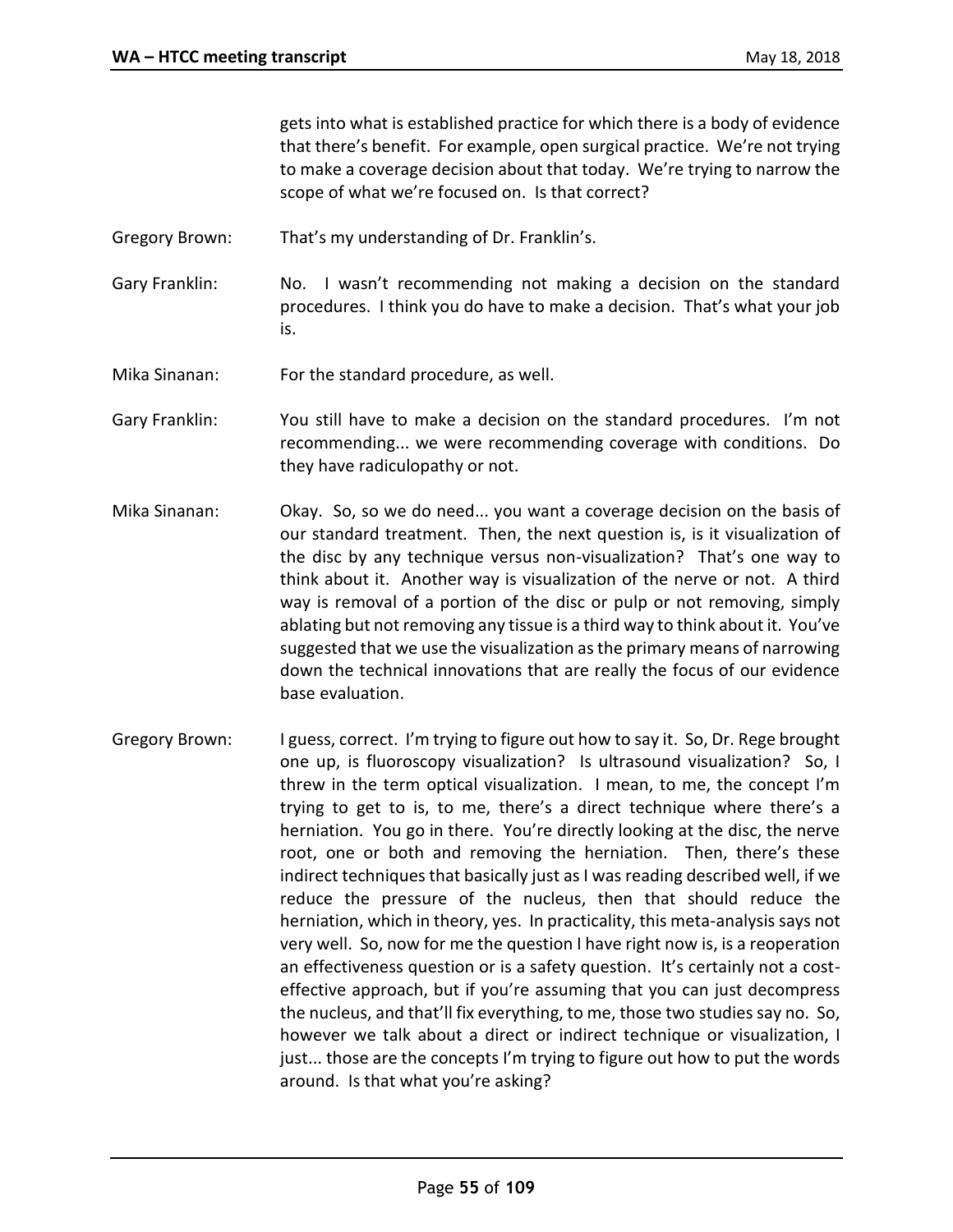gets into what is established practice for which there is a body of evidence that there's benefit. For example, open surgical practice. We're not trying to make a coverage decision about that today. We're trying to narrow the scope of what we're focused on. Is that correct?

Gregory Brown: That's my understanding of Dr. Franklin's.

Gary Franklin: No. I wasn't recommending not making a decision on the standard procedures. I think you do have to make a decision. That's what your job is.

Mika Sinanan: For the standard procedure, as well.

Gary Franklin: You still have to make a decision on the standard procedures. I'm not recommending... we were recommending coverage with conditions. Do they have radiculopathy or not.

Mika Sinanan: Okay. So, so we do need... you want a coverage decision on the basis of our standard treatment. Then, the next question is, is it visualization of the disc by any technique versus non-visualization? That's one way to think about it. Another way is visualization of the nerve or not. A third way is removal of a portion of the disc or pulp or not removing, simply ablating but not removing any tissue is a third way to think about it. You've suggested that we use the visualization as the primary means of narrowing down the technical innovations that are really the focus of our evidence base evaluation.

Gregory Brown: I guess, correct. I'm trying to figure out how to say it. So, Dr. Rege brought one up, is fluoroscopy visualization? Is ultrasound visualization? So, I threw in the term optical visualization. I mean, to me, the concept I'm trying to get to is, to me, there's a direct technique where there's a herniation. You go in there. You're directly looking at the disc, the nerve root, one or both and removing the herniation. Then, there's these indirect techniques that basically just as I was reading described well, if we reduce the pressure of the nucleus, then that should reduce the herniation, which in theory, yes. In practicality, this meta-analysis says not very well. So, now for me the question I have right now is, is a reoperation an effectiveness question or is a safety question. It's certainly not a cost-effective approach, but if you're assuming that you can just decompress the nucleus, and that'll fix everything, to me, those two studies say no. So, however we talk about a direct or indirect technique or visualization, I just... those are the concepts I'm trying to figure out how to put the words around. Is that what you're asking?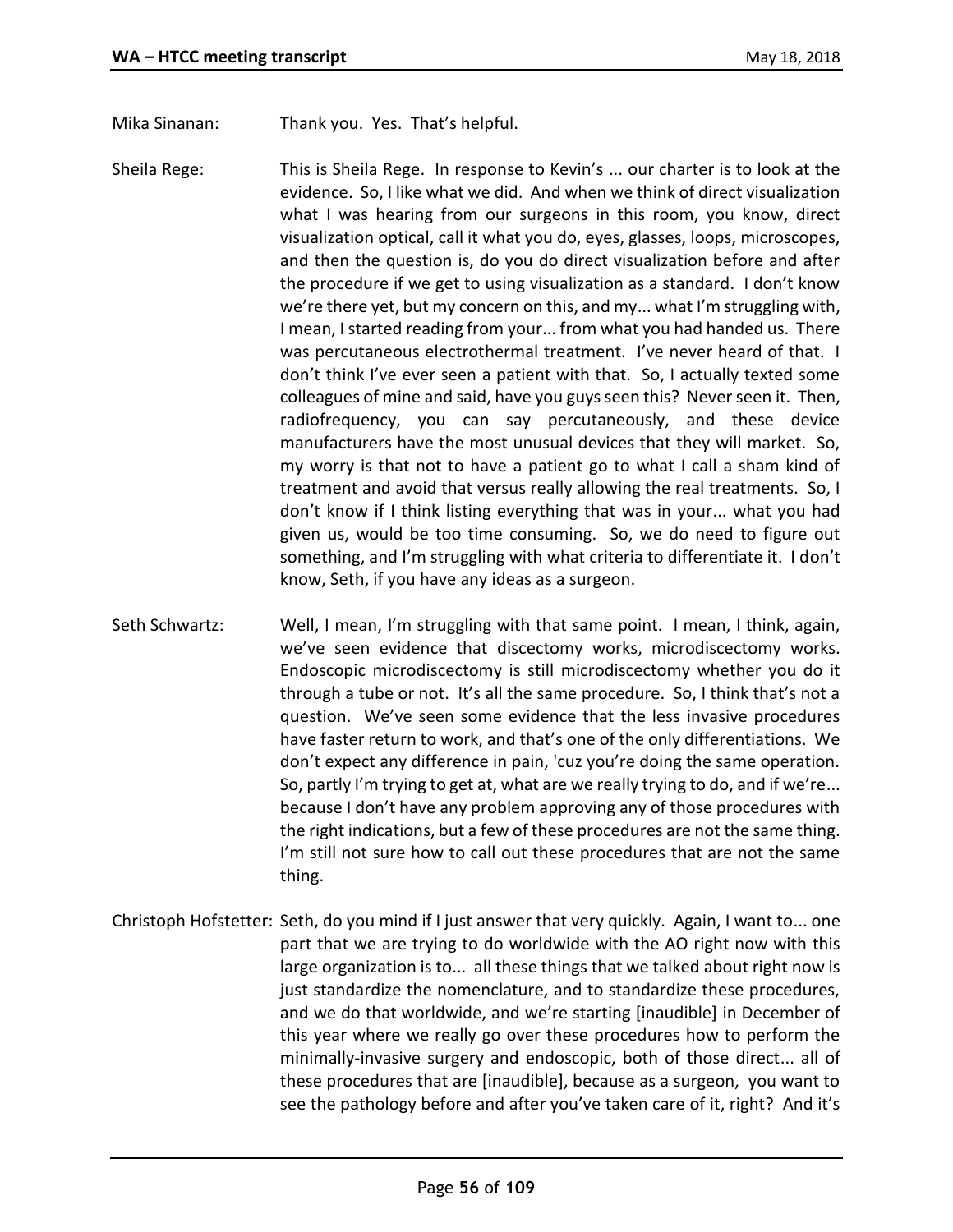Mika Sinanan: Thank you. Yes. That's helpful.

Sheila Rege: This is Sheila Rege. In response to Kevin's ... our charter is to look at the evidence. So, I like what we did. And when we think of direct visualization what I was hearing from our surgeons in this room, you know, direct visualization optical, call it what you do, eyes, glasses, loops, microscopes, and then the question is, do you do direct visualization before and after the procedure if we get to using visualization as a standard. I don't know we're there yet, but my concern on this, and my... what I'm struggling with, I mean, I started reading from your... from what you had handed us. There was percutaneous electrothermal treatment. I've never heard of that. I don't think I've ever seen a patient with that. So, I actually texted some colleagues of mine and said, have you guys seen this? Never seen it. Then, radiofrequency, you can say percutaneously, and these device manufacturers have the most unusual devices that they will market. So, my worry is that not to have a patient go to what I call a sham kind of treatment and avoid that versus really allowing the real treatments. So, I don't know if I think listing everything that was in your... what you had given us, would be too time consuming. So, we do need to figure out something, and I'm struggling with what criteria to differentiate it. I don't know, Seth, if you have any ideas as a surgeon.

Seth Schwartz: Well, I mean, I'm struggling with that same point. I mean, I think, again, we've seen evidence that discectomy works, microdiscectomy works. Endoscopic microdiscectomy is still microdiscectomy whether you do it through a tube or not. It's all the same procedure. So, I think that's not a question. We've seen some evidence that the less invasive procedures have faster return to work, and that's one of the only differentiations. We don't expect any difference in pain, 'cuz you're doing the same operation. So, partly I'm trying to get at, what are we really trying to do, and if we're... because I don't have any problem approving any of those procedures with the right indications, but a few of these procedures are not the same thing. I'm still not sure how to call out these procedures that are not the same thing.

Christoph Hofstetter: Seth, do you mind if I just answer that very quickly. Again, I want to... one part that we are trying to do worldwide with the AO right now with this large organization is to... all these things that we talked about right now is just standardize the nomenclature, and to standardize these procedures, and we do that worldwide, and we're starting [inaudible] in December of this year where we really go over these procedures how to perform the minimally-invasive surgery and endoscopic, both of those direct... all of these procedures that are [inaudible], because as a surgeon, you want to see the pathology before and after you've taken care of it, right? And it's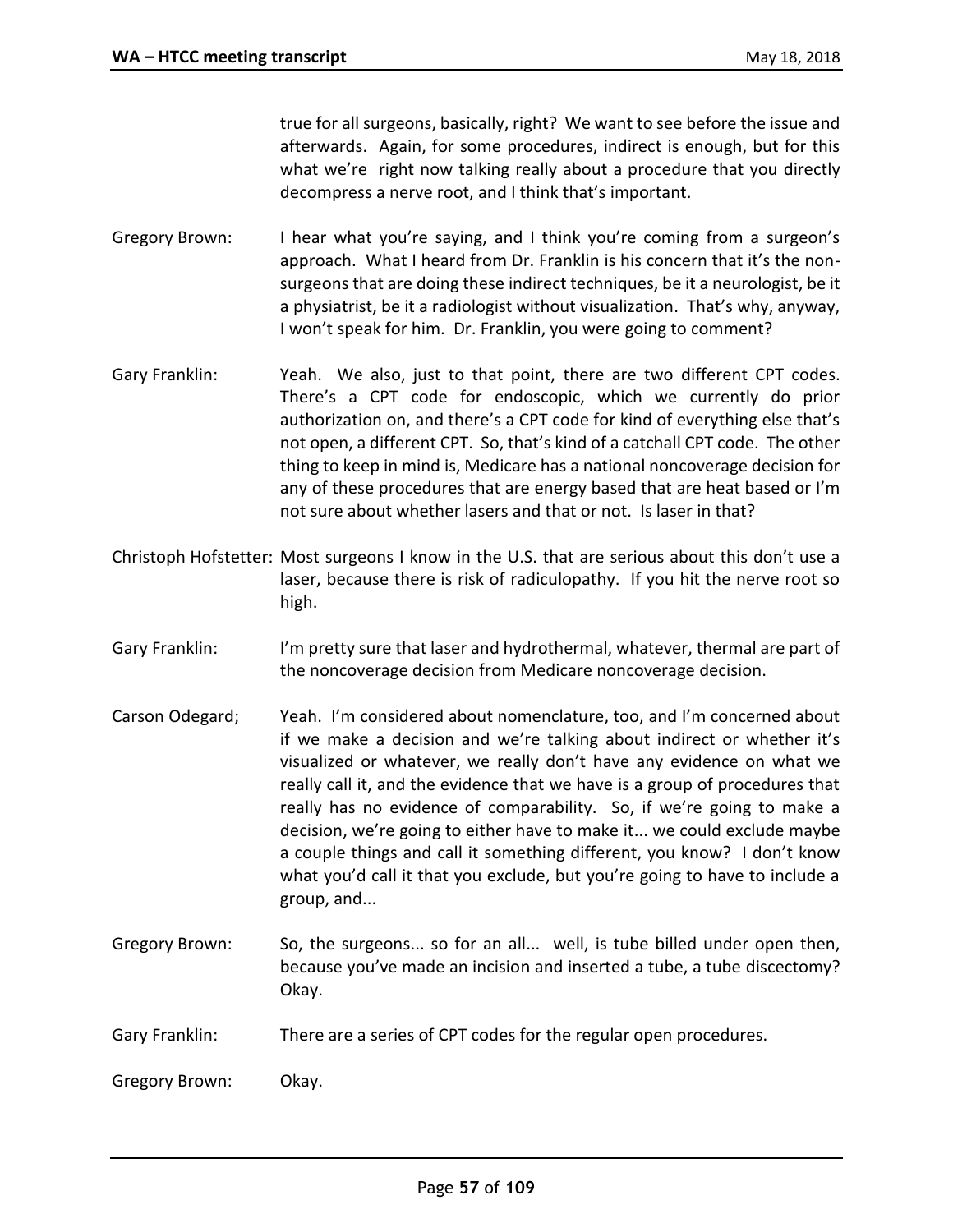true for all surgeons, basically, right? We want to see before the issue and afterwards. Again, for some procedures, indirect is enough, but for this what we're right now talking really about a procedure that you directly decompress a nerve root, and I think that's important.

Gregory Brown: I hear what you're saying, and I think you're coming from a surgeon's approach. What I heard from Dr. Franklin is his concern that it's the non-surgeons that are doing these indirect techniques, be it a neurologist, be it a physiatrist, be it a radiologist without visualization. That's why, anyway, I won't speak for him. Dr. Franklin, you were going to comment?

Gary Franklin: Yeah. We also, just to that point, there are two different CPT codes. There's a CPT code for endoscopic, which we currently do prior authorization on, and there's a CPT code for kind of everything else that's not open, a different CPT. So, that's kind of a catchall CPT code. The other thing to keep in mind is, Medicare has a national noncoverage decision for any of these procedures that are energy based that are heat based or I'm not sure about whether lasers and that or not. Is laser in that?

Christoph Hofstetter: Most surgeons I know in the U.S. that are serious about this don't use a laser, because there is risk of radiculopathy. If you hit the nerve root so high.

Gary Franklin: I'm pretty sure that laser and hydrothermal, whatever, thermal are part of the noncoverage decision from Medicare noncoverage decision.

Carson Odegard; Yeah. I'm considered about nomenclature, too, and I'm concerned about if we make a decision and we're talking about indirect or whether it's visualized or whatever, we really don't have any evidence on what we really call it, and the evidence that we have is a group of procedures that really has no evidence of comparability. So, if we're going to make a decision, we're going to either have to make it... we could exclude maybe a couple things and call it something different, you know? I don't know what you'd call it that you exclude, but you're going to have to include a group, and...

Gregory Brown: So, the surgeons... so for an all... well, is tube billed under open then, because you've made an incision and inserted a tube, a tube discectomy? Okay.

Gary Franklin: There are a series of CPT codes for the regular open procedures.

Gregory Brown: Okay.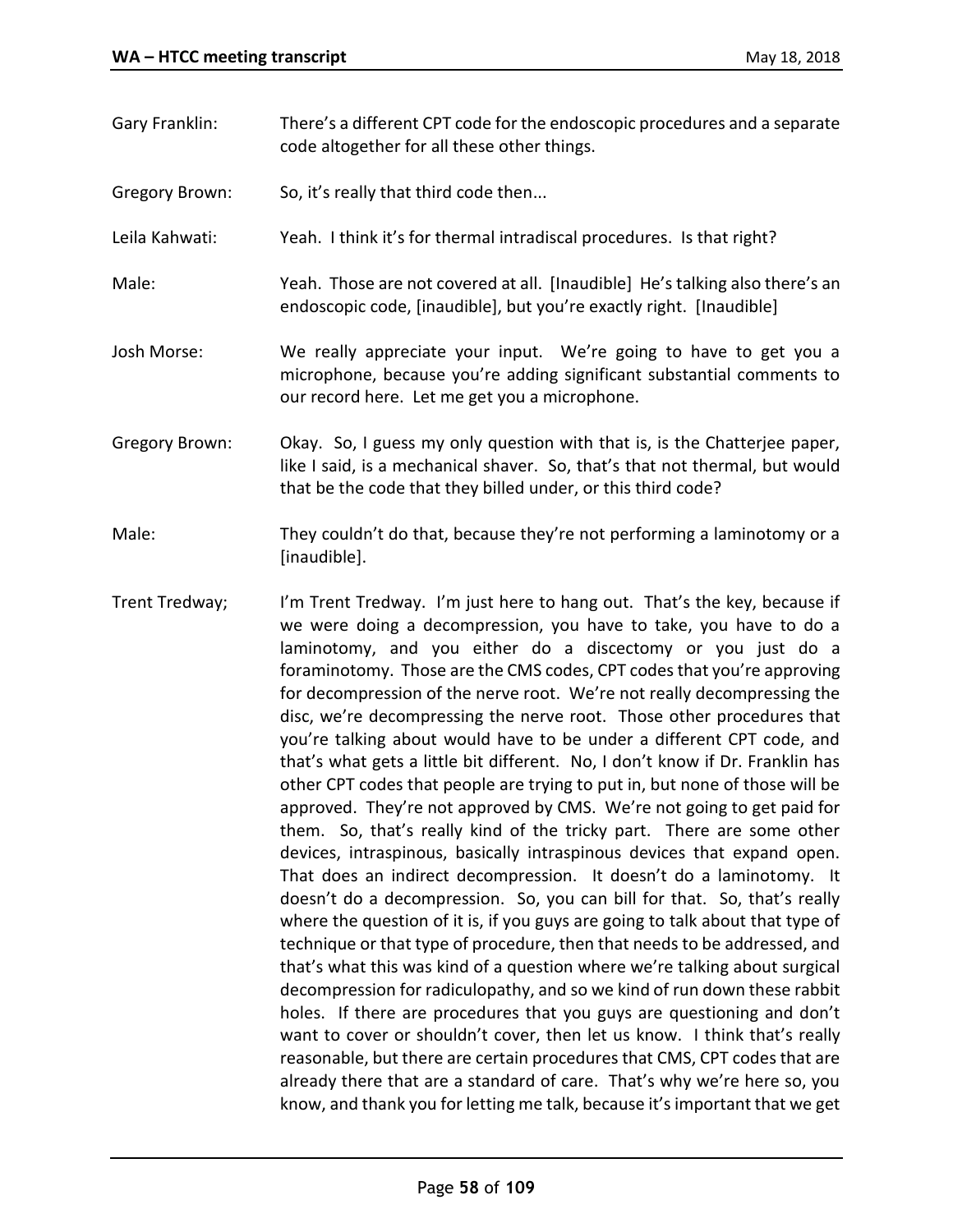Gary Franklin: There's a different CPT code for the endoscopic procedures and a separate code altogether for all these other things.

Gregory Brown: So, it's really that third code then...

Leila Kahwati: Yeah. I think it's for thermal intradiscal procedures. Is that right?

Male: Yeah. Those are not covered at all. [Inaudible] He's talking also there's an endoscopic code, [inaudible], but you're exactly right. [Inaudible]

Josh Morse: We really appreciate your input. We're going to have to get you a microphone, because you're adding significant substantial comments to our record here. Let me get you a microphone.

Gregory Brown: Okay. So, I guess my only question with that is, is the Chatterjee paper, like I said, is a mechanical shaver. So, that's that not thermal, but would that be the code that they billed under, or this third code?

Male: They couldn't do that, because they're not performing a laminotomy or a [inaudible].

Trent Tredway; I'm Trent Tredway. I'm just here to hang out. That's the key, because if we were doing a decompression, you have to take, you have to do a laminotomy, and you either do a discectomy or you just do a foraminotomy. Those are the CMS codes, CPT codes that you're approving for decompression of the nerve root. We're not really decompressing the disc, we're decompressing the nerve root. Those other procedures that you're talking about would have to be under a different CPT code, and that's what gets a little bit different. No, I don't know if Dr. Franklin has other CPT codes that people are trying to put in, but none of those will be approved. They're not approved by CMS. We're not going to get paid for them. So, that's really kind of the tricky part. There are some other devices, intraspinous, basically intraspinous devices that expand open. That does an indirect decompression. It doesn't do a laminotomy. It doesn't do a decompression. So, you can bill for that. So, that's really where the question of it is, if you guys are going to talk about that type of technique or that type of procedure, then that needs to be addressed, and that's what this was kind of a question where we're talking about surgical decompression for radiculopathy, and so we kind of run down these rabbit holes. If there are procedures that you guys are questioning and don't want to cover or shouldn't cover, then let us know. I think that's really reasonable, but there are certain procedures that CMS, CPT codes that are already there that are a standard of care. That's why we're here so, you know, and thank you for letting me talk, because it's important that we get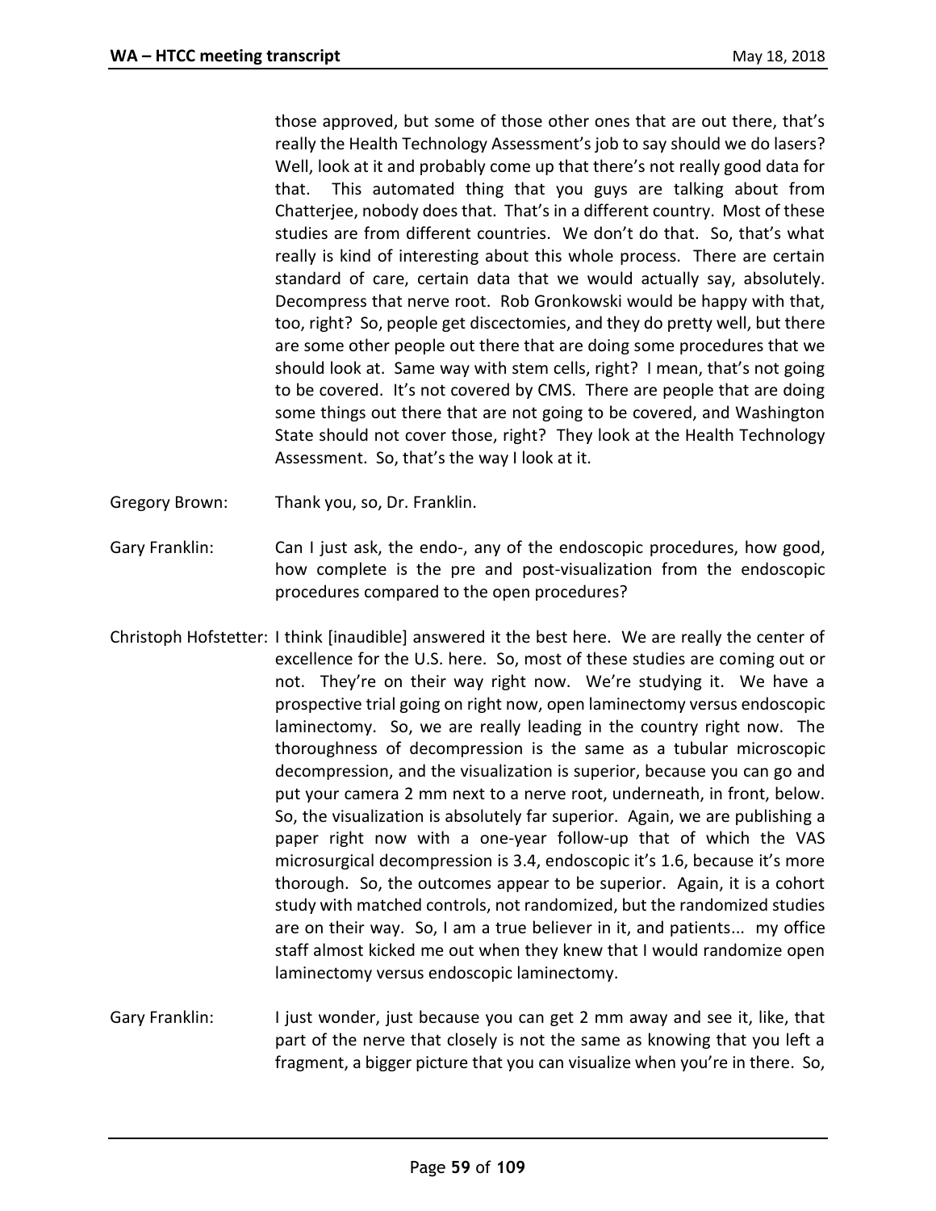those approved, but some of those other ones that are out there, that's really the Health Technology Assessment's job to say should we do lasers? Well, look at it and probably come up that there's not really good data for that. This automated thing that you guys are talking about from Chatterjee, nobody does that. That's in a different country. Most of these studies are from different countries. We don't do that. So, that's what really is kind of interesting about this whole process. There are certain standard of care, certain data that we would actually say, absolutely. Decompress that nerve root. Rob Gronkowski would be happy with that, too, right? So, people get discectomies, and they do pretty well, but there are some other people out there that are doing some procedures that we should look at. Same way with stem cells, right? I mean, that's not going to be covered. It's not covered by CMS. There are people that are doing some things out there that are not going to be covered, and Washington State should not cover those, right? They look at the Health Technology Assessment. So, that's the way I look at it.

Gregory Brown: Thank you, so, Dr. Franklin.

Gary Franklin: Can I just ask, the endo-, any of the endoscopic procedures, how good, how complete is the pre and post-visualization from the endoscopic procedures compared to the open procedures?

Christoph Hofstetter: I think [inaudible] answered it the best here. We are really the center of excellence for the U.S. here. So, most of these studies are coming out or not. They're on their way right now. We're studying it. We have a prospective trial going on right now, open laminectomy versus endoscopic laminectomy. So, we are really leading in the country right now. The thoroughness of decompression is the same as a tubular microscopic decompression, and the visualization is superior, because you can go and put your camera 2 mm next to a nerve root, underneath, in front, below. So, the visualization is absolutely far superior. Again, we are publishing a paper right now with a one-year follow-up that of which the VAS microsurgical decompression is 3.4, endoscopic it's 1.6, because it's more thorough. So, the outcomes appear to be superior. Again, it is a cohort study with matched controls, not randomized, but the randomized studies are on their way. So, I am a true believer in it, and patients... my office staff almost kicked me out when they knew that I would randomize open laminectomy versus endoscopic laminectomy.

Gary Franklin: I just wonder, just because you can get 2 mm away and see it, like, that part of the nerve that closely is not the same as knowing that you left a fragment, a bigger picture that you can visualize when you're in there. So,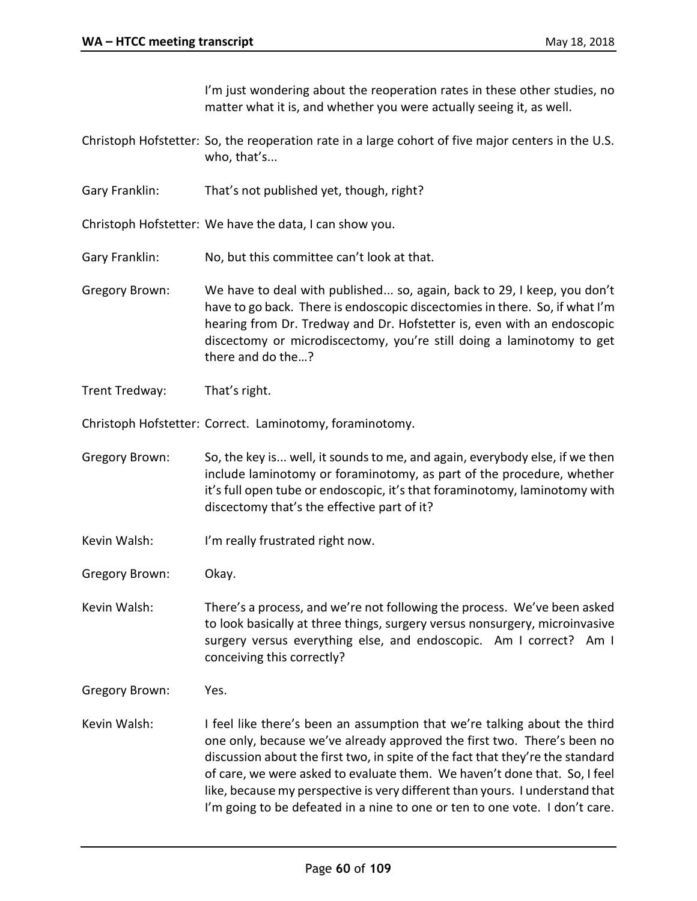I'm just wondering about the reoperation rates in these other studies, no matter what it is, and whether you were actually seeing it, as well.

Christoph Hofstetter: So, the reoperation rate in a large cohort of five major centers in the U.S. who, that's...

Gary Franklin: That's not published yet, though, right?

Christoph Hofstetter: We have the data, I can show you.

Gary Franklin: No, but this committee can't look at that.

Gregory Brown: We have to deal with published... so, again, back to 29, I keep, you don't have to go back. There is endoscopic discectomies in there. So, if what I'm hearing from Dr. Tredway and Dr. Hofstetter is, even with an endoscopic discectomy or microdiscectomy, you're still doing a laminotomy to get there and do the…?

Trent Tredway: That's right.

Christoph Hofstetter: Correct. Laminotomy, foraminotomy.

Gregory Brown: So, the key is... well, it sounds to me, and again, everybody else, if we then include laminotomy or foraminotomy, as part of the procedure, whether it's full open tube or endoscopic, it's that foraminotomy, laminotomy with discectomy that's the effective part of it?

Kevin Walsh: I'm really frustrated right now.

Gregory Brown: Okay.

Kevin Walsh: There's a process, and we're not following the process. We've been asked to look basically at three things, surgery versus nonsurgery, microinvasive surgery versus everything else, and endoscopic. Am I correct? Am I conceiving this correctly?

Gregory Brown: Yes.

Kevin Walsh: I feel like there's been an assumption that we're talking about the third one only, because we've already approved the first two. There's been no discussion about the first two, in spite of the fact that they're the standard of care, we were asked to evaluate them. We haven't done that. So, I feel like, because my perspective is very different than yours. I understand that I'm going to be defeated in a nine to one or ten to one vote. I don't care.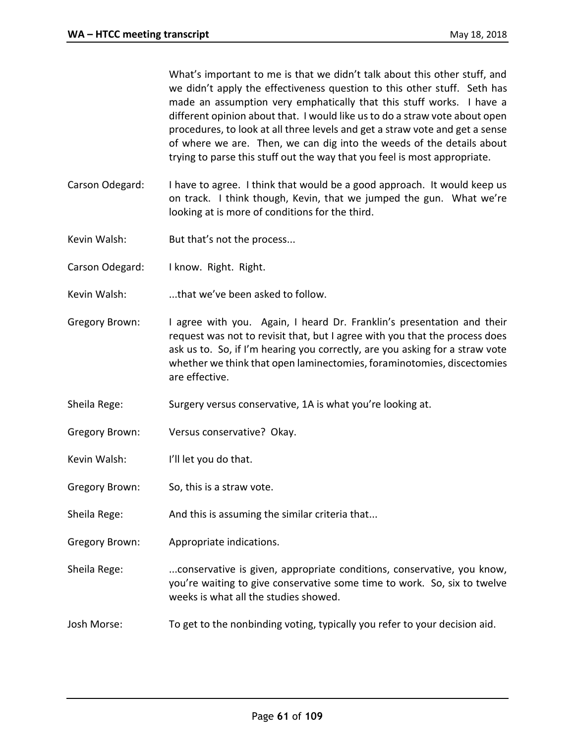What's important to me is that we didn't talk about this other stuff, and we didn't apply the effectiveness question to this other stuff. Seth has made an assumption very emphatically that this stuff works. I have a different opinion about that. I would like us to do a straw vote about open procedures, to look at all three levels and get a straw vote and get a sense of where we are. Then, we can dig into the weeds of the details about trying to parse this stuff out the way that you feel is most appropriate.

Carson Odegard: I have to agree. I think that would be a good approach. It would keep us on track. I think though, Kevin, that we jumped the gun. What we're looking at is more of conditions for the third.

Kevin Walsh: But that's not the process...

Carson Odegard: I know. Right. Right.

Kevin Walsh: ...that we've been asked to follow.

Gregory Brown: I agree with you. Again, I heard Dr. Franklin's presentation and their request was not to revisit that, but I agree with you that the process does ask us to. So, if I'm hearing you correctly, are you asking for a straw vote whether we think that open laminectomies, foraminotomies, discectomies are effective.

Sheila Rege: Surgery versus conservative, 1A is what you're looking at.

Gregory Brown: Versus conservative? Okay.

Kevin Walsh: I'll let you do that.

Gregory Brown: So, this is a straw vote.

Sheila Rege: And this is assuming the similar criteria that...

Gregory Brown: Appropriate indications.

Sheila Rege: ...conservative is given, appropriate conditions, conservative, you know, you're waiting to give conservative some time to work. So, six to twelve weeks is what all the studies showed.

Josh Morse: To get to the nonbinding voting, typically you refer to your decision aid.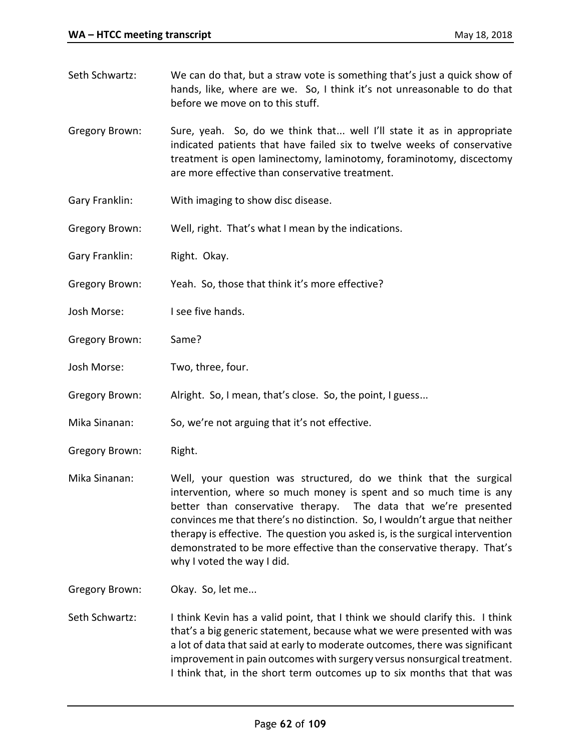Seth Schwartz: We can do that, but a straw vote is something that's just a quick show of hands, like, where are we. So, I think it's not unreasonable to do that before we move on to this stuff.

Gregory Brown: Sure, yeah. So, do we think that... well I'll state it as in appropriate indicated patients that have failed six to twelve weeks of conservative treatment is open laminectomy, laminotomy, foraminotomy, discectomy are more effective than conservative treatment.

Gary Franklin: With imaging to show disc disease.

Gregory Brown: Well, right. That's what I mean by the indications.

Gary Franklin: Right. Okay.

Gregory Brown: Yeah. So, those that think it's more effective?

Josh Morse: I see five hands.

Gregory Brown: Same?

Josh Morse: Two, three, four.

Gregory Brown: Alright. So, I mean, that's close. So, the point, I guess...

Mika Sinanan: So, we're not arguing that it's not effective.

Gregory Brown: Right.

Mika Sinanan: Well, your question was structured, do we think that the surgical intervention, where so much money is spent and so much time is any better than conservative therapy. The data that we're presented convinces me that there's no distinction. So, I wouldn't argue that neither therapy is effective. The question you asked is, is the surgical intervention demonstrated to be more effective than the conservative therapy. That's why I voted the way I did.

Gregory Brown: Okay. So, let me...

Seth Schwartz: I think Kevin has a valid point, that I think we should clarify this. I think that's a big generic statement, because what we were presented with was a lot of data that said at early to moderate outcomes, there was significant improvement in pain outcomes with surgery versus nonsurgical treatment. I think that, in the short term outcomes up to six months that that was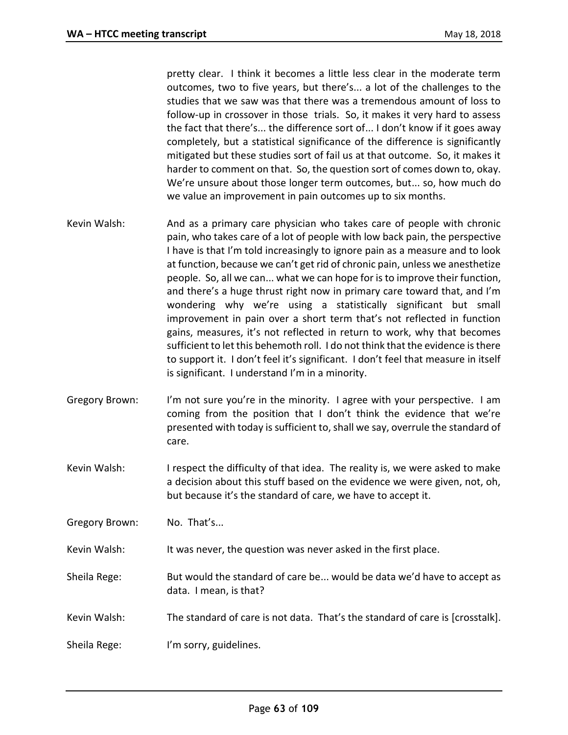pretty clear. I think it becomes a little less clear in the moderate term outcomes, two to five years, but there's... a lot of the challenges to the studies that we saw was that there was a tremendous amount of loss to follow-up in crossover in those trials. So, it makes it very hard to assess the fact that there's... the difference sort of... I don't know if it goes away completely, but a statistical significance of the difference is significantly mitigated but these studies sort of fail us at that outcome. So, it makes it harder to comment on that. So, the question sort of comes down to, okay. We're unsure about those longer term outcomes, but... so, how much do we value an improvement in pain outcomes up to six months.

Kevin Walsh: And as a primary care physician who takes care of people with chronic pain, who takes care of a lot of people with low back pain, the perspective I have is that I'm told increasingly to ignore pain as a measure and to look at function, because we can't get rid of chronic pain, unless we anesthetize people. So, all we can... what we can hope for is to improve their function, and there's a huge thrust right now in primary care toward that, and I'm wondering why we're using a statistically significant but small improvement in pain over a short term that's not reflected in function gains, measures, it's not reflected in return to work, why that becomes sufficient to let this behemoth roll. I do not think that the evidence is there to support it. I don't feel it's significant. I don't feel that measure in itself is significant. I understand I'm in a minority.

Gregory Brown: I'm not sure you're in the minority. I agree with your perspective. I am coming from the position that I don't think the evidence that we're presented with today is sufficient to, shall we say, overrule the standard of care.

Kevin Walsh: I respect the difficulty of that idea. The reality is, we were asked to make a decision about this stuff based on the evidence we were given, not, oh, but because it's the standard of care, we have to accept it.

Gregory Brown: No. That's...

Kevin Walsh: It was never, the question was never asked in the first place.

Sheila Rege: But would the standard of care be... would be data we'd have to accept as data. I mean, is that?

Kevin Walsh: The standard of care is not data. That's the standard of care is [crosstalk].

Sheila Rege: I'm sorry, guidelines.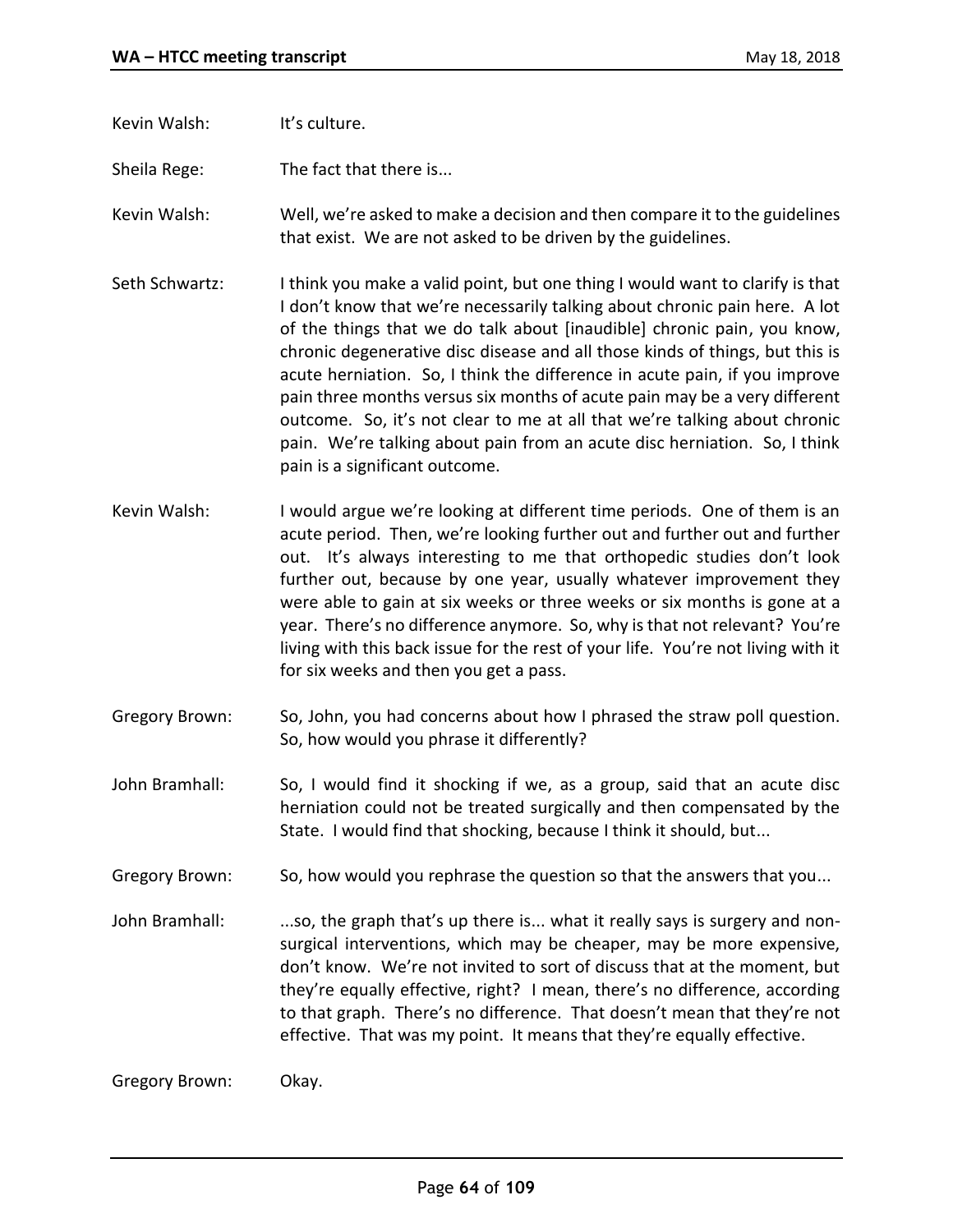Kevin Walsh: It's culture.

Sheila Rege: The fact that there is...

Kevin Walsh: Well, we're asked to make a decision and then compare it to the guidelines that exist. We are not asked to be driven by the guidelines.

Seth Schwartz: I think you make a valid point, but one thing I would want to clarify is that I don't know that we're necessarily talking about chronic pain here. A lot of the things that we do talk about [inaudible] chronic pain, you know, chronic degenerative disc disease and all those kinds of things, but this is acute herniation. So, I think the difference in acute pain, if you improve pain three months versus six months of acute pain may be a very different outcome. So, it's not clear to me at all that we're talking about chronic pain. We're talking about pain from an acute disc herniation. So, I think pain is a significant outcome.

Kevin Walsh: I would argue we're looking at different time periods. One of them is an acute period. Then, we're looking further out and further out and further out. It's always interesting to me that orthopedic studies don't look further out, because by one year, usually whatever improvement they were able to gain at six weeks or three weeks or six months is gone at a year. There's no difference anymore. So, why is that not relevant? You're living with this back issue for the rest of your life. You're not living with it for six weeks and then you get a pass.

Gregory Brown: So, John, you had concerns about how I phrased the straw poll question. So, how would you phrase it differently?

John Bramhall: So, I would find it shocking if we, as a group, said that an acute disc herniation could not be treated surgically and then compensated by the State. I would find that shocking, because I think it should, but...

Gregory Brown: So, how would you rephrase the question so that the answers that you...

John Bramhall: ...so, the graph that's up there is... what it really says is surgery and non-surgical interventions, which may be cheaper, may be more expensive, don't know. We're not invited to sort of discuss that at the moment, but they're equally effective, right? I mean, there's no difference, according to that graph. There's no difference. That doesn't mean that they're not effective. That was my point. It means that they're equally effective.

Gregory Brown: Okay.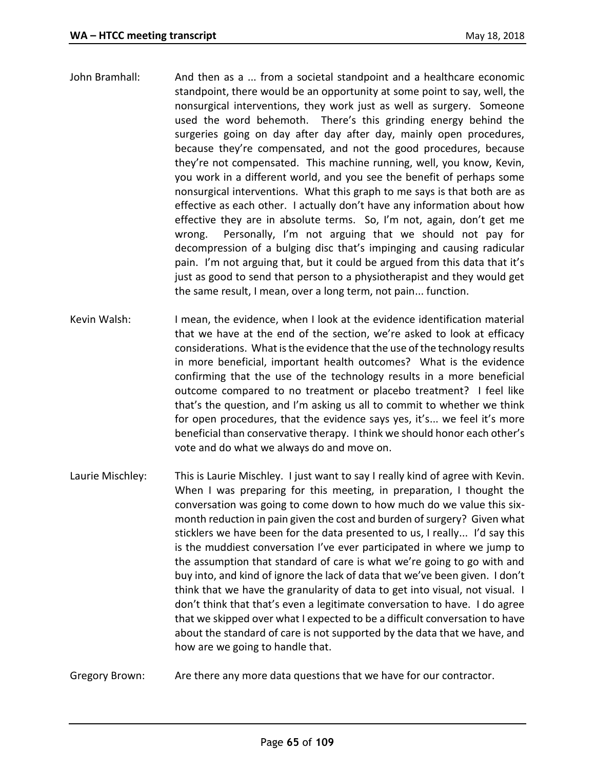John Bramhall: And then as a ... from a societal standpoint and a healthcare economic standpoint, there would be an opportunity at some point to say, well, the nonsurgical interventions, they work just as well as surgery. Someone used the word behemoth. There's this grinding energy behind the surgeries going on day after day after day, mainly open procedures, because they're compensated, and not the good procedures, because they're not compensated. This machine running, well, you know, Kevin, you work in a different world, and you see the benefit of perhaps some nonsurgical interventions. What this graph to me says is that both are as effective as each other. I actually don't have any information about how effective they are in absolute terms. So, I'm not, again, don't get me wrong. Personally, I'm not arguing that we should not pay for decompression of a bulging disc that's impinging and causing radicular pain. I'm not arguing that, but it could be argued from this data that it's just as good to send that person to a physiotherapist and they would get the same result, I mean, over a long term, not pain... function.

Kevin Walsh: I mean, the evidence, when I look at the evidence identification material that we have at the end of the section, we're asked to look at efficacy considerations. What is the evidence that the use of the technology results in more beneficial, important health outcomes? What is the evidence confirming that the use of the technology results in a more beneficial outcome compared to no treatment or placebo treatment? I feel like that's the question, and I'm asking us all to commit to whether we think for open procedures, that the evidence says yes, it's... we feel it's more beneficial than conservative therapy. I think we should honor each other's vote and do what we always do and move on.

Laurie Mischley: This is Laurie Mischley. I just want to say I really kind of agree with Kevin. When I was preparing for this meeting, in preparation, I thought the conversation was going to come down to how much do we value this six-month reduction in pain given the cost and burden of surgery? Given what sticklers we have been for the data presented to us, I really... I'd say this is the muddiest conversation I've ever participated in where we jump to the assumption that standard of care is what we're going to go with and buy into, and kind of ignore the lack of data that we've been given. I don't think that we have the granularity of data to get into visual, not visual. I don't think that that's even a legitimate conversation to have. I do agree that we skipped over what I expected to be a difficult conversation to have about the standard of care is not supported by the data that we have, and how are we going to handle that.

Gregory Brown: Are there any more data questions that we have for our contractor.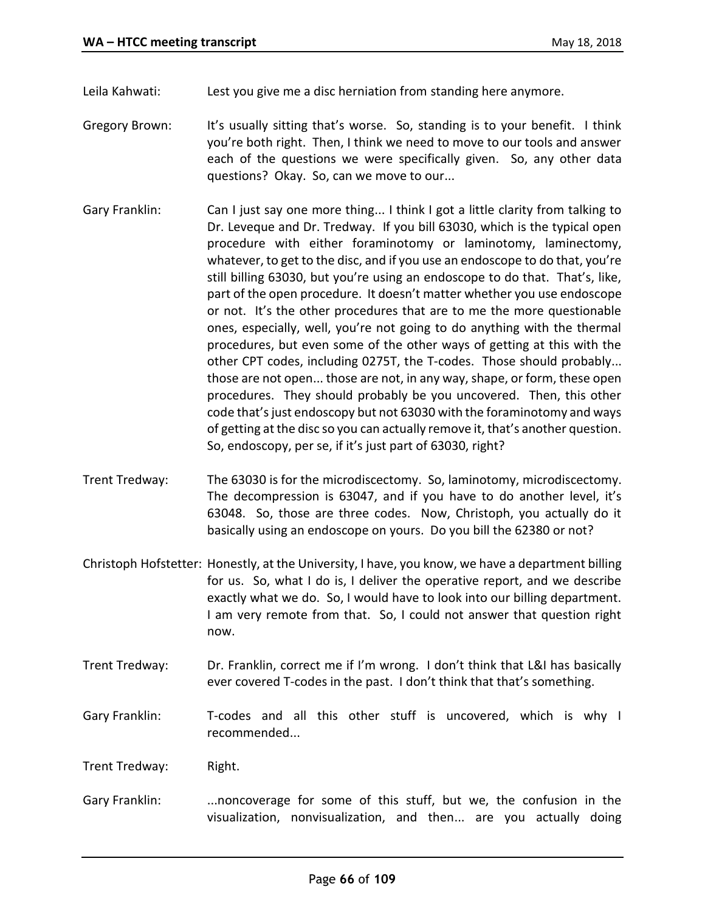Leila Kahwati: Lest you give me a disc herniation from standing here anymore.

Gregory Brown: It's usually sitting that's worse. So, standing is to your benefit. I think you're both right. Then, I think we need to move to our tools and answer each of the questions we were specifically given. So, any other data questions? Okay. So, can we move to our...

Gary Franklin: Can I just say one more thing... I think I got a little clarity from talking to Dr. Leveque and Dr. Tredway. If you bill 63030, which is the typical open procedure with either foraminotomy or laminotomy, laminectomy, whatever, to get to the disc, and if you use an endoscope to do that, you're still billing 63030, but you're using an endoscope to do that. That's, like, part of the open procedure. It doesn't matter whether you use endoscope or not. It's the other procedures that are to me the more questionable ones, especially, well, you're not going to do anything with the thermal procedures, but even some of the other ways of getting at this with the other CPT codes, including 0275T, the T-codes. Those should probably... those are not open... those are not, in any way, shape, or form, these open procedures. They should probably be you uncovered. Then, this other code that's just endoscopy but not 63030 with the foraminotomy and ways of getting at the disc so you can actually remove it, that's another question. So, endoscopy, per se, if it's just part of 63030, right?

Trent Tredway: The 63030 is for the microdiscectomy. So, laminotomy, microdiscectomy. The decompression is 63047, and if you have to do another level, it's 63048. So, those are three codes. Now, Christoph, you actually do it basically using an endoscope on yours. Do you bill the 62380 or not?

Christoph Hofstetter: Honestly, at the University, I have, you know, we have a department billing for us. So, what I do is, I deliver the operative report, and we describe exactly what we do. So, I would have to look into our billing department. I am very remote from that. So, I could not answer that question right now.

Trent Tredway: Dr. Franklin, correct me if I'm wrong. I don't think that L&I has basically ever covered T-codes in the past. I don't think that that's something.

Gary Franklin: T-codes and all this other stuff is uncovered, which is why I recommended...

Trent Tredway: Right.

Gary Franklin: ...noncoverage for some of this stuff, but we, the confusion in the visualization, nonvisualization, and then... are you actually doing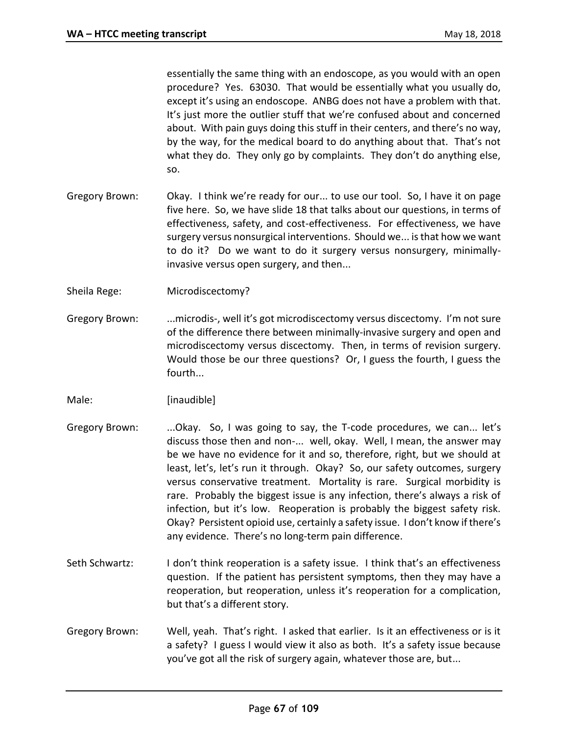essentially the same thing with an endoscope, as you would with an open procedure? Yes. 63030. That would be essentially what you usually do, except it's using an endoscope. ANBG does not have a problem with that. It's just more the outlier stuff that we're confused about and concerned about. With pain guys doing this stuff in their centers, and there's no way, by the way, for the medical board to do anything about that. That's not what they do. They only go by complaints. They don't do anything else, so.

Gregory Brown: Okay. I think we're ready for our... to use our tool. So, I have it on page five here. So, we have slide 18 that talks about our questions, in terms of effectiveness, safety, and cost-effectiveness. For effectiveness, we have surgery versus nonsurgical interventions. Should we... is that how we want to do it? Do we want to do it surgery versus nonsurgery, minimally-invasive versus open surgery, and then...

Sheila Rege: Microdiscectomy?

Gregory Brown: ...microdis-, well it's got microdiscectomy versus discectomy. I'm not sure of the difference there between minimally-invasive surgery and open and microdiscectomy versus discectomy. Then, in terms of revision surgery. Would those be our three questions? Or, I guess the fourth, I guess the fourth...

Male: [inaudible]

Gregory Brown: ...Okay. So, I was going to say, the T-code procedures, we can... let's discuss those then and non-... well, okay. Well, I mean, the answer may be we have no evidence for it and so, therefore, right, but we should at least, let's, let's run it through. Okay? So, our safety outcomes, surgery versus conservative treatment. Mortality is rare. Surgical morbidity is rare. Probably the biggest issue is any infection, there's always a risk of infection, but it's low. Reoperation is probably the biggest safety risk. Okay? Persistent opioid use, certainly a safety issue. I don't know if there's any evidence. There's no long-term pain difference.

Seth Schwartz: I don't think reoperation is a safety issue. I think that's an effectiveness question. If the patient has persistent symptoms, then they may have a reoperation, but reoperation, unless it's reoperation for a complication, but that's a different story.

Gregory Brown: Well, yeah. That's right. I asked that earlier. Is it an effectiveness or is it a safety? I guess I would view it also as both. It's a safety issue because you've got all the risk of surgery again, whatever those are, but...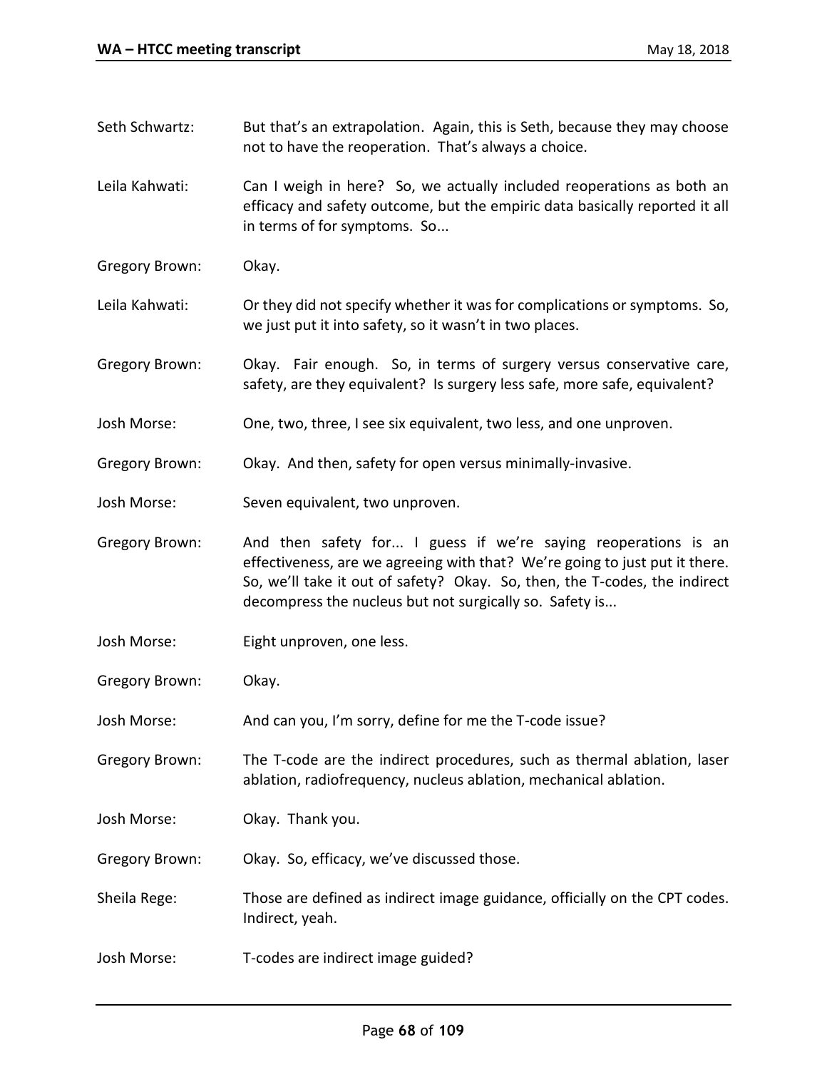Seth Schwartz: But that's an extrapolation. Again, this is Seth, because they may choose not to have the reoperation. That's always a choice.

Leila Kahwati: Can I weigh in here? So, we actually included reoperations as both an efficacy and safety outcome, but the empiric data basically reported it all in terms of for symptoms. So...

Gregory Brown: Okay.

Leila Kahwati: Or they did not specify whether it was for complications or symptoms. So, we just put it into safety, so it wasn't in two places.

Gregory Brown: Okay. Fair enough. So, in terms of surgery versus conservative care, safety, are they equivalent? Is surgery less safe, more safe, equivalent?

Josh Morse: One, two, three, I see six equivalent, two less, and one unproven.

Gregory Brown: Okay. And then, safety for open versus minimally-invasive.

Josh Morse: Seven equivalent, two unproven.

Gregory Brown: And then safety for... I guess if we're saying reoperations is an effectiveness, are we agreeing with that? We're going to just put it there. So, we'll take it out of safety? Okay. So, then, the T-codes, the indirect decompress the nucleus but not surgically so. Safety is...

Josh Morse: Eight unproven, one less.

Gregory Brown: Okay.

Josh Morse: And can you, I'm sorry, define for me the T-code issue?

Gregory Brown: The T-code are the indirect procedures, such as thermal ablation, laser ablation, radiofrequency, nucleus ablation, mechanical ablation.

Josh Morse: Okay. Thank you.

Gregory Brown: Okay. So, efficacy, we've discussed those.

Sheila Rege: Those are defined as indirect image guidance, officially on the CPT codes. Indirect, yeah.

Josh Morse: T-codes are indirect image guided?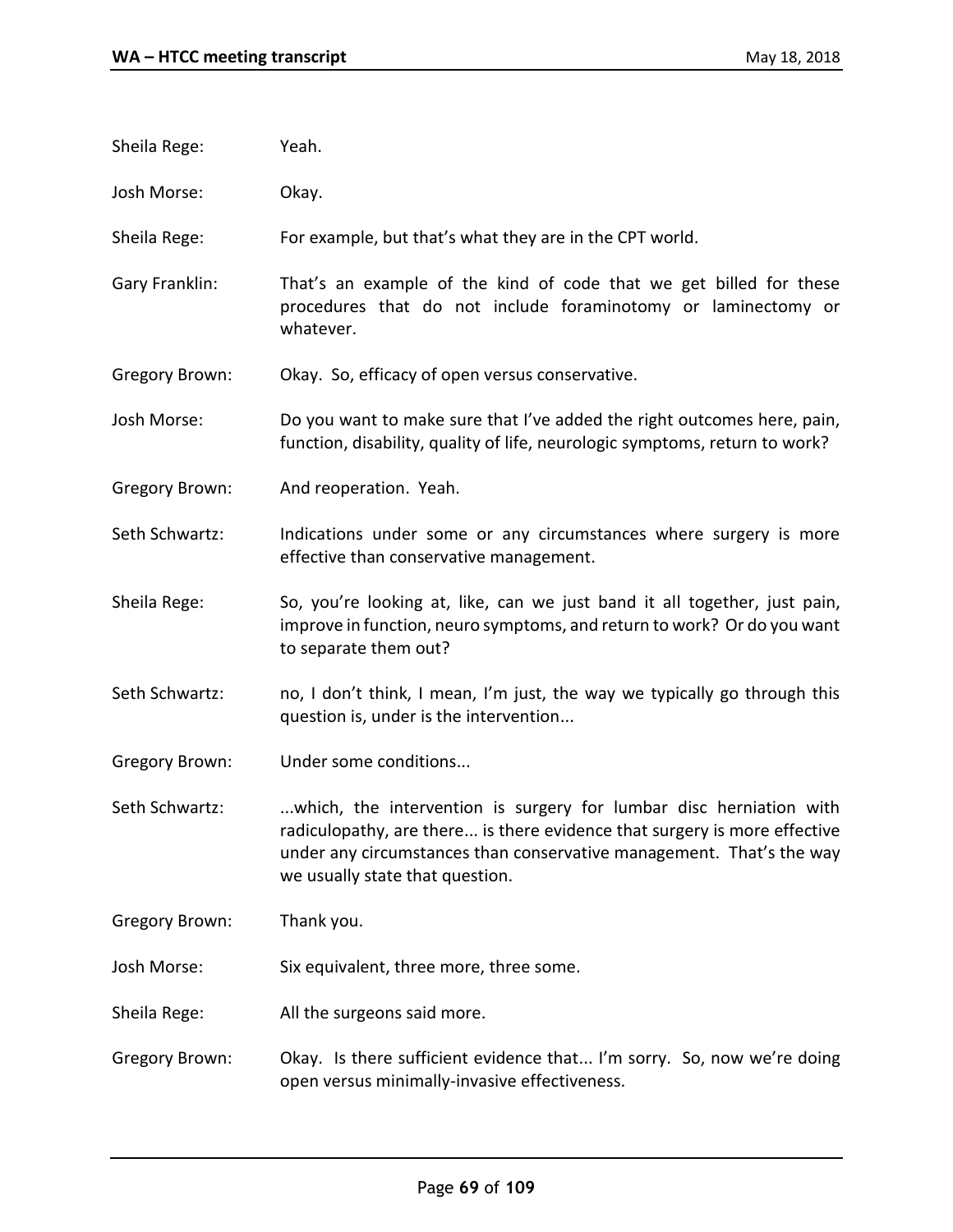Sheila Rege: Yeah.

Josh Morse: Okay.

Sheila Rege: For example, but that's what they are in the CPT world.

Gary Franklin: That's an example of the kind of code that we get billed for these procedures that do not include foraminotomy or laminectomy or whatever.

Gregory Brown: Okay. So, efficacy of open versus conservative.

Josh Morse: Do you want to make sure that I've added the right outcomes here, pain, function, disability, quality of life, neurologic symptoms, return to work?

Gregory Brown: And reoperation. Yeah.

Seth Schwartz: Indications under some or any circumstances where surgery is more effective than conservative management.

Sheila Rege: So, you're looking at, like, can we just band it all together, just pain, improve in function, neuro symptoms, and return to work? Or do you want to separate them out?

Seth Schwartz: no, I don't think, I mean, I'm just, the way we typically go through this question is, under is the intervention...

Gregory Brown: Under some conditions...

Seth Schwartz: ...which, the intervention is surgery for lumbar disc herniation with radiculopathy, are there... is there evidence that surgery is more effective under any circumstances than conservative management. That's the way we usually state that question.

Gregory Brown: Thank you.

Josh Morse: Six equivalent, three more, three some.

Sheila Rege: All the surgeons said more.

Gregory Brown: Okay. Is there sufficient evidence that... I'm sorry. So, now we're doing open versus minimally-invasive effectiveness.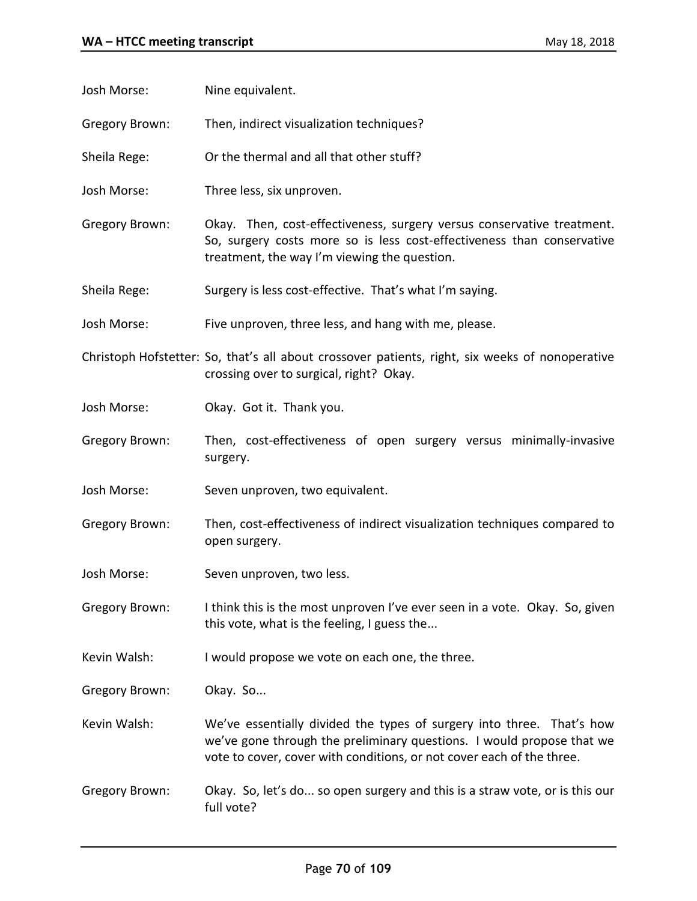Josh Morse: Nine equivalent.

Gregory Brown: Then, indirect visualization techniques?

Sheila Rege: Or the thermal and all that other stuff?

Josh Morse: Three less, six unproven.

Gregory Brown: Okay. Then, cost-effectiveness, surgery versus conservative treatment. So, surgery costs more so is less cost-effectiveness than conservative treatment, the way I'm viewing the question.

Sheila Rege: Surgery is less cost-effective. That's what I'm saying.

Josh Morse: Five unproven, three less, and hang with me, please.

Christoph Hofstetter: So, that's all about crossover patients, right, six weeks of nonoperative crossing over to surgical, right? Okay.

Josh Morse: Okay. Got it. Thank you.

Gregory Brown: Then, cost-effectiveness of open surgery versus minimally-invasive surgery.

Josh Morse: Seven unproven, two equivalent.

Gregory Brown: Then, cost-effectiveness of indirect visualization techniques compared to open surgery.

Josh Morse: Seven unproven, two less.

Gregory Brown: I think this is the most unproven I've ever seen in a vote. Okay. So, given this vote, what is the feeling, I guess the...

Kevin Walsh: I would propose we vote on each one, the three.

Gregory Brown: Okay. So...

Kevin Walsh: We've essentially divided the types of surgery into three. That's how we've gone through the preliminary questions. I would propose that we vote to cover, cover with conditions, or not cover each of the three.

Gregory Brown: Okay. So, let's do... so open surgery and this is a straw vote, or is this our full vote?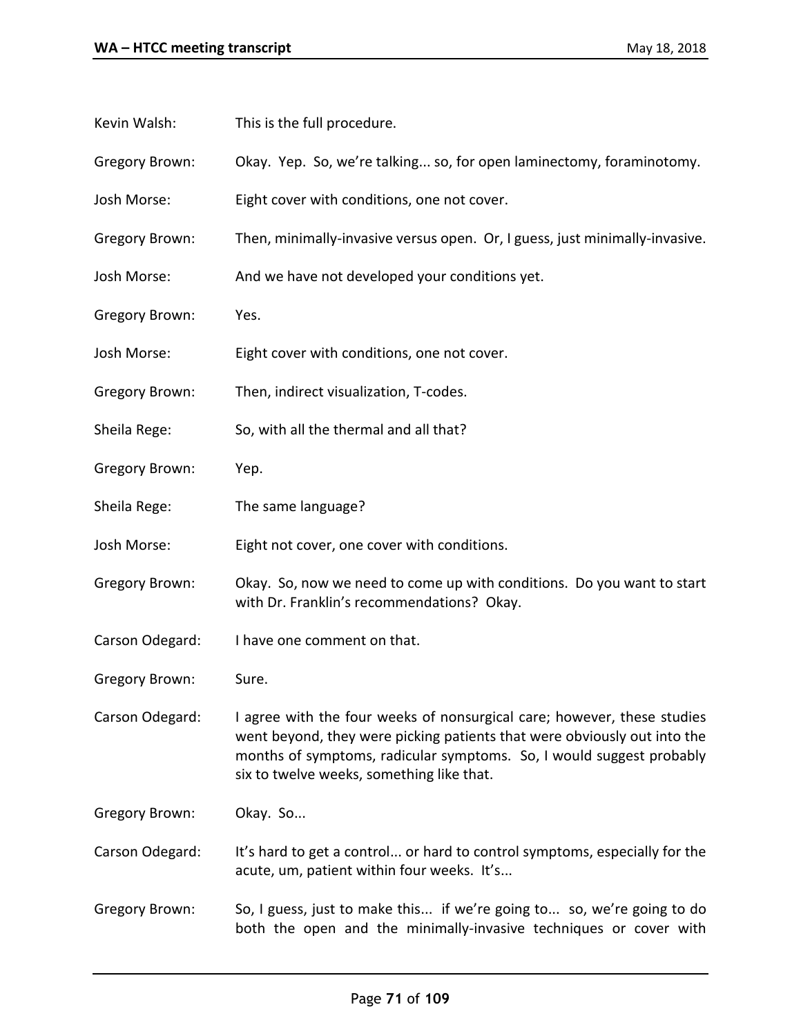Kevin Walsh: This is the full procedure.

Gregory Brown: Okay. Yep. So, we're talking... so, for open laminectomy, foraminotomy.

Josh Morse: Eight cover with conditions, one not cover.

Gregory Brown: Then, minimally-invasive versus open. Or, I guess, just minimally-invasive.

Josh Morse: And we have not developed your conditions yet.

Gregory Brown: Yes.

Josh Morse: Eight cover with conditions, one not cover.

Gregory Brown: Then, indirect visualization, T-codes.

Sheila Rege: So, with all the thermal and all that?

Gregory Brown: Yep.

Sheila Rege: The same language?

Josh Morse: Eight not cover, one cover with conditions.

Gregory Brown: Okay. So, now we need to come up with conditions. Do you want to start with Dr. Franklin's recommendations? Okay.

Carson Odegard: I have one comment on that.

Gregory Brown: Sure.

Carson Odegard: I agree with the four weeks of nonsurgical care; however, these studies went beyond, they were picking patients that were obviously out into the months of symptoms, radicular symptoms. So, I would suggest probably six to twelve weeks, something like that.

Gregory Brown: Okay. So...

Carson Odegard: It's hard to get a control... or hard to control symptoms, especially for the acute, um, patient within four weeks. It's...

Gregory Brown: So, I guess, just to make this... if we're going to... so, we're going to do both the open and the minimally-invasive techniques or cover with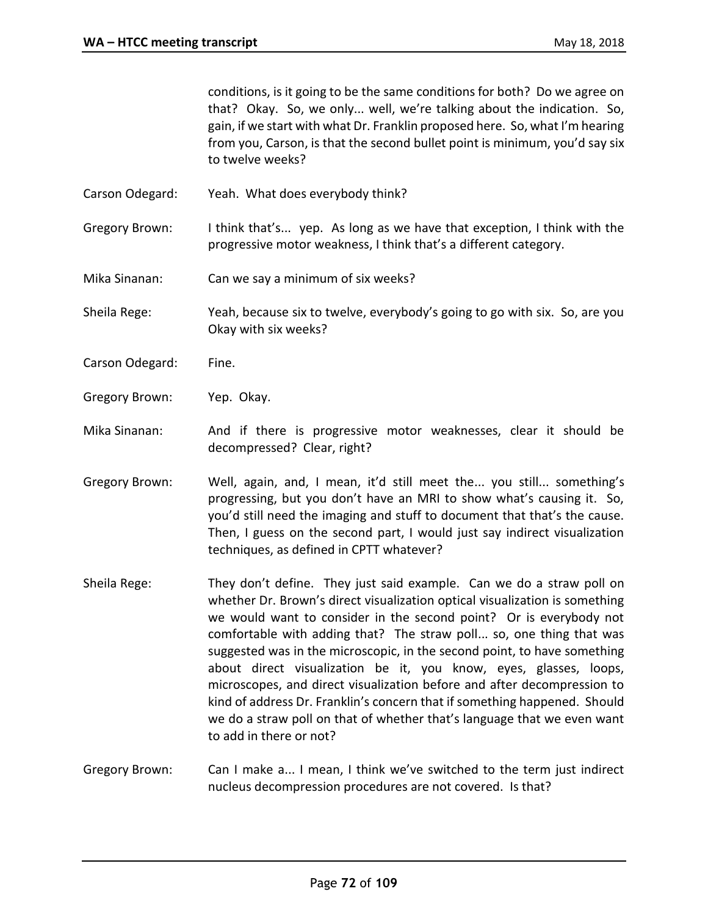conditions, is it going to be the same conditions for both? Do we agree on that? Okay. So, we only... well, we're talking about the indication. So, gain, if we start with what Dr. Franklin proposed here. So, what I'm hearing from you, Carson, is that the second bullet point is minimum, you'd say six to twelve weeks?

Carson Odegard: Yeah. What does everybody think?

Gregory Brown: I think that's... yep. As long as we have that exception, I think with the progressive motor weakness, I think that's a different category.

Mika Sinanan: Can we say a minimum of six weeks?

Sheila Rege: Yeah, because six to twelve, everybody's going to go with six. So, are you Okay with six weeks?

Carson Odegard: Fine.

Gregory Brown: Yep. Okay.

Mika Sinanan: And if there is progressive motor weaknesses, clear it should be decompressed? Clear, right?

Gregory Brown: Well, again, and, I mean, it'd still meet the... you still... something's progressing, but you don't have an MRI to show what's causing it. So, you'd still need the imaging and stuff to document that that's the cause. Then, I guess on the second part, I would just say indirect visualization techniques, as defined in CPTT whatever?

Sheila Rege: They don't define. They just said example. Can we do a straw poll on whether Dr. Brown's direct visualization optical visualization is something we would want to consider in the second point? Or is everybody not comfortable with adding that? The straw poll... so, one thing that was suggested was in the microscopic, in the second point, to have something about direct visualization be it, you know, eyes, glasses, loops, microscopes, and direct visualization before and after decompression to kind of address Dr. Franklin's concern that if something happened. Should we do a straw poll on that of whether that's language that we even want to add in there or not?

Gregory Brown: Can I make a... I mean, I think we've switched to the term just indirect nucleus decompression procedures are not covered. Is that?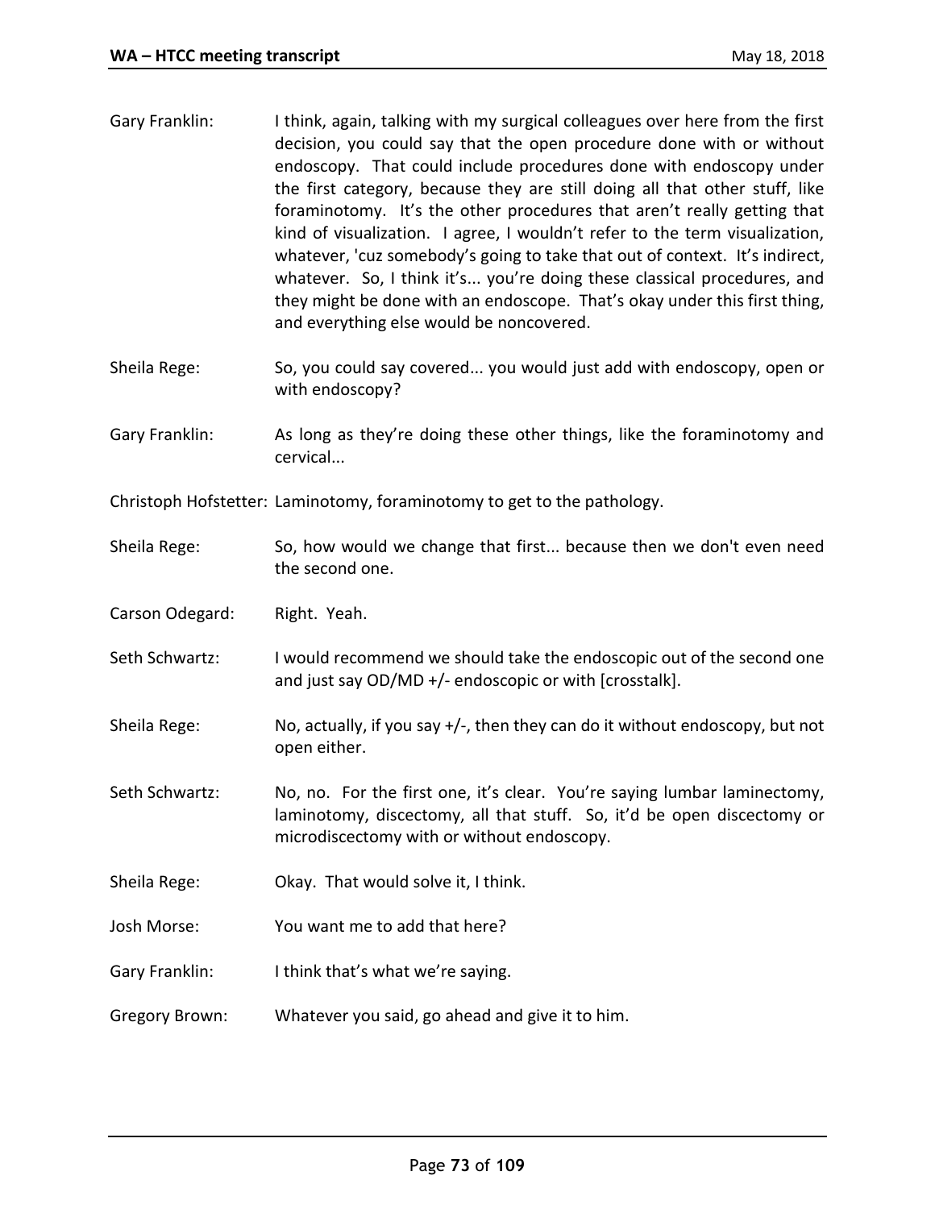Gary Franklin: I think, again, talking with my surgical colleagues over here from the first decision, you could say that the open procedure done with or without endoscopy. That could include procedures done with endoscopy under the first category, because they are still doing all that other stuff, like foraminotomy. It's the other procedures that aren't really getting that kind of visualization. I agree, I wouldn't refer to the term visualization, whatever, 'cuz somebody's going to take that out of context. It's indirect, whatever. So, I think it's... you're doing these classical procedures, and they might be done with an endoscope. That's okay under this first thing, and everything else would be noncovered.

Sheila Rege: So, you could say covered... you would just add with endoscopy, open or with endoscopy?

Gary Franklin: As long as they're doing these other things, like the foraminotomy and cervical...

Christoph Hofstetter: Laminotomy, foraminotomy to get to the pathology.

Sheila Rege: So, how would we change that first... because then we don't even need the second one.

Carson Odegard: Right. Yeah.

Seth Schwartz: I would recommend we should take the endoscopic out of the second one and just say OD/MD +/- endoscopic or with [crosstalk].

Sheila Rege: No, actually, if you say +/-, then they can do it without endoscopy, but not open either.

Seth Schwartz: No, no. For the first one, it's clear. You're saying lumbar laminectomy, laminotomy, discectomy, all that stuff. So, it'd be open discectomy or microdiscectomy with or without endoscopy.

Sheila Rege: Okay. That would solve it, I think.

Josh Morse: You want me to add that here?

Gary Franklin: I think that's what we're saying.

Gregory Brown: Whatever you said, go ahead and give it to him.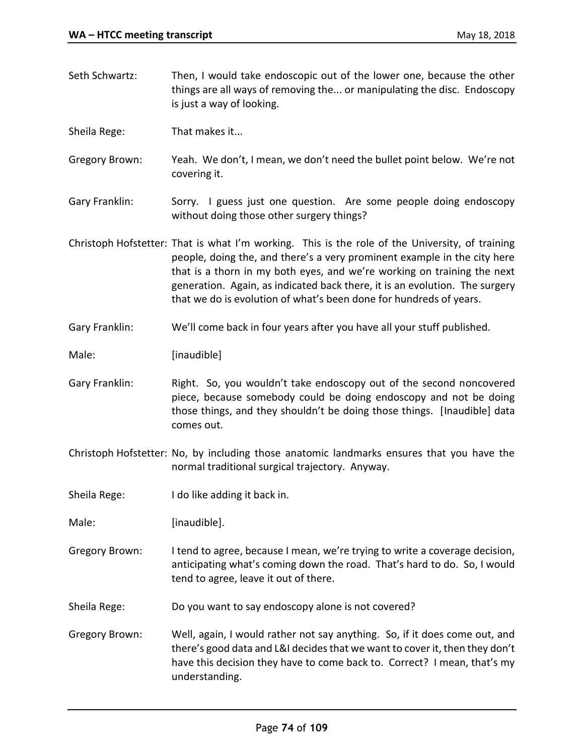Seth Schwartz: Then, I would take endoscopic out of the lower one, because the other things are all ways of removing the... or manipulating the disc. Endoscopy is just a way of looking.

Sheila Rege: That makes it...

Gregory Brown: Yeah. We don't, I mean, we don't need the bullet point below. We're not covering it.

Gary Franklin: Sorry. I guess just one question. Are some people doing endoscopy without doing those other surgery things?

Christoph Hofstetter: That is what I'm working. This is the role of the University, of training people, doing the, and there's a very prominent example in the city here that is a thorn in my both eyes, and we're working on training the next generation. Again, as indicated back there, it is an evolution. The surgery that we do is evolution of what's been done for hundreds of years.

Gary Franklin: We'll come back in four years after you have all your stuff published.

Male: [inaudible]

Gary Franklin: Right. So, you wouldn't take endoscopy out of the second noncovered piece, because somebody could be doing endoscopy and not be doing those things, and they shouldn't be doing those things. [Inaudible] data comes out.

Christoph Hofstetter: No, by including those anatomic landmarks ensures that you have the normal traditional surgical trajectory. Anyway.

Sheila Rege: I do like adding it back in.

Male: [inaudible].

Gregory Brown: I tend to agree, because I mean, we're trying to write a coverage decision, anticipating what's coming down the road. That's hard to do. So, I would tend to agree, leave it out of there.

Sheila Rege: Do you want to say endoscopy alone is not covered?

Gregory Brown: Well, again, I would rather not say anything. So, if it does come out, and there's good data and L&I decides that we want to cover it, then they don't have this decision they have to come back to. Correct? I mean, that's my understanding.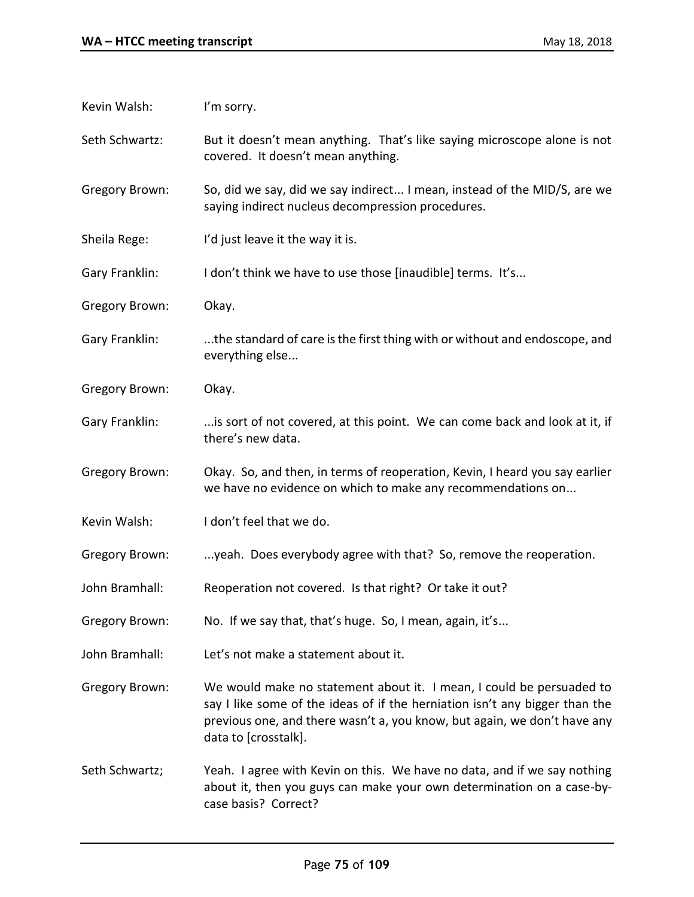Kevin Walsh: I'm sorry.

Seth Schwartz: But it doesn't mean anything. That's like saying microscope alone is not covered. It doesn't mean anything.

Gregory Brown: So, did we say, did we say indirect... I mean, instead of the MID/S, are we saying indirect nucleus decompression procedures.

Sheila Rege: I'd just leave it the way it is.

Gary Franklin: I don't think we have to use those [inaudible] terms. It's...

Gregory Brown: Okay.

Gary Franklin: ...the standard of care is the first thing with or without and endoscope, and everything else...

Gregory Brown: Okay.

Gary Franklin: ...is sort of not covered, at this point. We can come back and look at it, if there's new data.

Gregory Brown: Okay. So, and then, in terms of reoperation, Kevin, I heard you say earlier we have no evidence on which to make any recommendations on...

Kevin Walsh: I don't feel that we do.

Gregory Brown: ...yeah. Does everybody agree with that? So, remove the reoperation.

John Bramhall: Reoperation not covered. Is that right? Or take it out?

Gregory Brown: No. If we say that, that's huge. So, I mean, again, it's...

John Bramhall: Let's not make a statement about it.

Gregory Brown: We would make no statement about it. I mean, I could be persuaded to say I like some of the ideas of if the herniation isn't any bigger than the previous one, and there wasn't a, you know, but again, we don't have any data to [crosstalk].

Seth Schwartz; Yeah. I agree with Kevin on this. We have no data, and if we say nothing about it, then you guys can make your own determination on a case-by-case basis? Correct?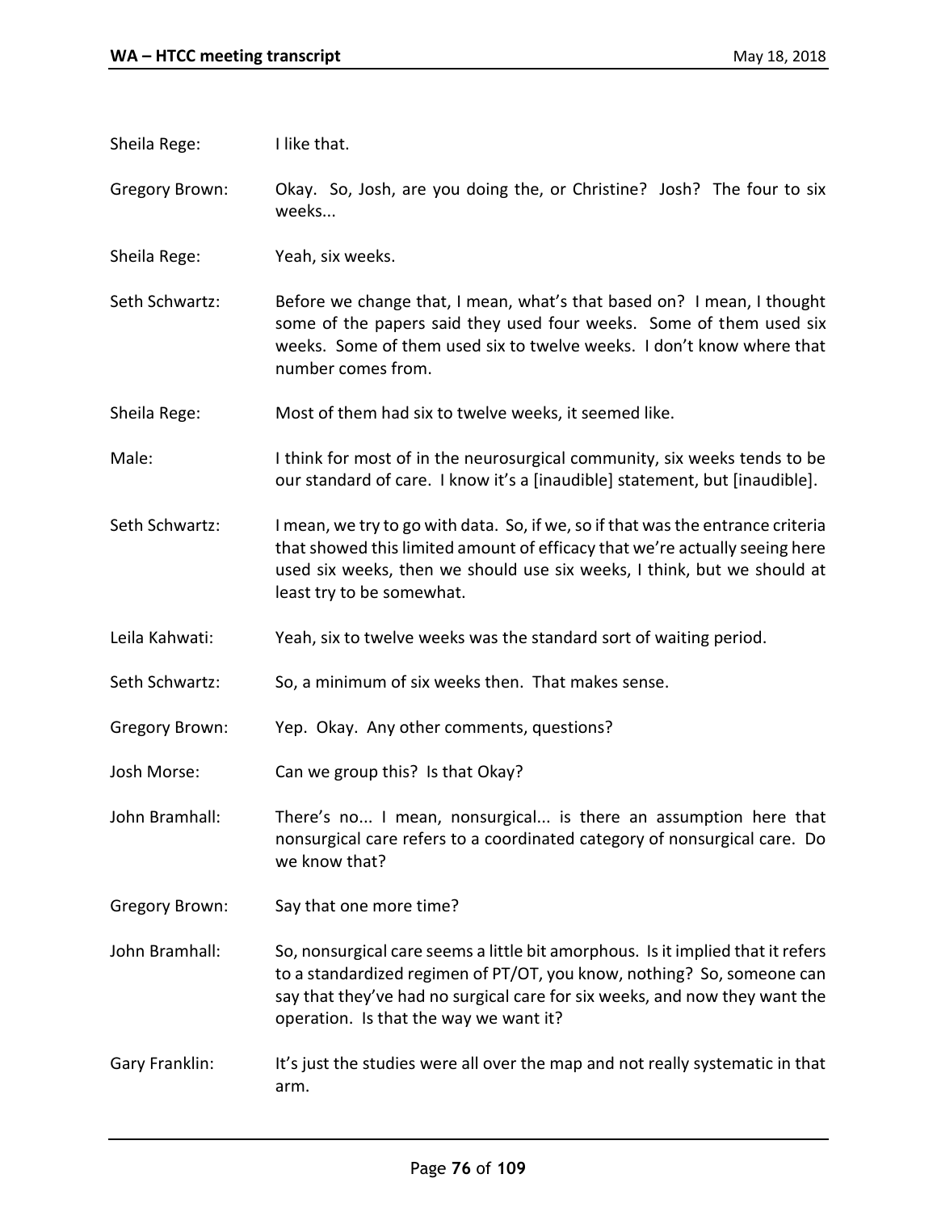Sheila Rege: I like that.

Gregory Brown: Okay. So, Josh, are you doing the, or Christine? Josh? The four to six weeks...

Sheila Rege: Yeah, six weeks.

Seth Schwartz: Before we change that, I mean, what's that based on? I mean, I thought some of the papers said they used four weeks. Some of them used six weeks. Some of them used six to twelve weeks. I don't know where that number comes from.

Sheila Rege: Most of them had six to twelve weeks, it seemed like.

Male: I think for most of in the neurosurgical community, six weeks tends to be our standard of care. I know it's a [inaudible] statement, but [inaudible].

Seth Schwartz: I mean, we try to go with data. So, if we, so if that was the entrance criteria that showed this limited amount of efficacy that we're actually seeing here used six weeks, then we should use six weeks, I think, but we should at least try to be somewhat.

Leila Kahwati: Yeah, six to twelve weeks was the standard sort of waiting period.

Seth Schwartz: So, a minimum of six weeks then. That makes sense.

Gregory Brown: Yep. Okay. Any other comments, questions?

Josh Morse: Can we group this? Is that Okay?

John Bramhall: There's no... I mean, nonsurgical... is there an assumption here that nonsurgical care refers to a coordinated category of nonsurgical care. Do we know that?

Gregory Brown: Say that one more time?

John Bramhall: So, nonsurgical care seems a little bit amorphous. Is it implied that it refers to a standardized regimen of PT/OT, you know, nothing? So, someone can say that they've had no surgical care for six weeks, and now they want the operation. Is that the way we want it?

Gary Franklin: It's just the studies were all over the map and not really systematic in that arm.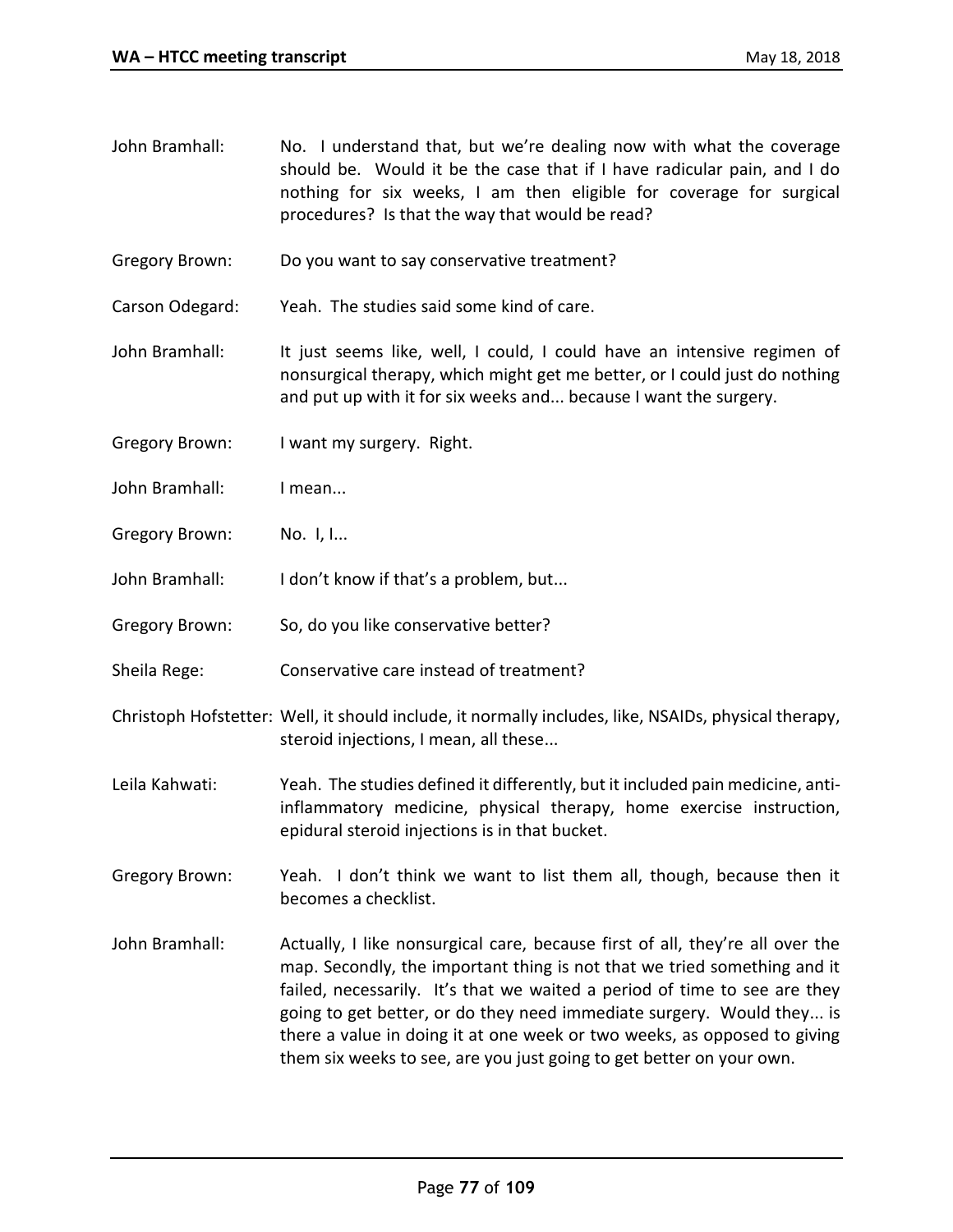John Bramhall: No. I understand that, but we're dealing now with what the coverage should be. Would it be the case that if I have radicular pain, and I do nothing for six weeks, I am then eligible for coverage for surgical procedures? Is that the way that would be read?

Gregory Brown: Do you want to say conservative treatment?

Carson Odegard: Yeah. The studies said some kind of care.

John Bramhall: It just seems like, well, I could, I could have an intensive regimen of nonsurgical therapy, which might get me better, or I could just do nothing and put up with it for six weeks and... because I want the surgery.

Gregory Brown: I want my surgery. Right.

John Bramhall: I mean...

Gregory Brown: No. I, I...

John Bramhall: I don't know if that's a problem, but...

Gregory Brown: So, do you like conservative better?

Sheila Rege: Conservative care instead of treatment?

Christoph Hofstetter: Well, it should include, it normally includes, like, NSAIDs, physical therapy, steroid injections, I mean, all these...

Leila Kahwati: Yeah. The studies defined it differently, but it included pain medicine, anti-inflammatory medicine, physical therapy, home exercise instruction, epidural steroid injections is in that bucket.

Gregory Brown: Yeah. I don't think we want to list them all, though, because then it becomes a checklist.

John Bramhall: Actually, I like nonsurgical care, because first of all, they're all over the map. Secondly, the important thing is not that we tried something and it failed, necessarily. It's that we waited a period of time to see are they going to get better, or do they need immediate surgery. Would they... is there a value in doing it at one week or two weeks, as opposed to giving them six weeks to see, are you just going to get better on your own.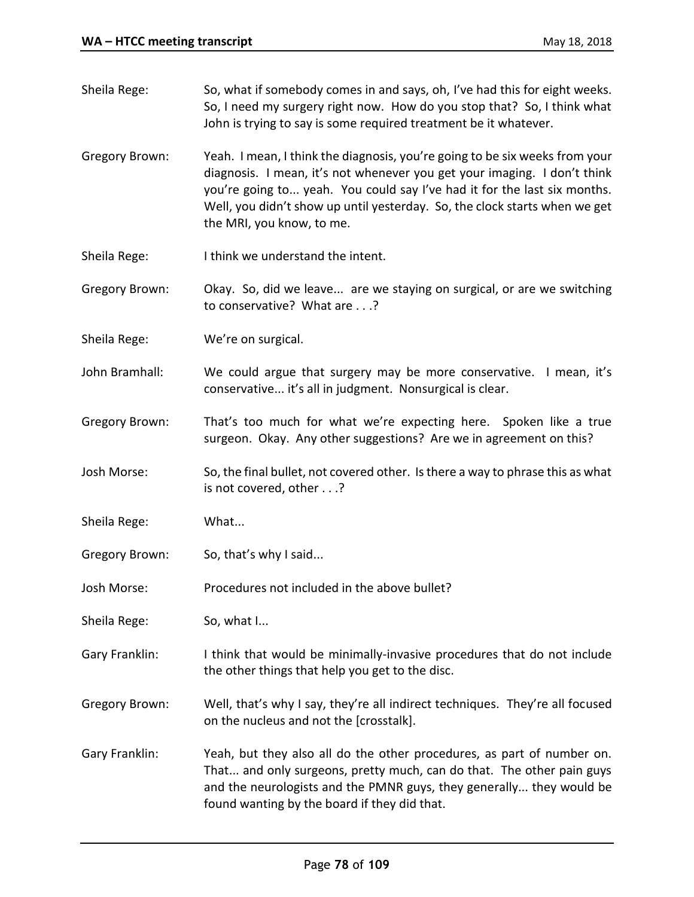Sheila Rege: So, what if somebody comes in and says, oh, I've had this for eight weeks. So, I need my surgery right now. How do you stop that? So, I think what John is trying to say is some required treatment be it whatever.

Gregory Brown: Yeah. I mean, I think the diagnosis, you're going to be six weeks from your diagnosis. I mean, it's not whenever you get your imaging. I don't think you're going to... yeah. You could say I've had it for the last six months. Well, you didn't show up until yesterday. So, the clock starts when we get the MRI, you know, to me.

Sheila Rege: I think we understand the intent.

Gregory Brown: Okay. So, did we leave... are we staying on surgical, or are we switching to conservative? What are . . .?

Sheila Rege: We're on surgical.

John Bramhall: We could argue that surgery may be more conservative. I mean, it's conservative... it's all in judgment. Nonsurgical is clear.

Gregory Brown: That's too much for what we're expecting here. Spoken like a true surgeon. Okay. Any other suggestions? Are we in agreement on this?

Josh Morse: So, the final bullet, not covered other. Is there a way to phrase this as what is not covered, other . . .?

Sheila Rege: What...

Gregory Brown: So, that's why I said...

Josh Morse: Procedures not included in the above bullet?

Sheila Rege: So, what I...

Gary Franklin: I think that would be minimally-invasive procedures that do not include the other things that help you get to the disc.

Gregory Brown: Well, that's why I say, they're all indirect techniques. They're all focused on the nucleus and not the [crosstalk].

Gary Franklin: Yeah, but they also all do the other procedures, as part of number on. That... and only surgeons, pretty much, can do that. The other pain guys and the neurologists and the PMNR guys, they generally... they would be found wanting by the board if they did that.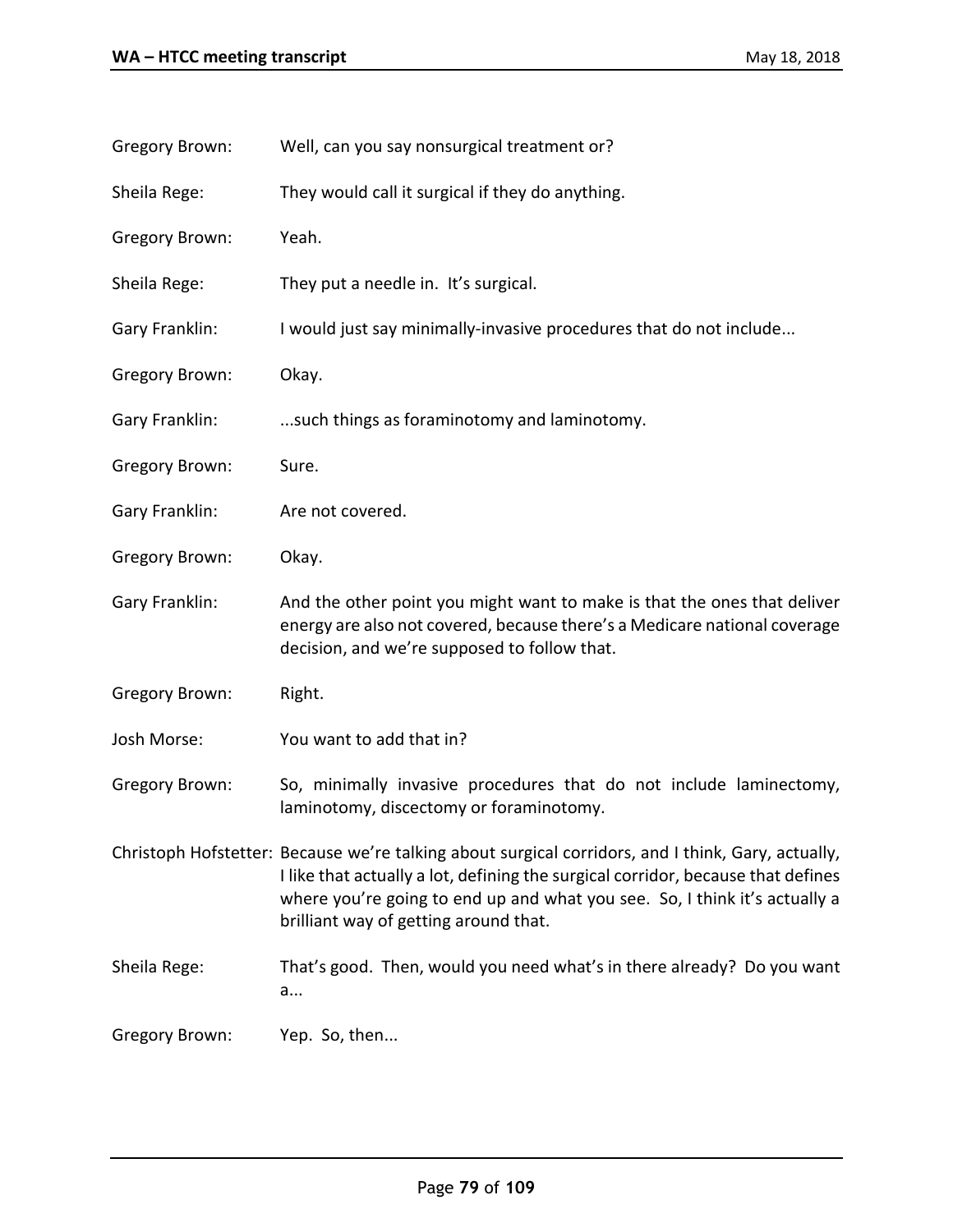Gregory Brown: Well, can you say nonsurgical treatment or?

Sheila Rege: They would call it surgical if they do anything.

Gregory Brown: Yeah.

Sheila Rege: They put a needle in. It's surgical.

Gary Franklin: I would just say minimally-invasive procedures that do not include...

Gregory Brown: Okay.

Gary Franklin: ...such things as foraminotomy and laminotomy.

Gregory Brown: Sure.

Gary Franklin: Are not covered.

Gregory Brown: Okay.

Gary Franklin: And the other point you might want to make is that the ones that deliver energy are also not covered, because there's a Medicare national coverage decision, and we're supposed to follow that.

Gregory Brown: Right.

Josh Morse: You want to add that in?

Gregory Brown: So, minimally invasive procedures that do not include laminectomy, laminotomy, discectomy or foraminotomy.

Christoph Hofstetter: Because we're talking about surgical corridors, and I think, Gary, actually, I like that actually a lot, defining the surgical corridor, because that defines where you're going to end up and what you see. So, I think it's actually a brilliant way of getting around that.

Sheila Rege: That's good. Then, would you need what's in there already? Do you want a...

Gregory Brown: Yep. So, then...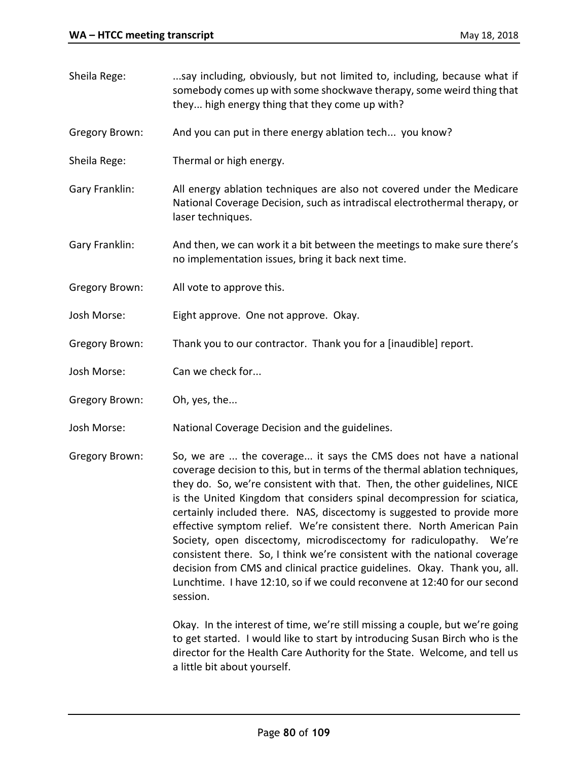Sheila Rege: ...say including, obviously, but not limited to, including, because what if somebody comes up with some shockwave therapy, some weird thing that they... high energy thing that they come up with?

Gregory Brown: And you can put in there energy ablation tech... you know?

Sheila Rege: Thermal or high energy.

Gary Franklin: All energy ablation techniques are also not covered under the Medicare National Coverage Decision, such as intradiscal electrothermal therapy, or laser techniques.

Gary Franklin: And then, we can work it a bit between the meetings to make sure there's no implementation issues, bring it back next time.

Gregory Brown: All vote to approve this.

Josh Morse: Eight approve. One not approve. Okay.

Gregory Brown: Thank you to our contractor. Thank you for a [inaudible] report.

Josh Morse: Can we check for...

Gregory Brown: Oh, yes, the...

Josh Morse: National Coverage Decision and the guidelines.

Gregory Brown: So, we are ... the coverage... it says the CMS does not have a national coverage decision to this, but in terms of the thermal ablation techniques, they do. So, we're consistent with that. Then, the other guidelines, NICE is the United Kingdom that considers spinal decompression for sciatica, certainly included there. NAS, discectomy is suggested to provide more effective symptom relief. We're consistent there. North American Pain Society, open discectomy, microdiscectomy for radiculopathy. We're consistent there. So, I think we're consistent with the national coverage decision from CMS and clinical practice guidelines. Okay. Thank you, all. Lunchtime. I have 12:10, so if we could reconvene at 12:40 for our second session.

Okay. In the interest of time, we're still missing a couple, but we're going to get started. I would like to start by introducing Susan Birch who is the director for the Health Care Authority for the State. Welcome, and tell us a little bit about yourself.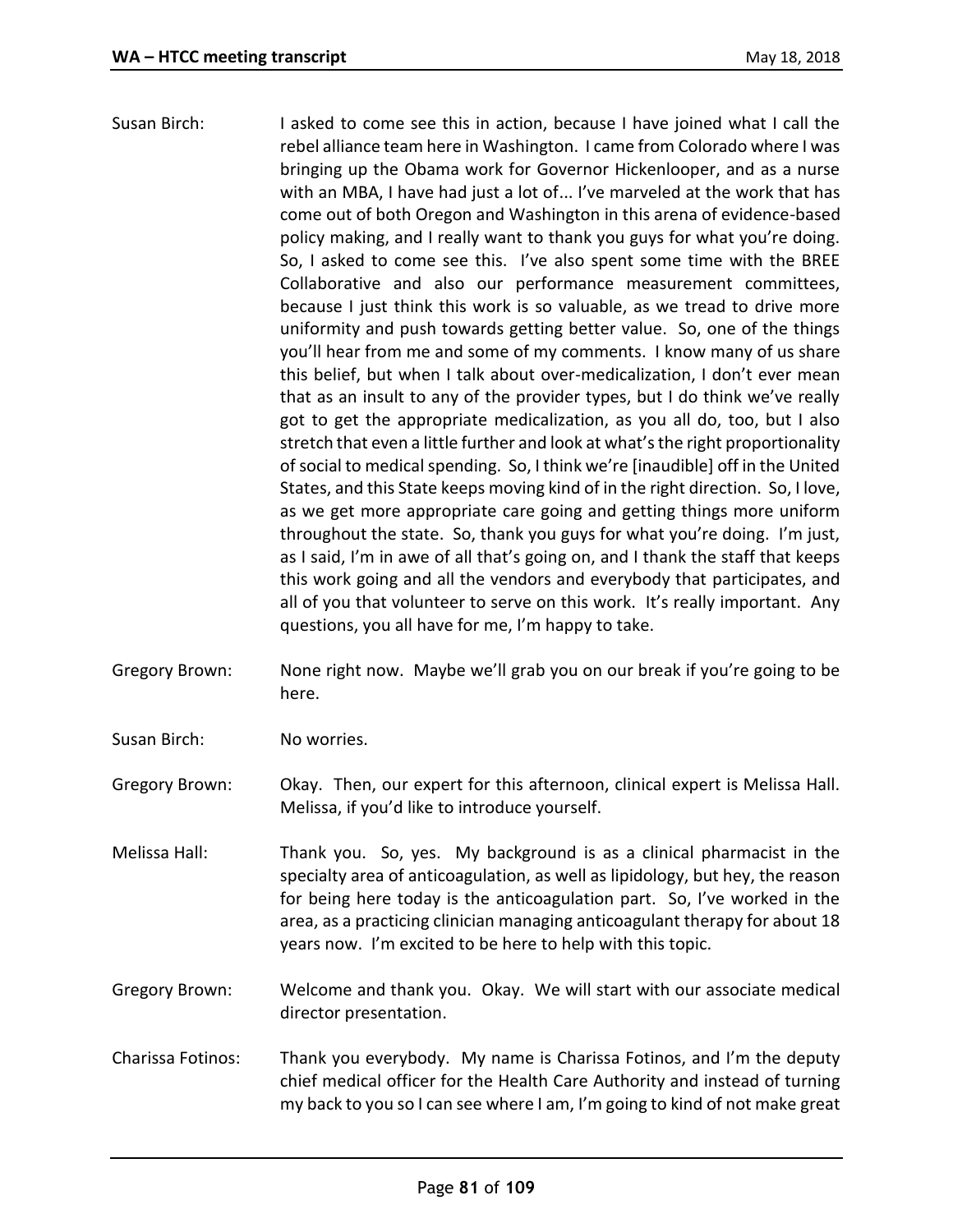Susan Birch: I asked to come see this in action, because I have joined what I call the rebel alliance team here in Washington. I came from Colorado where I was bringing up the Obama work for Governor Hickenlooper, and as a nurse with an MBA, I have had just a lot of... I've marveled at the work that has come out of both Oregon and Washington in this arena of evidence-based policy making, and I really want to thank you guys for what you're doing. So, I asked to come see this. I've also spent some time with the BREE Collaborative and also our performance measurement committees, because I just think this work is so valuable, as we tread to drive more uniformity and push towards getting better value. So, one of the things you'll hear from me and some of my comments. I know many of us share this belief, but when I talk about over-medicalization, I don't ever mean that as an insult to any of the provider types, but I do think we've really got to get the appropriate medicalization, as you all do, too, but I also stretch that even a little further and look at what's the right proportionality of social to medical spending. So, I think we're [inaudible] off in the United States, and this State keeps moving kind of in the right direction. So, I love, as we get more appropriate care going and getting things more uniform throughout the state. So, thank you guys for what you're doing. I'm just, as I said, I'm in awe of all that's going on, and I thank the staff that keeps this work going and all the vendors and everybody that participates, and all of you that volunteer to serve on this work. It's really important. Any questions, you all have for me, I'm happy to take.

Gregory Brown: None right now. Maybe we'll grab you on our break if you're going to be here.

Susan Birch: No worries.

Gregory Brown: Okay. Then, our expert for this afternoon, clinical expert is Melissa Hall. Melissa, if you'd like to introduce yourself.

Melissa Hall: Thank you. So, yes. My background is as a clinical pharmacist in the specialty area of anticoagulation, as well as lipidology, but hey, the reason for being here today is the anticoagulation part. So, I've worked in the area, as a practicing clinician managing anticoagulant therapy for about 18 years now. I'm excited to be here to help with this topic.

Gregory Brown: Welcome and thank you. Okay. We will start with our associate medical director presentation.

Charissa Fotinos: Thank you everybody. My name is Charissa Fotinos, and I'm the deputy chief medical officer for the Health Care Authority and instead of turning my back to you so I can see where I am, I'm going to kind of not make great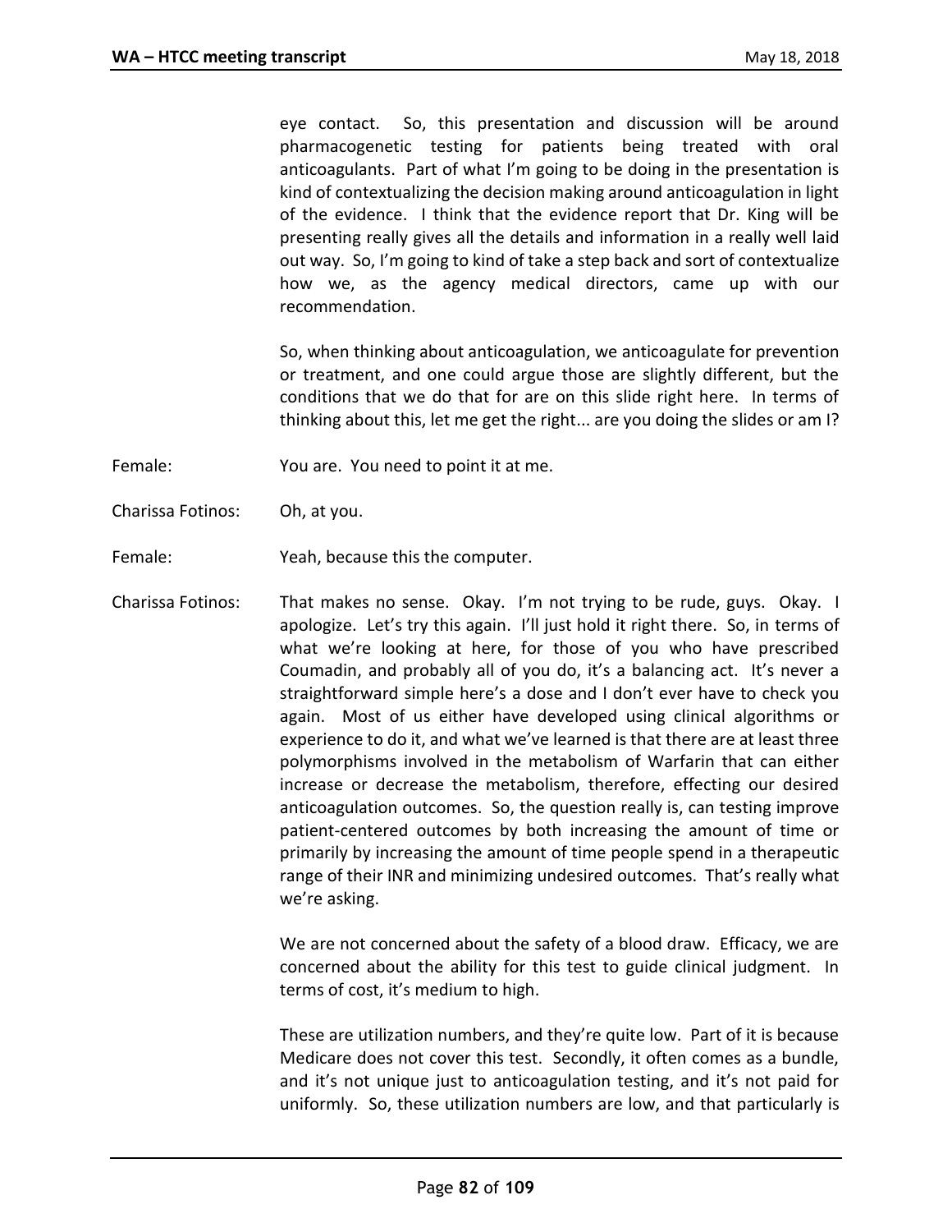eye contact. So, this presentation and discussion will be around pharmacogenetic testing for patients being treated with oral anticoagulants. Part of what I'm going to be doing in the presentation is kind of contextualizing the decision making around anticoagulation in light of the evidence. I think that the evidence report that Dr. King will be presenting really gives all the details and information in a really well laid out way. So, I'm going to kind of take a step back and sort of contextualize how we, as the agency medical directors, came up with our recommendation.

So, when thinking about anticoagulation, we anticoagulate for prevention or treatment, and one could argue those are slightly different, but the conditions that we do that for are on this slide right here. In terms of thinking about this, let me get the right... are you doing the slides or am I?

Female: You are. You need to point it at me.

Charissa Fotinos: Oh, at you.

Female: Yeah, because this the computer.

Charissa Fotinos: That makes no sense. Okay. I'm not trying to be rude, guys. Okay. I apologize. Let's try this again. I'll just hold it right there. So, in terms of what we're looking at here, for those of you who have prescribed Coumadin, and probably all of you do, it's a balancing act. It's never a straightforward simple here's a dose and I don't ever have to check you again. Most of us either have developed using clinical algorithms or experience to do it, and what we've learned is that there are at least three polymorphisms involved in the metabolism of Warfarin that can either increase or decrease the metabolism, therefore, effecting our desired anticoagulation outcomes. So, the question really is, can testing improve patient-centered outcomes by both increasing the amount of time or primarily by increasing the amount of time people spend in a therapeutic range of their INR and minimizing undesired outcomes. That's really what we're asking.

We are not concerned about the safety of a blood draw. Efficacy, we are concerned about the ability for this test to guide clinical judgment. In terms of cost, it's medium to high.

These are utilization numbers, and they're quite low. Part of it is because Medicare does not cover this test. Secondly, it often comes as a bundle, and it's not unique just to anticoagulation testing, and it's not paid for uniformly. So, these utilization numbers are low, and that particularly is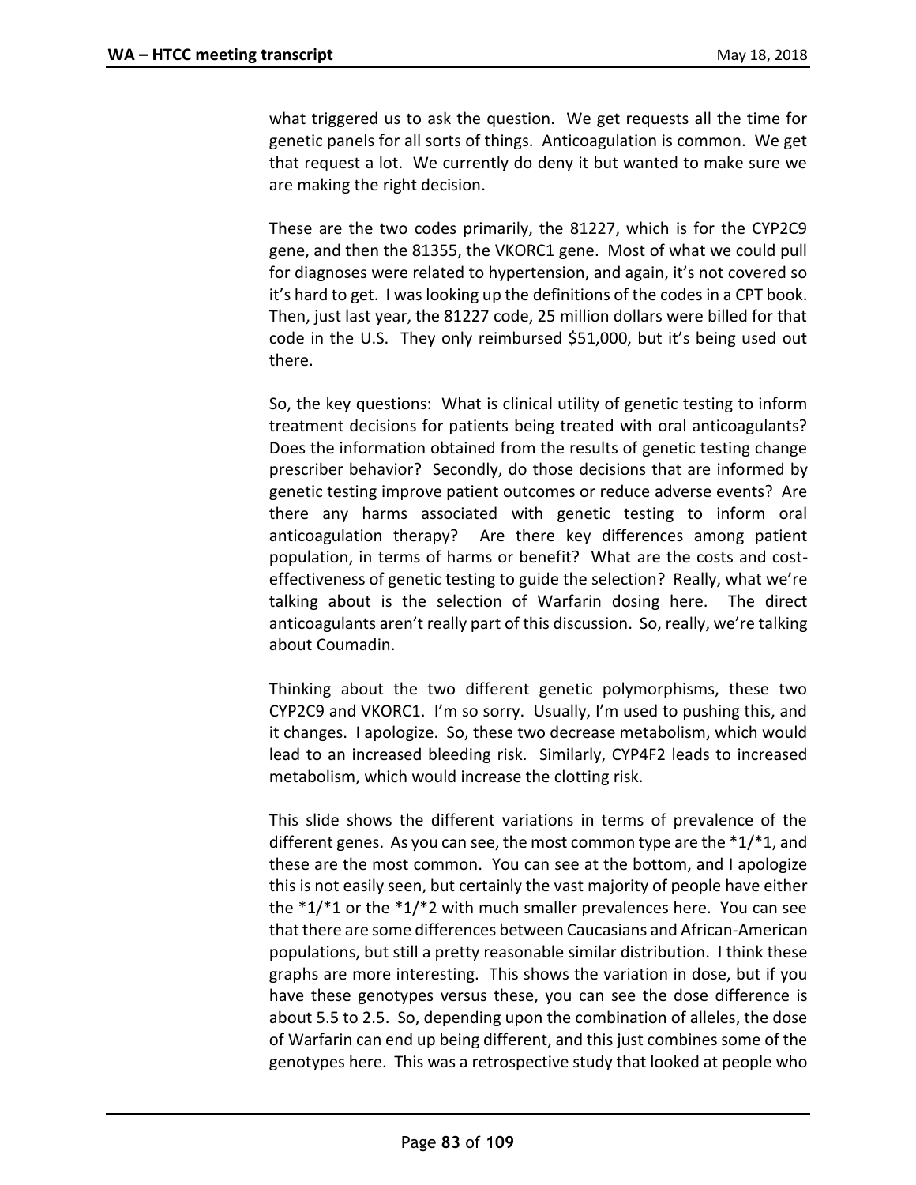what triggered us to ask the question. We get requests all the time for genetic panels for all sorts of things. Anticoagulation is common. We get that request a lot. We currently do deny it but wanted to make sure we are making the right decision.

These are the two codes primarily, the 81227, which is for the CYP2C9 gene, and then the 81355, the VKORC1 gene. Most of what we could pull for diagnoses were related to hypertension, and again, it's not covered so it's hard to get. I was looking up the definitions of the codes in a CPT book. Then, just last year, the 81227 code, 25 million dollars were billed for that code in the U.S. They only reimbursed $51,000, but it's being used out there.

So, the key questions: What is clinical utility of genetic testing to inform treatment decisions for patients being treated with oral anticoagulants? Does the information obtained from the results of genetic testing change prescriber behavior? Secondly, do those decisions that are informed by genetic testing improve patient outcomes or reduce adverse events? Are there any harms associated with genetic testing to inform oral anticoagulation therapy? Are there key differences among patient population, in terms of harms or benefit? What are the costs and cost-effectiveness of genetic testing to guide the selection? Really, what we're talking about is the selection of Warfarin dosing here. The direct anticoagulants aren't really part of this discussion. So, really, we're talking about Coumadin.

Thinking about the two different genetic polymorphisms, these two CYP2C9 and VKORC1. I'm so sorry. Usually, I'm used to pushing this, and it changes. I apologize. So, these two decrease metabolism, which would lead to an increased bleeding risk. Similarly, CYP4F2 leads to increased metabolism, which would increase the clotting risk.

This slide shows the different variations in terms of prevalence of the different genes. As you can see, the most common type are the *1/*1, and these are the most common. You can see at the bottom, and I apologize this is not easily seen, but certainly the vast majority of people have either the *1/*1 or the *1/*2 with much smaller prevalences here. You can see that there are some differences between Caucasians and African-American populations, but still a pretty reasonable similar distribution. I think these graphs are more interesting. This shows the variation in dose, but if you have these genotypes versus these, you can see the dose difference is about 5.5 to 2.5. So, depending upon the combination of alleles, the dose of Warfarin can end up being different, and this just combines some of the genotypes here. This was a retrospective study that looked at people who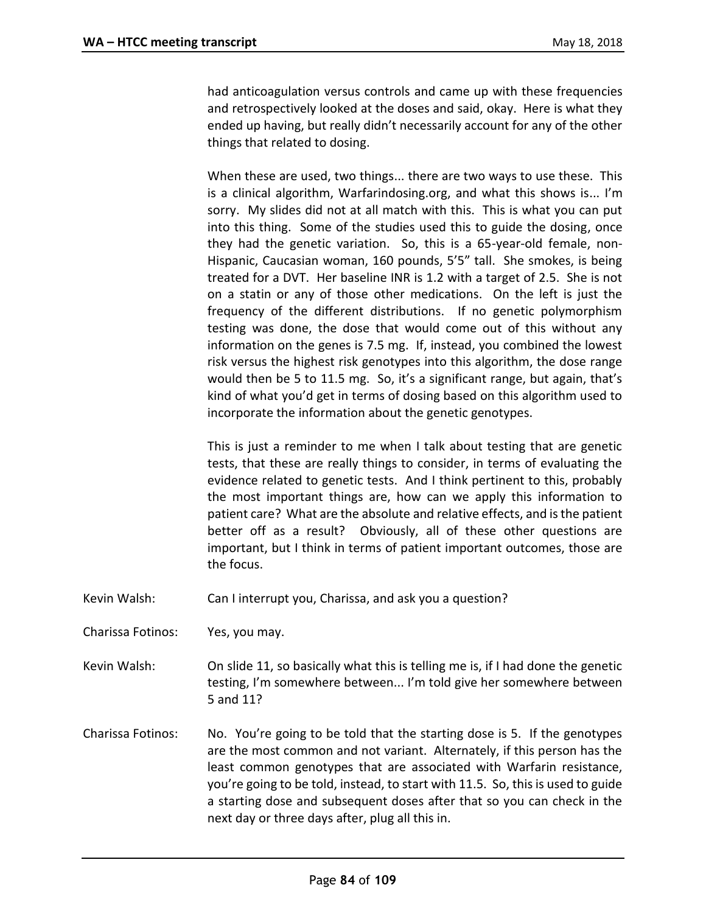had anticoagulation versus controls and came up with these frequencies and retrospectively looked at the doses and said, okay. Here is what they ended up having, but really didn't necessarily account for any of the other things that related to dosing.

When these are used, two things... there are two ways to use these. This is a clinical algorithm, Warfarindosing.org, and what this shows is... I'm sorry. My slides did not at all match with this. This is what you can put into this thing. Some of the studies used this to guide the dosing, once they had the genetic variation. So, this is a 65-year-old female, non-Hispanic, Caucasian woman, 160 pounds, 5'5" tall. She smokes, is being treated for a DVT. Her baseline INR is 1.2 with a target of 2.5. She is not on a statin or any of those other medications. On the left is just the frequency of the different distributions. If no genetic polymorphism testing was done, the dose that would come out of this without any information on the genes is 7.5 mg. If, instead, you combined the lowest risk versus the highest risk genotypes into this algorithm, the dose range would then be 5 to 11.5 mg. So, it's a significant range, but again, that's kind of what you'd get in terms of dosing based on this algorithm used to incorporate the information about the genetic genotypes.

This is just a reminder to me when I talk about testing that are genetic tests, that these are really things to consider, in terms of evaluating the evidence related to genetic tests. And I think pertinent to this, probably the most important things are, how can we apply this information to patient care? What are the absolute and relative effects, and is the patient better off as a result? Obviously, all of these other questions are important, but I think in terms of patient important outcomes, those are the focus.

Kevin Walsh: Can I interrupt you, Charissa, and ask you a question?

Charissa Fotinos: Yes, you may.

Kevin Walsh: On slide 11, so basically what this is telling me is, if I had done the genetic testing, I'm somewhere between... I'm told give her somewhere between 5 and 11?

Charissa Fotinos: No. You're going to be told that the starting dose is 5. If the genotypes are the most common and not variant. Alternately, if this person has the least common genotypes that are associated with Warfarin resistance, you're going to be told, instead, to start with 11.5. So, this is used to guide a starting dose and subsequent doses after that so you can check in the next day or three days after, plug all this in.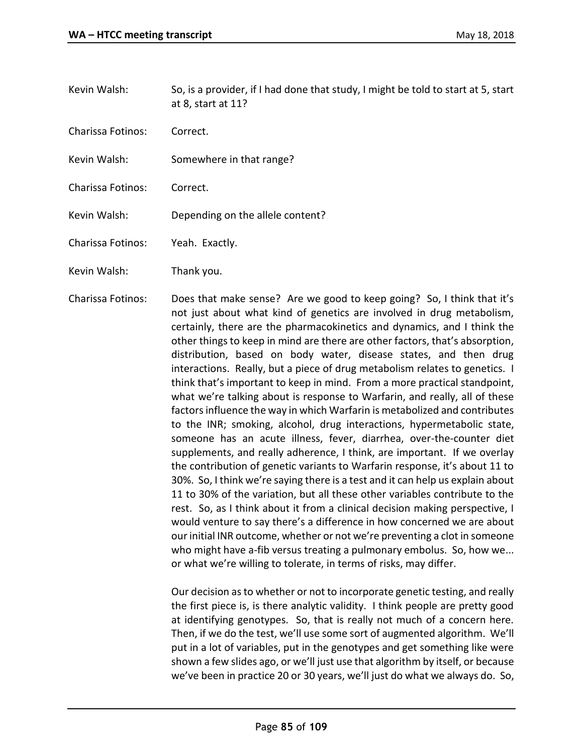Kevin Walsh: So, is a provider, if I had done that study, I might be told to start at 5, start at 8, start at 11?

Charissa Fotinos: Correct.

Kevin Walsh: Somewhere in that range?

Charissa Fotinos: Correct.

Kevin Walsh: Depending on the allele content?

Charissa Fotinos: Yeah. Exactly.

Kevin Walsh: Thank you.

Charissa Fotinos: Does that make sense? Are we good to keep going? So, I think that it's not just about what kind of genetics are involved in drug metabolism, certainly, there are the pharmacokinetics and dynamics, and I think the other things to keep in mind are there are other factors, that's absorption, distribution, based on body water, disease states, and then drug interactions. Really, but a piece of drug metabolism relates to genetics. I think that's important to keep in mind. From a more practical standpoint, what we're talking about is response to Warfarin, and really, all of these factors influence the way in which Warfarin is metabolized and contributes to the INR; smoking, alcohol, drug interactions, hypermetabolic state, someone has an acute illness, fever, diarrhea, over-the-counter diet supplements, and really adherence, I think, are important. If we overlay the contribution of genetic variants to Warfarin response, it's about 11 to 30%. So, I think we're saying there is a test and it can help us explain about 11 to 30% of the variation, but all these other variables contribute to the rest. So, as I think about it from a clinical decision making perspective, I would venture to say there's a difference in how concerned we are about our initial INR outcome, whether or not we're preventing a clot in someone who might have a-fib versus treating a pulmonary embolus. So, how we... or what we're willing to tolerate, in terms of risks, may differ.

Our decision as to whether or not to incorporate genetic testing, and really the first piece is, is there analytic validity. I think people are pretty good at identifying genotypes. So, that is really not much of a concern here. Then, if we do the test, we'll use some sort of augmented algorithm. We'll put in a lot of variables, put in the genotypes and get something like were shown a few slides ago, or we'll just use that algorithm by itself, or because we've been in practice 20 or 30 years, we'll just do what we always do. So,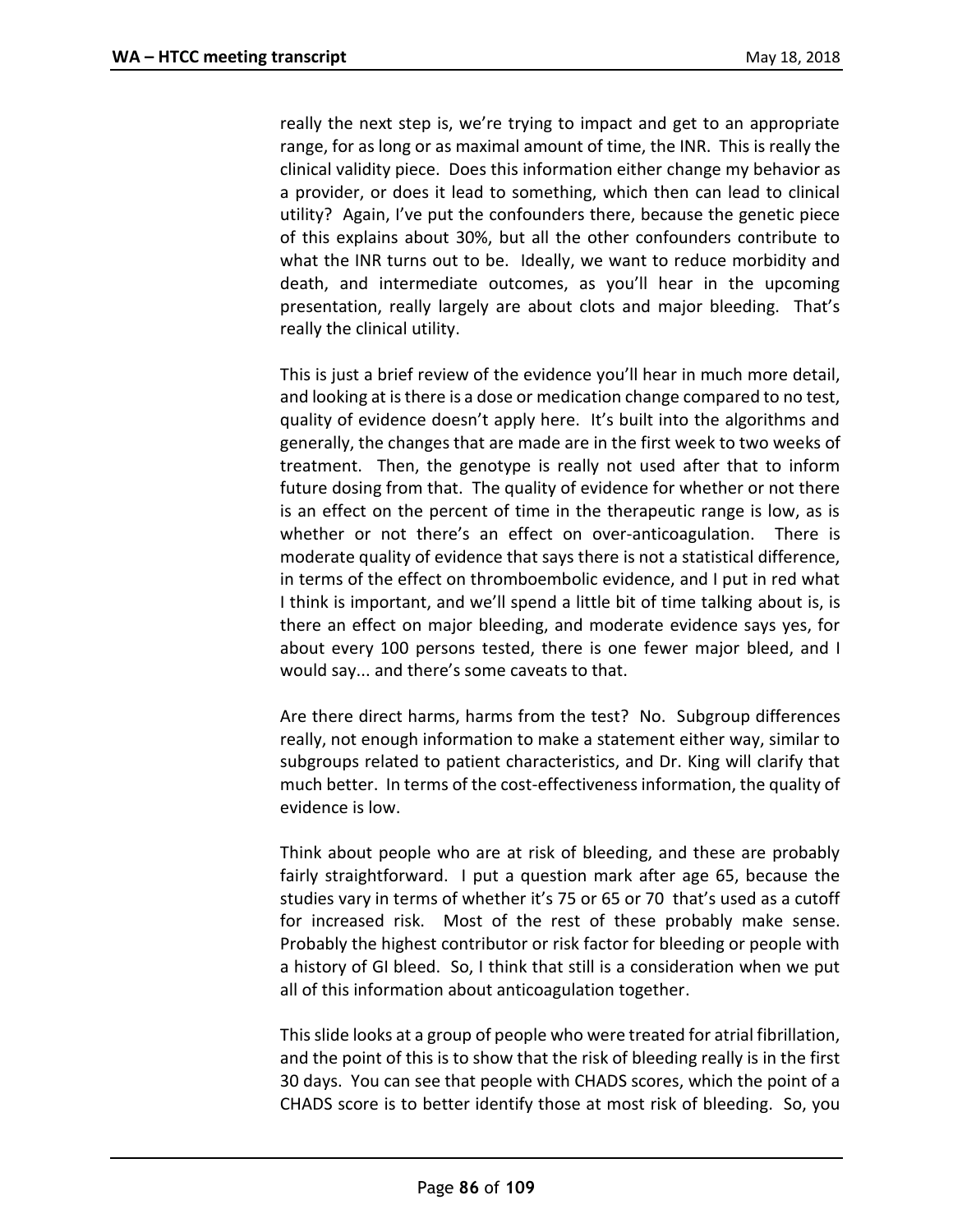really the next step is, we're trying to impact and get to an appropriate range, for as long or as maximal amount of time, the INR. This is really the clinical validity piece. Does this information either change my behavior as a provider, or does it lead to something, which then can lead to clinical utility? Again, I've put the confounders there, because the genetic piece of this explains about 30%, but all the other confounders contribute to what the INR turns out to be. Ideally, we want to reduce morbidity and death, and intermediate outcomes, as you'll hear in the upcoming presentation, really largely are about clots and major bleeding. That's really the clinical utility.

This is just a brief review of the evidence you'll hear in much more detail, and looking at is there is a dose or medication change compared to no test, quality of evidence doesn't apply here. It's built into the algorithms and generally, the changes that are made are in the first week to two weeks of treatment. Then, the genotype is really not used after that to inform future dosing from that. The quality of evidence for whether or not there is an effect on the percent of time in the therapeutic range is low, as is whether or not there's an effect on over-anticoagulation. There is moderate quality of evidence that says there is not a statistical difference, in terms of the effect on thromboembolic evidence, and I put in red what I think is important, and we'll spend a little bit of time talking about is, is there an effect on major bleeding, and moderate evidence says yes, for about every 100 persons tested, there is one fewer major bleed, and I would say... and there's some caveats to that.

Are there direct harms, harms from the test? No. Subgroup differences really, not enough information to make a statement either way, similar to subgroups related to patient characteristics, and Dr. King will clarify that much better. In terms of the cost-effectiveness information, the quality of evidence is low.

Think about people who are at risk of bleeding, and these are probably fairly straightforward. I put a question mark after age 65, because the studies vary in terms of whether it's 75 or 65 or 70 that's used as a cutoff for increased risk. Most of the rest of these probably make sense. Probably the highest contributor or risk factor for bleeding or people with a history of GI bleed. So, I think that still is a consideration when we put all of this information about anticoagulation together.

This slide looks at a group of people who were treated for atrial fibrillation, and the point of this is to show that the risk of bleeding really is in the first 30 days. You can see that people with CHADS scores, which the point of a CHADS score is to better identify those at most risk of bleeding. So, you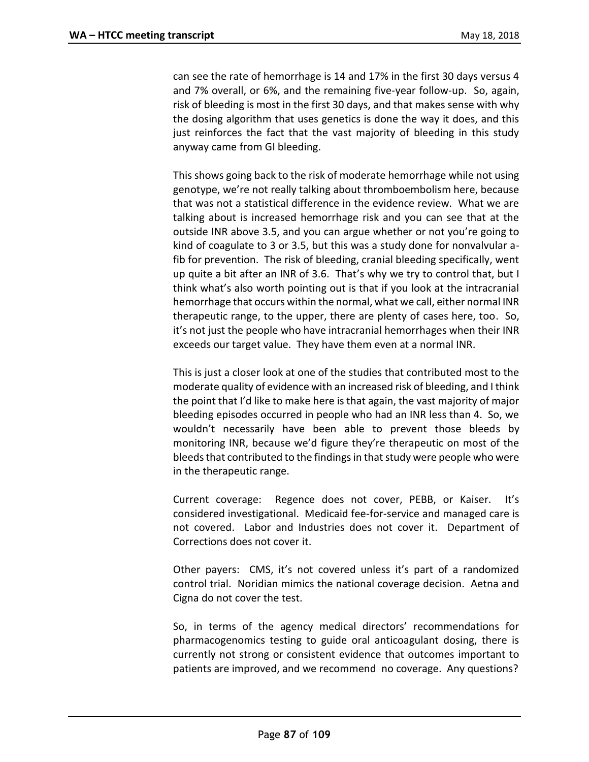can see the rate of hemorrhage is 14 and 17% in the first 30 days versus 4 and 7% overall, or 6%, and the remaining five-year follow-up. So, again, risk of bleeding is most in the first 30 days, and that makes sense with why the dosing algorithm that uses genetics is done the way it does, and this just reinforces the fact that the vast majority of bleeding in this study anyway came from GI bleeding.

This shows going back to the risk of moderate hemorrhage while not using genotype, we're not really talking about thromboembolism here, because that was not a statistical difference in the evidence review. What we are talking about is increased hemorrhage risk and you can see that at the outside INR above 3.5, and you can argue whether or not you're going to kind of coagulate to 3 or 3.5, but this was a study done for nonvalvular a-fib for prevention. The risk of bleeding, cranial bleeding specifically, went up quite a bit after an INR of 3.6. That's why we try to control that, but I think what's also worth pointing out is that if you look at the intracranial hemorrhage that occurs within the normal, what we call, either normal INR therapeutic range, to the upper, there are plenty of cases here, too. So, it's not just the people who have intracranial hemorrhages when their INR exceeds our target value. They have them even at a normal INR.

This is just a closer look at one of the studies that contributed most to the moderate quality of evidence with an increased risk of bleeding, and I think the point that I'd like to make here is that again, the vast majority of major bleeding episodes occurred in people who had an INR less than 4. So, we wouldn't necessarily have been able to prevent those bleeds by monitoring INR, because we'd figure they're therapeutic on most of the bleeds that contributed to the findings in that study were people who were in the therapeutic range.

Current coverage: Regence does not cover, PEBB, or Kaiser. It's considered investigational. Medicaid fee-for-service and managed care is not covered. Labor and Industries does not cover it. Department of Corrections does not cover it.

Other payers: CMS, it's not covered unless it's part of a randomized control trial. Noridian mimics the national coverage decision. Aetna and Cigna do not cover the test.

So, in terms of the agency medical directors' recommendations for pharmacogenomics testing to guide oral anticoagulant dosing, there is currently not strong or consistent evidence that outcomes important to patients are improved, and we recommend no coverage. Any questions?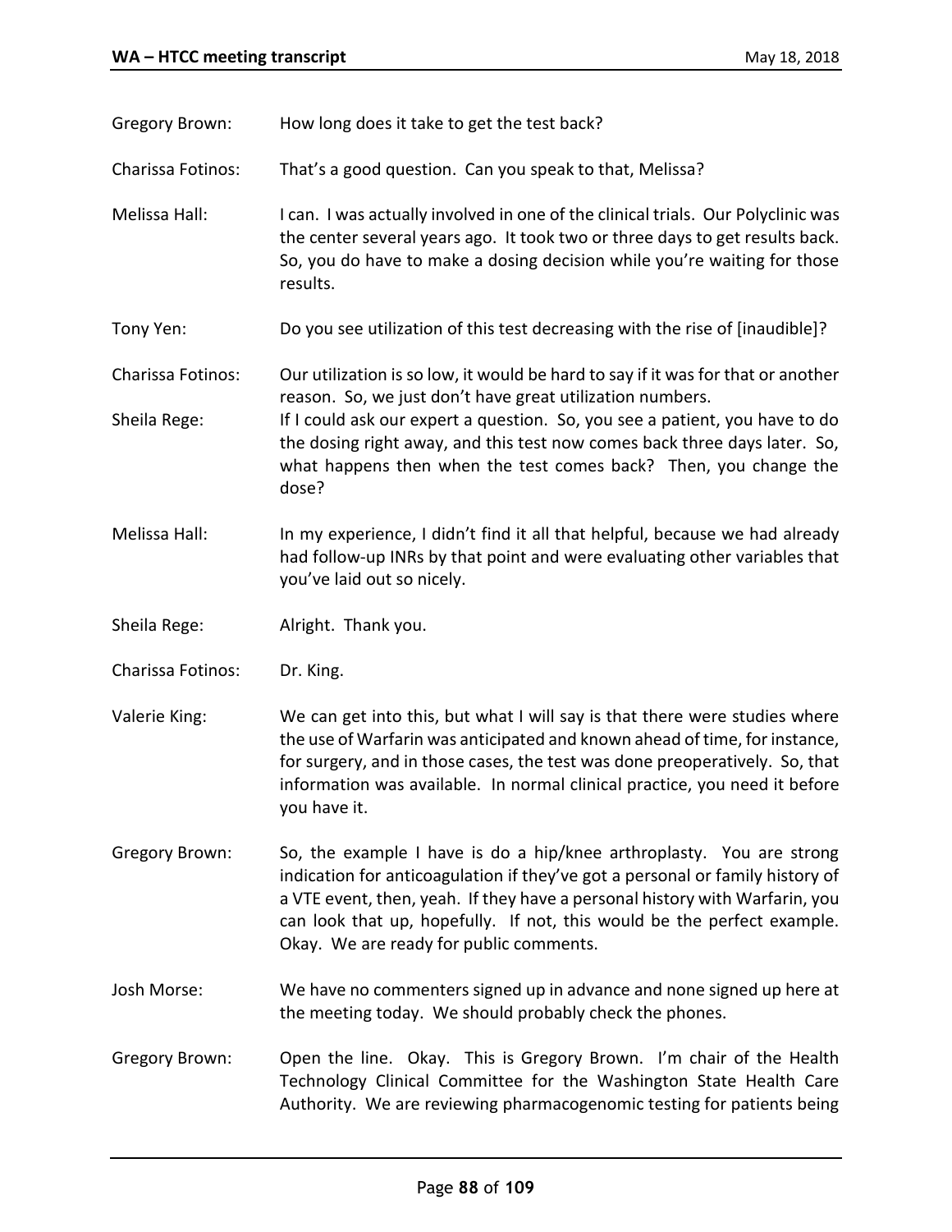Gregory Brown: How long does it take to get the test back?

Charissa Fotinos: That's a good question. Can you speak to that, Melissa?

Melissa Hall: I can. I was actually involved in one of the clinical trials. Our Polyclinic was the center several years ago. It took two or three days to get results back. So, you do have to make a dosing decision while you're waiting for those results.

Tony Yen: Do you see utilization of this test decreasing with the rise of [inaudible]?

Charissa Fotinos: Our utilization is so low, it would be hard to say if it was for that or another reason. So, we just don't have great utilization numbers.

Sheila Rege: If I could ask our expert a question. So, you see a patient, you have to do the dosing right away, and this test now comes back three days later. So, what happens then when the test comes back? Then, you change the dose?

Melissa Hall: In my experience, I didn't find it all that helpful, because we had already had follow-up INRs by that point and were evaluating other variables that you've laid out so nicely.

Sheila Rege: Alright. Thank you.

Charissa Fotinos: Dr. King.

Valerie King: We can get into this, but what I will say is that there were studies where the use of Warfarin was anticipated and known ahead of time, for instance, for surgery, and in those cases, the test was done preoperatively. So, that information was available. In normal clinical practice, you need it before you have it.

Gregory Brown: So, the example I have is do a hip/knee arthroplasty. You are strong indication for anticoagulation if they've got a personal or family history of a VTE event, then, yeah. If they have a personal history with Warfarin, you can look that up, hopefully. If not, this would be the perfect example. Okay. We are ready for public comments.

Josh Morse: We have no commenters signed up in advance and none signed up here at the meeting today. We should probably check the phones.

Gregory Brown: Open the line. Okay. This is Gregory Brown. I'm chair of the Health Technology Clinical Committee for the Washington State Health Care Authority. We are reviewing pharmacogenomic testing for patients being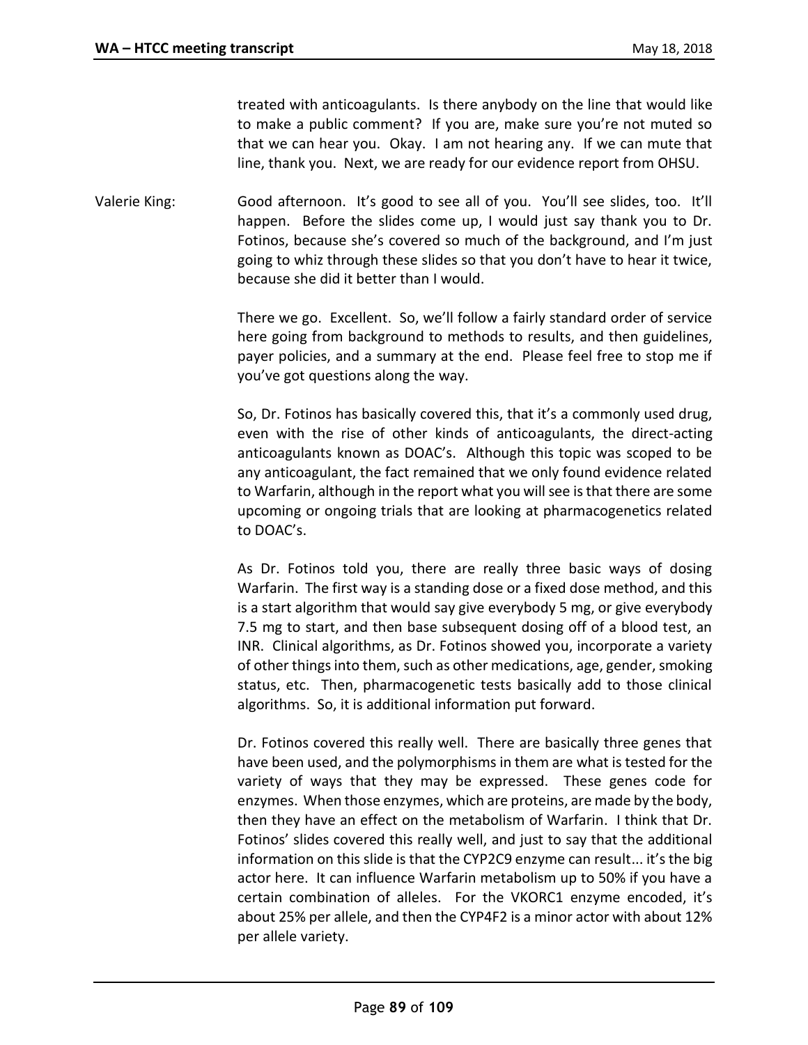treated with anticoagulants. Is there anybody on the line that would like to make a public comment? If you are, make sure you're not muted so that we can hear you. Okay. I am not hearing any. If we can mute that line, thank you. Next, we are ready for our evidence report from OHSU.

Valerie King: Good afternoon. It's good to see all of you. You'll see slides, too. It'll happen. Before the slides come up, I would just say thank you to Dr. Fotinos, because she's covered so much of the background, and I'm just going to whiz through these slides so that you don't have to hear it twice, because she did it better than I would.

There we go. Excellent. So, we'll follow a fairly standard order of service here going from background to methods to results, and then guidelines, payer policies, and a summary at the end. Please feel free to stop me if you've got questions along the way.

So, Dr. Fotinos has basically covered this, that it's a commonly used drug, even with the rise of other kinds of anticoagulants, the direct-acting anticoagulants known as DOAC's. Although this topic was scoped to be any anticoagulant, the fact remained that we only found evidence related to Warfarin, although in the report what you will see is that there are some upcoming or ongoing trials that are looking at pharmacogenetics related to DOAC's.

As Dr. Fotinos told you, there are really three basic ways of dosing Warfarin. The first way is a standing dose or a fixed dose method, and this is a start algorithm that would say give everybody 5 mg, or give everybody 7.5 mg to start, and then base subsequent dosing off of a blood test, an INR. Clinical algorithms, as Dr. Fotinos showed you, incorporate a variety of other things into them, such as other medications, age, gender, smoking status, etc. Then, pharmacogenetic tests basically add to those clinical algorithms. So, it is additional information put forward.

Dr. Fotinos covered this really well. There are basically three genes that have been used, and the polymorphisms in them are what is tested for the variety of ways that they may be expressed. These genes code for enzymes. When those enzymes, which are proteins, are made by the body, then they have an effect on the metabolism of Warfarin. I think that Dr. Fotinos' slides covered this really well, and just to say that the additional information on this slide is that the CYP2C9 enzyme can result... it's the big actor here. It can influence Warfarin metabolism up to 50% if you have a certain combination of alleles. For the VKORC1 enzyme encoded, it's about 25% per allele, and then the CYP4F2 is a minor actor with about 12% per allele variety.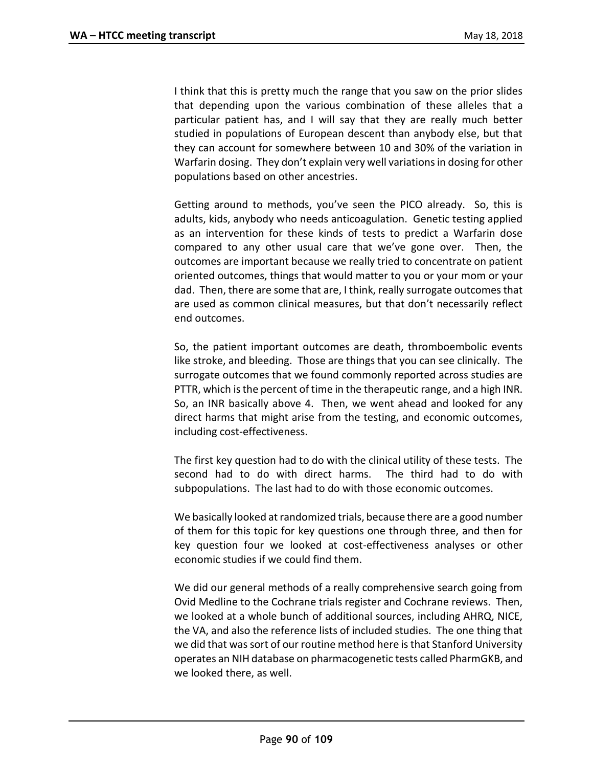I think that this is pretty much the range that you saw on the prior slides that depending upon the various combination of these alleles that a particular patient has, and I will say that they are really much better studied in populations of European descent than anybody else, but that they can account for somewhere between 10 and 30% of the variation in Warfarin dosing. They don't explain very well variations in dosing for other populations based on other ancestries.

Getting around to methods, you've seen the PICO already. So, this is adults, kids, anybody who needs anticoagulation. Genetic testing applied as an intervention for these kinds of tests to predict a Warfarin dose compared to any other usual care that we've gone over. Then, the outcomes are important because we really tried to concentrate on patient oriented outcomes, things that would matter to you or your mom or your dad. Then, there are some that are, I think, really surrogate outcomes that are used as common clinical measures, but that don't necessarily reflect end outcomes.

So, the patient important outcomes are death, thromboembolic events like stroke, and bleeding. Those are things that you can see clinically. The surrogate outcomes that we found commonly reported across studies are PTTR, which is the percent of time in the therapeutic range, and a high INR. So, an INR basically above 4. Then, we went ahead and looked for any direct harms that might arise from the testing, and economic outcomes, including cost-effectiveness.

The first key question had to do with the clinical utility of these tests. The second had to do with direct harms. The third had to do with subpopulations. The last had to do with those economic outcomes.

We basically looked at randomized trials, because there are a good number of them for this topic for key questions one through three, and then for key question four we looked at cost-effectiveness analyses or other economic studies if we could find them.

We did our general methods of a really comprehensive search going from Ovid Medline to the Cochrane trials register and Cochrane reviews. Then, we looked at a whole bunch of additional sources, including AHRQ, NICE, the VA, and also the reference lists of included studies. The one thing that we did that was sort of our routine method here is that Stanford University operates an NIH database on pharmacogenetic tests called PharmGKB, and we looked there, as well.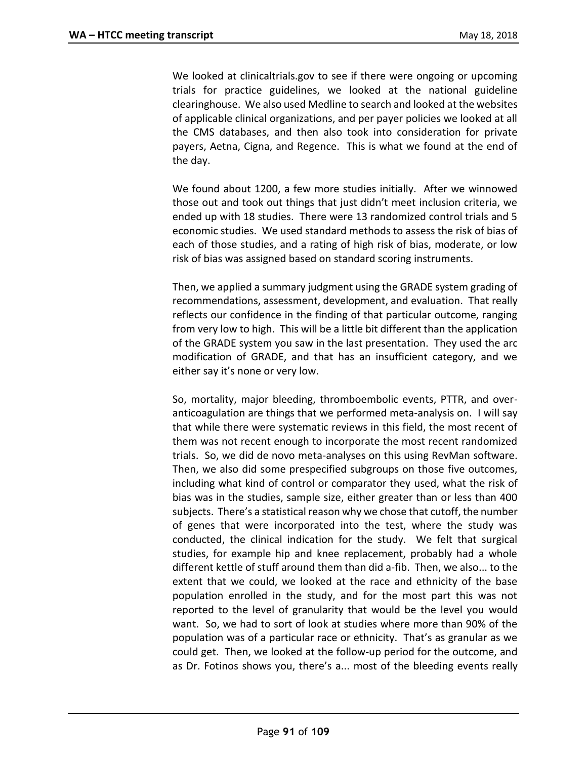We looked at clinicaltrials.gov to see if there were ongoing or upcoming trials for practice guidelines, we looked at the national guideline clearinghouse. We also used Medline to search and looked at the websites of applicable clinical organizations, and per payer policies we looked at all the CMS databases, and then also took into consideration for private payers, Aetna, Cigna, and Regence. This is what we found at the end of the day.

We found about 1200, a few more studies initially. After we winnowed those out and took out things that just didn't meet inclusion criteria, we ended up with 18 studies. There were 13 randomized control trials and 5 economic studies. We used standard methods to assess the risk of bias of each of those studies, and a rating of high risk of bias, moderate, or low risk of bias was assigned based on standard scoring instruments.

Then, we applied a summary judgment using the GRADE system grading of recommendations, assessment, development, and evaluation. That really reflects our confidence in the finding of that particular outcome, ranging from very low to high. This will be a little bit different than the application of the GRADE system you saw in the last presentation. They used the arc modification of GRADE, and that has an insufficient category, and we either say it's none or very low.

So, mortality, major bleeding, thromboembolic events, PTTR, and over-anticoagulation are things that we performed meta-analysis on. I will say that while there were systematic reviews in this field, the most recent of them was not recent enough to incorporate the most recent randomized trials. So, we did de novo meta-analyses on this using RevMan software. Then, we also did some prespecified subgroups on those five outcomes, including what kind of control or comparator they used, what the risk of bias was in the studies, sample size, either greater than or less than 400 subjects. There's a statistical reason why we chose that cutoff, the number of genes that were incorporated into the test, where the study was conducted, the clinical indication for the study. We felt that surgical studies, for example hip and knee replacement, probably had a whole different kettle of stuff around them than did a-fib. Then, we also... to the extent that we could, we looked at the race and ethnicity of the base population enrolled in the study, and for the most part this was not reported to the level of granularity that would be the level you would want. So, we had to sort of look at studies where more than 90% of the population was of a particular race or ethnicity. That's as granular as we could get. Then, we looked at the follow-up period for the outcome, and as Dr. Fotinos shows you, there's a... most of the bleeding events really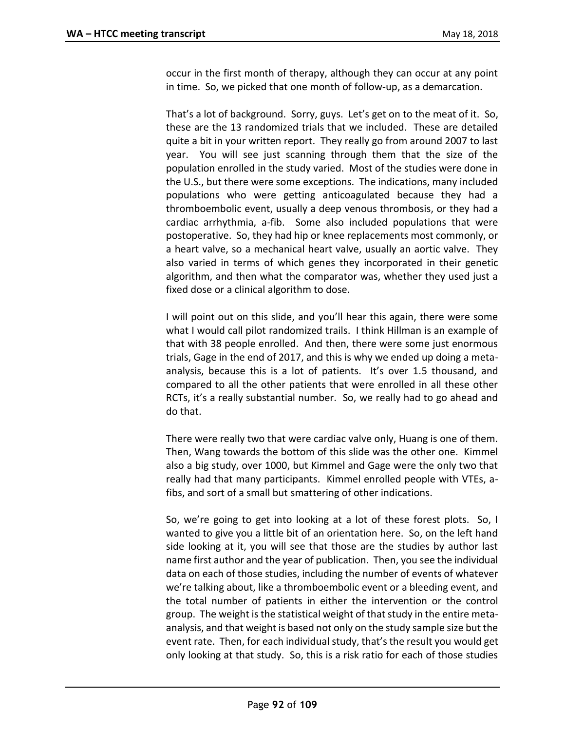occur in the first month of therapy, although they can occur at any point in time. So, we picked that one month of follow-up, as a demarcation.

That's a lot of background. Sorry, guys. Let's get on to the meat of it. So, these are the 13 randomized trials that we included. These are detailed quite a bit in your written report. They really go from around 2007 to last year. You will see just scanning through them that the size of the population enrolled in the study varied. Most of the studies were done in the U.S., but there were some exceptions. The indications, many included populations who were getting anticoagulated because they had a thromboembolic event, usually a deep venous thrombosis, or they had a cardiac arrhythmia, a-fib. Some also included populations that were postoperative. So, they had hip or knee replacements most commonly, or a heart valve, so a mechanical heart valve, usually an aortic valve. They also varied in terms of which genes they incorporated in their genetic algorithm, and then what the comparator was, whether they used just a fixed dose or a clinical algorithm to dose.

I will point out on this slide, and you'll hear this again, there were some what I would call pilot randomized trails. I think Hillman is an example of that with 38 people enrolled. And then, there were some just enormous trials, Gage in the end of 2017, and this is why we ended up doing a meta-analysis, because this is a lot of patients. It's over 1.5 thousand, and compared to all the other patients that were enrolled in all these other RCTs, it's a really substantial number. So, we really had to go ahead and do that.

There were really two that were cardiac valve only, Huang is one of them. Then, Wang towards the bottom of this slide was the other one. Kimmel also a big study, over 1000, but Kimmel and Gage were the only two that really had that many participants. Kimmel enrolled people with VTEs, a-fibs, and sort of a small but smattering of other indications.

So, we're going to get into looking at a lot of these forest plots. So, I wanted to give you a little bit of an orientation here. So, on the left hand side looking at it, you will see that those are the studies by author last name first author and the year of publication. Then, you see the individual data on each of those studies, including the number of events of whatever we're talking about, like a thromboembolic event or a bleeding event, and the total number of patients in either the intervention or the control group. The weight is the statistical weight of that study in the entire meta-analysis, and that weight is based not only on the study sample size but the event rate. Then, for each individual study, that's the result you would get only looking at that study. So, this is a risk ratio for each of those studies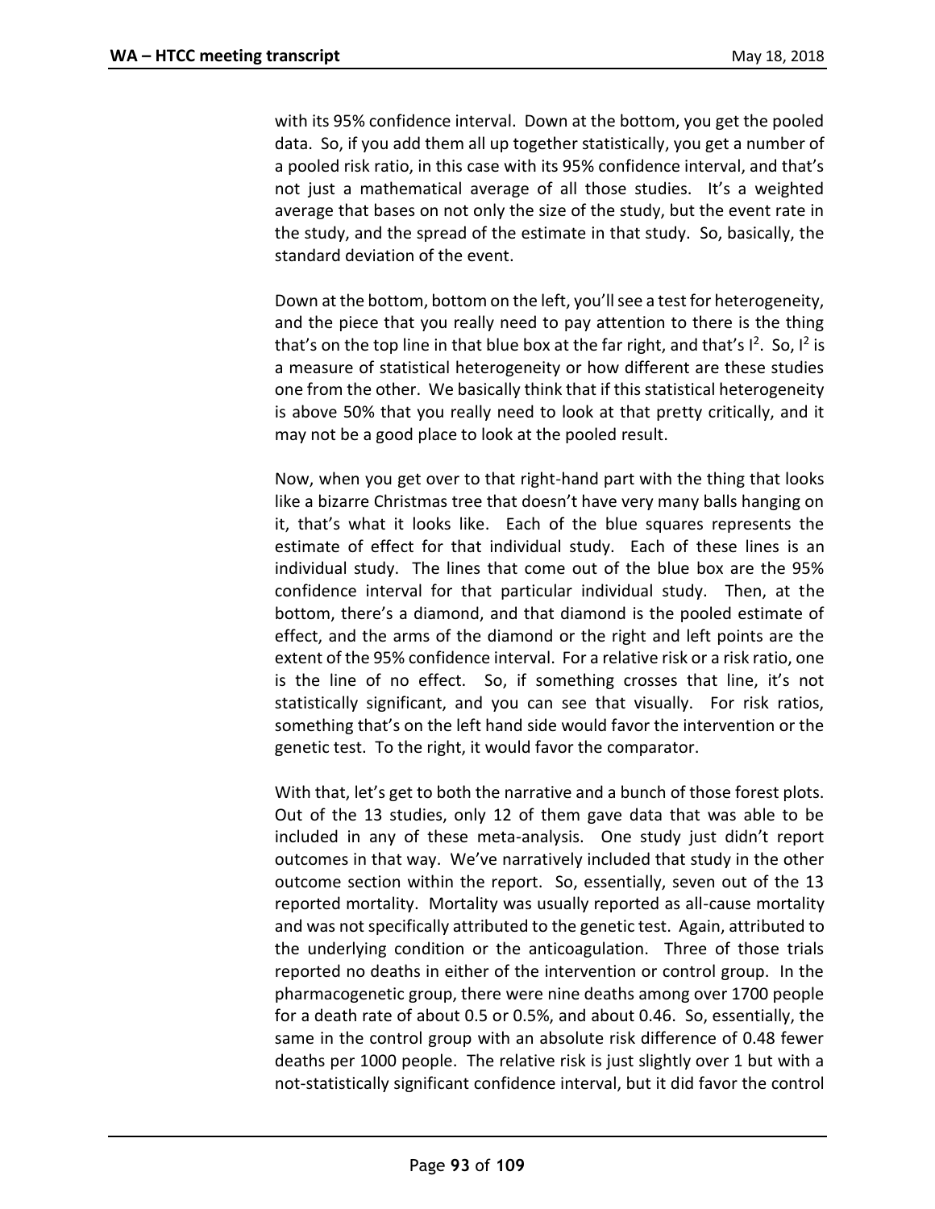with its 95% confidence interval. Down at the bottom, you get the pooled data. So, if you add them all up together statistically, you get a number of a pooled risk ratio, in this case with its 95% confidence interval, and that's not just a mathematical average of all those studies. It's a weighted average that bases on not only the size of the study, but the event rate in the study, and the spread of the estimate in that study. So, basically, the standard deviation of the event.

Down at the bottom, bottom on the left, you'll see a test for heterogeneity, and the piece that you really need to pay attention to there is the thing that's on the top line in that blue box at the far right, and that's $I^2$. So, $I^2$ is a measure of statistical heterogeneity or how different are these studies one from the other. We basically think that if this statistical heterogeneity is above 50% that you really need to look at that pretty critically, and it may not be a good place to look at the pooled result.

Now, when you get over to that right-hand part with the thing that looks like a bizarre Christmas tree that doesn't have very many balls hanging on it, that's what it looks like. Each of the blue squares represents the estimate of effect for that individual study. Each of these lines is an individual study. The lines that come out of the blue box are the 95% confidence interval for that particular individual study. Then, at the bottom, there's a diamond, and that diamond is the pooled estimate of effect, and the arms of the diamond or the right and left points are the extent of the 95% confidence interval. For a relative risk or a risk ratio, one is the line of no effect. So, if something crosses that line, it's not statistically significant, and you can see that visually. For risk ratios, something that's on the left hand side would favor the intervention or the genetic test. To the right, it would favor the comparator.

With that, let's get to both the narrative and a bunch of those forest plots. Out of the 13 studies, only 12 of them gave data that was able to be included in any of these meta-analysis. One study just didn't report outcomes in that way. We've narratively included that study in the other outcome section within the report. So, essentially, seven out of the 13 reported mortality. Mortality was usually reported as all-cause mortality and was not specifically attributed to the genetic test. Again, attributed to the underlying condition or the anticoagulation. Three of those trials reported no deaths in either of the intervention or control group. In the pharmacogenetic group, there were nine deaths among over 1700 people for a death rate of about 0.5 or 0.5%, and about 0.46. So, essentially, the same in the control group with an absolute risk difference of 0.48 fewer deaths per 1000 people. The relative risk is just slightly over 1 but with a not-statistically significant confidence interval, but it did favor the control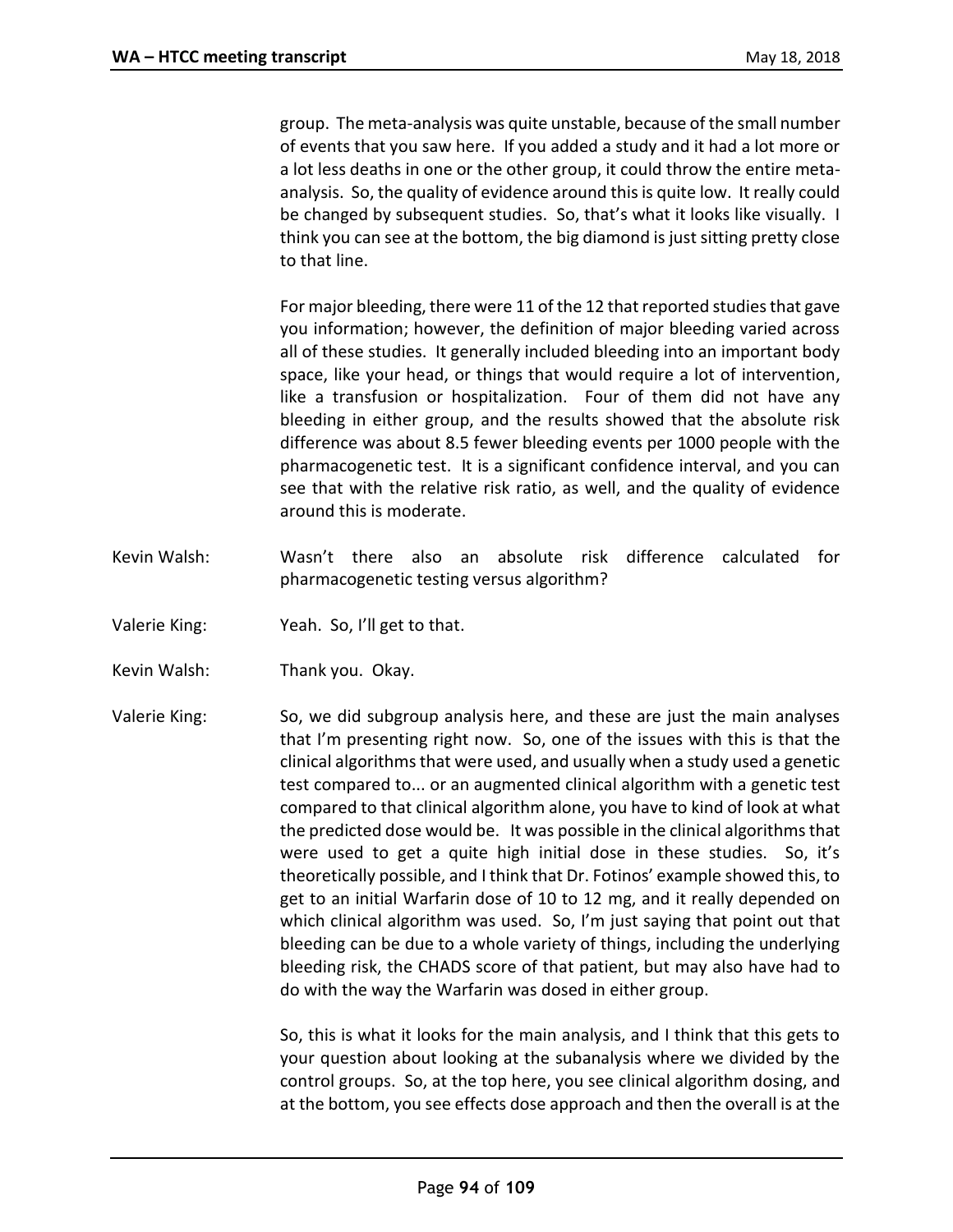group. The meta-analysis was quite unstable, because of the small number of events that you saw here. If you added a study and it had a lot more or a lot less deaths in one or the other group, it could throw the entire meta-analysis. So, the quality of evidence around this is quite low. It really could be changed by subsequent studies. So, that's what it looks like visually. I think you can see at the bottom, the big diamond is just sitting pretty close to that line.

For major bleeding, there were 11 of the 12 that reported studies that gave you information; however, the definition of major bleeding varied across all of these studies. It generally included bleeding into an important body space, like your head, or things that would require a lot of intervention, like a transfusion or hospitalization. Four of them did not have any bleeding in either group, and the results showed that the absolute risk difference was about 8.5 fewer bleeding events per 1000 people with the pharmacogenetic test. It is a significant confidence interval, and you can see that with the relative risk ratio, as well, and the quality of evidence around this is moderate.

Kevin Walsh: Wasn't there also an absolute risk difference calculated for pharmacogenetic testing versus algorithm?

Valerie King: Yeah. So, I'll get to that.

Kevin Walsh: Thank you. Okay.

Valerie King: So, we did subgroup analysis here, and these are just the main analyses that I'm presenting right now. So, one of the issues with this is that the clinical algorithms that were used, and usually when a study used a genetic test compared to... or an augmented clinical algorithm with a genetic test compared to that clinical algorithm alone, you have to kind of look at what the predicted dose would be. It was possible in the clinical algorithms that were used to get a quite high initial dose in these studies. So, it's theoretically possible, and I think that Dr. Fotinos' example showed this, to get to an initial Warfarin dose of 10 to 12 mg, and it really depended on which clinical algorithm was used. So, I'm just saying that point out that bleeding can be due to a whole variety of things, including the underlying bleeding risk, the CHADS score of that patient, but may also have had to do with the way the Warfarin was dosed in either group.

So, this is what it looks for the main analysis, and I think that this gets to your question about looking at the subanalysis where we divided by the control groups. So, at the top here, you see clinical algorithm dosing, and at the bottom, you see effects dose approach and then the overall is at the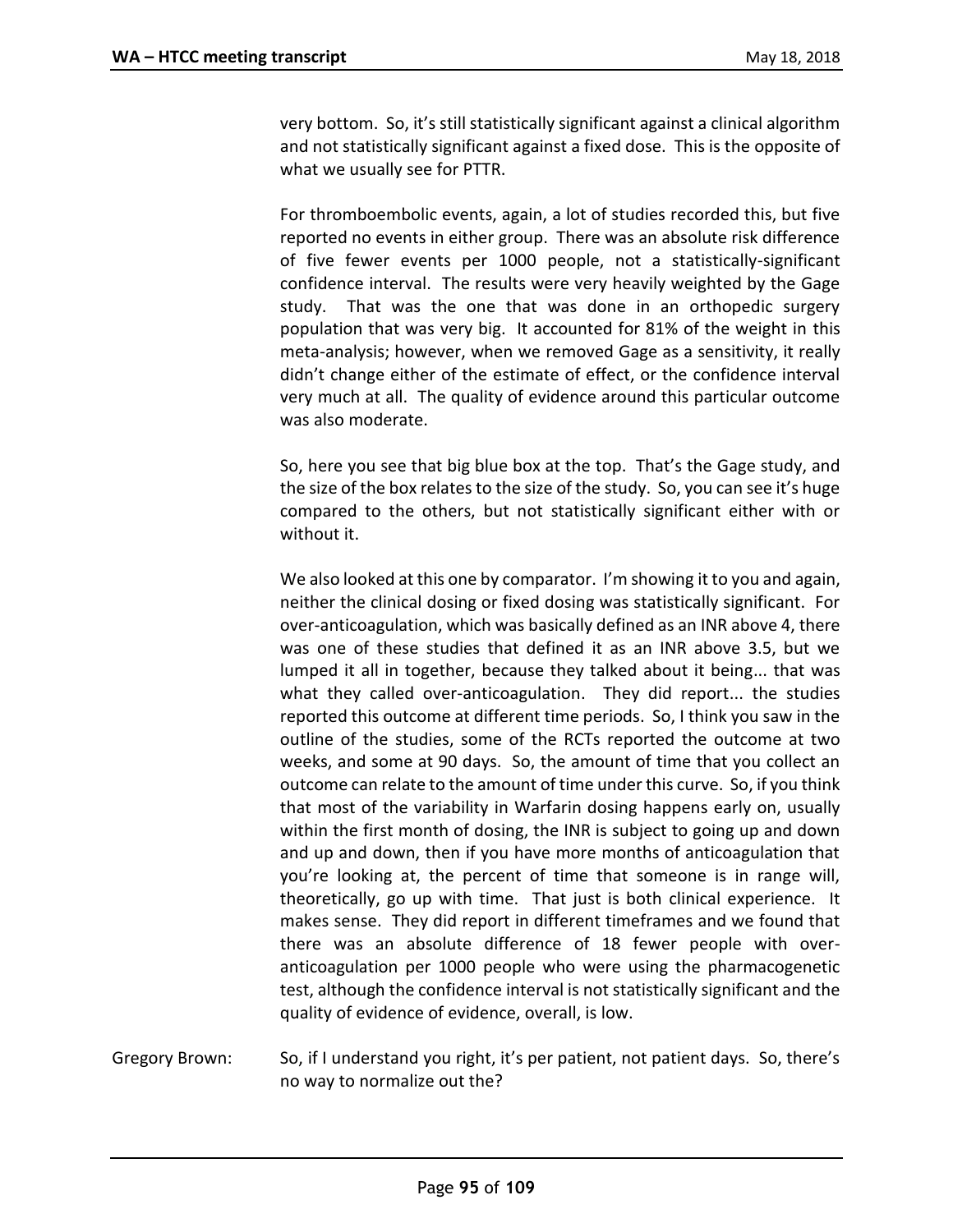very bottom. So, it's still statistically significant against a clinical algorithm and not statistically significant against a fixed dose. This is the opposite of what we usually see for PTTR.

For thromboembolic events, again, a lot of studies recorded this, but five reported no events in either group. There was an absolute risk difference of five fewer events per 1000 people, not a statistically-significant confidence interval. The results were very heavily weighted by the Gage study. That was the one that was done in an orthopedic surgery population that was very big. It accounted for 81% of the weight in this meta-analysis; however, when we removed Gage as a sensitivity, it really didn't change either of the estimate of effect, or the confidence interval very much at all. The quality of evidence around this particular outcome was also moderate.

So, here you see that big blue box at the top. That's the Gage study, and the size of the box relates to the size of the study. So, you can see it's huge compared to the others, but not statistically significant either with or without it.

We also looked at this one by comparator. I'm showing it to you and again, neither the clinical dosing or fixed dosing was statistically significant. For over-anticoagulation, which was basically defined as an INR above 4, there was one of these studies that defined it as an INR above 3.5, but we lumped it all in together, because they talked about it being... that was what they called over-anticoagulation. They did report... the studies reported this outcome at different time periods. So, I think you saw in the outline of the studies, some of the RCTs reported the outcome at two weeks, and some at 90 days. So, the amount of time that you collect an outcome can relate to the amount of time under this curve. So, if you think that most of the variability in Warfarin dosing happens early on, usually within the first month of dosing, the INR is subject to going up and down and up and down, then if you have more months of anticoagulation that you're looking at, the percent of time that someone is in range will, theoretically, go up with time. That just is both clinical experience. It makes sense. They did report in different timeframes and we found that there was an absolute difference of 18 fewer people with over-anticoagulation per 1000 people who were using the pharmacogenetic test, although the confidence interval is not statistically significant and the quality of evidence of evidence, overall, is low.

Gregory Brown: So, if I understand you right, it's per patient, not patient days. So, there's no way to normalize out the?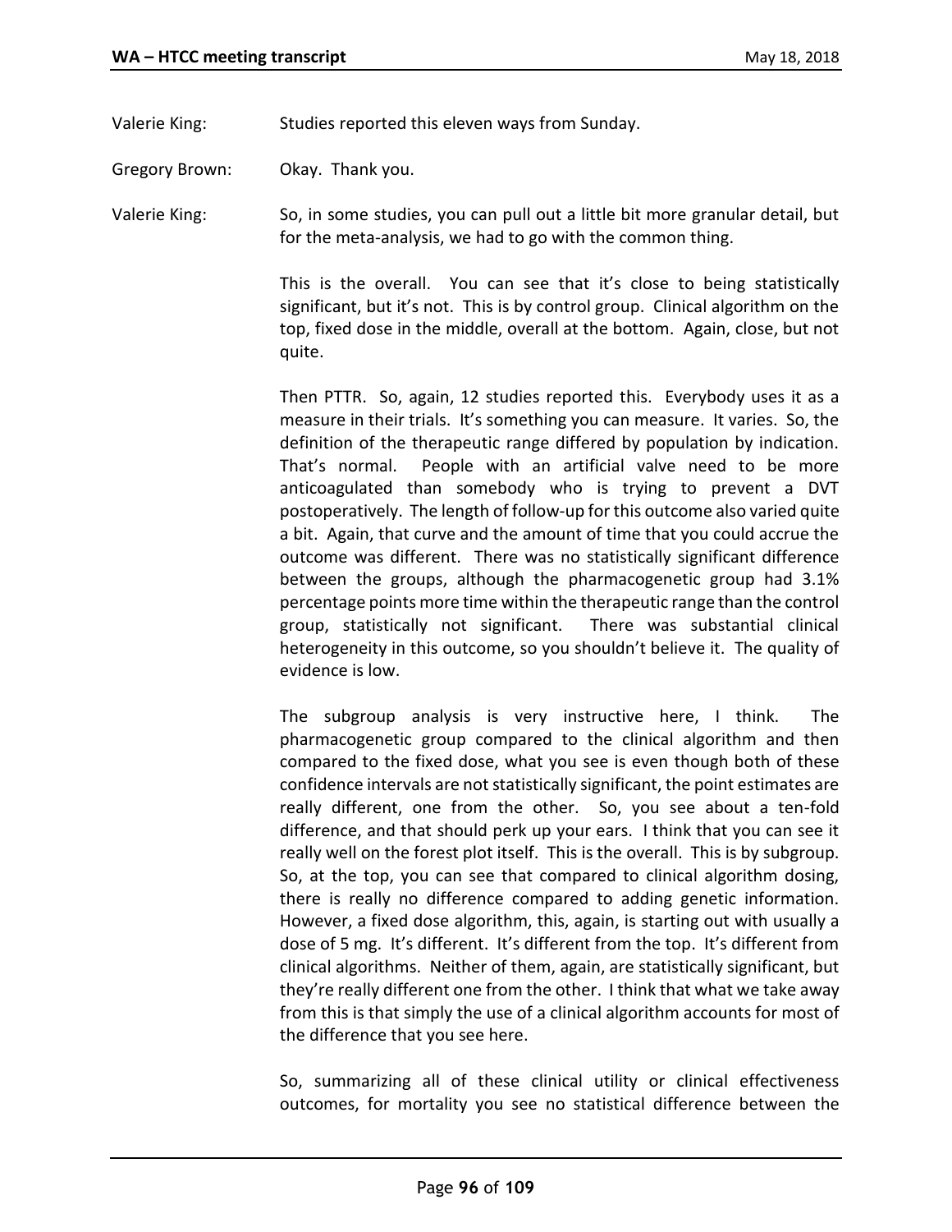Valerie King: Studies reported this eleven ways from Sunday.

Gregory Brown: Okay. Thank you.

Valerie King: So, in some studies, you can pull out a little bit more granular detail, but for the meta-analysis, we had to go with the common thing.

This is the overall. You can see that it's close to being statistically significant, but it's not. This is by control group. Clinical algorithm on the top, fixed dose in the middle, overall at the bottom. Again, close, but not quite.

Then PTTR. So, again, 12 studies reported this. Everybody uses it as a measure in their trials. It's something you can measure. It varies. So, the definition of the therapeutic range differed by population by indication. That's normal. People with an artificial valve need to be more anticoagulated than somebody who is trying to prevent a DVT postoperatively. The length of follow-up for this outcome also varied quite a bit. Again, that curve and the amount of time that you could accrue the outcome was different. There was no statistically significant difference between the groups, although the pharmacogenetic group had 3.1% percentage points more time within the therapeutic range than the control group, statistically not significant. There was substantial clinical heterogeneity in this outcome, so you shouldn't believe it. The quality of evidence is low.

The subgroup analysis is very instructive here, I think. The pharmacogenetic group compared to the clinical algorithm and then compared to the fixed dose, what you see is even though both of these confidence intervals are not statistically significant, the point estimates are really different, one from the other. So, you see about a ten-fold difference, and that should perk up your ears. I think that you can see it really well on the forest plot itself. This is the overall. This is by subgroup. So, at the top, you can see that compared to clinical algorithm dosing, there is really no difference compared to adding genetic information. However, a fixed dose algorithm, this, again, is starting out with usually a dose of 5 mg. It's different. It's different from the top. It's different from clinical algorithms. Neither of them, again, are statistically significant, but they're really different one from the other. I think that what we take away from this is that simply the use of a clinical algorithm accounts for most of the difference that you see here.

So, summarizing all of these clinical utility or clinical effectiveness outcomes, for mortality you see no statistical difference between the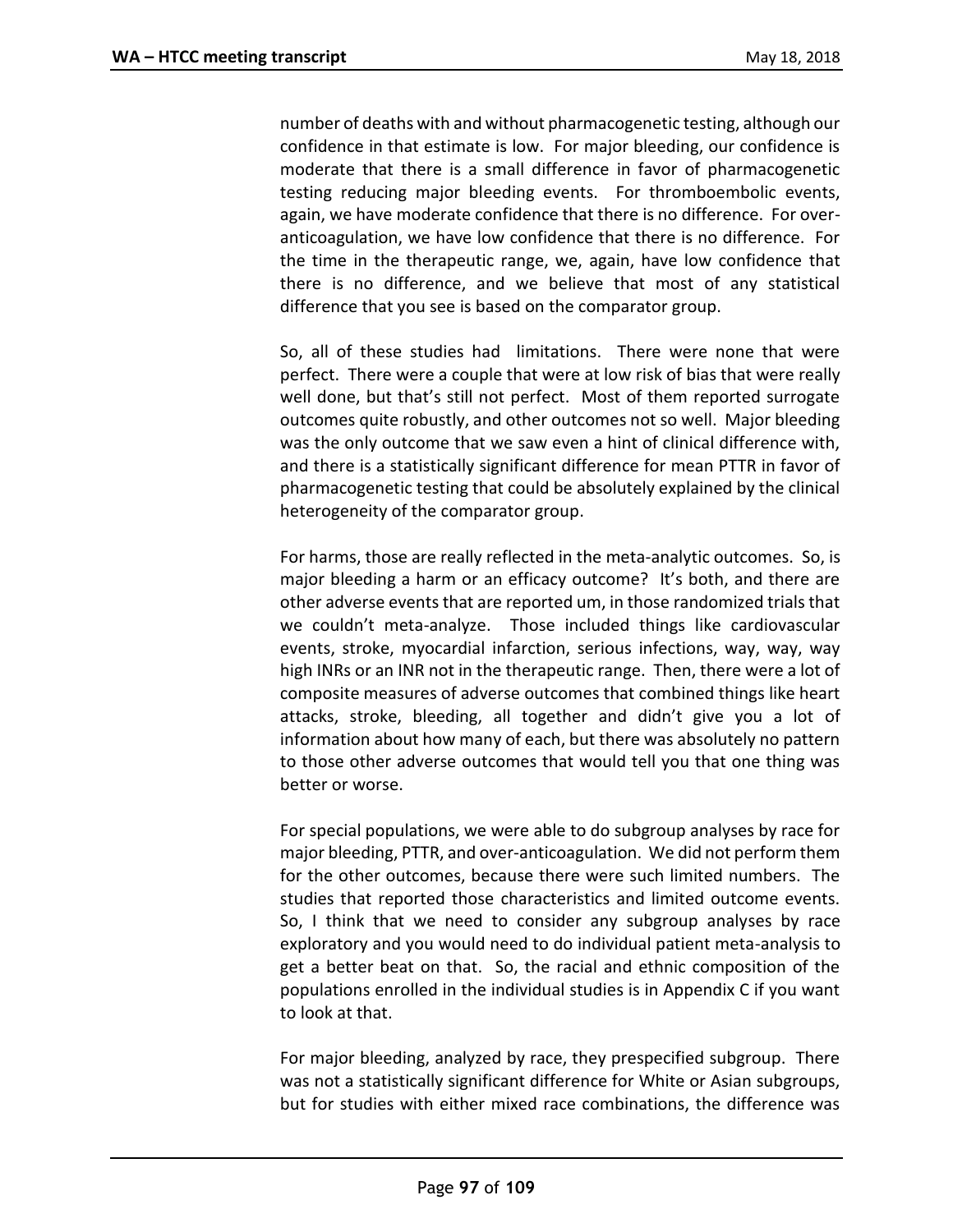number of deaths with and without pharmacogenetic testing, although our confidence in that estimate is low. For major bleeding, our confidence is moderate that there is a small difference in favor of pharmacogenetic testing reducing major bleeding events. For thromboembolic events, again, we have moderate confidence that there is no difference. For over-anticoagulation, we have low confidence that there is no difference. For the time in the therapeutic range, we, again, have low confidence that there is no difference, and we believe that most of any statistical difference that you see is based on the comparator group.

So, all of these studies had limitations. There were none that were perfect. There were a couple that were at low risk of bias that were really well done, but that's still not perfect. Most of them reported surrogate outcomes quite robustly, and other outcomes not so well. Major bleeding was the only outcome that we saw even a hint of clinical difference with, and there is a statistically significant difference for mean PTTR in favor of pharmacogenetic testing that could be absolutely explained by the clinical heterogeneity of the comparator group.

For harms, those are really reflected in the meta-analytic outcomes. So, is major bleeding a harm or an efficacy outcome? It's both, and there are other adverse events that are reported um, in those randomized trials that we couldn't meta-analyze. Those included things like cardiovascular events, stroke, myocardial infarction, serious infections, way, way, way high INRs or an INR not in the therapeutic range. Then, there were a lot of composite measures of adverse outcomes that combined things like heart attacks, stroke, bleeding, all together and didn't give you a lot of information about how many of each, but there was absolutely no pattern to those other adverse outcomes that would tell you that one thing was better or worse.

For special populations, we were able to do subgroup analyses by race for major bleeding, PTTR, and over-anticoagulation. We did not perform them for the other outcomes, because there were such limited numbers. The studies that reported those characteristics and limited outcome events. So, I think that we need to consider any subgroup analyses by race exploratory and you would need to do individual patient meta-analysis to get a better beat on that. So, the racial and ethnic composition of the populations enrolled in the individual studies is in Appendix C if you want to look at that.

For major bleeding, analyzed by race, they prespecified subgroup. There was not a statistically significant difference for White or Asian subgroups, but for studies with either mixed race combinations, the difference was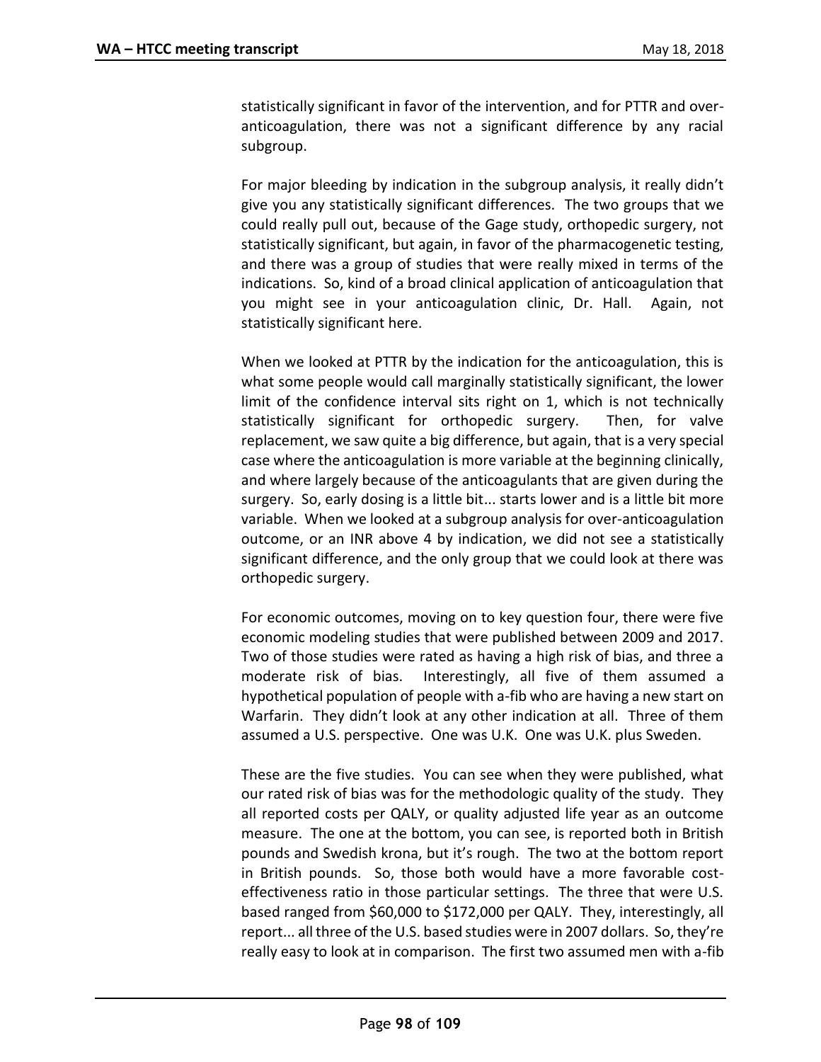statistically significant in favor of the intervention, and for PTTR and over-anticoagulation, there was not a significant difference by any racial subgroup.

For major bleeding by indication in the subgroup analysis, it really didn't give you any statistically significant differences. The two groups that we could really pull out, because of the Gage study, orthopedic surgery, not statistically significant, but again, in favor of the pharmacogenetic testing, and there was a group of studies that were really mixed in terms of the indications. So, kind of a broad clinical application of anticoagulation that you might see in your anticoagulation clinic, Dr. Hall. Again, not statistically significant here.

When we looked at PTTR by the indication for the anticoagulation, this is what some people would call marginally statistically significant, the lower limit of the confidence interval sits right on 1, which is not technically statistically significant for orthopedic surgery. Then, for valve replacement, we saw quite a big difference, but again, that is a very special case where the anticoagulation is more variable at the beginning clinically, and where largely because of the anticoagulants that are given during the surgery. So, early dosing is a little bit... starts lower and is a little bit more variable. When we looked at a subgroup analysis for over-anticoagulation outcome, or an INR above 4 by indication, we did not see a statistically significant difference, and the only group that we could look at there was orthopedic surgery.

For economic outcomes, moving on to key question four, there were five economic modeling studies that were published between 2009 and 2017. Two of those studies were rated as having a high risk of bias, and three a moderate risk of bias. Interestingly, all five of them assumed a hypothetical population of people with a-fib who are having a new start on Warfarin. They didn't look at any other indication at all. Three of them assumed a U.S. perspective. One was U.K. One was U.K. plus Sweden.

These are the five studies. You can see when they were published, what our rated risk of bias was for the methodologic quality of the study. They all reported costs per QALY, or quality adjusted life year as an outcome measure. The one at the bottom, you can see, is reported both in British pounds and Swedish krona, but it's rough. The two at the bottom report in British pounds. So, those both would have a more favorable cost-effectiveness ratio in those particular settings. The three that were U.S. based ranged from $60,000 to $172,000 per QALY. They, interestingly, all report... all three of the U.S. based studies were in 2007 dollars. So, they're really easy to look at in comparison. The first two assumed men with a-fib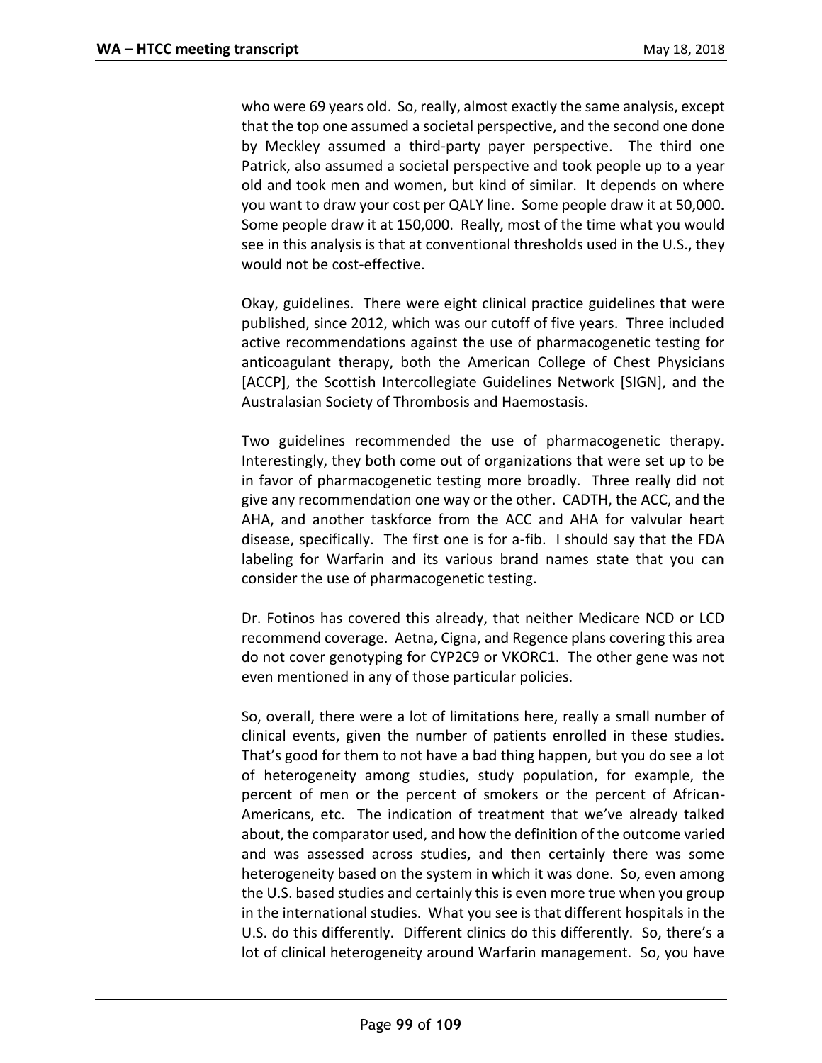who were 69 years old. So, really, almost exactly the same analysis, except that the top one assumed a societal perspective, and the second one done by Meckley assumed a third-party payer perspective. The third one Patrick, also assumed a societal perspective and took people up to a year old and took men and women, but kind of similar. It depends on where you want to draw your cost per QALY line. Some people draw it at 50,000. Some people draw it at 150,000. Really, most of the time what you would see in this analysis is that at conventional thresholds used in the U.S., they would not be cost-effective.

Okay, guidelines. There were eight clinical practice guidelines that were published, since 2012, which was our cutoff of five years. Three included active recommendations against the use of pharmacogenetic testing for anticoagulant therapy, both the American College of Chest Physicians [ACCP], the Scottish Intercollegiate Guidelines Network [SIGN], and the Australasian Society of Thrombosis and Haemostasis.

Two guidelines recommended the use of pharmacogenetic therapy. Interestingly, they both come out of organizations that were set up to be in favor of pharmacogenetic testing more broadly. Three really did not give any recommendation one way or the other. CADTH, the ACC, and the AHA, and another taskforce from the ACC and AHA for valvular heart disease, specifically. The first one is for a-fib. I should say that the FDA labeling for Warfarin and its various brand names state that you can consider the use of pharmacogenetic testing.

Dr. Fotinos has covered this already, that neither Medicare NCD or LCD recommend coverage. Aetna, Cigna, and Regence plans covering this area do not cover genotyping for CYP2C9 or VKORC1. The other gene was not even mentioned in any of those particular policies.

So, overall, there were a lot of limitations here, really a small number of clinical events, given the number of patients enrolled in these studies. That's good for them to not have a bad thing happen, but you do see a lot of heterogeneity among studies, study population, for example, the percent of men or the percent of smokers or the percent of African-Americans, etc. The indication of treatment that we've already talked about, the comparator used, and how the definition of the outcome varied and was assessed across studies, and then certainly there was some heterogeneity based on the system in which it was done. So, even among the U.S. based studies and certainly this is even more true when you group in the international studies. What you see is that different hospitals in the U.S. do this differently. Different clinics do this differently. So, there's a lot of clinical heterogeneity around Warfarin management. So, you have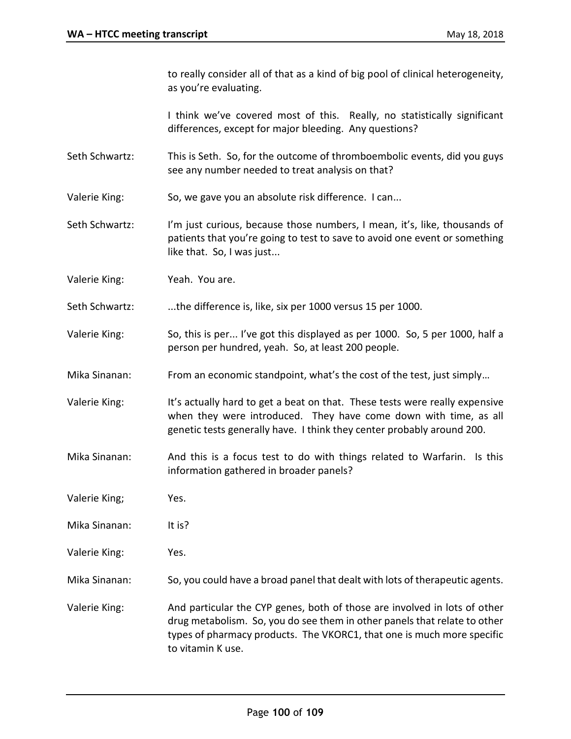to really consider all of that as a kind of big pool of clinical heterogeneity, as you're evaluating.

I think we've covered most of this. Really, no statistically significant differences, except for major bleeding. Any questions?

**Seth Schwartz:** This is Seth. So, for the outcome of thromboembolic events, did you guys see any number needed to treat analysis on that?

**Valerie King:** So, we gave you an absolute risk difference. I can...

**Seth Schwartz:** I'm just curious, because those numbers, I mean, it's, like, thousands of patients that you're going to test to save to avoid one event or something like that. So, I was just...

**Valerie King:** Yeah. You are.

**Seth Schwartz:** ...the difference is, like, six per 1000 versus 15 per 1000.

**Valerie King:** So, this is per... I've got this displayed as per 1000. So, 5 per 1000, half a person per hundred, yeah. So, at least 200 people.

**Mika Sinanan:** From an economic standpoint, what's the cost of the test, just simply…

**Valerie King:** It's actually hard to get a beat on that. These tests were really expensive when they were introduced. They have come down with time, as all genetic tests generally have. I think they center probably around 200.

**Mika Sinanan:** And this is a focus test to do with things related to Warfarin. Is this information gathered in broader panels?

**Valerie King;** Yes.

**Mika Sinanan:** It is?

**Valerie King:** Yes.

**Mika Sinanan:** So, you could have a broad panel that dealt with lots of therapeutic agents.

**Valerie King:** And particular the CYP genes, both of those are involved in lots of other drug metabolism. So, you do see them in other panels that relate to other types of pharmacy products. The VKORC1, that one is much more specific to vitamin K use.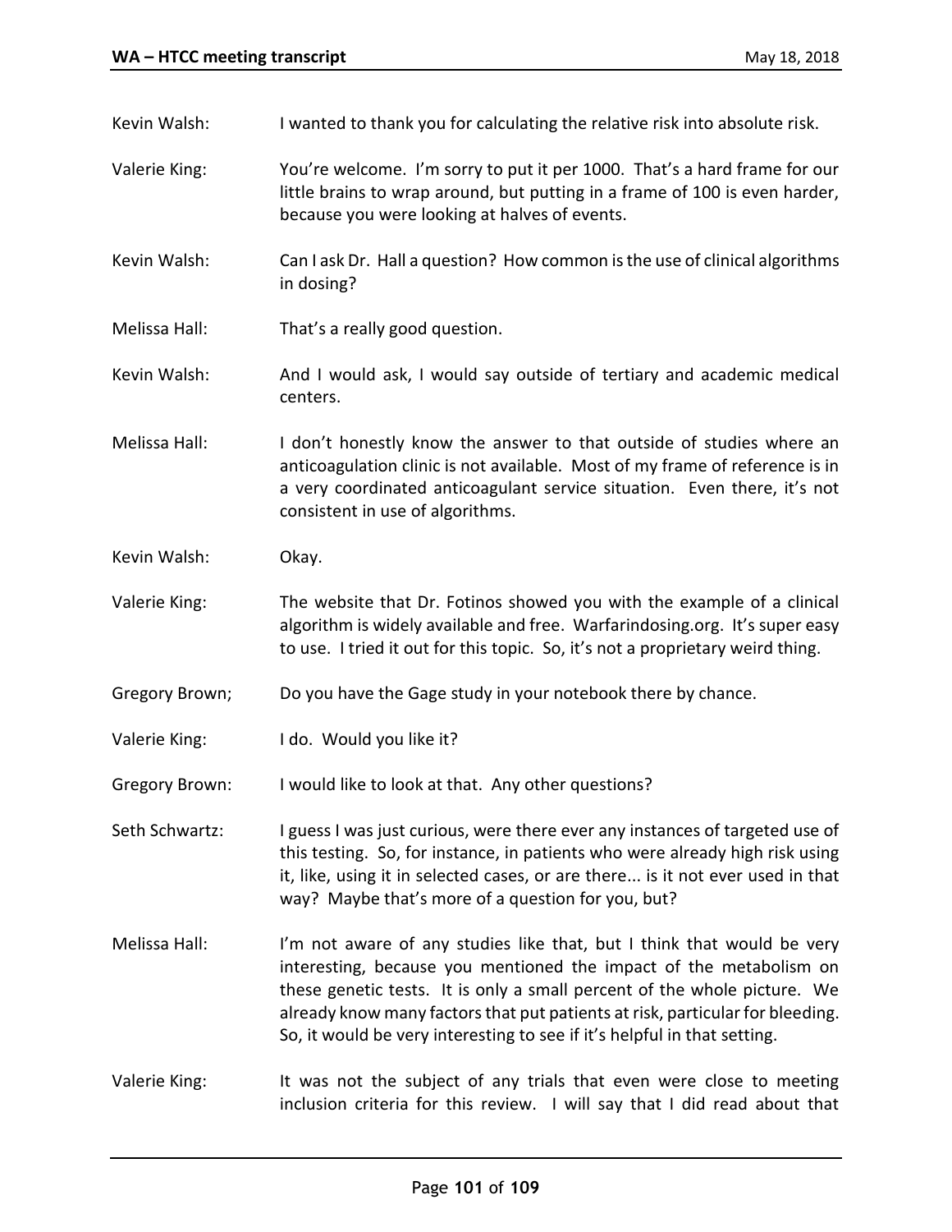Kevin Walsh: I wanted to thank you for calculating the relative risk into absolute risk.

Valerie King: You're welcome. I'm sorry to put it per 1000. That's a hard frame for our little brains to wrap around, but putting in a frame of 100 is even harder, because you were looking at halves of events.

Kevin Walsh: Can I ask Dr. Hall a question? How common is the use of clinical algorithms in dosing?

Melissa Hall: That's a really good question.

Kevin Walsh: And I would ask, I would say outside of tertiary and academic medical centers.

Melissa Hall: I don't honestly know the answer to that outside of studies where an anticoagulation clinic is not available. Most of my frame of reference is in a very coordinated anticoagulant service situation. Even there, it's not consistent in use of algorithms.

Kevin Walsh: Okay.

Valerie King: The website that Dr. Fotinos showed you with the example of a clinical algorithm is widely available and free. Warfarindosing.org. It's super easy to use. I tried it out for this topic. So, it's not a proprietary weird thing.

Gregory Brown; Do you have the Gage study in your notebook there by chance.

Valerie King: I do. Would you like it?

Gregory Brown: I would like to look at that. Any other questions?

Seth Schwartz: I guess I was just curious, were there ever any instances of targeted use of this testing. So, for instance, in patients who were already high risk using it, like, using it in selected cases, or are there... is it not ever used in that way? Maybe that's more of a question for you, but?

Melissa Hall: I'm not aware of any studies like that, but I think that would be very interesting, because you mentioned the impact of the metabolism on these genetic tests. It is only a small percent of the whole picture. We already know many factors that put patients at risk, particular for bleeding. So, it would be very interesting to see if it's helpful in that setting.

Valerie King: It was not the subject of any trials that even were close to meeting inclusion criteria for this review. I will say that I did read about that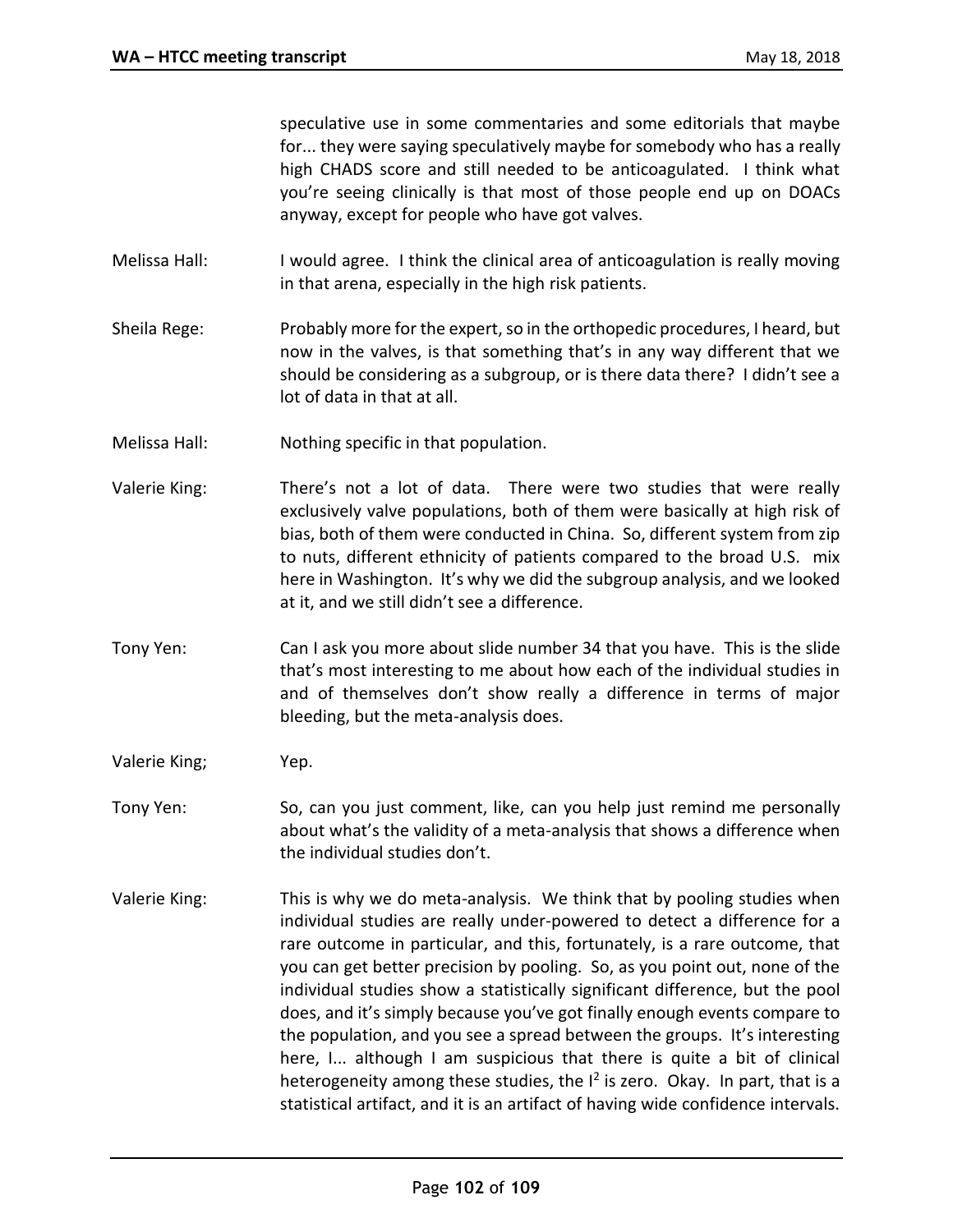speculative use in some commentaries and some editorials that maybe for... they were saying speculatively maybe for somebody who has a really high CHADS score and still needed to be anticoagulated. I think what you're seeing clinically is that most of those people end up on DOACs anyway, except for people who have got valves.

Melissa Hall: I would agree. I think the clinical area of anticoagulation is really moving in that arena, especially in the high risk patients.

Sheila Rege: Probably more for the expert, so in the orthopedic procedures, I heard, but now in the valves, is that something that's in any way different that we should be considering as a subgroup, or is there data there? I didn't see a lot of data in that at all.

Melissa Hall: Nothing specific in that population.

Valerie King: There's not a lot of data. There were two studies that were really exclusively valve populations, both of them were basically at high risk of bias, both of them were conducted in China. So, different system from zip to nuts, different ethnicity of patients compared to the broad U.S. mix here in Washington. It's why we did the subgroup analysis, and we looked at it, and we still didn't see a difference.

Tony Yen: Can I ask you more about slide number 34 that you have. This is the slide that's most interesting to me about how each of the individual studies in and of themselves don't show really a difference in terms of major bleeding, but the meta-analysis does.

Valerie King; Yep.

Tony Yen: So, can you just comment, like, can you help just remind me personally about what's the validity of a meta-analysis that shows a difference when the individual studies don't.

Valerie King: This is why we do meta-analysis. We think that by pooling studies when individual studies are really under-powered to detect a difference for a rare outcome in particular, and this, fortunately, is a rare outcome, that you can get better precision by pooling. So, as you point out, none of the individual studies show a statistically significant difference, but the pool does, and it's simply because you've got finally enough events compare to the population, and you see a spread between the groups. It's interesting here, I... although I am suspicious that there is quite a bit of clinical heterogeneity among these studies, the $I^2$ is zero. Okay. In part, that is a statistical artifact, and it is an artifact of having wide confidence intervals.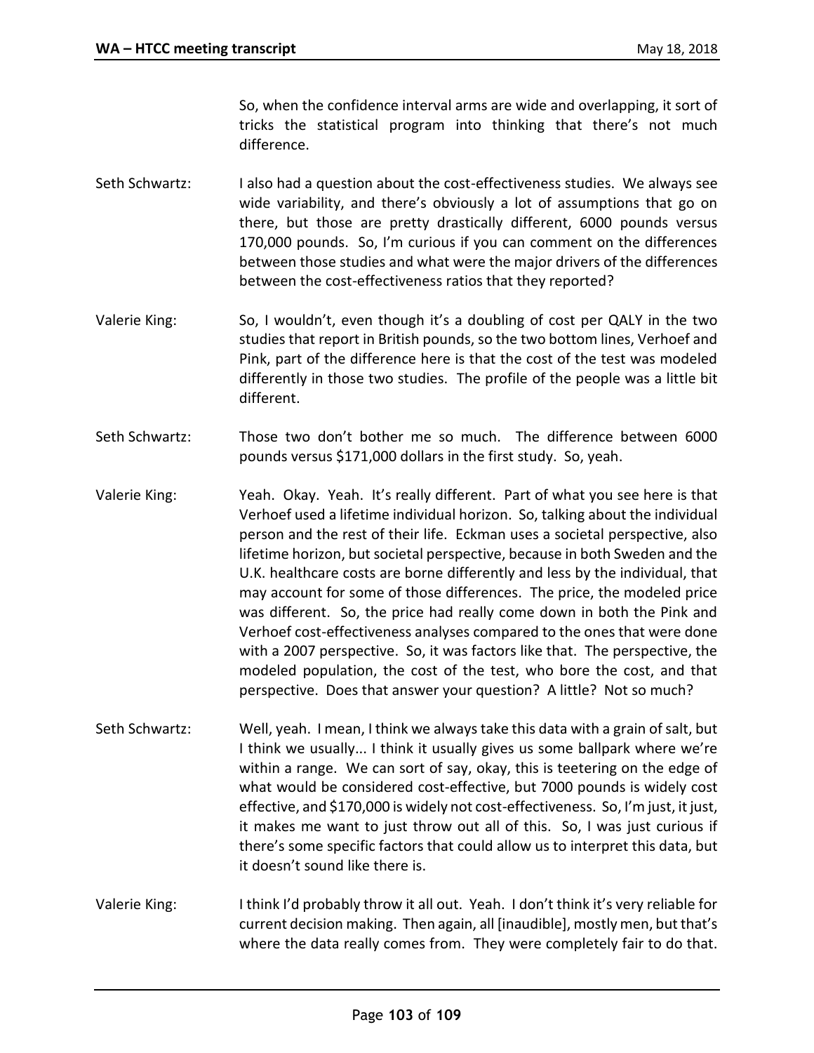So, when the confidence interval arms are wide and overlapping, it sort of tricks the statistical program into thinking that there's not much difference.

Seth Schwartz: I also had a question about the cost-effectiveness studies. We always see wide variability, and there's obviously a lot of assumptions that go on there, but those are pretty drastically different, 6000 pounds versus 170,000 pounds. So, I'm curious if you can comment on the differences between those studies and what were the major drivers of the differences between the cost-effectiveness ratios that they reported?

Valerie King: So, I wouldn't, even though it's a doubling of cost per QALY in the two studies that report in British pounds, so the two bottom lines, Verhoef and Pink, part of the difference here is that the cost of the test was modeled differently in those two studies. The profile of the people was a little bit different.

Seth Schwartz: Those two don't bother me so much. The difference between 6000 pounds versus $171,000 dollars in the first study. So, yeah.

Valerie King: Yeah. Okay. Yeah. It's really different. Part of what you see here is that Verhoef used a lifetime individual horizon. So, talking about the individual person and the rest of their life. Eckman uses a societal perspective, also lifetime horizon, but societal perspective, because in both Sweden and the U.K. healthcare costs are borne differently and less by the individual, that may account for some of those differences. The price, the modeled price was different. So, the price had really come down in both the Pink and Verhoef cost-effectiveness analyses compared to the ones that were done with a 2007 perspective. So, it was factors like that. The perspective, the modeled population, the cost of the test, who bore the cost, and that perspective. Does that answer your question? A little? Not so much?

Seth Schwartz: Well, yeah. I mean, I think we always take this data with a grain of salt, but I think we usually... I think it usually gives us some ballpark where we're within a range. We can sort of say, okay, this is teetering on the edge of what would be considered cost-effective, but 7000 pounds is widely cost effective, and $170,000 is widely not cost-effectiveness. So, I'm just, it just, it makes me want to just throw out all of this. So, I was just curious if there's some specific factors that could allow us to interpret this data, but it doesn't sound like there is.

Valerie King: I think I'd probably throw it all out. Yeah. I don't think it's very reliable for current decision making. Then again, all [inaudible], mostly men, but that's where the data really comes from. They were completely fair to do that.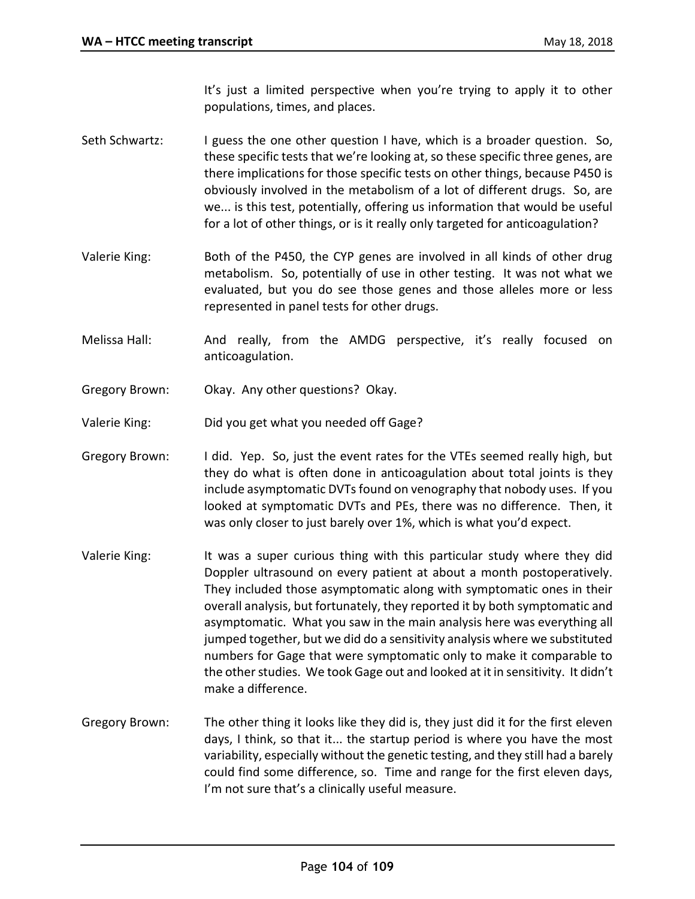It's just a limited perspective when you're trying to apply it to other populations, times, and places.

Seth Schwartz: I guess the one other question I have, which is a broader question. So, these specific tests that we're looking at, so these specific three genes, are there implications for those specific tests on other things, because P450 is obviously involved in the metabolism of a lot of different drugs. So, are we... is this test, potentially, offering us information that would be useful for a lot of other things, or is it really only targeted for anticoagulation?

Valerie King: Both of the P450, the CYP genes are involved in all kinds of other drug metabolism. So, potentially of use in other testing. It was not what we evaluated, but you do see those genes and those alleles more or less represented in panel tests for other drugs.

Melissa Hall: And really, from the AMDG perspective, it's really focused on anticoagulation.

Gregory Brown: Okay. Any other questions? Okay.

Valerie King: Did you get what you needed off Gage?

Gregory Brown: I did. Yep. So, just the event rates for the VTEs seemed really high, but they do what is often done in anticoagulation about total joints is they include asymptomatic DVTs found on venography that nobody uses. If you looked at symptomatic DVTs and PEs, there was no difference. Then, it was only closer to just barely over 1%, which is what you'd expect.

Valerie King: It was a super curious thing with this particular study where they did Doppler ultrasound on every patient at about a month postoperatively. They included those asymptomatic along with symptomatic ones in their overall analysis, but fortunately, they reported it by both symptomatic and asymptomatic. What you saw in the main analysis here was everything all jumped together, but we did do a sensitivity analysis where we substituted numbers for Gage that were symptomatic only to make it comparable to the other studies. We took Gage out and looked at it in sensitivity. It didn't make a difference.

Gregory Brown: The other thing it looks like they did is, they just did it for the first eleven days, I think, so that it... the startup period is where you have the most variability, especially without the genetic testing, and they still had a barely could find some difference, so. Time and range for the first eleven days, I'm not sure that's a clinically useful measure.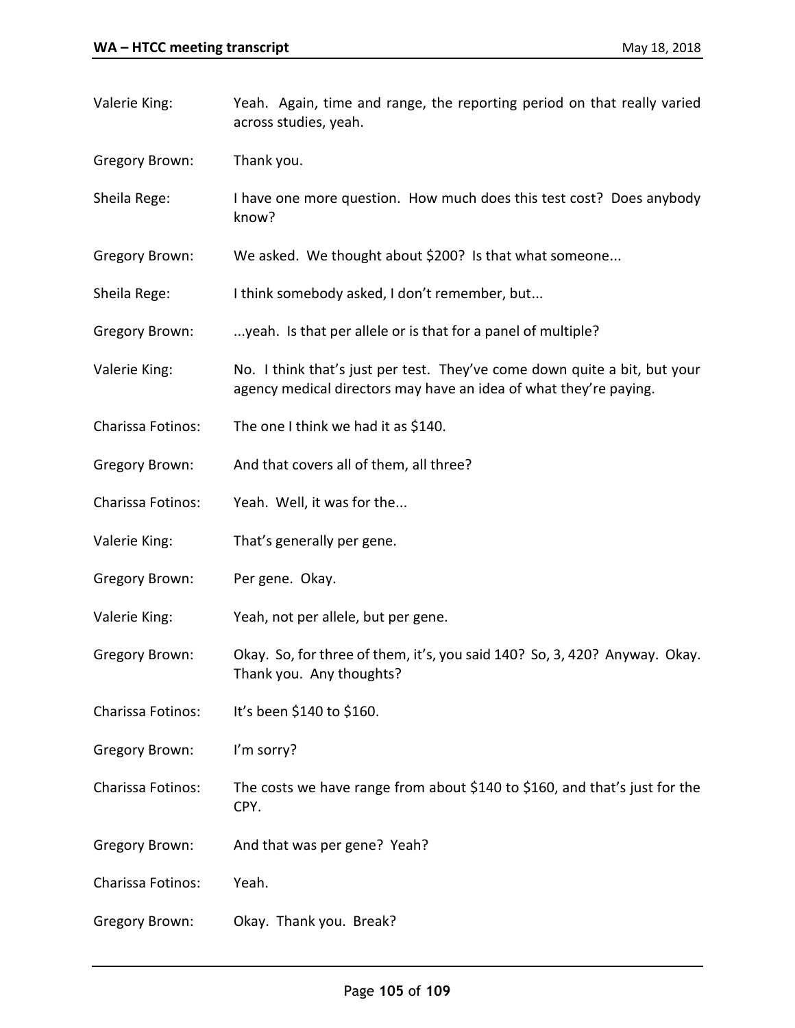Valerie King: Yeah. Again, time and range, the reporting period on that really varied across studies, yeah.

Gregory Brown: Thank you.

Sheila Rege: I have one more question. How much does this test cost? Does anybody know?

Gregory Brown: We asked. We thought about $200? Is that what someone...

Sheila Rege: I think somebody asked, I don't remember, but...

Gregory Brown: ...yeah. Is that per allele or is that for a panel of multiple?

Valerie King: No. I think that's just per test. They've come down quite a bit, but your agency medical directors may have an idea of what they're paying.

Charissa Fotinos: The one I think we had it as $140.

Gregory Brown: And that covers all of them, all three?

Charissa Fotinos: Yeah. Well, it was for the...

Valerie King: That's generally per gene.

Gregory Brown: Per gene. Okay.

Valerie King: Yeah, not per allele, but per gene.

Gregory Brown: Okay. So, for three of them, it's, you said 140? So, 3, 420? Anyway. Okay. Thank you. Any thoughts?

Charissa Fotinos: It's been $140 to $160.

Gregory Brown: I'm sorry?

Charissa Fotinos: The costs we have range from about $140 to $160, and that's just for the CPY.

Gregory Brown: And that was per gene? Yeah?

Charissa Fotinos: Yeah.

Gregory Brown: Okay. Thank you. Break?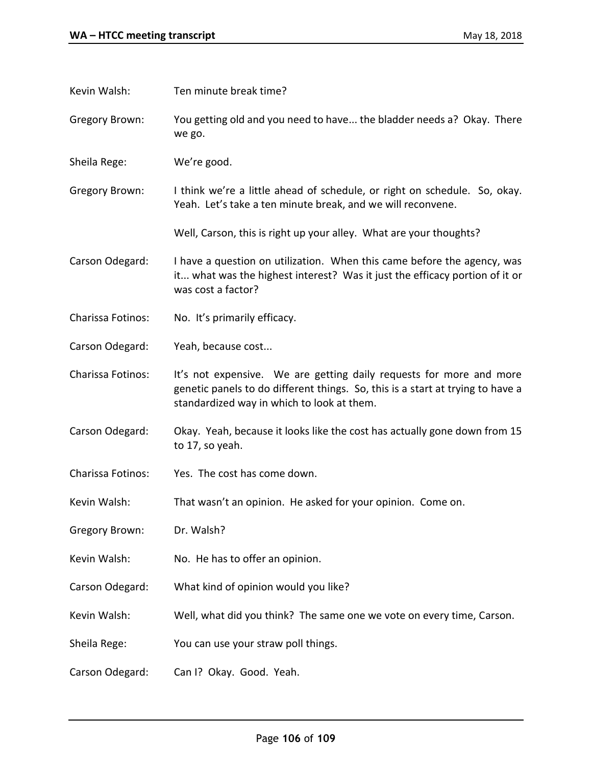Kevin Walsh: Ten minute break time?

Gregory Brown: You getting old and you need to have... the bladder needs a? Okay. There we go.

Sheila Rege: We're good.

Gregory Brown: I think we're a little ahead of schedule, or right on schedule. So, okay. Yeah. Let's take a ten minute break, and we will reconvene.

Well, Carson, this is right up your alley. What are your thoughts?

Carson Odegard: I have a question on utilization. When this came before the agency, was it... what was the highest interest? Was it just the efficacy portion of it or was cost a factor?

Charissa Fotinos: No. It's primarily efficacy.

Carson Odegard: Yeah, because cost...

Charissa Fotinos: It's not expensive. We are getting daily requests for more and more genetic panels to do different things. So, this is a start at trying to have a standardized way in which to look at them.

Carson Odegard: Okay. Yeah, because it looks like the cost has actually gone down from 15 to 17, so yeah.

Charissa Fotinos: Yes. The cost has come down.

Kevin Walsh: That wasn't an opinion. He asked for your opinion. Come on.

Gregory Brown: Dr. Walsh?

Kevin Walsh: No. He has to offer an opinion.

Carson Odegard: What kind of opinion would you like?

Kevin Walsh: Well, what did you think? The same one we vote on every time, Carson.

Sheila Rege: You can use your straw poll things.

Carson Odegard: Can I? Okay. Good. Yeah.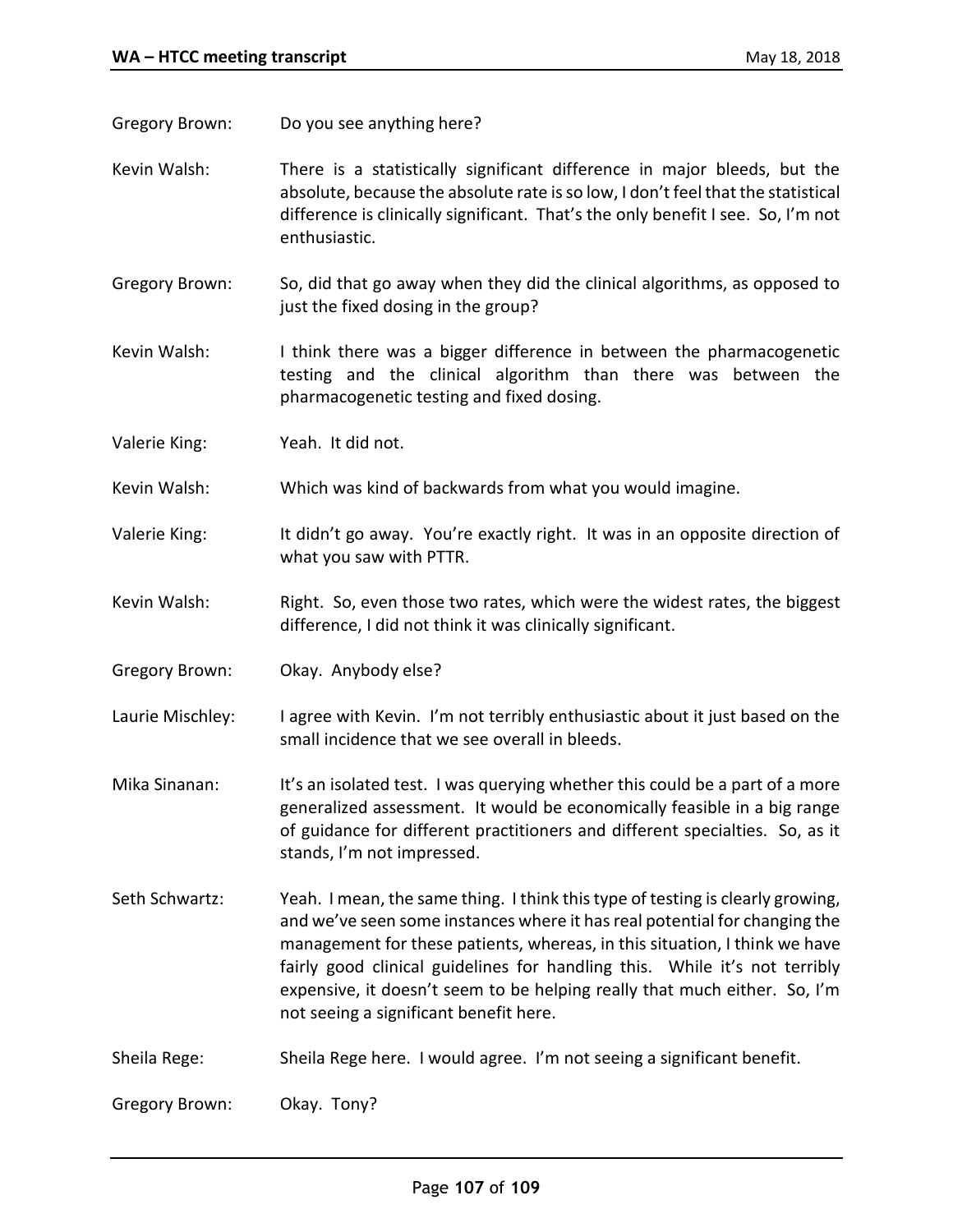Gregory Brown: Do you see anything here?

Kevin Walsh: There is a statistically significant difference in major bleeds, but the absolute, because the absolute rate is so low, I don't feel that the statistical difference is clinically significant. That's the only benefit I see. So, I'm not enthusiastic.

Gregory Brown: So, did that go away when they did the clinical algorithms, as opposed to just the fixed dosing in the group?

Kevin Walsh: I think there was a bigger difference in between the pharmacogenetic testing and the clinical algorithm than there was between the pharmacogenetic testing and fixed dosing.

Valerie King: Yeah. It did not.

Kevin Walsh: Which was kind of backwards from what you would imagine.

Valerie King: It didn't go away. You're exactly right. It was in an opposite direction of what you saw with PTTR.

Kevin Walsh: Right. So, even those two rates, which were the widest rates, the biggest difference, I did not think it was clinically significant.

Gregory Brown: Okay. Anybody else?

Laurie Mischley: I agree with Kevin. I'm not terribly enthusiastic about it just based on the small incidence that we see overall in bleeds.

Mika Sinanan: It's an isolated test. I was querying whether this could be a part of a more generalized assessment. It would be economically feasible in a big range of guidance for different practitioners and different specialties. So, as it stands, I'm not impressed.

Seth Schwartz: Yeah. I mean, the same thing. I think this type of testing is clearly growing, and we've seen some instances where it has real potential for changing the management for these patients, whereas, in this situation, I think we have fairly good clinical guidelines for handling this. While it's not terribly expensive, it doesn't seem to be helping really that much either. So, I'm not seeing a significant benefit here.

Sheila Rege: Sheila Rege here. I would agree. I'm not seeing a significant benefit.

Gregory Brown: Okay. Tony?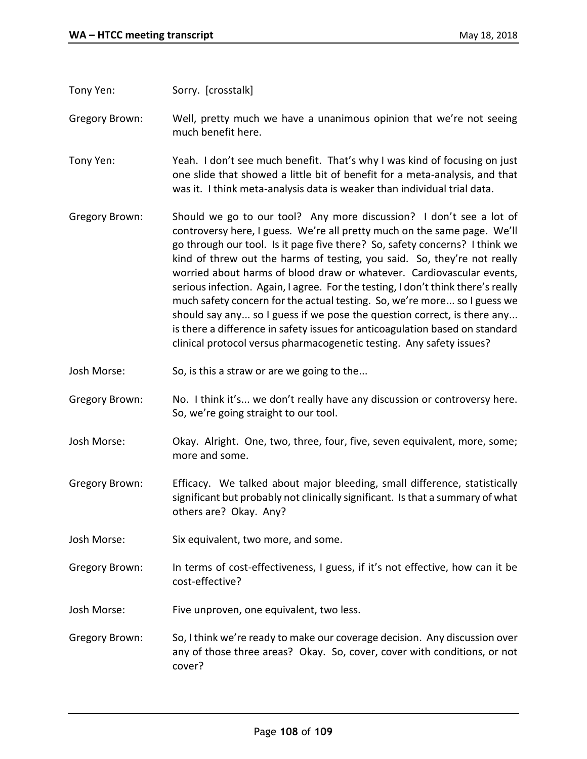Tony Yen: Sorry. [crosstalk]

Gregory Brown: Well, pretty much we have a unanimous opinion that we're not seeing much benefit here.

Tony Yen: Yeah. I don't see much benefit. That's why I was kind of focusing on just one slide that showed a little bit of benefit for a meta-analysis, and that was it. I think meta-analysis data is weaker than individual trial data.

Gregory Brown: Should we go to our tool? Any more discussion? I don't see a lot of controversy here, I guess. We're all pretty much on the same page. We'll go through our tool. Is it page five there? So, safety concerns? I think we kind of threw out the harms of testing, you said. So, they're not really worried about harms of blood draw or whatever. Cardiovascular events, serious infection. Again, I agree. For the testing, I don't think there's really much safety concern for the actual testing. So, we're more... so I guess we should say any... so I guess if we pose the question correct, is there any... is there a difference in safety issues for anticoagulation based on standard clinical protocol versus pharmacogenetic testing. Any safety issues?

Josh Morse: So, is this a straw or are we going to the...

Gregory Brown: No. I think it's... we don't really have any discussion or controversy here. So, we're going straight to our tool.

Josh Morse: Okay. Alright. One, two, three, four, five, seven equivalent, more, some; more and some.

Gregory Brown: Efficacy. We talked about major bleeding, small difference, statistically significant but probably not clinically significant. Is that a summary of what others are? Okay. Any?

Josh Morse: Six equivalent, two more, and some.

Gregory Brown: In terms of cost-effectiveness, I guess, if it's not effective, how can it be cost-effective?

Josh Morse: Five unproven, one equivalent, two less.

Gregory Brown: So, I think we're ready to make our coverage decision. Any discussion over any of those three areas? Okay. So, cover, cover with conditions, or not cover?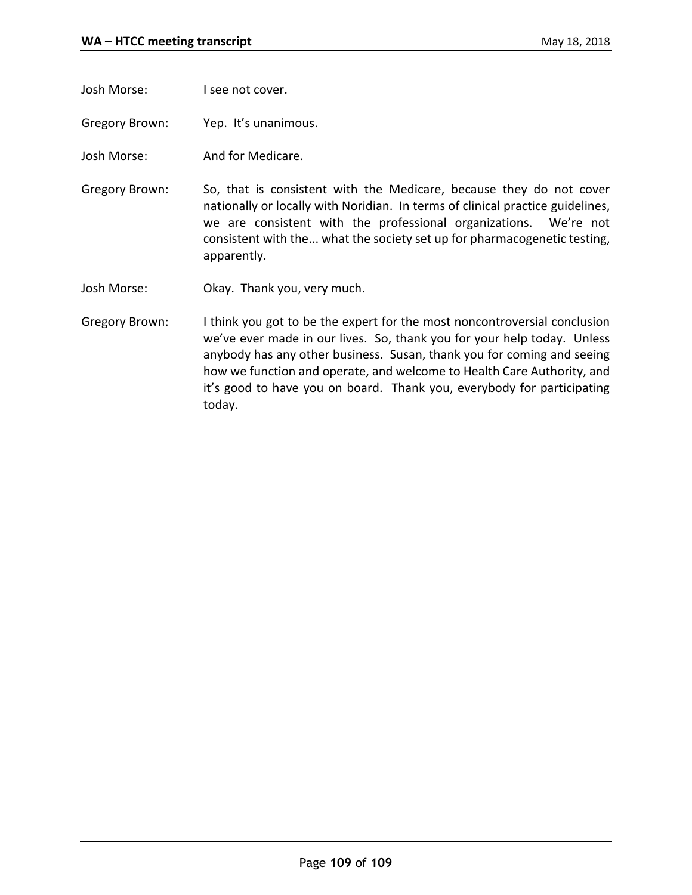Josh Morse: I see not cover.

Gregory Brown: Yep. It's unanimous.

Josh Morse: And for Medicare.

Gregory Brown: So, that is consistent with the Medicare, because they do not cover nationally or locally with Noridian. In terms of clinical practice guidelines, we are consistent with the professional organizations. We're not consistent with the... what the society set up for pharmacogenetic testing, apparently.

Josh Morse: Okay. Thank you, very much.

Gregory Brown: I think you got to be the expert for the most noncontroversial conclusion we've ever made in our lives. So, thank you for your help today. Unless anybody has any other business. Susan, thank you for coming and seeing how we function and operate, and welcome to Health Care Authority, and it's good to have you on board. Thank you, everybody for participating today.